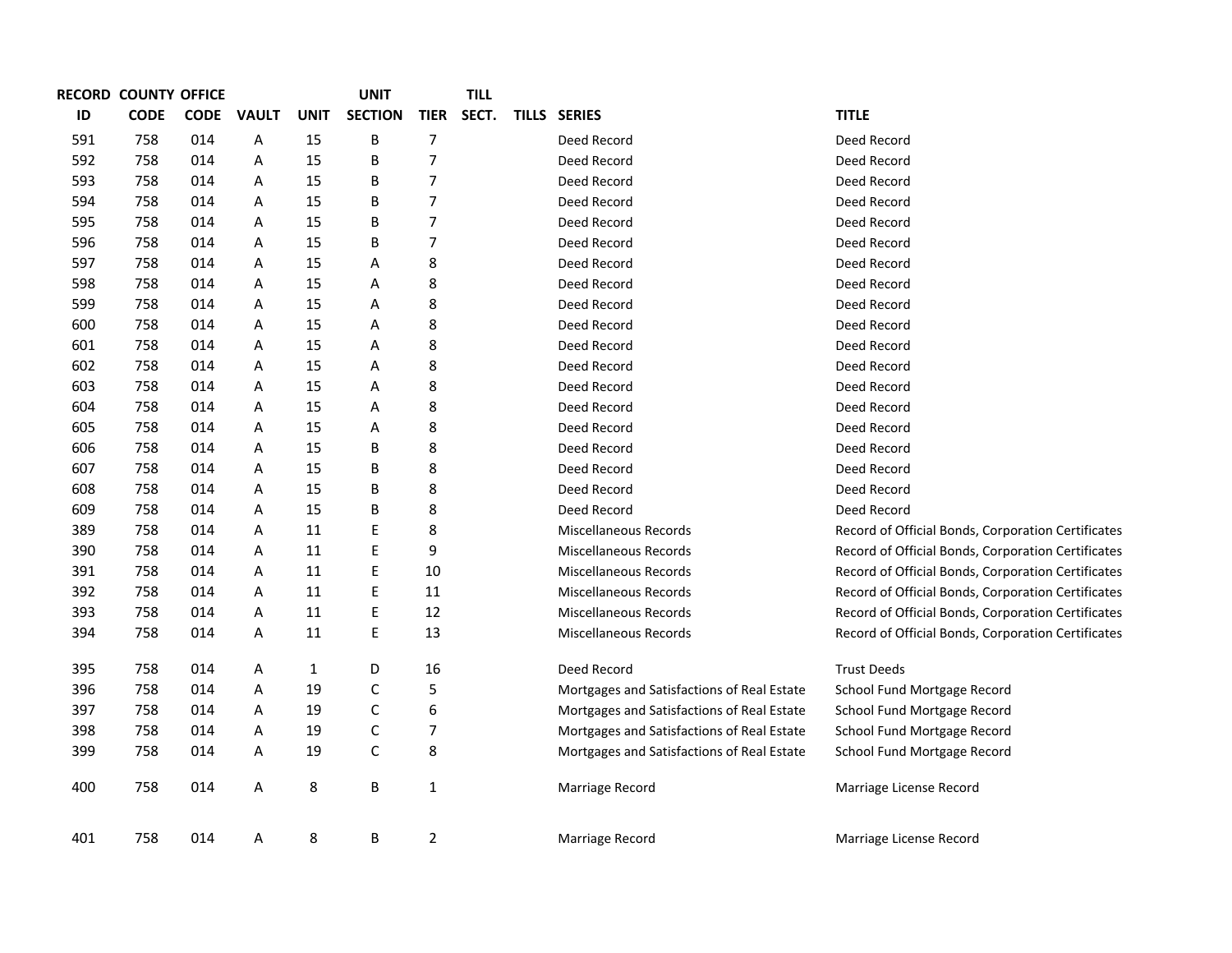| RECORD ID | COUNTY CODE | OFFICE CODE | VAULT | UNIT | UNIT SECTION | TIER | TILL SECT. | TILLS | SERIES | TITLE |
|---|---|---|---|---|---|---|---|---|---|---|
| 591 | 758 | 014 | A | 15 | B | 7 | | | Deed Record | Deed Record |
| 592 | 758 | 014 | A | 15 | B | 7 | | | Deed Record | Deed Record |
| 593 | 758 | 014 | A | 15 | B | 7 | | | Deed Record | Deed Record |
| 594 | 758 | 014 | A | 15 | B | 7 | | | Deed Record | Deed Record |
| 595 | 758 | 014 | A | 15 | B | 7 | | | Deed Record | Deed Record |
| 596 | 758 | 014 | A | 15 | B | 7 | | | Deed Record | Deed Record |
| 597 | 758 | 014 | A | 15 | A | 8 | | | Deed Record | Deed Record |
| 598 | 758 | 014 | A | 15 | A | 8 | | | Deed Record | Deed Record |
| 599 | 758 | 014 | A | 15 | A | 8 | | | Deed Record | Deed Record |
| 600 | 758 | 014 | A | 15 | A | 8 | | | Deed Record | Deed Record |
| 601 | 758 | 014 | A | 15 | A | 8 | | | Deed Record | Deed Record |
| 602 | 758 | 014 | A | 15 | A | 8 | | | Deed Record | Deed Record |
| 603 | 758 | 014 | A | 15 | A | 8 | | | Deed Record | Deed Record |
| 604 | 758 | 014 | A | 15 | A | 8 | | | Deed Record | Deed Record |
| 605 | 758 | 014 | A | 15 | A | 8 | | | Deed Record | Deed Record |
| 606 | 758 | 014 | A | 15 | B | 8 | | | Deed Record | Deed Record |
| 607 | 758 | 014 | A | 15 | B | 8 | | | Deed Record | Deed Record |
| 608 | 758 | 014 | A | 15 | B | 8 | | | Deed Record | Deed Record |
| 609 | 758 | 014 | A | 15 | B | 8 | | | Deed Record | Deed Record |
| 389 | 758 | 014 | A | 11 | E | 8 | | | Miscellaneous Records | Record of Official Bonds, Corporation Certificates |
| 390 | 758 | 014 | A | 11 | E | 9 | | | Miscellaneous Records | Record of Official Bonds, Corporation Certificates |
| 391 | 758 | 014 | A | 11 | E | 10 | | | Miscellaneous Records | Record of Official Bonds, Corporation Certificates |
| 392 | 758 | 014 | A | 11 | E | 11 | | | Miscellaneous Records | Record of Official Bonds, Corporation Certificates |
| 393 | 758 | 014 | A | 11 | E | 12 | | | Miscellaneous Records | Record of Official Bonds, Corporation Certificates |
| 394 | 758 | 014 | A | 11 | E | 13 | | | Miscellaneous Records | Record of Official Bonds, Corporation Certificates |
| 395 | 758 | 014 | A | 1 | D | 16 | | | Deed Record | Trust Deeds |
| 396 | 758 | 014 | A | 19 | C | 5 | | | Mortgages and Satisfactions of Real Estate | School Fund Mortgage Record |
| 397 | 758 | 014 | A | 19 | C | 6 | | | Mortgages and Satisfactions of Real Estate | School Fund Mortgage Record |
| 398 | 758 | 014 | A | 19 | C | 7 | | | Mortgages and Satisfactions of Real Estate | School Fund Mortgage Record |
| 399 | 758 | 014 | A | 19 | C | 8 | | | Mortgages and Satisfactions of Real Estate | School Fund Mortgage Record |
| 400 | 758 | 014 | A | 8 | B | 1 | | | Marriage Record | Marriage License Record |
| 401 | 758 | 014 | A | 8 | B | 2 | | | Marriage Record | Marriage License Record |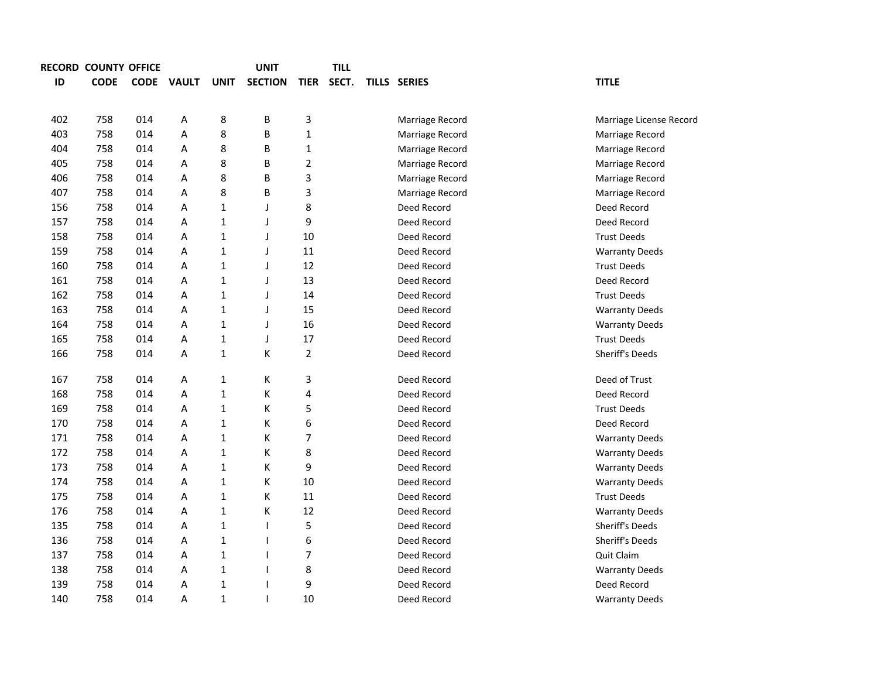| RECORD ID | COUNTY CODE | OFFICE CODE | VAULT | UNIT | UNIT SECTION | TIER | TILL SECT. | TILLS | SERIES | TITLE |
|---|---|---|---|---|---|---|---|---|---|---|
| 402 | 758 | 014 | A | 8 | B | 3 | | | Marriage Record | Marriage License Record |
| 403 | 758 | 014 | A | 8 | B | 1 | | | Marriage Record | Marriage Record |
| 404 | 758 | 014 | A | 8 | B | 1 | | | Marriage Record | Marriage Record |
| 405 | 758 | 014 | A | 8 | B | 2 | | | Marriage Record | Marriage Record |
| 406 | 758 | 014 | A | 8 | B | 3 | | | Marriage Record | Marriage Record |
| 407 | 758 | 014 | A | 8 | B | 3 | | | Marriage Record | Marriage Record |
| 156 | 758 | 014 | A | 1 | J | 8 | | | Deed Record | Deed Record |
| 157 | 758 | 014 | A | 1 | J | 9 | | | Deed Record | Deed Record |
| 158 | 758 | 014 | A | 1 | J | 10 | | | Deed Record | Trust Deeds |
| 159 | 758 | 014 | A | 1 | J | 11 | | | Deed Record | Warranty Deeds |
| 160 | 758 | 014 | A | 1 | J | 12 | | | Deed Record | Trust Deeds |
| 161 | 758 | 014 | A | 1 | J | 13 | | | Deed Record | Deed Record |
| 162 | 758 | 014 | A | 1 | J | 14 | | | Deed Record | Trust Deeds |
| 163 | 758 | 014 | A | 1 | J | 15 | | | Deed Record | Warranty Deeds |
| 164 | 758 | 014 | A | 1 | J | 16 | | | Deed Record | Warranty Deeds |
| 165 | 758 | 014 | A | 1 | J | 17 | | | Deed Record | Trust Deeds |
| 166 | 758 | 014 | A | 1 | K | 2 | | | Deed Record | Sheriff's Deeds |
| 167 | 758 | 014 | A | 1 | K | 3 | | | Deed Record | Deed of Trust |
| 168 | 758 | 014 | A | 1 | K | 4 | | | Deed Record | Deed Record |
| 169 | 758 | 014 | A | 1 | K | 5 | | | Deed Record | Trust Deeds |
| 170 | 758 | 014 | A | 1 | K | 6 | | | Deed Record | Deed Record |
| 171 | 758 | 014 | A | 1 | K | 7 | | | Deed Record | Warranty Deeds |
| 172 | 758 | 014 | A | 1 | K | 8 | | | Deed Record | Warranty Deeds |
| 173 | 758 | 014 | A | 1 | K | 9 | | | Deed Record | Warranty Deeds |
| 174 | 758 | 014 | A | 1 | K | 10 | | | Deed Record | Warranty Deeds |
| 175 | 758 | 014 | A | 1 | K | 11 | | | Deed Record | Trust Deeds |
| 176 | 758 | 014 | A | 1 | K | 12 | | | Deed Record | Warranty Deeds |
| 135 | 758 | 014 | A | 1 | I | 5 | | | Deed Record | Sheriff's Deeds |
| 136 | 758 | 014 | A | 1 | I | 6 | | | Deed Record | Sheriff's Deeds |
| 137 | 758 | 014 | A | 1 | I | 7 | | | Deed Record | Quit Claim |
| 138 | 758 | 014 | A | 1 | I | 8 | | | Deed Record | Warranty Deeds |
| 139 | 758 | 014 | A | 1 | I | 9 | | | Deed Record | Deed Record |
| 140 | 758 | 014 | A | 1 | I | 10 | | | Deed Record | Warranty Deeds |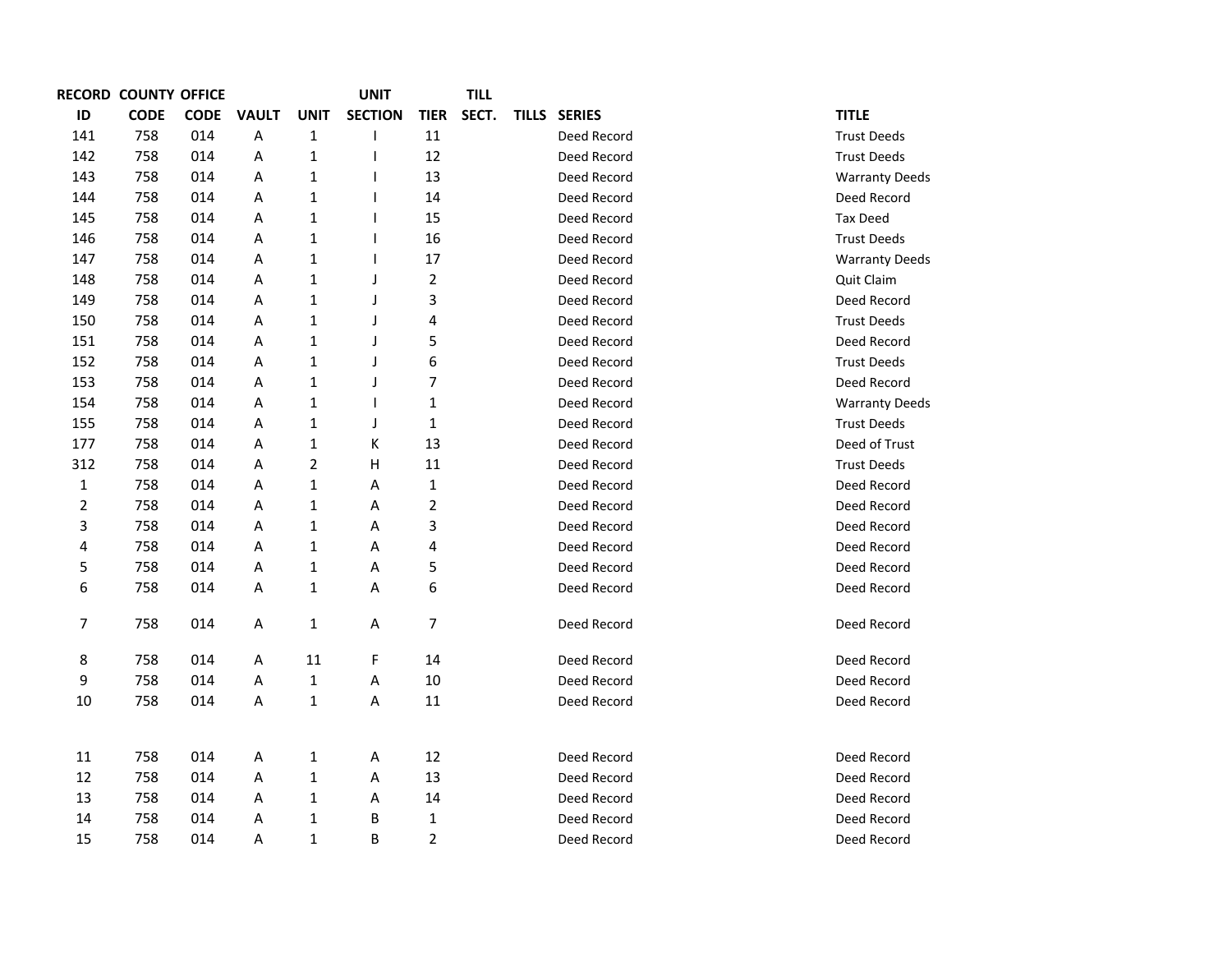| RECORD ID | COUNTY CODE | OFFICE CODE | VAULT | UNIT | UNIT SECTION | TIER | TILL SECT. | TILLS | SERIES | TITLE |
|---|---|---|---|---|---|---|---|---|---|---|
| 141 | 758 | 014 | A | 1 | I | 11 | | | Deed Record | Trust Deeds |
| 142 | 758 | 014 | A | 1 | I | 12 | | | Deed Record | Trust Deeds |
| 143 | 758 | 014 | A | 1 | I | 13 | | | Deed Record | Warranty Deeds |
| 144 | 758 | 014 | A | 1 | I | 14 | | | Deed Record | Deed Record |
| 145 | 758 | 014 | A | 1 | I | 15 | | | Deed Record | Tax Deed |
| 146 | 758 | 014 | A | 1 | I | 16 | | | Deed Record | Trust Deeds |
| 147 | 758 | 014 | A | 1 | I | 17 | | | Deed Record | Warranty Deeds |
| 148 | 758 | 014 | A | 1 | J | 2 | | | Deed Record | Quit Claim |
| 149 | 758 | 014 | A | 1 | J | 3 | | | Deed Record | Deed Record |
| 150 | 758 | 014 | A | 1 | J | 4 | | | Deed Record | Trust Deeds |
| 151 | 758 | 014 | A | 1 | J | 5 | | | Deed Record | Deed Record |
| 152 | 758 | 014 | A | 1 | J | 6 | | | Deed Record | Trust Deeds |
| 153 | 758 | 014 | A | 1 | J | 7 | | | Deed Record | Deed Record |
| 154 | 758 | 014 | A | 1 | I | 1 | | | Deed Record | Warranty Deeds |
| 155 | 758 | 014 | A | 1 | J | 1 | | | Deed Record | Trust Deeds |
| 177 | 758 | 014 | A | 1 | K | 13 | | | Deed Record | Deed of Trust |
| 312 | 758 | 014 | A | 2 | H | 11 | | | Deed Record | Trust Deeds |
| 1 | 758 | 014 | A | 1 | A | 1 | | | Deed Record | Deed Record |
| 2 | 758 | 014 | A | 1 | A | 2 | | | Deed Record | Deed Record |
| 3 | 758 | 014 | A | 1 | A | 3 | | | Deed Record | Deed Record |
| 4 | 758 | 014 | A | 1 | A | 4 | | | Deed Record | Deed Record |
| 5 | 758 | 014 | A | 1 | A | 5 | | | Deed Record | Deed Record |
| 6 | 758 | 014 | A | 1 | A | 6 | | | Deed Record | Deed Record |
| 7 | 758 | 014 | A | 1 | A | 7 | | | Deed Record | Deed Record |
| 8 | 758 | 014 | A | 11 | F | 14 | | | Deed Record | Deed Record |
| 9 | 758 | 014 | A | 1 | A | 10 | | | Deed Record | Deed Record |
| 10 | 758 | 014 | A | 1 | A | 11 | | | Deed Record | Deed Record |
| 11 | 758 | 014 | A | 1 | A | 12 | | | Deed Record | Deed Record |
| 12 | 758 | 014 | A | 1 | A | 13 | | | Deed Record | Deed Record |
| 13 | 758 | 014 | A | 1 | A | 14 | | | Deed Record | Deed Record |
| 14 | 758 | 014 | A | 1 | B | 1 | | | Deed Record | Deed Record |
| 15 | 758 | 014 | A | 1 | B | 2 | | | Deed Record | Deed Record |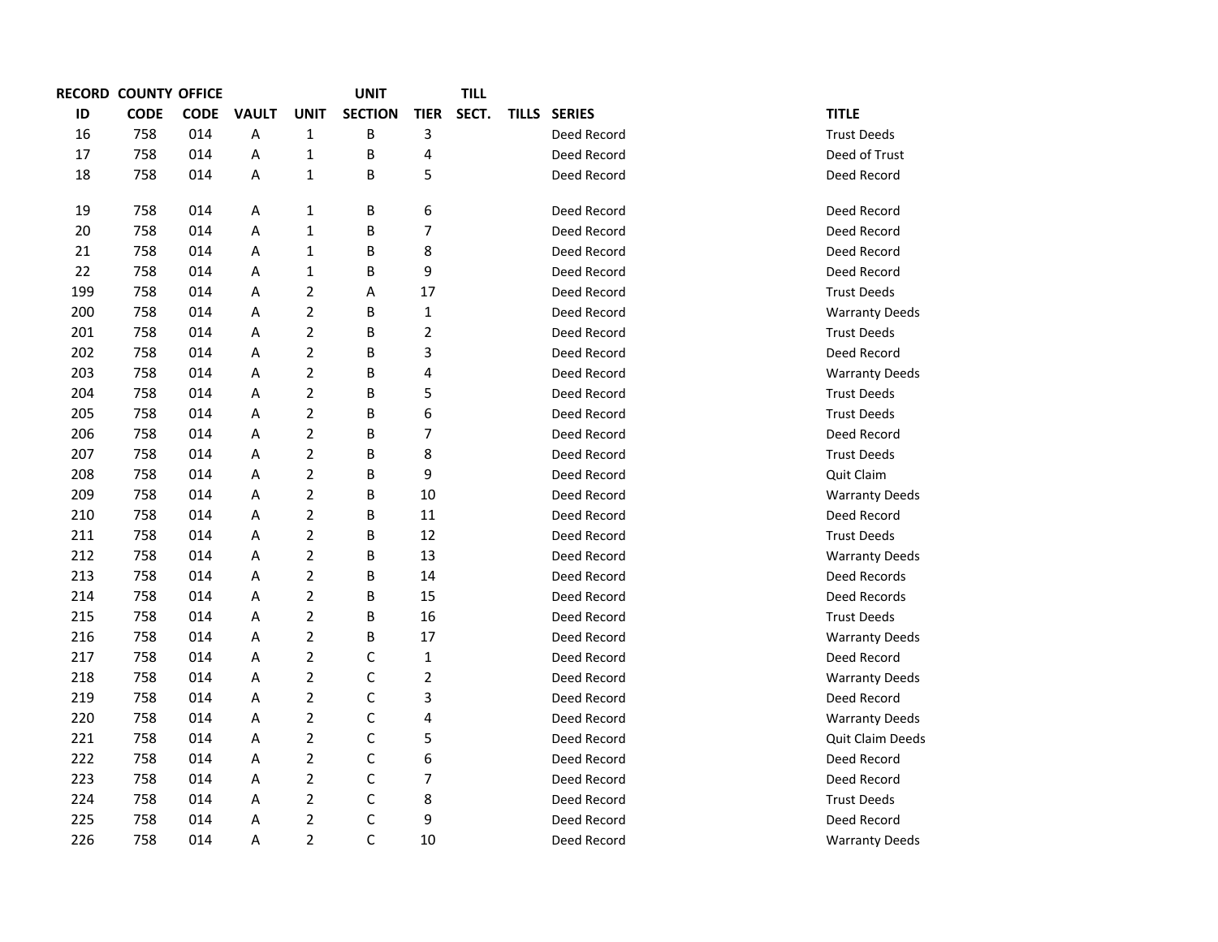| RECORD ID | COUNTY CODE | OFFICE CODE | VAULT | UNIT | UNIT SECTION | TIER | TILL SECT. | TILLS | SERIES | TITLE |
|---|---|---|---|---|---|---|---|---|---|---|
| 16 | 758 | 014 | A | 1 | B | 3 | | | Deed Record | Trust Deeds |
| 17 | 758 | 014 | A | 1 | B | 4 | | | Deed Record | Deed of Trust |
| 18 | 758 | 014 | A | 1 | B | 5 | | | Deed Record | Deed Record |
| 19 | 758 | 014 | A | 1 | B | 6 | | | Deed Record | Deed Record |
| 20 | 758 | 014 | A | 1 | B | 7 | | | Deed Record | Deed Record |
| 21 | 758 | 014 | A | 1 | B | 8 | | | Deed Record | Deed Record |
| 22 | 758 | 014 | A | 1 | B | 9 | | | Deed Record | Deed Record |
| 199 | 758 | 014 | A | 2 | A | 17 | | | Deed Record | Trust Deeds |
| 200 | 758 | 014 | A | 2 | B | 1 | | | Deed Record | Warranty Deeds |
| 201 | 758 | 014 | A | 2 | B | 2 | | | Deed Record | Trust Deeds |
| 202 | 758 | 014 | A | 2 | B | 3 | | | Deed Record | Deed Record |
| 203 | 758 | 014 | A | 2 | B | 4 | | | Deed Record | Warranty Deeds |
| 204 | 758 | 014 | A | 2 | B | 5 | | | Deed Record | Trust Deeds |
| 205 | 758 | 014 | A | 2 | B | 6 | | | Deed Record | Trust Deeds |
| 206 | 758 | 014 | A | 2 | B | 7 | | | Deed Record | Deed Record |
| 207 | 758 | 014 | A | 2 | B | 8 | | | Deed Record | Trust Deeds |
| 208 | 758 | 014 | A | 2 | B | 9 | | | Deed Record | Quit Claim |
| 209 | 758 | 014 | A | 2 | B | 10 | | | Deed Record | Warranty Deeds |
| 210 | 758 | 014 | A | 2 | B | 11 | | | Deed Record | Deed Record |
| 211 | 758 | 014 | A | 2 | B | 12 | | | Deed Record | Trust Deeds |
| 212 | 758 | 014 | A | 2 | B | 13 | | | Deed Record | Warranty Deeds |
| 213 | 758 | 014 | A | 2 | B | 14 | | | Deed Record | Deed Records |
| 214 | 758 | 014 | A | 2 | B | 15 | | | Deed Record | Deed Records |
| 215 | 758 | 014 | A | 2 | B | 16 | | | Deed Record | Trust Deeds |
| 216 | 758 | 014 | A | 2 | B | 17 | | | Deed Record | Warranty Deeds |
| 217 | 758 | 014 | A | 2 | C | 1 | | | Deed Record | Deed Record |
| 218 | 758 | 014 | A | 2 | C | 2 | | | Deed Record | Warranty Deeds |
| 219 | 758 | 014 | A | 2 | C | 3 | | | Deed Record | Deed Record |
| 220 | 758 | 014 | A | 2 | C | 4 | | | Deed Record | Warranty Deeds |
| 221 | 758 | 014 | A | 2 | C | 5 | | | Deed Record | Quit Claim Deeds |
| 222 | 758 | 014 | A | 2 | C | 6 | | | Deed Record | Deed Record |
| 223 | 758 | 014 | A | 2 | C | 7 | | | Deed Record | Deed Record |
| 224 | 758 | 014 | A | 2 | C | 8 | | | Deed Record | Trust Deeds |
| 225 | 758 | 014 | A | 2 | C | 9 | | | Deed Record | Deed Record |
| 226 | 758 | 014 | A | 2 | C | 10 | | | Deed Record | Warranty Deeds |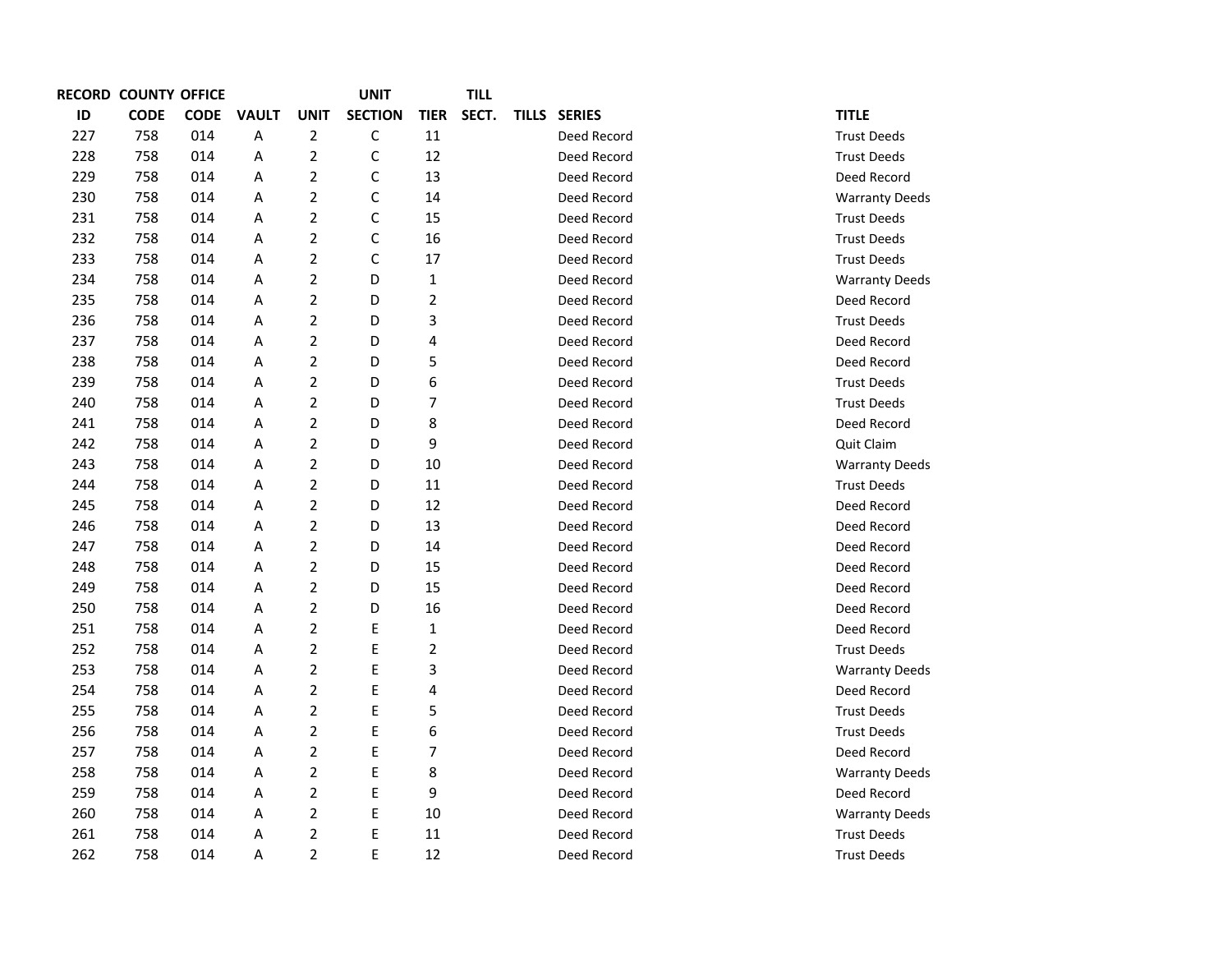| RECORD ID | COUNTY CODE | OFFICE CODE | VAULT | UNIT | UNIT SECTION | TIER | TILL SECT. | TILLS | SERIES | TITLE |
|---|---|---|---|---|---|---|---|---|---|---|
| 227 | 758 | 014 | A | 2 | C | 11 | | | Deed Record | Trust Deeds |
| 228 | 758 | 014 | A | 2 | C | 12 | | | Deed Record | Trust Deeds |
| 229 | 758 | 014 | A | 2 | C | 13 | | | Deed Record | Deed Record |
| 230 | 758 | 014 | A | 2 | C | 14 | | | Deed Record | Warranty Deeds |
| 231 | 758 | 014 | A | 2 | C | 15 | | | Deed Record | Trust Deeds |
| 232 | 758 | 014 | A | 2 | C | 16 | | | Deed Record | Trust Deeds |
| 233 | 758 | 014 | A | 2 | C | 17 | | | Deed Record | Trust Deeds |
| 234 | 758 | 014 | A | 2 | D | 1 | | | Deed Record | Warranty Deeds |
| 235 | 758 | 014 | A | 2 | D | 2 | | | Deed Record | Deed Record |
| 236 | 758 | 014 | A | 2 | D | 3 | | | Deed Record | Trust Deeds |
| 237 | 758 | 014 | A | 2 | D | 4 | | | Deed Record | Deed Record |
| 238 | 758 | 014 | A | 2 | D | 5 | | | Deed Record | Deed Record |
| 239 | 758 | 014 | A | 2 | D | 6 | | | Deed Record | Trust Deeds |
| 240 | 758 | 014 | A | 2 | D | 7 | | | Deed Record | Trust Deeds |
| 241 | 758 | 014 | A | 2 | D | 8 | | | Deed Record | Deed Record |
| 242 | 758 | 014 | A | 2 | D | 9 | | | Deed Record | Quit Claim |
| 243 | 758 | 014 | A | 2 | D | 10 | | | Deed Record | Warranty Deeds |
| 244 | 758 | 014 | A | 2 | D | 11 | | | Deed Record | Trust Deeds |
| 245 | 758 | 014 | A | 2 | D | 12 | | | Deed Record | Deed Record |
| 246 | 758 | 014 | A | 2 | D | 13 | | | Deed Record | Deed Record |
| 247 | 758 | 014 | A | 2 | D | 14 | | | Deed Record | Deed Record |
| 248 | 758 | 014 | A | 2 | D | 15 | | | Deed Record | Deed Record |
| 249 | 758 | 014 | A | 2 | D | 15 | | | Deed Record | Deed Record |
| 250 | 758 | 014 | A | 2 | D | 16 | | | Deed Record | Deed Record |
| 251 | 758 | 014 | A | 2 | E | 1 | | | Deed Record | Deed Record |
| 252 | 758 | 014 | A | 2 | E | 2 | | | Deed Record | Trust Deeds |
| 253 | 758 | 014 | A | 2 | E | 3 | | | Deed Record | Warranty Deeds |
| 254 | 758 | 014 | A | 2 | E | 4 | | | Deed Record | Deed Record |
| 255 | 758 | 014 | A | 2 | E | 5 | | | Deed Record | Trust Deeds |
| 256 | 758 | 014 | A | 2 | E | 6 | | | Deed Record | Trust Deeds |
| 257 | 758 | 014 | A | 2 | E | 7 | | | Deed Record | Deed Record |
| 258 | 758 | 014 | A | 2 | E | 8 | | | Deed Record | Warranty Deeds |
| 259 | 758 | 014 | A | 2 | E | 9 | | | Deed Record | Deed Record |
| 260 | 758 | 014 | A | 2 | E | 10 | | | Deed Record | Warranty Deeds |
| 261 | 758 | 014 | A | 2 | E | 11 | | | Deed Record | Trust Deeds |
| 262 | 758 | 014 | A | 2 | E | 12 | | | Deed Record | Trust Deeds |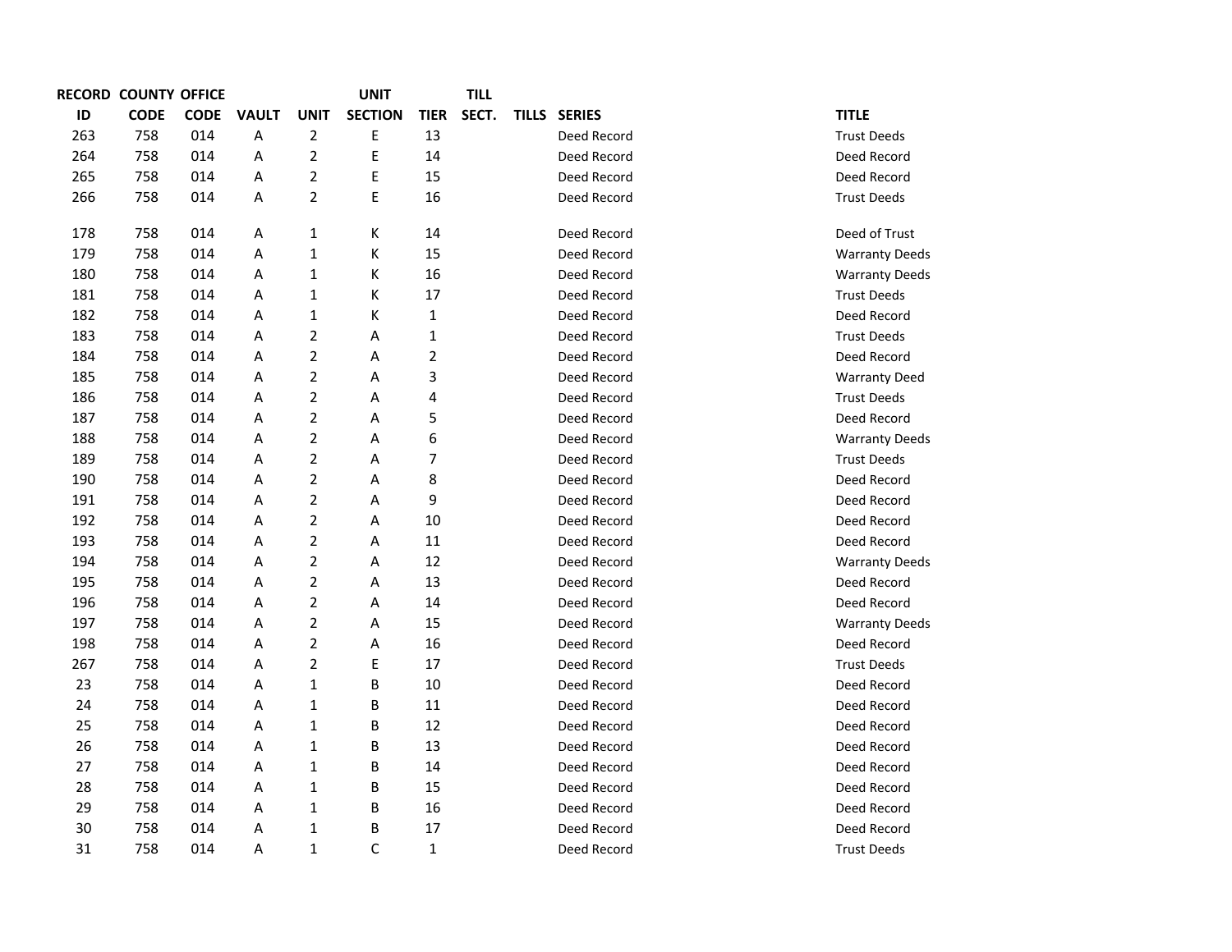| RECORD ID | COUNTY CODE | OFFICE CODE | VAULT | UNIT | UNIT SECTION | TIER | TILL SECT. | TILLS | SERIES | TITLE |
|---|---|---|---|---|---|---|---|---|---|---|
| 263 | 758 | 014 | A | 2 | E | 13 | | | Deed Record | Trust Deeds |
| 264 | 758 | 014 | A | 2 | E | 14 | | | Deed Record | Deed Record |
| 265 | 758 | 014 | A | 2 | E | 15 | | | Deed Record | Deed Record |
| 266 | 758 | 014 | A | 2 | E | 16 | | | Deed Record | Trust Deeds |
| 178 | 758 | 014 | A | 1 | K | 14 | | | Deed Record | Deed of Trust |
| 179 | 758 | 014 | A | 1 | K | 15 | | | Deed Record | Warranty Deeds |
| 180 | 758 | 014 | A | 1 | K | 16 | | | Deed Record | Warranty Deeds |
| 181 | 758 | 014 | A | 1 | K | 17 | | | Deed Record | Trust Deeds |
| 182 | 758 | 014 | A | 1 | K | 1 | | | Deed Record | Deed Record |
| 183 | 758 | 014 | A | 2 | A | 1 | | | Deed Record | Trust Deeds |
| 184 | 758 | 014 | A | 2 | A | 2 | | | Deed Record | Deed Record |
| 185 | 758 | 014 | A | 2 | A | 3 | | | Deed Record | Warranty Deed |
| 186 | 758 | 014 | A | 2 | A | 4 | | | Deed Record | Trust Deeds |
| 187 | 758 | 014 | A | 2 | A | 5 | | | Deed Record | Deed Record |
| 188 | 758 | 014 | A | 2 | A | 6 | | | Deed Record | Warranty Deeds |
| 189 | 758 | 014 | A | 2 | A | 7 | | | Deed Record | Trust Deeds |
| 190 | 758 | 014 | A | 2 | A | 8 | | | Deed Record | Deed Record |
| 191 | 758 | 014 | A | 2 | A | 9 | | | Deed Record | Deed Record |
| 192 | 758 | 014 | A | 2 | A | 10 | | | Deed Record | Deed Record |
| 193 | 758 | 014 | A | 2 | A | 11 | | | Deed Record | Deed Record |
| 194 | 758 | 014 | A | 2 | A | 12 | | | Deed Record | Warranty Deeds |
| 195 | 758 | 014 | A | 2 | A | 13 | | | Deed Record | Deed Record |
| 196 | 758 | 014 | A | 2 | A | 14 | | | Deed Record | Deed Record |
| 197 | 758 | 014 | A | 2 | A | 15 | | | Deed Record | Warranty Deeds |
| 198 | 758 | 014 | A | 2 | A | 16 | | | Deed Record | Deed Record |
| 267 | 758 | 014 | A | 2 | E | 17 | | | Deed Record | Trust Deeds |
| 23 | 758 | 014 | A | 1 | B | 10 | | | Deed Record | Deed Record |
| 24 | 758 | 014 | A | 1 | B | 11 | | | Deed Record | Deed Record |
| 25 | 758 | 014 | A | 1 | B | 12 | | | Deed Record | Deed Record |
| 26 | 758 | 014 | A | 1 | B | 13 | | | Deed Record | Deed Record |
| 27 | 758 | 014 | A | 1 | B | 14 | | | Deed Record | Deed Record |
| 28 | 758 | 014 | A | 1 | B | 15 | | | Deed Record | Deed Record |
| 29 | 758 | 014 | A | 1 | B | 16 | | | Deed Record | Deed Record |
| 30 | 758 | 014 | A | 1 | B | 17 | | | Deed Record | Deed Record |
| 31 | 758 | 014 | A | 1 | C | 1 | | | Deed Record | Trust Deeds |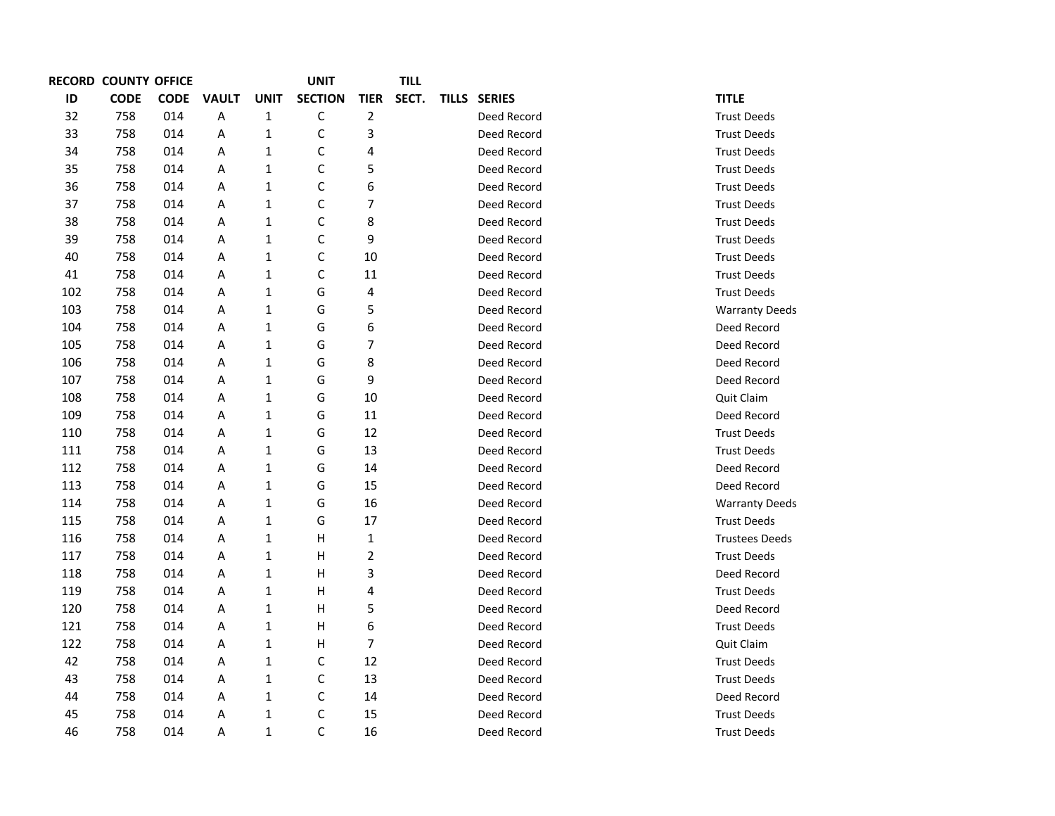| RECORD ID | COUNTY CODE | OFFICE CODE | VAULT | UNIT | UNIT SECTION | TIER | TILL SECT. | TILLS | SERIES | TITLE |
|---|---|---|---|---|---|---|---|---|---|---|
| 32 | 758 | 014 | A | 1 | C | 2 | | | Deed Record | Trust Deeds |
| 33 | 758 | 014 | A | 1 | C | 3 | | | Deed Record | Trust Deeds |
| 34 | 758 | 014 | A | 1 | C | 4 | | | Deed Record | Trust Deeds |
| 35 | 758 | 014 | A | 1 | C | 5 | | | Deed Record | Trust Deeds |
| 36 | 758 | 014 | A | 1 | C | 6 | | | Deed Record | Trust Deeds |
| 37 | 758 | 014 | A | 1 | C | 7 | | | Deed Record | Trust Deeds |
| 38 | 758 | 014 | A | 1 | C | 8 | | | Deed Record | Trust Deeds |
| 39 | 758 | 014 | A | 1 | C | 9 | | | Deed Record | Trust Deeds |
| 40 | 758 | 014 | A | 1 | C | 10 | | | Deed Record | Trust Deeds |
| 41 | 758 | 014 | A | 1 | C | 11 | | | Deed Record | Trust Deeds |
| 102 | 758 | 014 | A | 1 | G | 4 | | | Deed Record | Trust Deeds |
| 103 | 758 | 014 | A | 1 | G | 5 | | | Deed Record | Warranty Deeds |
| 104 | 758 | 014 | A | 1 | G | 6 | | | Deed Record | Deed Record |
| 105 | 758 | 014 | A | 1 | G | 7 | | | Deed Record | Deed Record |
| 106 | 758 | 014 | A | 1 | G | 8 | | | Deed Record | Deed Record |
| 107 | 758 | 014 | A | 1 | G | 9 | | | Deed Record | Deed Record |
| 108 | 758 | 014 | A | 1 | G | 10 | | | Deed Record | Quit Claim |
| 109 | 758 | 014 | A | 1 | G | 11 | | | Deed Record | Deed Record |
| 110 | 758 | 014 | A | 1 | G | 12 | | | Deed Record | Trust Deeds |
| 111 | 758 | 014 | A | 1 | G | 13 | | | Deed Record | Trust Deeds |
| 112 | 758 | 014 | A | 1 | G | 14 | | | Deed Record | Deed Record |
| 113 | 758 | 014 | A | 1 | G | 15 | | | Deed Record | Deed Record |
| 114 | 758 | 014 | A | 1 | G | 16 | | | Deed Record | Warranty Deeds |
| 115 | 758 | 014 | A | 1 | G | 17 | | | Deed Record | Trust Deeds |
| 116 | 758 | 014 | A | 1 | H | 1 | | | Deed Record | Trustees Deeds |
| 117 | 758 | 014 | A | 1 | H | 2 | | | Deed Record | Trust Deeds |
| 118 | 758 | 014 | A | 1 | H | 3 | | | Deed Record | Deed Record |
| 119 | 758 | 014 | A | 1 | H | 4 | | | Deed Record | Trust Deeds |
| 120 | 758 | 014 | A | 1 | H | 5 | | | Deed Record | Deed Record |
| 121 | 758 | 014 | A | 1 | H | 6 | | | Deed Record | Trust Deeds |
| 122 | 758 | 014 | A | 1 | H | 7 | | | Deed Record | Quit Claim |
| 42 | 758 | 014 | A | 1 | C | 12 | | | Deed Record | Trust Deeds |
| 43 | 758 | 014 | A | 1 | C | 13 | | | Deed Record | Trust Deeds |
| 44 | 758 | 014 | A | 1 | C | 14 | | | Deed Record | Deed Record |
| 45 | 758 | 014 | A | 1 | C | 15 | | | Deed Record | Trust Deeds |
| 46 | 758 | 014 | A | 1 | C | 16 | | | Deed Record | Trust Deeds |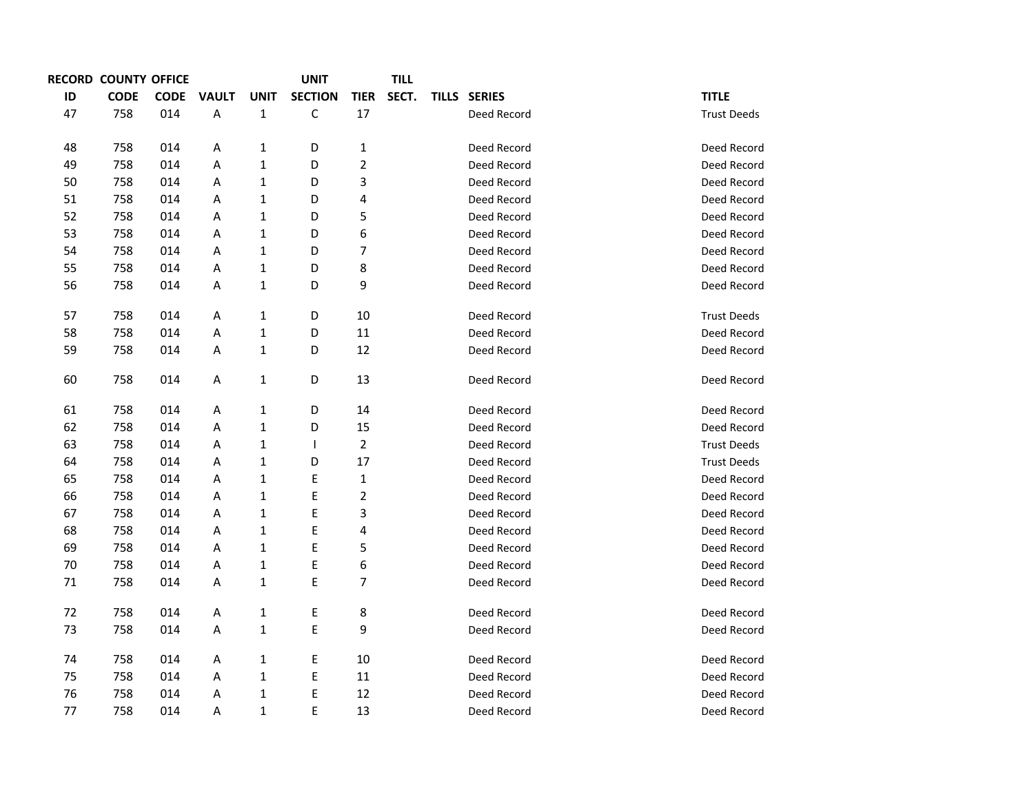| RECORD ID | COUNTY CODE | OFFICE CODE | VAULT | UNIT | UNIT SECTION | TIER | TILL SECT. | TILLS | SERIES | TITLE |
|---|---|---|---|---|---|---|---|---|---|---|
| 47 | 758 | 014 | A | 1 | C | 17 | | | Deed Record | Trust Deeds |
| 48 | 758 | 014 | A | 1 | D | 1 | | | Deed Record | Deed Record |
| 49 | 758 | 014 | A | 1 | D | 2 | | | Deed Record | Deed Record |
| 50 | 758 | 014 | A | 1 | D | 3 | | | Deed Record | Deed Record |
| 51 | 758 | 014 | A | 1 | D | 4 | | | Deed Record | Deed Record |
| 52 | 758 | 014 | A | 1 | D | 5 | | | Deed Record | Deed Record |
| 53 | 758 | 014 | A | 1 | D | 6 | | | Deed Record | Deed Record |
| 54 | 758 | 014 | A | 1 | D | 7 | | | Deed Record | Deed Record |
| 55 | 758 | 014 | A | 1 | D | 8 | | | Deed Record | Deed Record |
| 56 | 758 | 014 | A | 1 | D | 9 | | | Deed Record | Deed Record |
| 57 | 758 | 014 | A | 1 | D | 10 | | | Deed Record | Trust Deeds |
| 58 | 758 | 014 | A | 1 | D | 11 | | | Deed Record | Deed Record |
| 59 | 758 | 014 | A | 1 | D | 12 | | | Deed Record | Deed Record |
| 60 | 758 | 014 | A | 1 | D | 13 | | | Deed Record | Deed Record |
| 61 | 758 | 014 | A | 1 | D | 14 | | | Deed Record | Deed Record |
| 62 | 758 | 014 | A | 1 | D | 15 | | | Deed Record | Deed Record |
| 63 | 758 | 014 | A | 1 | I | 2 | | | Deed Record | Trust Deeds |
| 64 | 758 | 014 | A | 1 | D | 17 | | | Deed Record | Trust Deeds |
| 65 | 758 | 014 | A | 1 | E | 1 | | | Deed Record | Deed Record |
| 66 | 758 | 014 | A | 1 | E | 2 | | | Deed Record | Deed Record |
| 67 | 758 | 014 | A | 1 | E | 3 | | | Deed Record | Deed Record |
| 68 | 758 | 014 | A | 1 | E | 4 | | | Deed Record | Deed Record |
| 69 | 758 | 014 | A | 1 | E | 5 | | | Deed Record | Deed Record |
| 70 | 758 | 014 | A | 1 | E | 6 | | | Deed Record | Deed Record |
| 71 | 758 | 014 | A | 1 | E | 7 | | | Deed Record | Deed Record |
| 72 | 758 | 014 | A | 1 | E | 8 | | | Deed Record | Deed Record |
| 73 | 758 | 014 | A | 1 | E | 9 | | | Deed Record | Deed Record |
| 74 | 758 | 014 | A | 1 | E | 10 | | | Deed Record | Deed Record |
| 75 | 758 | 014 | A | 1 | E | 11 | | | Deed Record | Deed Record |
| 76 | 758 | 014 | A | 1 | E | 12 | | | Deed Record | Deed Record |
| 77 | 758 | 014 | A | 1 | E | 13 | | | Deed Record | Deed Record |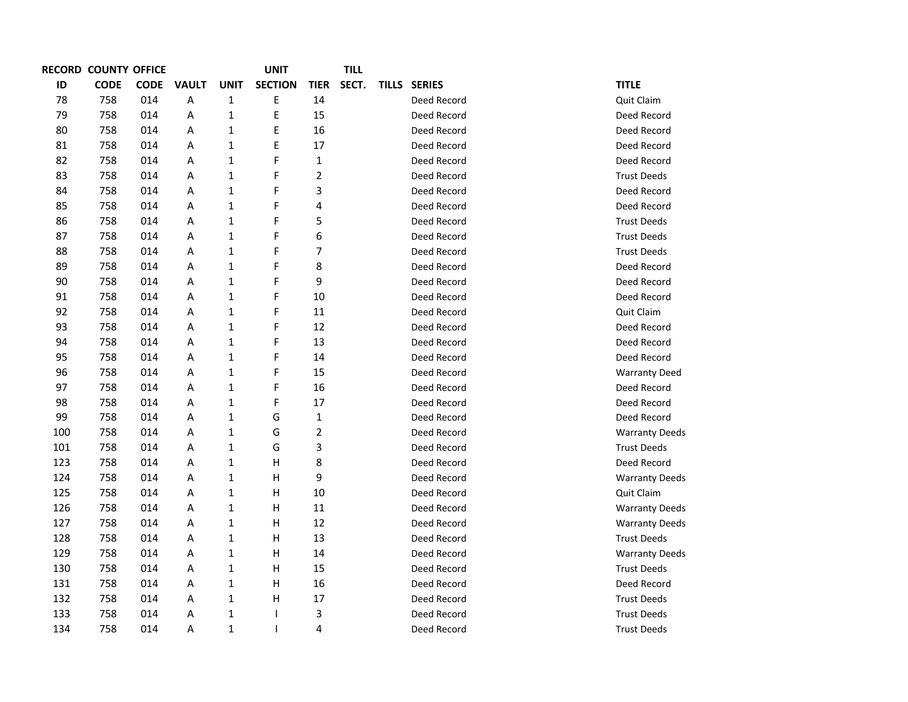| RECORD ID | COUNTY CODE | OFFICE CODE | VAULT | UNIT | UNIT SECTION | TIER | TILL SECT. | TILLS | SERIES | TITLE |
|---|---|---|---|---|---|---|---|---|---|---|
| 78 | 758 | 014 | A | 1 | E | 14 | | | Deed Record | Quit Claim |
| 79 | 758 | 014 | A | 1 | E | 15 | | | Deed Record | Deed Record |
| 80 | 758 | 014 | A | 1 | E | 16 | | | Deed Record | Deed Record |
| 81 | 758 | 014 | A | 1 | E | 17 | | | Deed Record | Deed Record |
| 82 | 758 | 014 | A | 1 | F | 1 | | | Deed Record | Deed Record |
| 83 | 758 | 014 | A | 1 | F | 2 | | | Deed Record | Trust Deeds |
| 84 | 758 | 014 | A | 1 | F | 3 | | | Deed Record | Deed Record |
| 85 | 758 | 014 | A | 1 | F | 4 | | | Deed Record | Deed Record |
| 86 | 758 | 014 | A | 1 | F | 5 | | | Deed Record | Trust Deeds |
| 87 | 758 | 014 | A | 1 | F | 6 | | | Deed Record | Trust Deeds |
| 88 | 758 | 014 | A | 1 | F | 7 | | | Deed Record | Trust Deeds |
| 89 | 758 | 014 | A | 1 | F | 8 | | | Deed Record | Deed Record |
| 90 | 758 | 014 | A | 1 | F | 9 | | | Deed Record | Deed Record |
| 91 | 758 | 014 | A | 1 | F | 10 | | | Deed Record | Deed Record |
| 92 | 758 | 014 | A | 1 | F | 11 | | | Deed Record | Quit Claim |
| 93 | 758 | 014 | A | 1 | F | 12 | | | Deed Record | Deed Record |
| 94 | 758 | 014 | A | 1 | F | 13 | | | Deed Record | Deed Record |
| 95 | 758 | 014 | A | 1 | F | 14 | | | Deed Record | Deed Record |
| 96 | 758 | 014 | A | 1 | F | 15 | | | Deed Record | Warranty Deed |
| 97 | 758 | 014 | A | 1 | F | 16 | | | Deed Record | Deed Record |
| 98 | 758 | 014 | A | 1 | F | 17 | | | Deed Record | Deed Record |
| 99 | 758 | 014 | A | 1 | G | 1 | | | Deed Record | Deed Record |
| 100 | 758 | 014 | A | 1 | G | 2 | | | Deed Record | Warranty Deeds |
| 101 | 758 | 014 | A | 1 | G | 3 | | | Deed Record | Trust Deeds |
| 123 | 758 | 014 | A | 1 | H | 8 | | | Deed Record | Deed Record |
| 124 | 758 | 014 | A | 1 | H | 9 | | | Deed Record | Warranty Deeds |
| 125 | 758 | 014 | A | 1 | H | 10 | | | Deed Record | Quit Claim |
| 126 | 758 | 014 | A | 1 | H | 11 | | | Deed Record | Warranty Deeds |
| 127 | 758 | 014 | A | 1 | H | 12 | | | Deed Record | Warranty Deeds |
| 128 | 758 | 014 | A | 1 | H | 13 | | | Deed Record | Trust Deeds |
| 129 | 758 | 014 | A | 1 | H | 14 | | | Deed Record | Warranty Deeds |
| 130 | 758 | 014 | A | 1 | H | 15 | | | Deed Record | Trust Deeds |
| 131 | 758 | 014 | A | 1 | H | 16 | | | Deed Record | Deed Record |
| 132 | 758 | 014 | A | 1 | H | 17 | | | Deed Record | Trust Deeds |
| 133 | 758 | 014 | A | 1 | I | 3 | | | Deed Record | Trust Deeds |
| 134 | 758 | 014 | A | 1 | I | 4 | | | Deed Record | Trust Deeds |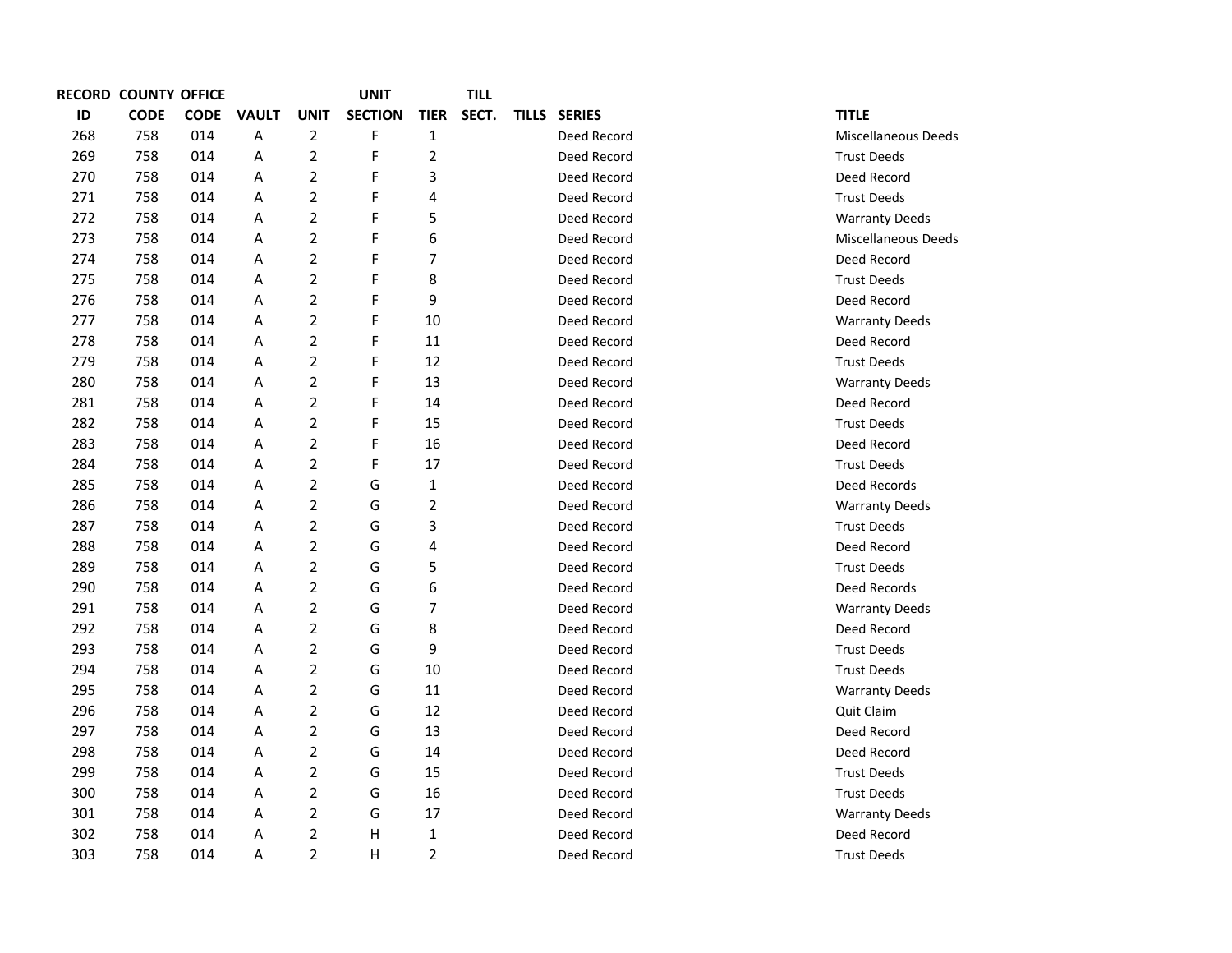| RECORD ID | COUNTY CODE | OFFICE CODE | VAULT | UNIT | UNIT SECTION | TIER | TILL SECT. | TILLS | SERIES | TITLE |
|---|---|---|---|---|---|---|---|---|---|---|
| 268 | 758 | 014 | A | 2 | F | 1 | | | Deed Record | Miscellaneous Deeds |
| 269 | 758 | 014 | A | 2 | F | 2 | | | Deed Record | Trust Deeds |
| 270 | 758 | 014 | A | 2 | F | 3 | | | Deed Record | Deed Record |
| 271 | 758 | 014 | A | 2 | F | 4 | | | Deed Record | Trust Deeds |
| 272 | 758 | 014 | A | 2 | F | 5 | | | Deed Record | Warranty Deeds |
| 273 | 758 | 014 | A | 2 | F | 6 | | | Deed Record | Miscellaneous Deeds |
| 274 | 758 | 014 | A | 2 | F | 7 | | | Deed Record | Deed Record |
| 275 | 758 | 014 | A | 2 | F | 8 | | | Deed Record | Trust Deeds |
| 276 | 758 | 014 | A | 2 | F | 9 | | | Deed Record | Deed Record |
| 277 | 758 | 014 | A | 2 | F | 10 | | | Deed Record | Warranty Deeds |
| 278 | 758 | 014 | A | 2 | F | 11 | | | Deed Record | Deed Record |
| 279 | 758 | 014 | A | 2 | F | 12 | | | Deed Record | Trust Deeds |
| 280 | 758 | 014 | A | 2 | F | 13 | | | Deed Record | Warranty Deeds |
| 281 | 758 | 014 | A | 2 | F | 14 | | | Deed Record | Deed Record |
| 282 | 758 | 014 | A | 2 | F | 15 | | | Deed Record | Trust Deeds |
| 283 | 758 | 014 | A | 2 | F | 16 | | | Deed Record | Deed Record |
| 284 | 758 | 014 | A | 2 | F | 17 | | | Deed Record | Trust Deeds |
| 285 | 758 | 014 | A | 2 | G | 1 | | | Deed Record | Deed Records |
| 286 | 758 | 014 | A | 2 | G | 2 | | | Deed Record | Warranty Deeds |
| 287 | 758 | 014 | A | 2 | G | 3 | | | Deed Record | Trust Deeds |
| 288 | 758 | 014 | A | 2 | G | 4 | | | Deed Record | Deed Record |
| 289 | 758 | 014 | A | 2 | G | 5 | | | Deed Record | Trust Deeds |
| 290 | 758 | 014 | A | 2 | G | 6 | | | Deed Record | Deed Records |
| 291 | 758 | 014 | A | 2 | G | 7 | | | Deed Record | Warranty Deeds |
| 292 | 758 | 014 | A | 2 | G | 8 | | | Deed Record | Deed Record |
| 293 | 758 | 014 | A | 2 | G | 9 | | | Deed Record | Trust Deeds |
| 294 | 758 | 014 | A | 2 | G | 10 | | | Deed Record | Trust Deeds |
| 295 | 758 | 014 | A | 2 | G | 11 | | | Deed Record | Warranty Deeds |
| 296 | 758 | 014 | A | 2 | G | 12 | | | Deed Record | Quit Claim |
| 297 | 758 | 014 | A | 2 | G | 13 | | | Deed Record | Deed Record |
| 298 | 758 | 014 | A | 2 | G | 14 | | | Deed Record | Deed Record |
| 299 | 758 | 014 | A | 2 | G | 15 | | | Deed Record | Trust Deeds |
| 300 | 758 | 014 | A | 2 | G | 16 | | | Deed Record | Trust Deeds |
| 301 | 758 | 014 | A | 2 | G | 17 | | | Deed Record | Warranty Deeds |
| 302 | 758 | 014 | A | 2 | H | 1 | | | Deed Record | Deed Record |
| 303 | 758 | 014 | A | 2 | H | 2 | | | Deed Record | Trust Deeds |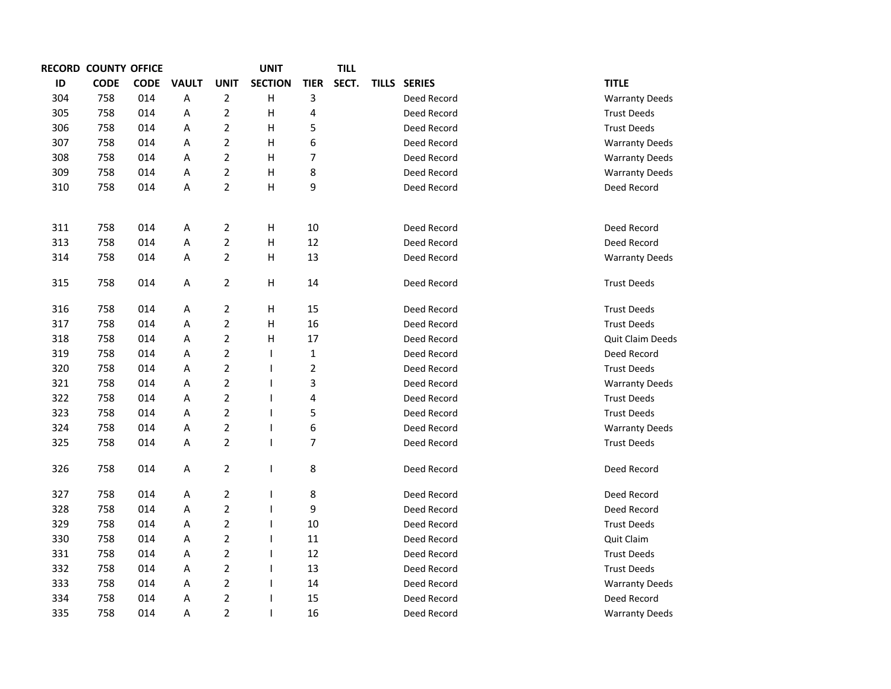| RECORD ID | COUNTY CODE | OFFICE CODE | VAULT | UNIT | UNIT SECTION | TIER | TILL SECT. | TILLS | SERIES | TITLE |
|---|---|---|---|---|---|---|---|---|---|---|
| 304 | 758 | 014 | A | 2 | H | 3 | | | Deed Record | Warranty Deeds |
| 305 | 758 | 014 | A | 2 | H | 4 | | | Deed Record | Trust Deeds |
| 306 | 758 | 014 | A | 2 | H | 5 | | | Deed Record | Trust Deeds |
| 307 | 758 | 014 | A | 2 | H | 6 | | | Deed Record | Warranty Deeds |
| 308 | 758 | 014 | A | 2 | H | 7 | | | Deed Record | Warranty Deeds |
| 309 | 758 | 014 | A | 2 | H | 8 | | | Deed Record | Warranty Deeds |
| 310 | 758 | 014 | A | 2 | H | 9 | | | Deed Record | Deed Record |
| 311 | 758 | 014 | A | 2 | H | 10 | | | Deed Record | Deed Record |
| 313 | 758 | 014 | A | 2 | H | 12 | | | Deed Record | Deed Record |
| 314 | 758 | 014 | A | 2 | H | 13 | | | Deed Record | Warranty Deeds |
| 315 | 758 | 014 | A | 2 | H | 14 | | | Deed Record | Trust Deeds |
| 316 | 758 | 014 | A | 2 | H | 15 | | | Deed Record | Trust Deeds |
| 317 | 758 | 014 | A | 2 | H | 16 | | | Deed Record | Trust Deeds |
| 318 | 758 | 014 | A | 2 | H | 17 | | | Deed Record | Quit Claim Deeds |
| 319 | 758 | 014 | A | 2 | I | 1 | | | Deed Record | Deed Record |
| 320 | 758 | 014 | A | 2 | I | 2 | | | Deed Record | Trust Deeds |
| 321 | 758 | 014 | A | 2 | I | 3 | | | Deed Record | Warranty Deeds |
| 322 | 758 | 014 | A | 2 | I | 4 | | | Deed Record | Trust Deeds |
| 323 | 758 | 014 | A | 2 | I | 5 | | | Deed Record | Trust Deeds |
| 324 | 758 | 014 | A | 2 | I | 6 | | | Deed Record | Warranty Deeds |
| 325 | 758 | 014 | A | 2 | I | 7 | | | Deed Record | Trust Deeds |
| 326 | 758 | 014 | A | 2 | I | 8 | | | Deed Record | Deed Record |
| 327 | 758 | 014 | A | 2 | I | 8 | | | Deed Record | Deed Record |
| 328 | 758 | 014 | A | 2 | I | 9 | | | Deed Record | Deed Record |
| 329 | 758 | 014 | A | 2 | I | 10 | | | Deed Record | Trust Deeds |
| 330 | 758 | 014 | A | 2 | I | 11 | | | Deed Record | Quit Claim |
| 331 | 758 | 014 | A | 2 | I | 12 | | | Deed Record | Trust Deeds |
| 332 | 758 | 014 | A | 2 | I | 13 | | | Deed Record | Trust Deeds |
| 333 | 758 | 014 | A | 2 | I | 14 | | | Deed Record | Warranty Deeds |
| 334 | 758 | 014 | A | 2 | I | 15 | | | Deed Record | Deed Record |
| 335 | 758 | 014 | A | 2 | I | 16 | | | Deed Record | Warranty Deeds |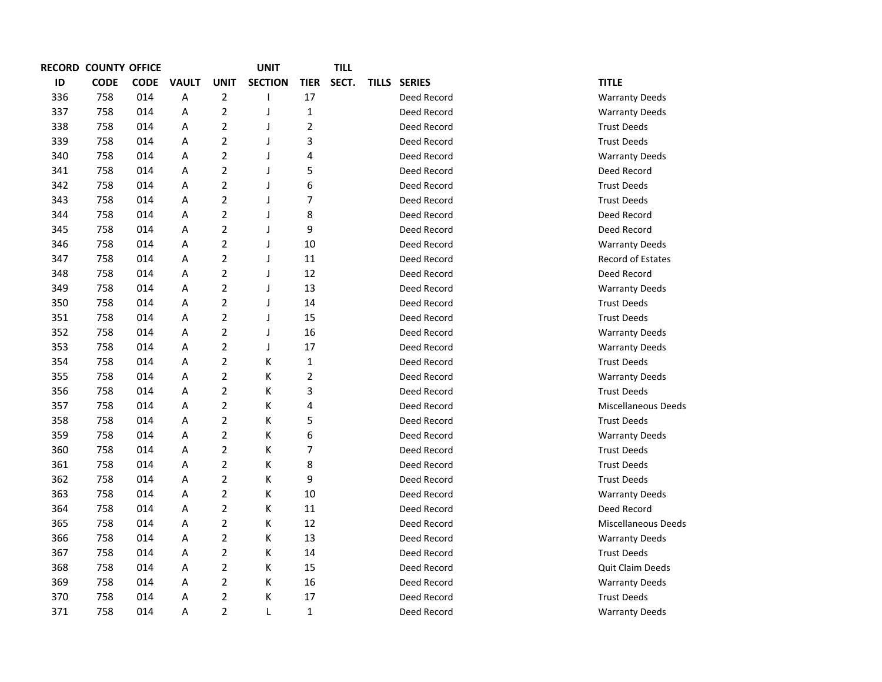| RECORD ID | COUNTY CODE | OFFICE CODE | VAULT | UNIT | UNIT SECTION | TIER | TILL SECT. | TILLS | SERIES | TITLE |
|---|---|---|---|---|---|---|---|---|---|---|
| 336 | 758 | 014 | A | 2 | I | 17 | | | Deed Record | Warranty Deeds |
| 337 | 758 | 014 | A | 2 | J | 1 | | | Deed Record | Warranty Deeds |
| 338 | 758 | 014 | A | 2 | J | 2 | | | Deed Record | Trust Deeds |
| 339 | 758 | 014 | A | 2 | J | 3 | | | Deed Record | Trust Deeds |
| 340 | 758 | 014 | A | 2 | J | 4 | | | Deed Record | Warranty Deeds |
| 341 | 758 | 014 | A | 2 | J | 5 | | | Deed Record | Deed Record |
| 342 | 758 | 014 | A | 2 | J | 6 | | | Deed Record | Trust Deeds |
| 343 | 758 | 014 | A | 2 | J | 7 | | | Deed Record | Trust Deeds |
| 344 | 758 | 014 | A | 2 | J | 8 | | | Deed Record | Deed Record |
| 345 | 758 | 014 | A | 2 | J | 9 | | | Deed Record | Deed Record |
| 346 | 758 | 014 | A | 2 | J | 10 | | | Deed Record | Warranty Deeds |
| 347 | 758 | 014 | A | 2 | J | 11 | | | Deed Record | Record of Estates |
| 348 | 758 | 014 | A | 2 | J | 12 | | | Deed Record | Deed Record |
| 349 | 758 | 014 | A | 2 | J | 13 | | | Deed Record | Warranty Deeds |
| 350 | 758 | 014 | A | 2 | J | 14 | | | Deed Record | Trust Deeds |
| 351 | 758 | 014 | A | 2 | J | 15 | | | Deed Record | Trust Deeds |
| 352 | 758 | 014 | A | 2 | J | 16 | | | Deed Record | Warranty Deeds |
| 353 | 758 | 014 | A | 2 | J | 17 | | | Deed Record | Warranty Deeds |
| 354 | 758 | 014 | A | 2 | K | 1 | | | Deed Record | Trust Deeds |
| 355 | 758 | 014 | A | 2 | K | 2 | | | Deed Record | Warranty Deeds |
| 356 | 758 | 014 | A | 2 | K | 3 | | | Deed Record | Trust Deeds |
| 357 | 758 | 014 | A | 2 | K | 4 | | | Deed Record | Miscellaneous Deeds |
| 358 | 758 | 014 | A | 2 | K | 5 | | | Deed Record | Trust Deeds |
| 359 | 758 | 014 | A | 2 | K | 6 | | | Deed Record | Warranty Deeds |
| 360 | 758 | 014 | A | 2 | K | 7 | | | Deed Record | Trust Deeds |
| 361 | 758 | 014 | A | 2 | K | 8 | | | Deed Record | Trust Deeds |
| 362 | 758 | 014 | A | 2 | K | 9 | | | Deed Record | Trust Deeds |
| 363 | 758 | 014 | A | 2 | K | 10 | | | Deed Record | Warranty Deeds |
| 364 | 758 | 014 | A | 2 | K | 11 | | | Deed Record | Deed Record |
| 365 | 758 | 014 | A | 2 | K | 12 | | | Deed Record | Miscellaneous Deeds |
| 366 | 758 | 014 | A | 2 | K | 13 | | | Deed Record | Warranty Deeds |
| 367 | 758 | 014 | A | 2 | K | 14 | | | Deed Record | Trust Deeds |
| 368 | 758 | 014 | A | 2 | K | 15 | | | Deed Record | Quit Claim Deeds |
| 369 | 758 | 014 | A | 2 | K | 16 | | | Deed Record | Warranty Deeds |
| 370 | 758 | 014 | A | 2 | K | 17 | | | Deed Record | Trust Deeds |
| 371 | 758 | 014 | A | 2 | L | 1 | | | Deed Record | Warranty Deeds |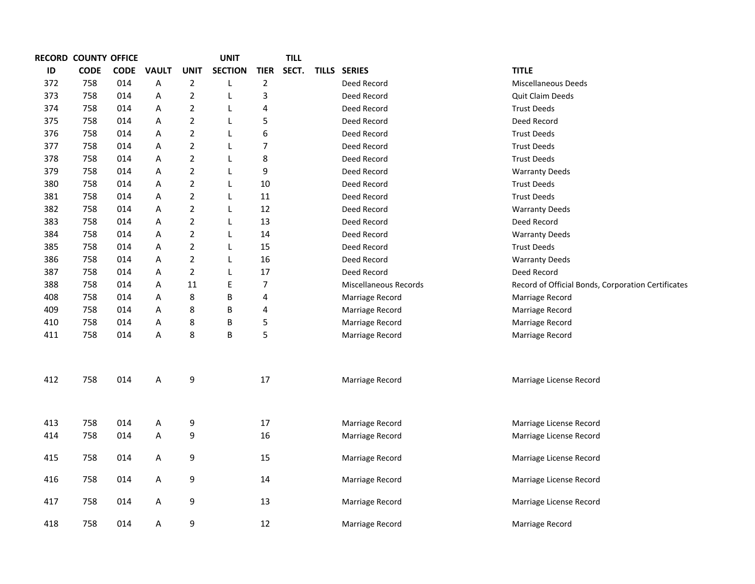| RECORD ID | COUNTY CODE | OFFICE CODE | VAULT | UNIT | UNIT SECTION | TIER | TILL SECT. | TILLS | SERIES | TITLE |
|---|---|---|---|---|---|---|---|---|---|---|
| 372 | 758 | 014 | A | 2 | L | 2 | | | Deed Record | Miscellaneous Deeds |
| 373 | 758 | 014 | A | 2 | L | 3 | | | Deed Record | Quit Claim Deeds |
| 374 | 758 | 014 | A | 2 | L | 4 | | | Deed Record | Trust Deeds |
| 375 | 758 | 014 | A | 2 | L | 5 | | | Deed Record | Deed Record |
| 376 | 758 | 014 | A | 2 | L | 6 | | | Deed Record | Trust Deeds |
| 377 | 758 | 014 | A | 2 | L | 7 | | | Deed Record | Trust Deeds |
| 378 | 758 | 014 | A | 2 | L | 8 | | | Deed Record | Trust Deeds |
| 379 | 758 | 014 | A | 2 | L | 9 | | | Deed Record | Warranty Deeds |
| 380 | 758 | 014 | A | 2 | L | 10 | | | Deed Record | Trust Deeds |
| 381 | 758 | 014 | A | 2 | L | 11 | | | Deed Record | Trust Deeds |
| 382 | 758 | 014 | A | 2 | L | 12 | | | Deed Record | Warranty Deeds |
| 383 | 758 | 014 | A | 2 | L | 13 | | | Deed Record | Deed Record |
| 384 | 758 | 014 | A | 2 | L | 14 | | | Deed Record | Warranty Deeds |
| 385 | 758 | 014 | A | 2 | L | 15 | | | Deed Record | Trust Deeds |
| 386 | 758 | 014 | A | 2 | L | 16 | | | Deed Record | Warranty Deeds |
| 387 | 758 | 014 | A | 2 | L | 17 | | | Deed Record | Deed Record |
| 388 | 758 | 014 | A | 11 | E | 7 | | | Miscellaneous Records | Record of Official Bonds, Corporation Certificates |
| 408 | 758 | 014 | A | 8 | B | 4 | | | Marriage Record | Marriage Record |
| 409 | 758 | 014 | A | 8 | B | 4 | | | Marriage Record | Marriage Record |
| 410 | 758 | 014 | A | 8 | B | 5 | | | Marriage Record | Marriage Record |
| 411 | 758 | 014 | A | 8 | B | 5 | | | Marriage Record | Marriage Record |
| 412 | 758 | 014 | A | 9 | | 17 | | | Marriage Record | Marriage License Record |
| 413 | 758 | 014 | A | 9 | | 17 | | | Marriage Record | Marriage License Record |
| 414 | 758 | 014 | A | 9 | | 16 | | | Marriage Record | Marriage License Record |
| 415 | 758 | 014 | A | 9 | | 15 | | | Marriage Record | Marriage License Record |
| 416 | 758 | 014 | A | 9 | | 14 | | | Marriage Record | Marriage License Record |
| 417 | 758 | 014 | A | 9 | | 13 | | | Marriage Record | Marriage License Record |
| 418 | 758 | 014 | A | 9 | | 12 | | | Marriage Record | Marriage Record |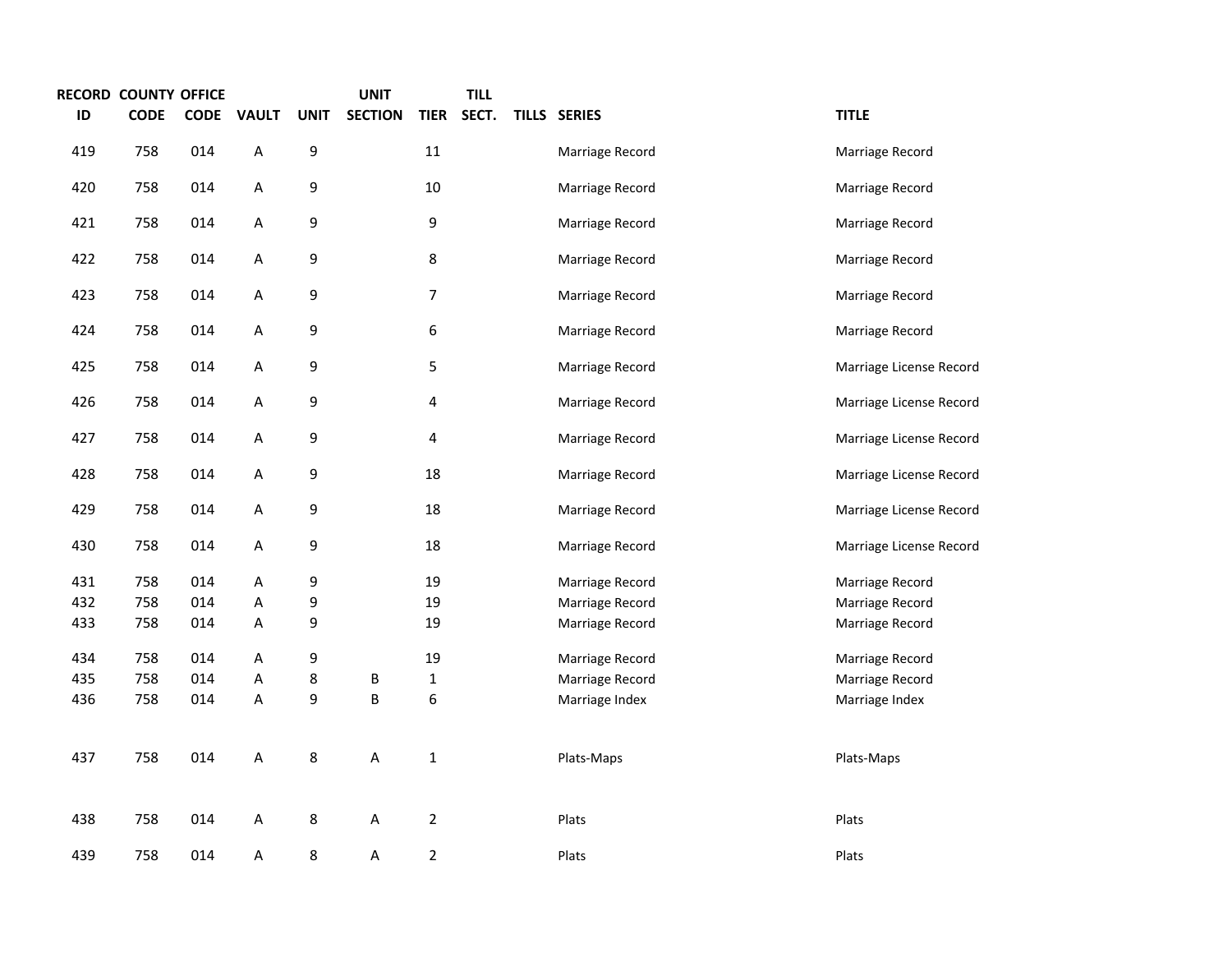| RECORD ID | COUNTY CODE | OFFICE CODE | VAULT | UNIT | UNIT SECTION | TIER | TILL SECT. | TILLS | SERIES | TITLE |
|---|---|---|---|---|---|---|---|---|---|---|
| 419 | 758 | 014 | A | 9 | | 11 | | | Marriage Record | Marriage Record |
| 420 | 758 | 014 | A | 9 | | 10 | | | Marriage Record | Marriage Record |
| 421 | 758 | 014 | A | 9 | | 9 | | | Marriage Record | Marriage Record |
| 422 | 758 | 014 | A | 9 | | 8 | | | Marriage Record | Marriage Record |
| 423 | 758 | 014 | A | 9 | | 7 | | | Marriage Record | Marriage Record |
| 424 | 758 | 014 | A | 9 | | 6 | | | Marriage Record | Marriage Record |
| 425 | 758 | 014 | A | 9 | | 5 | | | Marriage Record | Marriage License Record |
| 426 | 758 | 014 | A | 9 | | 4 | | | Marriage Record | Marriage License Record |
| 427 | 758 | 014 | A | 9 | | 4 | | | Marriage Record | Marriage License Record |
| 428 | 758 | 014 | A | 9 | | 18 | | | Marriage Record | Marriage License Record |
| 429 | 758 | 014 | A | 9 | | 18 | | | Marriage Record | Marriage License Record |
| 430 | 758 | 014 | A | 9 | | 18 | | | Marriage Record | Marriage License Record |
| 431 | 758 | 014 | A | 9 | | 19 | | | Marriage Record | Marriage Record |
| 432 | 758 | 014 | A | 9 | | 19 | | | Marriage Record | Marriage Record |
| 433 | 758 | 014 | A | 9 | | 19 | | | Marriage Record | Marriage Record |
| 434 | 758 | 014 | A | 9 | | 19 | | | Marriage Record | Marriage Record |
| 435 | 758 | 014 | A | 8 | B | 1 | | | Marriage Record | Marriage Record |
| 436 | 758 | 014 | A | 9 | B | 6 | | | Marriage Index | Marriage Index |
| 437 | 758 | 014 | A | 8 | A | 1 | | | Plats-Maps | Plats-Maps |
| 438 | 758 | 014 | A | 8 | A | 2 | | | Plats | Plats |
| 439 | 758 | 014 | A | 8 | A | 2 | | | Plats | Plats |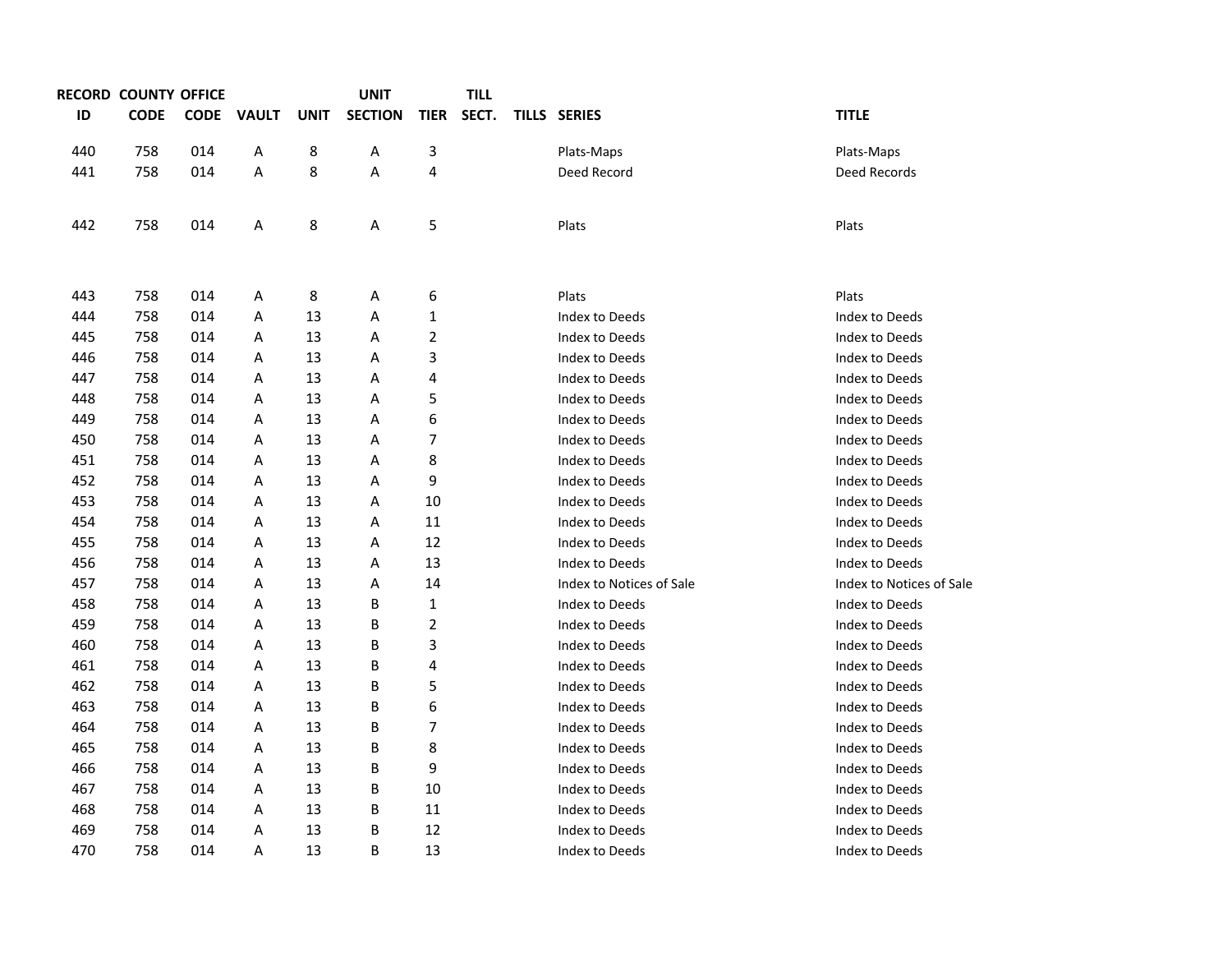| RECORD ID | COUNTY CODE | OFFICE CODE | VAULT | UNIT | UNIT SECTION | TIER | TILL SECT. | TILLS | SERIES | TITLE |
|---|---|---|---|---|---|---|---|---|---|---|
| 440 | 758 | 014 | A | 8 | A | 3 | | | Plats-Maps | Plats-Maps |
| 441 | 758 | 014 | A | 8 | A | 4 | | | Deed Record | Deed Records |
| 442 | 758 | 014 | A | 8 | A | 5 | | | Plats | Plats |
| 443 | 758 | 014 | A | 8 | A | 6 | | | Plats | Plats |
| 444 | 758 | 014 | A | 13 | A | 1 | | | Index to Deeds | Index to Deeds |
| 445 | 758 | 014 | A | 13 | A | 2 | | | Index to Deeds | Index to Deeds |
| 446 | 758 | 014 | A | 13 | A | 3 | | | Index to Deeds | Index to Deeds |
| 447 | 758 | 014 | A | 13 | A | 4 | | | Index to Deeds | Index to Deeds |
| 448 | 758 | 014 | A | 13 | A | 5 | | | Index to Deeds | Index to Deeds |
| 449 | 758 | 014 | A | 13 | A | 6 | | | Index to Deeds | Index to Deeds |
| 450 | 758 | 014 | A | 13 | A | 7 | | | Index to Deeds | Index to Deeds |
| 451 | 758 | 014 | A | 13 | A | 8 | | | Index to Deeds | Index to Deeds |
| 452 | 758 | 014 | A | 13 | A | 9 | | | Index to Deeds | Index to Deeds |
| 453 | 758 | 014 | A | 13 | A | 10 | | | Index to Deeds | Index to Deeds |
| 454 | 758 | 014 | A | 13 | A | 11 | | | Index to Deeds | Index to Deeds |
| 455 | 758 | 014 | A | 13 | A | 12 | | | Index to Deeds | Index to Deeds |
| 456 | 758 | 014 | A | 13 | A | 13 | | | Index to Deeds | Index to Deeds |
| 457 | 758 | 014 | A | 13 | A | 14 | | | Index to Notices of Sale | Index to Notices of Sale |
| 458 | 758 | 014 | A | 13 | B | 1 | | | Index to Deeds | Index to Deeds |
| 459 | 758 | 014 | A | 13 | B | 2 | | | Index to Deeds | Index to Deeds |
| 460 | 758 | 014 | A | 13 | B | 3 | | | Index to Deeds | Index to Deeds |
| 461 | 758 | 014 | A | 13 | B | 4 | | | Index to Deeds | Index to Deeds |
| 462 | 758 | 014 | A | 13 | B | 5 | | | Index to Deeds | Index to Deeds |
| 463 | 758 | 014 | A | 13 | B | 6 | | | Index to Deeds | Index to Deeds |
| 464 | 758 | 014 | A | 13 | B | 7 | | | Index to Deeds | Index to Deeds |
| 465 | 758 | 014 | A | 13 | B | 8 | | | Index to Deeds | Index to Deeds |
| 466 | 758 | 014 | A | 13 | B | 9 | | | Index to Deeds | Index to Deeds |
| 467 | 758 | 014 | A | 13 | B | 10 | | | Index to Deeds | Index to Deeds |
| 468 | 758 | 014 | A | 13 | B | 11 | | | Index to Deeds | Index to Deeds |
| 469 | 758 | 014 | A | 13 | B | 12 | | | Index to Deeds | Index to Deeds |
| 470 | 758 | 014 | A | 13 | B | 13 | | | Index to Deeds | Index to Deeds |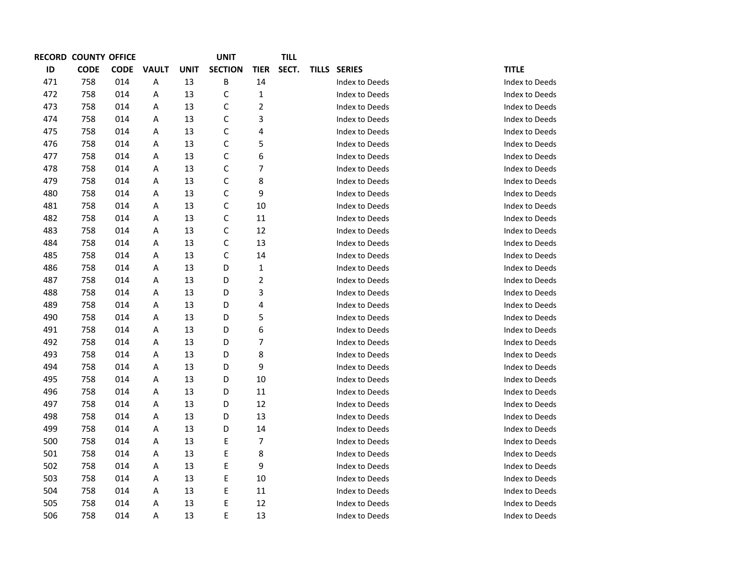| RECORD ID | COUNTY CODE | OFFICE CODE | VAULT | UNIT | UNIT SECTION | TIER | TILL SECT. | TILLS | SERIES | TITLE |
|---|---|---|---|---|---|---|---|---|---|---|
| 471 | 758 | 014 | A | 13 | B | 14 | | | Index to Deeds | Index to Deeds |
| 472 | 758 | 014 | A | 13 | C | 1 | | | Index to Deeds | Index to Deeds |
| 473 | 758 | 014 | A | 13 | C | 2 | | | Index to Deeds | Index to Deeds |
| 474 | 758 | 014 | A | 13 | C | 3 | | | Index to Deeds | Index to Deeds |
| 475 | 758 | 014 | A | 13 | C | 4 | | | Index to Deeds | Index to Deeds |
| 476 | 758 | 014 | A | 13 | C | 5 | | | Index to Deeds | Index to Deeds |
| 477 | 758 | 014 | A | 13 | C | 6 | | | Index to Deeds | Index to Deeds |
| 478 | 758 | 014 | A | 13 | C | 7 | | | Index to Deeds | Index to Deeds |
| 479 | 758 | 014 | A | 13 | C | 8 | | | Index to Deeds | Index to Deeds |
| 480 | 758 | 014 | A | 13 | C | 9 | | | Index to Deeds | Index to Deeds |
| 481 | 758 | 014 | A | 13 | C | 10 | | | Index to Deeds | Index to Deeds |
| 482 | 758 | 014 | A | 13 | C | 11 | | | Index to Deeds | Index to Deeds |
| 483 | 758 | 014 | A | 13 | C | 12 | | | Index to Deeds | Index to Deeds |
| 484 | 758 | 014 | A | 13 | C | 13 | | | Index to Deeds | Index to Deeds |
| 485 | 758 | 014 | A | 13 | C | 14 | | | Index to Deeds | Index to Deeds |
| 486 | 758 | 014 | A | 13 | D | 1 | | | Index to Deeds | Index to Deeds |
| 487 | 758 | 014 | A | 13 | D | 2 | | | Index to Deeds | Index to Deeds |
| 488 | 758 | 014 | A | 13 | D | 3 | | | Index to Deeds | Index to Deeds |
| 489 | 758 | 014 | A | 13 | D | 4 | | | Index to Deeds | Index to Deeds |
| 490 | 758 | 014 | A | 13 | D | 5 | | | Index to Deeds | Index to Deeds |
| 491 | 758 | 014 | A | 13 | D | 6 | | | Index to Deeds | Index to Deeds |
| 492 | 758 | 014 | A | 13 | D | 7 | | | Index to Deeds | Index to Deeds |
| 493 | 758 | 014 | A | 13 | D | 8 | | | Index to Deeds | Index to Deeds |
| 494 | 758 | 014 | A | 13 | D | 9 | | | Index to Deeds | Index to Deeds |
| 495 | 758 | 014 | A | 13 | D | 10 | | | Index to Deeds | Index to Deeds |
| 496 | 758 | 014 | A | 13 | D | 11 | | | Index to Deeds | Index to Deeds |
| 497 | 758 | 014 | A | 13 | D | 12 | | | Index to Deeds | Index to Deeds |
| 498 | 758 | 014 | A | 13 | D | 13 | | | Index to Deeds | Index to Deeds |
| 499 | 758 | 014 | A | 13 | D | 14 | | | Index to Deeds | Index to Deeds |
| 500 | 758 | 014 | A | 13 | E | 7 | | | Index to Deeds | Index to Deeds |
| 501 | 758 | 014 | A | 13 | E | 8 | | | Index to Deeds | Index to Deeds |
| 502 | 758 | 014 | A | 13 | E | 9 | | | Index to Deeds | Index to Deeds |
| 503 | 758 | 014 | A | 13 | E | 10 | | | Index to Deeds | Index to Deeds |
| 504 | 758 | 014 | A | 13 | E | 11 | | | Index to Deeds | Index to Deeds |
| 505 | 758 | 014 | A | 13 | E | 12 | | | Index to Deeds | Index to Deeds |
| 506 | 758 | 014 | A | 13 | E | 13 | | | Index to Deeds | Index to Deeds |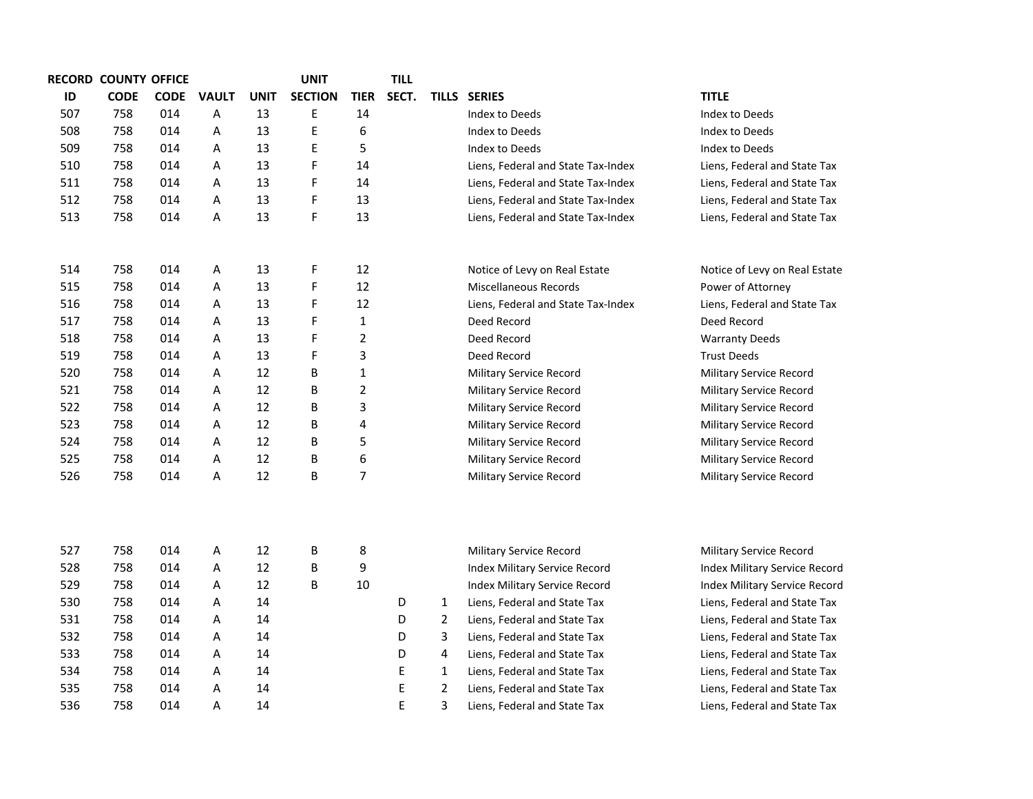| RECORD ID | COUNTY CODE | OFFICE CODE | VAULT | UNIT | UNIT SECTION | TIER | TILL SECT. | TILLS | SERIES | TITLE |
|---|---|---|---|---|---|---|---|---|---|---|
| 507 | 758 | 014 | A | 13 | E | 14 | | | Index to Deeds | Index to Deeds |
| 508 | 758 | 014 | A | 13 | E | 6 | | | Index to Deeds | Index to Deeds |
| 509 | 758 | 014 | A | 13 | E | 5 | | | Index to Deeds | Index to Deeds |
| 510 | 758 | 014 | A | 13 | F | 14 | | | Liens, Federal and State Tax-Index | Liens, Federal and State Tax |
| 511 | 758 | 014 | A | 13 | F | 14 | | | Liens, Federal and State Tax-Index | Liens, Federal and State Tax |
| 512 | 758 | 014 | A | 13 | F | 13 | | | Liens, Federal and State Tax-Index | Liens, Federal and State Tax |
| 513 | 758 | 014 | A | 13 | F | 13 | | | Liens, Federal and State Tax-Index | Liens, Federal and State Tax |
| 514 | 758 | 014 | A | 13 | F | 12 | | | Notice of Levy on Real Estate | Notice of Levy on Real Estate |
| 515 | 758 | 014 | A | 13 | F | 12 | | | Miscellaneous Records | Power of Attorney |
| 516 | 758 | 014 | A | 13 | F | 12 | | | Liens, Federal and State Tax-Index | Liens, Federal and State Tax |
| 517 | 758 | 014 | A | 13 | F | 1 | | | Deed Record | Deed Record |
| 518 | 758 | 014 | A | 13 | F | 2 | | | Deed Record | Warranty Deeds |
| 519 | 758 | 014 | A | 13 | F | 3 | | | Deed Record | Trust Deeds |
| 520 | 758 | 014 | A | 12 | B | 1 | | | Military Service Record | Military Service Record |
| 521 | 758 | 014 | A | 12 | B | 2 | | | Military Service Record | Military Service Record |
| 522 | 758 | 014 | A | 12 | B | 3 | | | Military Service Record | Military Service Record |
| 523 | 758 | 014 | A | 12 | B | 4 | | | Military Service Record | Military Service Record |
| 524 | 758 | 014 | A | 12 | B | 5 | | | Military Service Record | Military Service Record |
| 525 | 758 | 014 | A | 12 | B | 6 | | | Military Service Record | Military Service Record |
| 526 | 758 | 014 | A | 12 | B | 7 | | | Military Service Record | Military Service Record |
| 527 | 758 | 014 | A | 12 | B | 8 | | | Military Service Record | Military Service Record |
| 528 | 758 | 014 | A | 12 | B | 9 | | | Index Military Service Record | Index Military Service Record |
| 529 | 758 | 014 | A | 12 | B | 10 | | | Index Military Service Record | Index Military Service Record |
| 530 | 758 | 014 | A | 14 | | | D | 1 | Liens, Federal and State Tax | Liens, Federal and State Tax |
| 531 | 758 | 014 | A | 14 | | | D | 2 | Liens, Federal and State Tax | Liens, Federal and State Tax |
| 532 | 758 | 014 | A | 14 | | | D | 3 | Liens, Federal and State Tax | Liens, Federal and State Tax |
| 533 | 758 | 014 | A | 14 | | | D | 4 | Liens, Federal and State Tax | Liens, Federal and State Tax |
| 534 | 758 | 014 | A | 14 | | | E | 1 | Liens, Federal and State Tax | Liens, Federal and State Tax |
| 535 | 758 | 014 | A | 14 | | | E | 2 | Liens, Federal and State Tax | Liens, Federal and State Tax |
| 536 | 758 | 014 | A | 14 | | | E | 3 | Liens, Federal and State Tax | Liens, Federal and State Tax |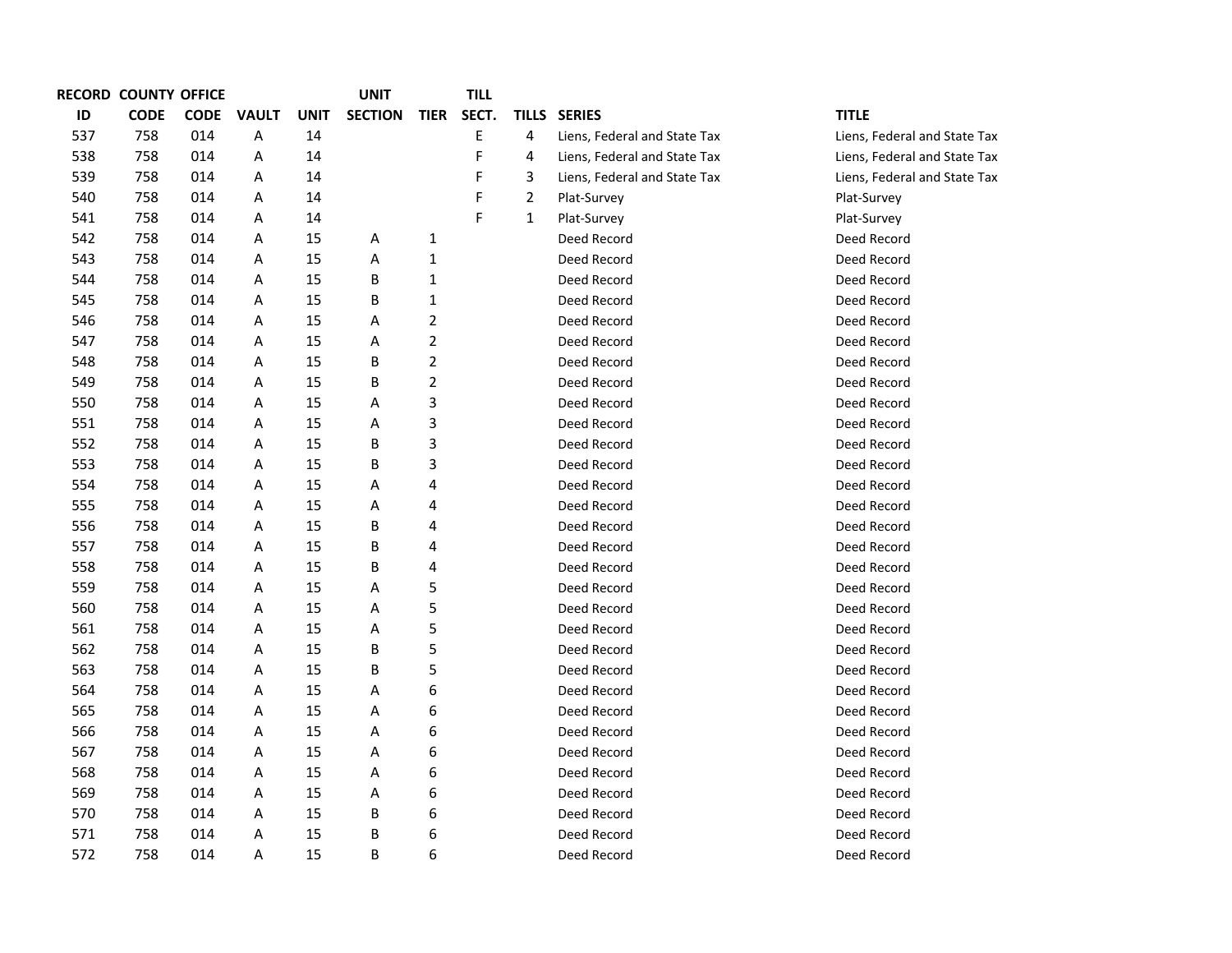| RECORD ID | COUNTY CODE | OFFICE CODE | VAULT | UNIT | UNIT SECTION | TIER | TILL SECT. | TILLS | SERIES | TITLE |
|---|---|---|---|---|---|---|---|---|---|---|
| 537 | 758 | 014 | A | 14 | | | E | 4 | Liens, Federal and State Tax | Liens, Federal and State Tax |
| 538 | 758 | 014 | A | 14 | | | F | 4 | Liens, Federal and State Tax | Liens, Federal and State Tax |
| 539 | 758 | 014 | A | 14 | | | F | 3 | Liens, Federal and State Tax | Liens, Federal and State Tax |
| 540 | 758 | 014 | A | 14 | | | F | 2 | Plat-Survey | Plat-Survey |
| 541 | 758 | 014 | A | 14 | | | F | 1 | Plat-Survey | Plat-Survey |
| 542 | 758 | 014 | A | 15 | A | 1 | | | Deed Record | Deed Record |
| 543 | 758 | 014 | A | 15 | A | 1 | | | Deed Record | Deed Record |
| 544 | 758 | 014 | A | 15 | B | 1 | | | Deed Record | Deed Record |
| 545 | 758 | 014 | A | 15 | B | 1 | | | Deed Record | Deed Record |
| 546 | 758 | 014 | A | 15 | A | 2 | | | Deed Record | Deed Record |
| 547 | 758 | 014 | A | 15 | A | 2 | | | Deed Record | Deed Record |
| 548 | 758 | 014 | A | 15 | B | 2 | | | Deed Record | Deed Record |
| 549 | 758 | 014 | A | 15 | B | 2 | | | Deed Record | Deed Record |
| 550 | 758 | 014 | A | 15 | A | 3 | | | Deed Record | Deed Record |
| 551 | 758 | 014 | A | 15 | A | 3 | | | Deed Record | Deed Record |
| 552 | 758 | 014 | A | 15 | B | 3 | | | Deed Record | Deed Record |
| 553 | 758 | 014 | A | 15 | B | 3 | | | Deed Record | Deed Record |
| 554 | 758 | 014 | A | 15 | A | 4 | | | Deed Record | Deed Record |
| 555 | 758 | 014 | A | 15 | A | 4 | | | Deed Record | Deed Record |
| 556 | 758 | 014 | A | 15 | B | 4 | | | Deed Record | Deed Record |
| 557 | 758 | 014 | A | 15 | B | 4 | | | Deed Record | Deed Record |
| 558 | 758 | 014 | A | 15 | B | 4 | | | Deed Record | Deed Record |
| 559 | 758 | 014 | A | 15 | A | 5 | | | Deed Record | Deed Record |
| 560 | 758 | 014 | A | 15 | A | 5 | | | Deed Record | Deed Record |
| 561 | 758 | 014 | A | 15 | A | 5 | | | Deed Record | Deed Record |
| 562 | 758 | 014 | A | 15 | B | 5 | | | Deed Record | Deed Record |
| 563 | 758 | 014 | A | 15 | B | 5 | | | Deed Record | Deed Record |
| 564 | 758 | 014 | A | 15 | A | 6 | | | Deed Record | Deed Record |
| 565 | 758 | 014 | A | 15 | A | 6 | | | Deed Record | Deed Record |
| 566 | 758 | 014 | A | 15 | A | 6 | | | Deed Record | Deed Record |
| 567 | 758 | 014 | A | 15 | A | 6 | | | Deed Record | Deed Record |
| 568 | 758 | 014 | A | 15 | A | 6 | | | Deed Record | Deed Record |
| 569 | 758 | 014 | A | 15 | A | 6 | | | Deed Record | Deed Record |
| 570 | 758 | 014 | A | 15 | B | 6 | | | Deed Record | Deed Record |
| 571 | 758 | 014 | A | 15 | B | 6 | | | Deed Record | Deed Record |
| 572 | 758 | 014 | A | 15 | B | 6 | | | Deed Record | Deed Record |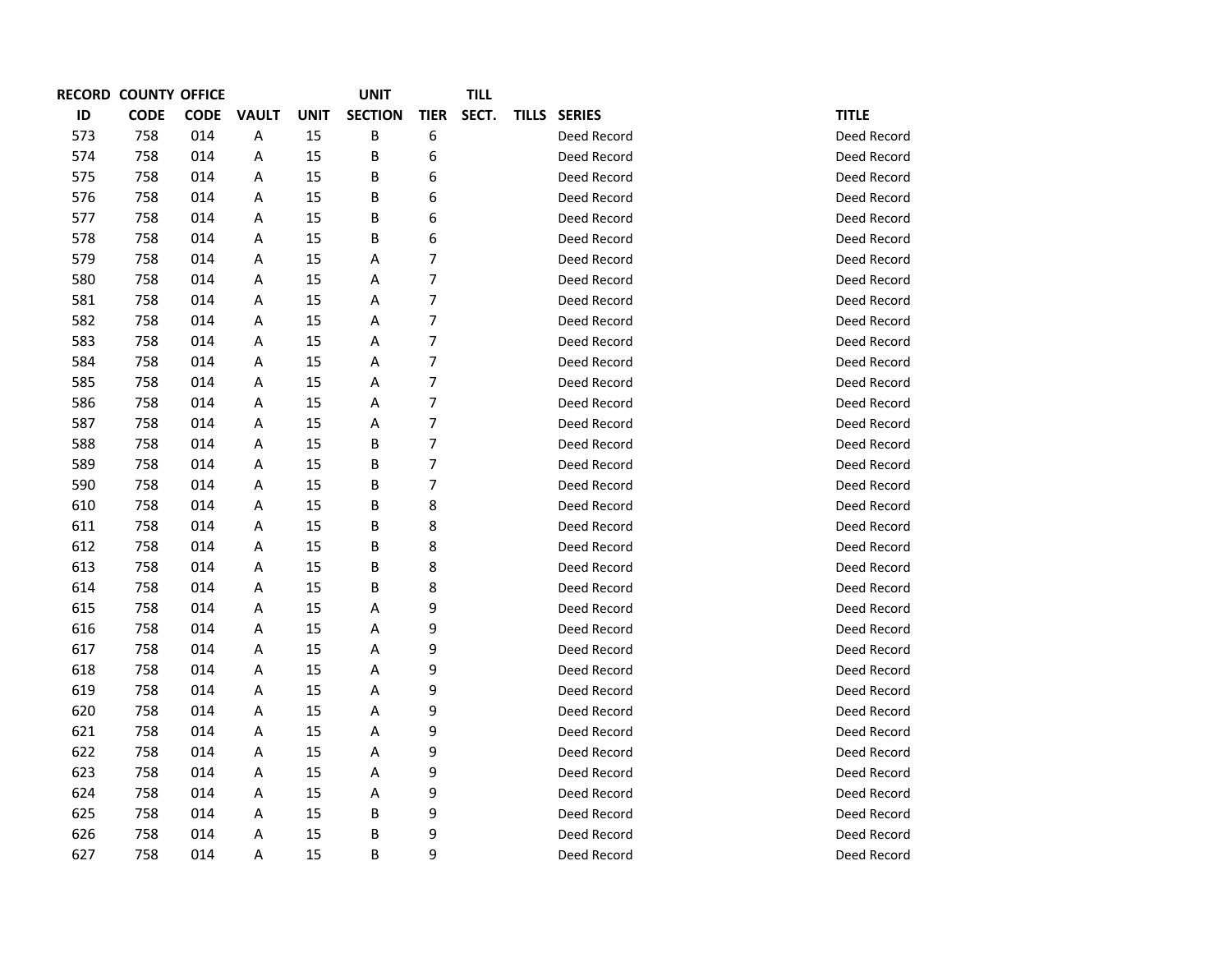| RECORD ID | COUNTY CODE | OFFICE CODE | VAULT | UNIT | UNIT SECTION | TIER | TILL SECT. | TILLS | SERIES | TITLE |
|---|---|---|---|---|---|---|---|---|---|---|
| 573 | 758 | 014 | A | 15 | B | 6 | | | Deed Record | Deed Record |
| 574 | 758 | 014 | A | 15 | B | 6 | | | Deed Record | Deed Record |
| 575 | 758 | 014 | A | 15 | B | 6 | | | Deed Record | Deed Record |
| 576 | 758 | 014 | A | 15 | B | 6 | | | Deed Record | Deed Record |
| 577 | 758 | 014 | A | 15 | B | 6 | | | Deed Record | Deed Record |
| 578 | 758 | 014 | A | 15 | B | 6 | | | Deed Record | Deed Record |
| 579 | 758 | 014 | A | 15 | A | 7 | | | Deed Record | Deed Record |
| 580 | 758 | 014 | A | 15 | A | 7 | | | Deed Record | Deed Record |
| 581 | 758 | 014 | A | 15 | A | 7 | | | Deed Record | Deed Record |
| 582 | 758 | 014 | A | 15 | A | 7 | | | Deed Record | Deed Record |
| 583 | 758 | 014 | A | 15 | A | 7 | | | Deed Record | Deed Record |
| 584 | 758 | 014 | A | 15 | A | 7 | | | Deed Record | Deed Record |
| 585 | 758 | 014 | A | 15 | A | 7 | | | Deed Record | Deed Record |
| 586 | 758 | 014 | A | 15 | A | 7 | | | Deed Record | Deed Record |
| 587 | 758 | 014 | A | 15 | A | 7 | | | Deed Record | Deed Record |
| 588 | 758 | 014 | A | 15 | B | 7 | | | Deed Record | Deed Record |
| 589 | 758 | 014 | A | 15 | B | 7 | | | Deed Record | Deed Record |
| 590 | 758 | 014 | A | 15 | B | 7 | | | Deed Record | Deed Record |
| 610 | 758 | 014 | A | 15 | B | 8 | | | Deed Record | Deed Record |
| 611 | 758 | 014 | A | 15 | B | 8 | | | Deed Record | Deed Record |
| 612 | 758 | 014 | A | 15 | B | 8 | | | Deed Record | Deed Record |
| 613 | 758 | 014 | A | 15 | B | 8 | | | Deed Record | Deed Record |
| 614 | 758 | 014 | A | 15 | B | 8 | | | Deed Record | Deed Record |
| 615 | 758 | 014 | A | 15 | A | 9 | | | Deed Record | Deed Record |
| 616 | 758 | 014 | A | 15 | A | 9 | | | Deed Record | Deed Record |
| 617 | 758 | 014 | A | 15 | A | 9 | | | Deed Record | Deed Record |
| 618 | 758 | 014 | A | 15 | A | 9 | | | Deed Record | Deed Record |
| 619 | 758 | 014 | A | 15 | A | 9 | | | Deed Record | Deed Record |
| 620 | 758 | 014 | A | 15 | A | 9 | | | Deed Record | Deed Record |
| 621 | 758 | 014 | A | 15 | A | 9 | | | Deed Record | Deed Record |
| 622 | 758 | 014 | A | 15 | A | 9 | | | Deed Record | Deed Record |
| 623 | 758 | 014 | A | 15 | A | 9 | | | Deed Record | Deed Record |
| 624 | 758 | 014 | A | 15 | A | 9 | | | Deed Record | Deed Record |
| 625 | 758 | 014 | A | 15 | B | 9 | | | Deed Record | Deed Record |
| 626 | 758 | 014 | A | 15 | B | 9 | | | Deed Record | Deed Record |
| 627 | 758 | 014 | A | 15 | B | 9 | | | Deed Record | Deed Record |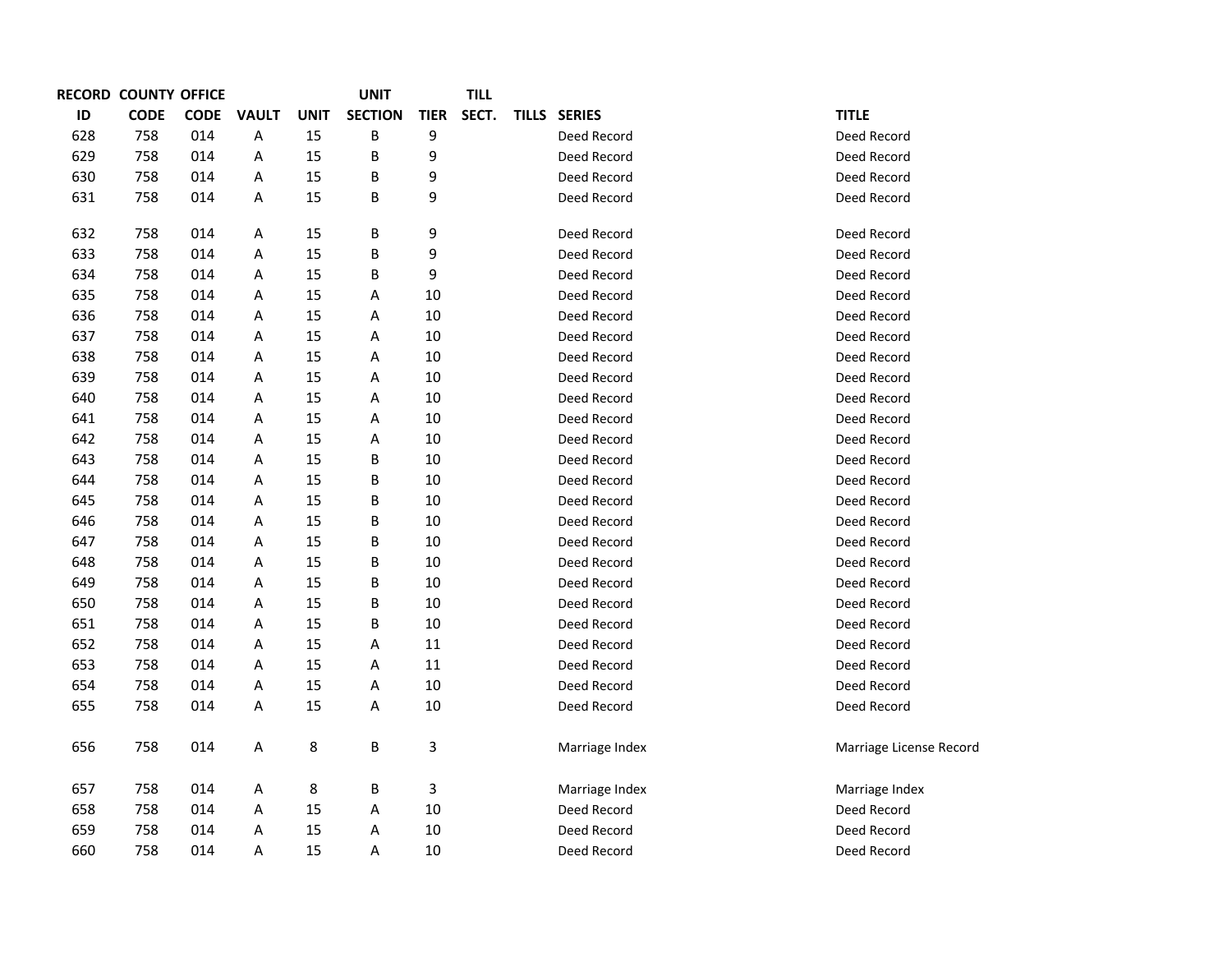| RECORD ID | COUNTY CODE | OFFICE CODE | VAULT | UNIT | UNIT SECTION | TIER | TILL SECT. | TILLS | SERIES | TITLE |
|---|---|---|---|---|---|---|---|---|---|---|
| 628 | 758 | 014 | A | 15 | B | 9 | | | Deed Record | Deed Record |
| 629 | 758 | 014 | A | 15 | B | 9 | | | Deed Record | Deed Record |
| 630 | 758 | 014 | A | 15 | B | 9 | | | Deed Record | Deed Record |
| 631 | 758 | 014 | A | 15 | B | 9 | | | Deed Record | Deed Record |
| 632 | 758 | 014 | A | 15 | B | 9 | | | Deed Record | Deed Record |
| 633 | 758 | 014 | A | 15 | B | 9 | | | Deed Record | Deed Record |
| 634 | 758 | 014 | A | 15 | B | 9 | | | Deed Record | Deed Record |
| 635 | 758 | 014 | A | 15 | A | 10 | | | Deed Record | Deed Record |
| 636 | 758 | 014 | A | 15 | A | 10 | | | Deed Record | Deed Record |
| 637 | 758 | 014 | A | 15 | A | 10 | | | Deed Record | Deed Record |
| 638 | 758 | 014 | A | 15 | A | 10 | | | Deed Record | Deed Record |
| 639 | 758 | 014 | A | 15 | A | 10 | | | Deed Record | Deed Record |
| 640 | 758 | 014 | A | 15 | A | 10 | | | Deed Record | Deed Record |
| 641 | 758 | 014 | A | 15 | A | 10 | | | Deed Record | Deed Record |
| 642 | 758 | 014 | A | 15 | A | 10 | | | Deed Record | Deed Record |
| 643 | 758 | 014 | A | 15 | B | 10 | | | Deed Record | Deed Record |
| 644 | 758 | 014 | A | 15 | B | 10 | | | Deed Record | Deed Record |
| 645 | 758 | 014 | A | 15 | B | 10 | | | Deed Record | Deed Record |
| 646 | 758 | 014 | A | 15 | B | 10 | | | Deed Record | Deed Record |
| 647 | 758 | 014 | A | 15 | B | 10 | | | Deed Record | Deed Record |
| 648 | 758 | 014 | A | 15 | B | 10 | | | Deed Record | Deed Record |
| 649 | 758 | 014 | A | 15 | B | 10 | | | Deed Record | Deed Record |
| 650 | 758 | 014 | A | 15 | B | 10 | | | Deed Record | Deed Record |
| 651 | 758 | 014 | A | 15 | B | 10 | | | Deed Record | Deed Record |
| 652 | 758 | 014 | A | 15 | A | 11 | | | Deed Record | Deed Record |
| 653 | 758 | 014 | A | 15 | A | 11 | | | Deed Record | Deed Record |
| 654 | 758 | 014 | A | 15 | A | 10 | | | Deed Record | Deed Record |
| 655 | 758 | 014 | A | 15 | A | 10 | | | Deed Record | Deed Record |
| 656 | 758 | 014 | A | 8 | B | 3 | | | Marriage Index | Marriage License Record |
| 657 | 758 | 014 | A | 8 | B | 3 | | | Marriage Index | Marriage Index |
| 658 | 758 | 014 | A | 15 | A | 10 | | | Deed Record | Deed Record |
| 659 | 758 | 014 | A | 15 | A | 10 | | | Deed Record | Deed Record |
| 660 | 758 | 014 | A | 15 | A | 10 | | | Deed Record | Deed Record |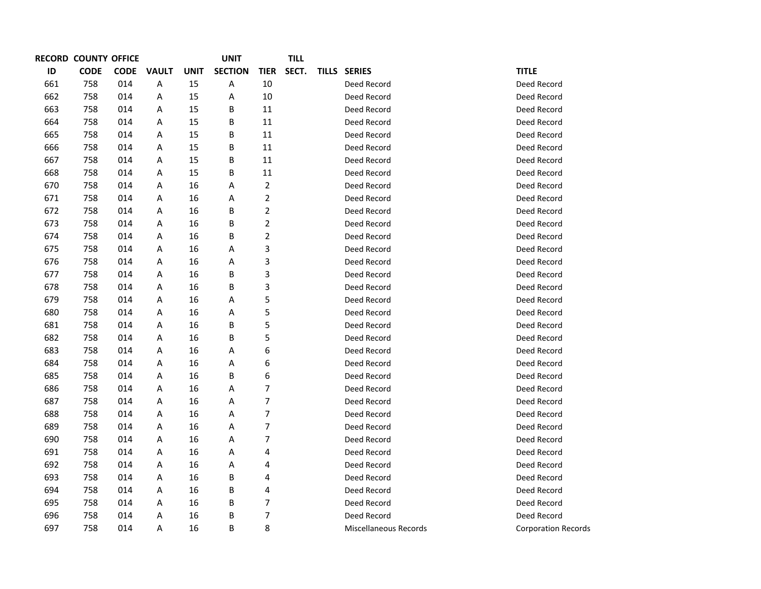| RECORD | COUNTY | OFFICE | | | UNIT | | TILL | | | |
|---|---|---|---|---|---|---|---|---|---|---|
| ID | CODE | CODE | VAULT | UNIT | SECTION | TIER | SECT. | TILLS | SERIES | TITLE |
| 661 | 758 | 014 | A | 15 | A | 10 | | | Deed Record | Deed Record |
| 662 | 758 | 014 | A | 15 | A | 10 | | | Deed Record | Deed Record |
| 663 | 758 | 014 | A | 15 | B | 11 | | | Deed Record | Deed Record |
| 664 | 758 | 014 | A | 15 | B | 11 | | | Deed Record | Deed Record |
| 665 | 758 | 014 | A | 15 | B | 11 | | | Deed Record | Deed Record |
| 666 | 758 | 014 | A | 15 | B | 11 | | | Deed Record | Deed Record |
| 667 | 758 | 014 | A | 15 | B | 11 | | | Deed Record | Deed Record |
| 668 | 758 | 014 | A | 15 | B | 11 | | | Deed Record | Deed Record |
| 670 | 758 | 014 | A | 16 | A | 2 | | | Deed Record | Deed Record |
| 671 | 758 | 014 | A | 16 | A | 2 | | | Deed Record | Deed Record |
| 672 | 758 | 014 | A | 16 | B | 2 | | | Deed Record | Deed Record |
| 673 | 758 | 014 | A | 16 | B | 2 | | | Deed Record | Deed Record |
| 674 | 758 | 014 | A | 16 | B | 2 | | | Deed Record | Deed Record |
| 675 | 758 | 014 | A | 16 | A | 3 | | | Deed Record | Deed Record |
| 676 | 758 | 014 | A | 16 | A | 3 | | | Deed Record | Deed Record |
| 677 | 758 | 014 | A | 16 | B | 3 | | | Deed Record | Deed Record |
| 678 | 758 | 014 | A | 16 | B | 3 | | | Deed Record | Deed Record |
| 679 | 758 | 014 | A | 16 | A | 5 | | | Deed Record | Deed Record |
| 680 | 758 | 014 | A | 16 | A | 5 | | | Deed Record | Deed Record |
| 681 | 758 | 014 | A | 16 | B | 5 | | | Deed Record | Deed Record |
| 682 | 758 | 014 | A | 16 | B | 5 | | | Deed Record | Deed Record |
| 683 | 758 | 014 | A | 16 | A | 6 | | | Deed Record | Deed Record |
| 684 | 758 | 014 | A | 16 | A | 6 | | | Deed Record | Deed Record |
| 685 | 758 | 014 | A | 16 | B | 6 | | | Deed Record | Deed Record |
| 686 | 758 | 014 | A | 16 | A | 7 | | | Deed Record | Deed Record |
| 687 | 758 | 014 | A | 16 | A | 7 | | | Deed Record | Deed Record |
| 688 | 758 | 014 | A | 16 | A | 7 | | | Deed Record | Deed Record |
| 689 | 758 | 014 | A | 16 | A | 7 | | | Deed Record | Deed Record |
| 690 | 758 | 014 | A | 16 | A | 7 | | | Deed Record | Deed Record |
| 691 | 758 | 014 | A | 16 | A | 4 | | | Deed Record | Deed Record |
| 692 | 758 | 014 | A | 16 | A | 4 | | | Deed Record | Deed Record |
| 693 | 758 | 014 | A | 16 | B | 4 | | | Deed Record | Deed Record |
| 694 | 758 | 014 | A | 16 | B | 4 | | | Deed Record | Deed Record |
| 695 | 758 | 014 | A | 16 | B | 7 | | | Deed Record | Deed Record |
| 696 | 758 | 014 | A | 16 | B | 7 | | | Deed Record | Deed Record |
| 697 | 758 | 014 | A | 16 | B | 8 | | | Miscellaneous Records | Corporation Records |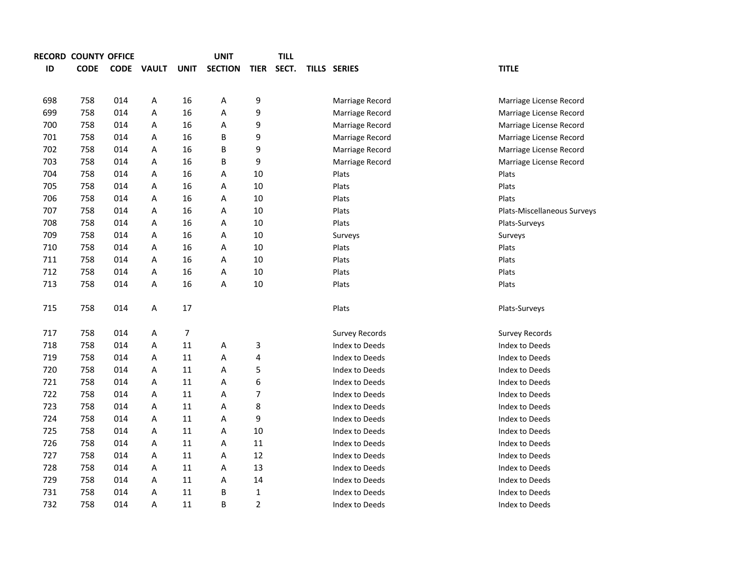| RECORD ID | COUNTY CODE | OFFICE CODE | VAULT | UNIT | UNIT SECTION | TIER | TILL SECT. | TILLS | SERIES | TITLE |
|---|---|---|---|---|---|---|---|---|---|---|
| 698 | 758 | 014 | A | 16 | A | 9 | | | Marriage Record | Marriage License Record |
| 699 | 758 | 014 | A | 16 | A | 9 | | | Marriage Record | Marriage License Record |
| 700 | 758 | 014 | A | 16 | A | 9 | | | Marriage Record | Marriage License Record |
| 701 | 758 | 014 | A | 16 | B | 9 | | | Marriage Record | Marriage License Record |
| 702 | 758 | 014 | A | 16 | B | 9 | | | Marriage Record | Marriage License Record |
| 703 | 758 | 014 | A | 16 | B | 9 | | | Marriage Record | Marriage License Record |
| 704 | 758 | 014 | A | 16 | A | 10 | | | Plats | Plats |
| 705 | 758 | 014 | A | 16 | A | 10 | | | Plats | Plats |
| 706 | 758 | 014 | A | 16 | A | 10 | | | Plats | Plats |
| 707 | 758 | 014 | A | 16 | A | 10 | | | Plats | Plats-Miscellaneous Surveys |
| 708 | 758 | 014 | A | 16 | A | 10 | | | Plats | Plats-Surveys |
| 709 | 758 | 014 | A | 16 | A | 10 | | | Surveys | Surveys |
| 710 | 758 | 014 | A | 16 | A | 10 | | | Plats | Plats |
| 711 | 758 | 014 | A | 16 | A | 10 | | | Plats | Plats |
| 712 | 758 | 014 | A | 16 | A | 10 | | | Plats | Plats |
| 713 | 758 | 014 | A | 16 | A | 10 | | | Plats | Plats |
| 715 | 758 | 014 | A | 17 | | | | | Plats | Plats-Surveys |
| 717 | 758 | 014 | A | 7 | | | | | Survey Records | Survey Records |
| 718 | 758 | 014 | A | 11 | A | 3 | | | Index to Deeds | Index to Deeds |
| 719 | 758 | 014 | A | 11 | A | 4 | | | Index to Deeds | Index to Deeds |
| 720 | 758 | 014 | A | 11 | A | 5 | | | Index to Deeds | Index to Deeds |
| 721 | 758 | 014 | A | 11 | A | 6 | | | Index to Deeds | Index to Deeds |
| 722 | 758 | 014 | A | 11 | A | 7 | | | Index to Deeds | Index to Deeds |
| 723 | 758 | 014 | A | 11 | A | 8 | | | Index to Deeds | Index to Deeds |
| 724 | 758 | 014 | A | 11 | A | 9 | | | Index to Deeds | Index to Deeds |
| 725 | 758 | 014 | A | 11 | A | 10 | | | Index to Deeds | Index to Deeds |
| 726 | 758 | 014 | A | 11 | A | 11 | | | Index to Deeds | Index to Deeds |
| 727 | 758 | 014 | A | 11 | A | 12 | | | Index to Deeds | Index to Deeds |
| 728 | 758 | 014 | A | 11 | A | 13 | | | Index to Deeds | Index to Deeds |
| 729 | 758 | 014 | A | 11 | A | 14 | | | Index to Deeds | Index to Deeds |
| 731 | 758 | 014 | A | 11 | B | 1 | | | Index to Deeds | Index to Deeds |
| 732 | 758 | 014 | A | 11 | B | 2 | | | Index to Deeds | Index to Deeds |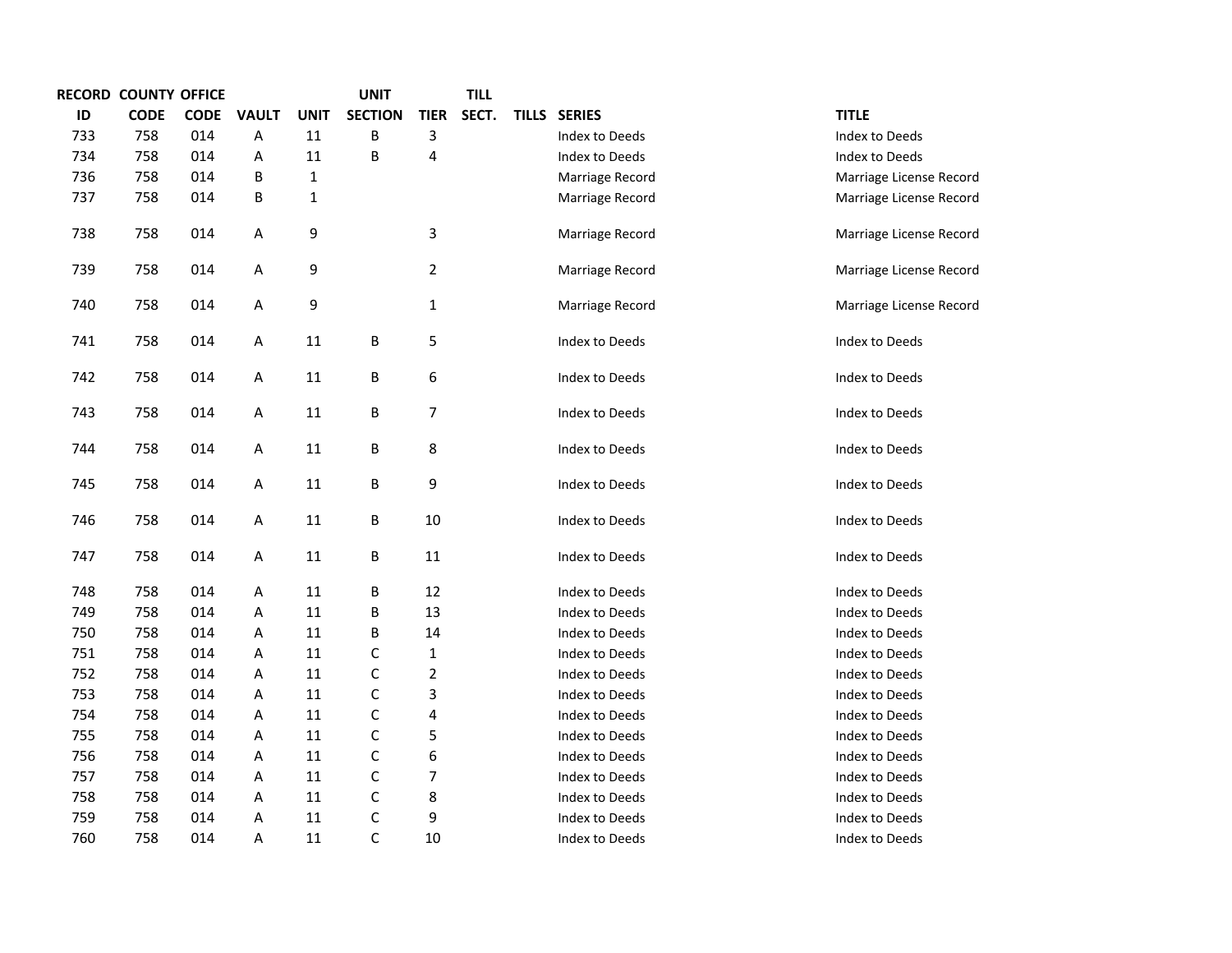| RECORD ID | COUNTY CODE | OFFICE CODE | VAULT | UNIT | UNIT SECTION | TIER | TILL SECT. | TILLS | SERIES | TITLE |
|---|---|---|---|---|---|---|---|---|---|---|
| 733 | 758 | 014 | A | 11 | B | 3 | | | Index to Deeds | Index to Deeds |
| 734 | 758 | 014 | A | 11 | B | 4 | | | Index to Deeds | Index to Deeds |
| 736 | 758 | 014 | B | 1 | | | | | Marriage Record | Marriage License Record |
| 737 | 758 | 014 | B | 1 | | | | | Marriage Record | Marriage License Record |
| 738 | 758 | 014 | A | 9 | | 3 | | | Marriage Record | Marriage License Record |
| 739 | 758 | 014 | A | 9 | | 2 | | | Marriage Record | Marriage License Record |
| 740 | 758 | 014 | A | 9 | | 1 | | | Marriage Record | Marriage License Record |
| 741 | 758 | 014 | A | 11 | B | 5 | | | Index to Deeds | Index to Deeds |
| 742 | 758 | 014 | A | 11 | B | 6 | | | Index to Deeds | Index to Deeds |
| 743 | 758 | 014 | A | 11 | B | 7 | | | Index to Deeds | Index to Deeds |
| 744 | 758 | 014 | A | 11 | B | 8 | | | Index to Deeds | Index to Deeds |
| 745 | 758 | 014 | A | 11 | B | 9 | | | Index to Deeds | Index to Deeds |
| 746 | 758 | 014 | A | 11 | B | 10 | | | Index to Deeds | Index to Deeds |
| 747 | 758 | 014 | A | 11 | B | 11 | | | Index to Deeds | Index to Deeds |
| 748 | 758 | 014 | A | 11 | B | 12 | | | Index to Deeds | Index to Deeds |
| 749 | 758 | 014 | A | 11 | B | 13 | | | Index to Deeds | Index to Deeds |
| 750 | 758 | 014 | A | 11 | B | 14 | | | Index to Deeds | Index to Deeds |
| 751 | 758 | 014 | A | 11 | C | 1 | | | Index to Deeds | Index to Deeds |
| 752 | 758 | 014 | A | 11 | C | 2 | | | Index to Deeds | Index to Deeds |
| 753 | 758 | 014 | A | 11 | C | 3 | | | Index to Deeds | Index to Deeds |
| 754 | 758 | 014 | A | 11 | C | 4 | | | Index to Deeds | Index to Deeds |
| 755 | 758 | 014 | A | 11 | C | 5 | | | Index to Deeds | Index to Deeds |
| 756 | 758 | 014 | A | 11 | C | 6 | | | Index to Deeds | Index to Deeds |
| 757 | 758 | 014 | A | 11 | C | 7 | | | Index to Deeds | Index to Deeds |
| 758 | 758 | 014 | A | 11 | C | 8 | | | Index to Deeds | Index to Deeds |
| 759 | 758 | 014 | A | 11 | C | 9 | | | Index to Deeds | Index to Deeds |
| 760 | 758 | 014 | A | 11 | C | 10 | | | Index to Deeds | Index to Deeds |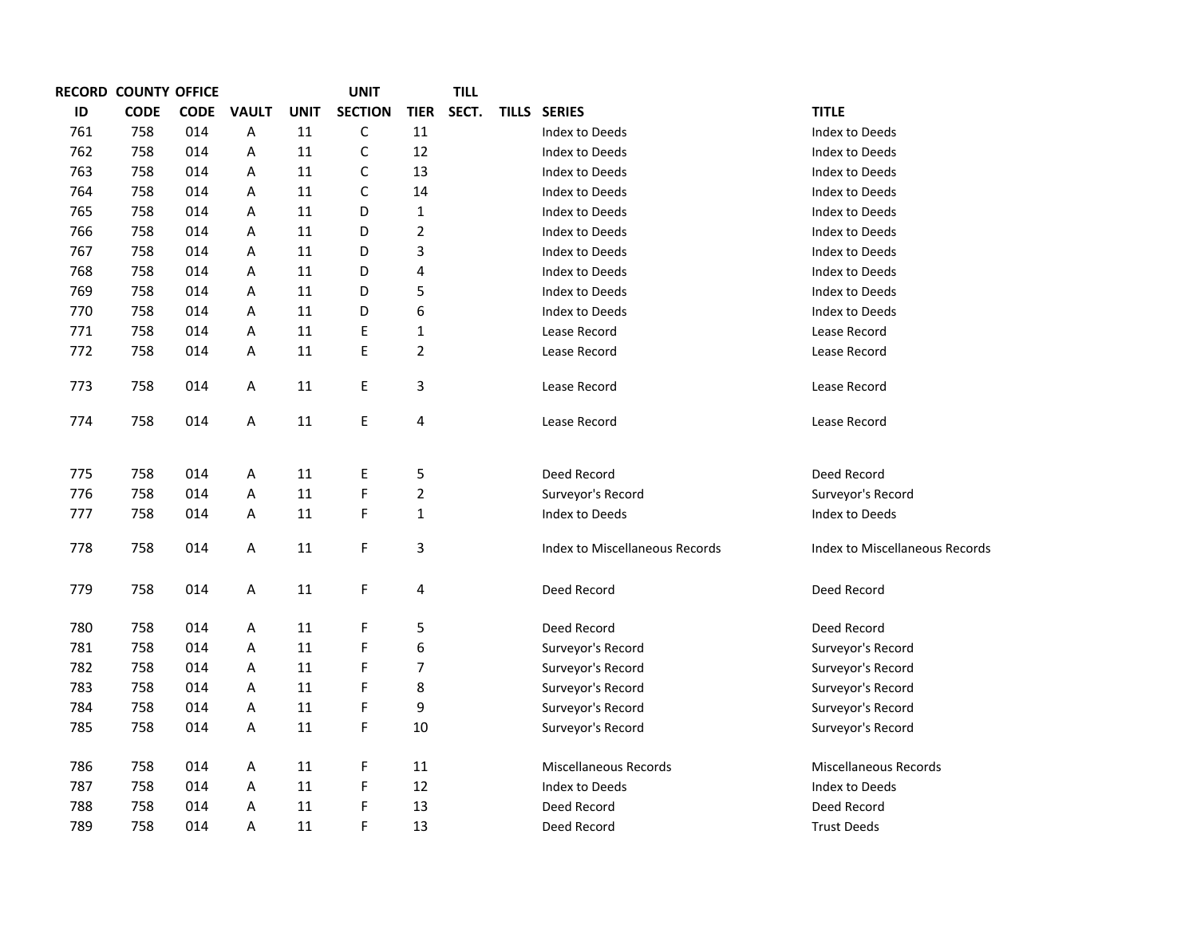| RECORD ID | COUNTY CODE | OFFICE CODE | VAULT | UNIT | UNIT SECTION | TIER | TILL SECT. | TILLS | SERIES | TITLE |
|---|---|---|---|---|---|---|---|---|---|---|
| 761 | 758 | 014 | A | 11 | C | 11 | | | Index to Deeds | Index to Deeds |
| 762 | 758 | 014 | A | 11 | C | 12 | | | Index to Deeds | Index to Deeds |
| 763 | 758 | 014 | A | 11 | C | 13 | | | Index to Deeds | Index to Deeds |
| 764 | 758 | 014 | A | 11 | C | 14 | | | Index to Deeds | Index to Deeds |
| 765 | 758 | 014 | A | 11 | D | 1 | | | Index to Deeds | Index to Deeds |
| 766 | 758 | 014 | A | 11 | D | 2 | | | Index to Deeds | Index to Deeds |
| 767 | 758 | 014 | A | 11 | D | 3 | | | Index to Deeds | Index to Deeds |
| 768 | 758 | 014 | A | 11 | D | 4 | | | Index to Deeds | Index to Deeds |
| 769 | 758 | 014 | A | 11 | D | 5 | | | Index to Deeds | Index to Deeds |
| 770 | 758 | 014 | A | 11 | D | 6 | | | Index to Deeds | Index to Deeds |
| 771 | 758 | 014 | A | 11 | E | 1 | | | Lease Record | Lease Record |
| 772 | 758 | 014 | A | 11 | E | 2 | | | Lease Record | Lease Record |
| 773 | 758 | 014 | A | 11 | E | 3 | | | Lease Record | Lease Record |
| 774 | 758 | 014 | A | 11 | E | 4 | | | Lease Record | Lease Record |
| 775 | 758 | 014 | A | 11 | E | 5 | | | Deed Record | Deed Record |
| 776 | 758 | 014 | A | 11 | F | 2 | | | Surveyor's Record | Surveyor's Record |
| 777 | 758 | 014 | A | 11 | F | 1 | | | Index to Deeds | Index to Deeds |
| 778 | 758 | 014 | A | 11 | F | 3 | | | Index to Miscellaneous Records | Index to Miscellaneous Records |
| 779 | 758 | 014 | A | 11 | F | 4 | | | Deed Record | Deed Record |
| 780 | 758 | 014 | A | 11 | F | 5 | | | Deed Record | Deed Record |
| 781 | 758 | 014 | A | 11 | F | 6 | | | Surveyor's Record | Surveyor's Record |
| 782 | 758 | 014 | A | 11 | F | 7 | | | Surveyor's Record | Surveyor's Record |
| 783 | 758 | 014 | A | 11 | F | 8 | | | Surveyor's Record | Surveyor's Record |
| 784 | 758 | 014 | A | 11 | F | 9 | | | Surveyor's Record | Surveyor's Record |
| 785 | 758 | 014 | A | 11 | F | 10 | | | Surveyor's Record | Surveyor's Record |
| 786 | 758 | 014 | A | 11 | F | 11 | | | Miscellaneous Records | Miscellaneous Records |
| 787 | 758 | 014 | A | 11 | F | 12 | | | Index to Deeds | Index to Deeds |
| 788 | 758 | 014 | A | 11 | F | 13 | | | Deed Record | Deed Record |
| 789 | 758 | 014 | A | 11 | F | 13 | | | Deed Record | Trust Deeds |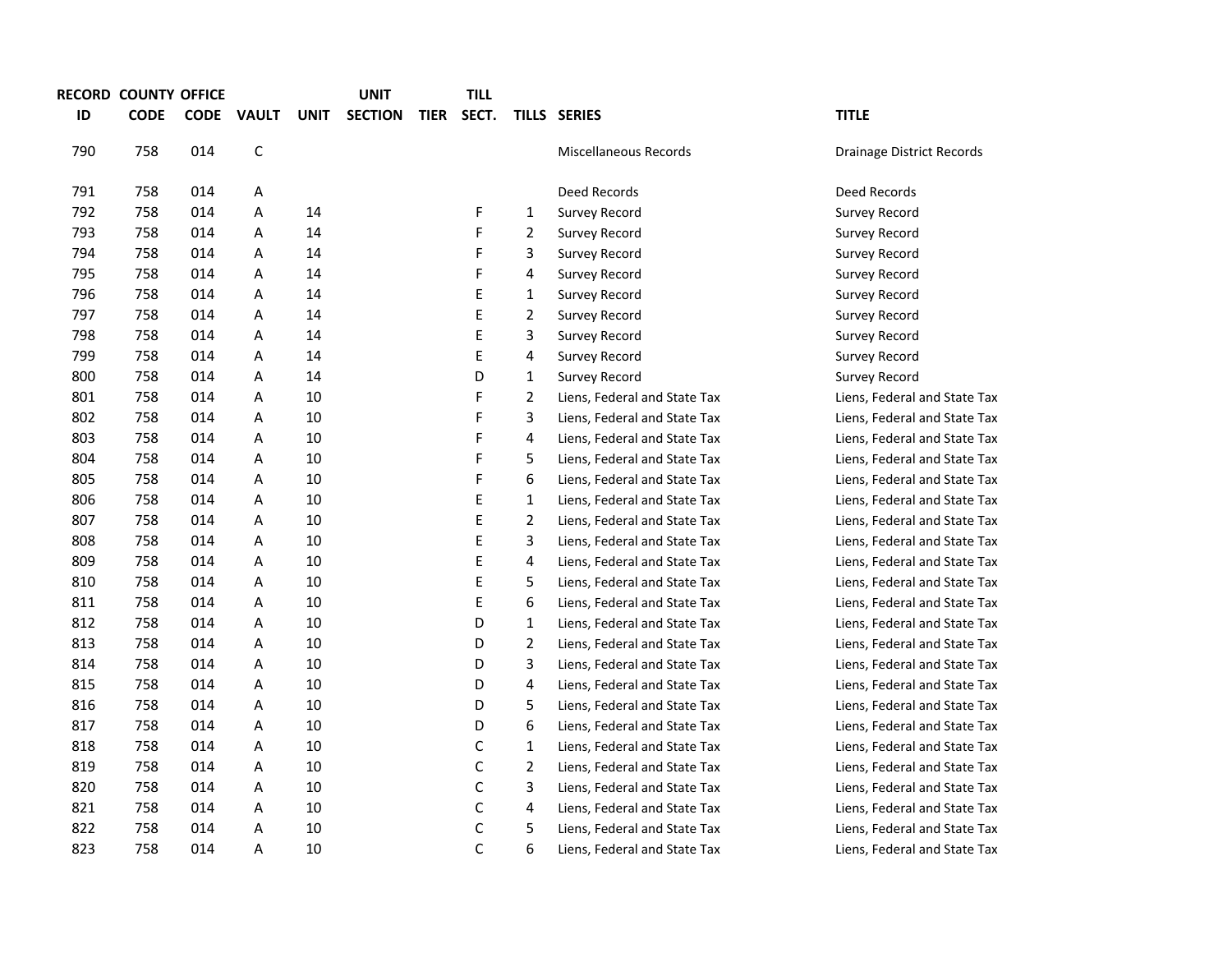| RECORD ID | COUNTY CODE | OFFICE CODE | VAULT | UNIT | UNIT SECTION | TIER | TILL SECT. | TILLS | SERIES | TITLE |
|---|---|---|---|---|---|---|---|---|---|---|
| 790 | 758 | 014 | C | | | | | | Miscellaneous Records | Drainage District Records |
| 791 | 758 | 014 | A | | | | | | Deed Records | Deed Records |
| 792 | 758 | 014 | A | 14 | | | F | 1 | Survey Record | Survey Record |
| 793 | 758 | 014 | A | 14 | | | F | 2 | Survey Record | Survey Record |
| 794 | 758 | 014 | A | 14 | | | F | 3 | Survey Record | Survey Record |
| 795 | 758 | 014 | A | 14 | | | F | 4 | Survey Record | Survey Record |
| 796 | 758 | 014 | A | 14 | | | E | 1 | Survey Record | Survey Record |
| 797 | 758 | 014 | A | 14 | | | E | 2 | Survey Record | Survey Record |
| 798 | 758 | 014 | A | 14 | | | E | 3 | Survey Record | Survey Record |
| 799 | 758 | 014 | A | 14 | | | E | 4 | Survey Record | Survey Record |
| 800 | 758 | 014 | A | 14 | | | D | 1 | Survey Record | Survey Record |
| 801 | 758 | 014 | A | 10 | | | F | 2 | Liens, Federal and State Tax | Liens, Federal and State Tax |
| 802 | 758 | 014 | A | 10 | | | F | 3 | Liens, Federal and State Tax | Liens, Federal and State Tax |
| 803 | 758 | 014 | A | 10 | | | F | 4 | Liens, Federal and State Tax | Liens, Federal and State Tax |
| 804 | 758 | 014 | A | 10 | | | F | 5 | Liens, Federal and State Tax | Liens, Federal and State Tax |
| 805 | 758 | 014 | A | 10 | | | F | 6 | Liens, Federal and State Tax | Liens, Federal and State Tax |
| 806 | 758 | 014 | A | 10 | | | E | 1 | Liens, Federal and State Tax | Liens, Federal and State Tax |
| 807 | 758 | 014 | A | 10 | | | E | 2 | Liens, Federal and State Tax | Liens, Federal and State Tax |
| 808 | 758 | 014 | A | 10 | | | E | 3 | Liens, Federal and State Tax | Liens, Federal and State Tax |
| 809 | 758 | 014 | A | 10 | | | E | 4 | Liens, Federal and State Tax | Liens, Federal and State Tax |
| 810 | 758 | 014 | A | 10 | | | E | 5 | Liens, Federal and State Tax | Liens, Federal and State Tax |
| 811 | 758 | 014 | A | 10 | | | E | 6 | Liens, Federal and State Tax | Liens, Federal and State Tax |
| 812 | 758 | 014 | A | 10 | | | D | 1 | Liens, Federal and State Tax | Liens, Federal and State Tax |
| 813 | 758 | 014 | A | 10 | | | D | 2 | Liens, Federal and State Tax | Liens, Federal and State Tax |
| 814 | 758 | 014 | A | 10 | | | D | 3 | Liens, Federal and State Tax | Liens, Federal and State Tax |
| 815 | 758 | 014 | A | 10 | | | D | 4 | Liens, Federal and State Tax | Liens, Federal and State Tax |
| 816 | 758 | 014 | A | 10 | | | D | 5 | Liens, Federal and State Tax | Liens, Federal and State Tax |
| 817 | 758 | 014 | A | 10 | | | D | 6 | Liens, Federal and State Tax | Liens, Federal and State Tax |
| 818 | 758 | 014 | A | 10 | | | C | 1 | Liens, Federal and State Tax | Liens, Federal and State Tax |
| 819 | 758 | 014 | A | 10 | | | C | 2 | Liens, Federal and State Tax | Liens, Federal and State Tax |
| 820 | 758 | 014 | A | 10 | | | C | 3 | Liens, Federal and State Tax | Liens, Federal and State Tax |
| 821 | 758 | 014 | A | 10 | | | C | 4 | Liens, Federal and State Tax | Liens, Federal and State Tax |
| 822 | 758 | 014 | A | 10 | | | C | 5 | Liens, Federal and State Tax | Liens, Federal and State Tax |
| 823 | 758 | 014 | A | 10 | | | C | 6 | Liens, Federal and State Tax | Liens, Federal and State Tax |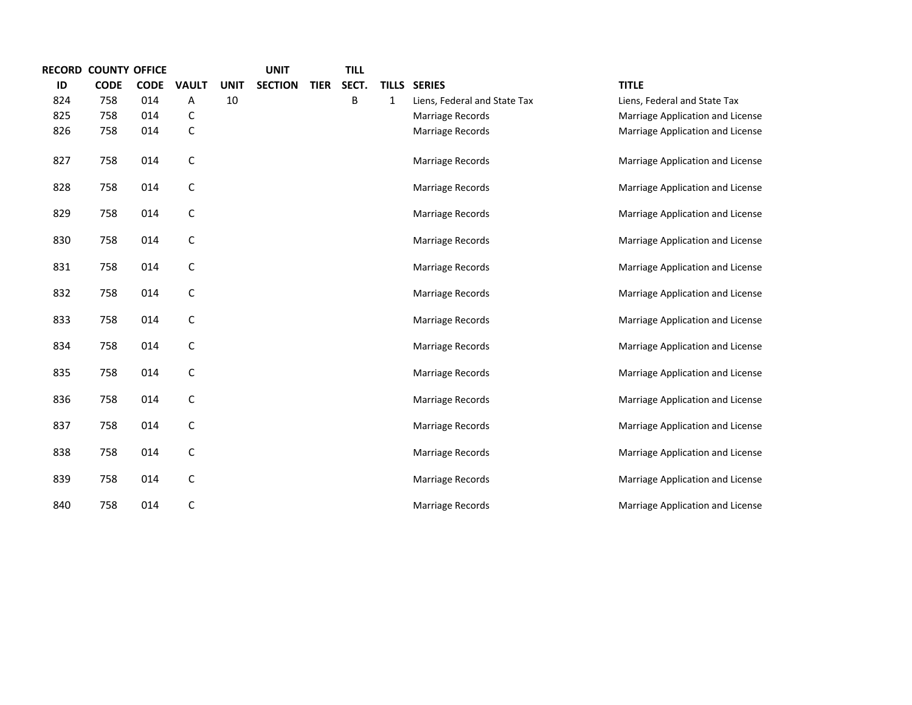| RECORD ID | COUNTY CODE | OFFICE CODE | VAULT | UNIT | UNIT SECTION | TIER | TILL SECT. | TILLS | SERIES | TITLE |
|---|---|---|---|---|---|---|---|---|---|---|
| 824 | 758 | 014 | A | 10 | | | B | 1 | Liens, Federal and State Tax | Liens, Federal and State Tax |
| 825 | 758 | 014 | C | | | | | | Marriage Records | Marriage Application and License |
| 826 | 758 | 014 | C | | | | | | Marriage Records | Marriage Application and License |
| 827 | 758 | 014 | C | | | | | | Marriage Records | Marriage Application and License |
| 828 | 758 | 014 | C | | | | | | Marriage Records | Marriage Application and License |
| 829 | 758 | 014 | C | | | | | | Marriage Records | Marriage Application and License |
| 830 | 758 | 014 | C | | | | | | Marriage Records | Marriage Application and License |
| 831 | 758 | 014 | C | | | | | | Marriage Records | Marriage Application and License |
| 832 | 758 | 014 | C | | | | | | Marriage Records | Marriage Application and License |
| 833 | 758 | 014 | C | | | | | | Marriage Records | Marriage Application and License |
| 834 | 758 | 014 | C | | | | | | Marriage Records | Marriage Application and License |
| 835 | 758 | 014 | C | | | | | | Marriage Records | Marriage Application and License |
| 836 | 758 | 014 | C | | | | | | Marriage Records | Marriage Application and License |
| 837 | 758 | 014 | C | | | | | | Marriage Records | Marriage Application and License |
| 838 | 758 | 014 | C | | | | | | Marriage Records | Marriage Application and License |
| 839 | 758 | 014 | C | | | | | | Marriage Records | Marriage Application and License |
| 840 | 758 | 014 | C | | | | | | Marriage Records | Marriage Application and License |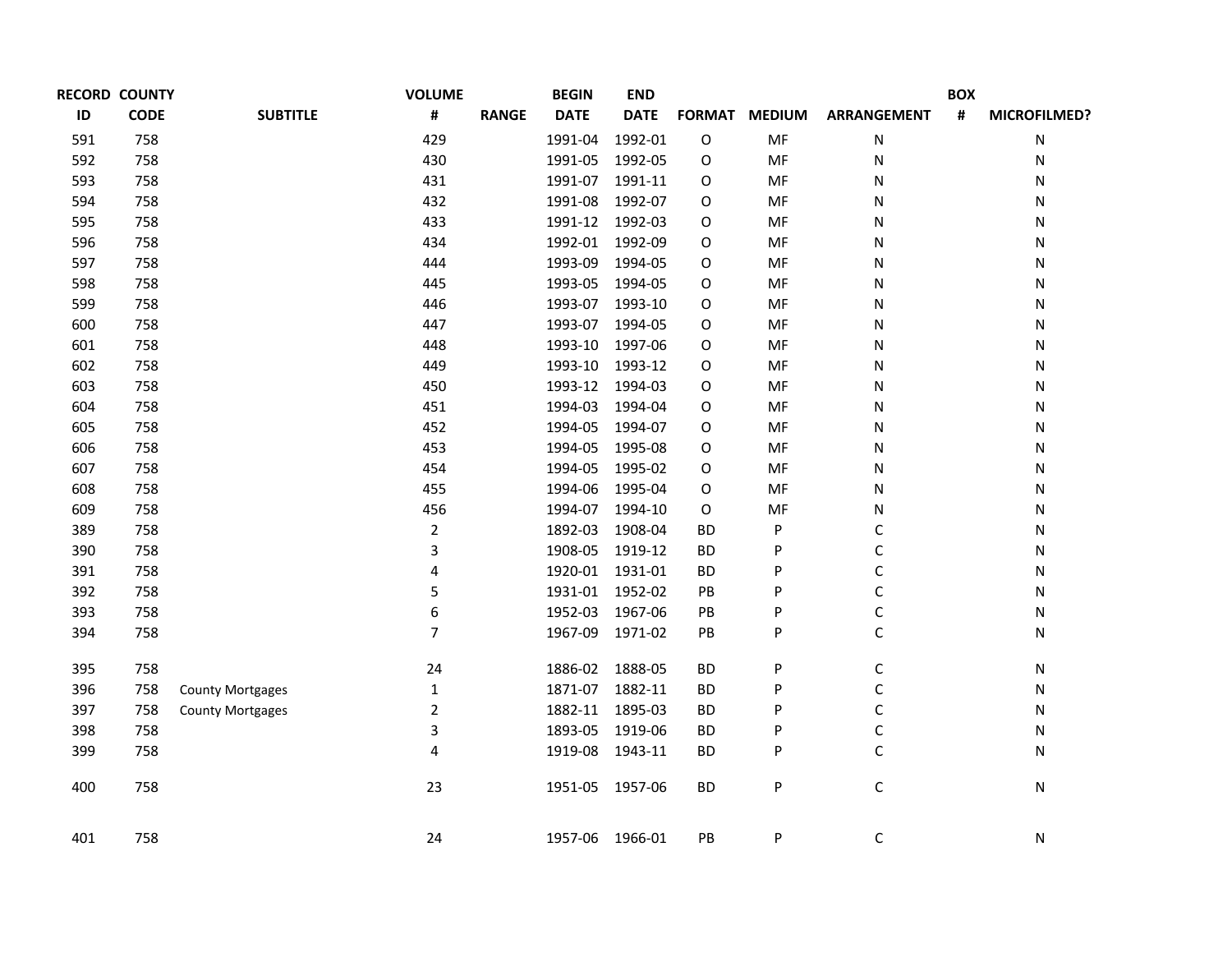| RECORD ID | COUNTY CODE | SUBTITLE | VOLUME # | RANGE | BEGIN DATE | END DATE | FORMAT | MEDIUM | ARRANGEMENT | BOX # | MICROFILMED? |
|---|---|---|---|---|---|---|---|---|---|---|---|
| 591 | 758 | | 429 | | 1991-04 | 1992-01 | O | MF | N | | N |
| 592 | 758 | | 430 | | 1991-05 | 1992-05 | O | MF | N | | N |
| 593 | 758 | | 431 | | 1991-07 | 1991-11 | O | MF | N | | N |
| 594 | 758 | | 432 | | 1991-08 | 1992-07 | O | MF | N | | N |
| 595 | 758 | | 433 | | 1991-12 | 1992-03 | O | MF | N | | N |
| 596 | 758 | | 434 | | 1992-01 | 1992-09 | O | MF | N | | N |
| 597 | 758 | | 444 | | 1993-09 | 1994-05 | O | MF | N | | N |
| 598 | 758 | | 445 | | 1993-05 | 1994-05 | O | MF | N | | N |
| 599 | 758 | | 446 | | 1993-07 | 1993-10 | O | MF | N | | N |
| 600 | 758 | | 447 | | 1993-07 | 1994-05 | O | MF | N | | N |
| 601 | 758 | | 448 | | 1993-10 | 1997-06 | O | MF | N | | N |
| 602 | 758 | | 449 | | 1993-10 | 1993-12 | O | MF | N | | N |
| 603 | 758 | | 450 | | 1993-12 | 1994-03 | O | MF | N | | N |
| 604 | 758 | | 451 | | 1994-03 | 1994-04 | O | MF | N | | N |
| 605 | 758 | | 452 | | 1994-05 | 1994-07 | O | MF | N | | N |
| 606 | 758 | | 453 | | 1994-05 | 1995-08 | O | MF | N | | N |
| 607 | 758 | | 454 | | 1994-05 | 1995-02 | O | MF | N | | N |
| 608 | 758 | | 455 | | 1994-06 | 1995-04 | O | MF | N | | N |
| 609 | 758 | | 456 | | 1994-07 | 1994-10 | O | MF | N | | N |
| 389 | 758 | | 2 | | 1892-03 | 1908-04 | BD | P | C | | N |
| 390 | 758 | | 3 | | 1908-05 | 1919-12 | BD | P | C | | N |
| 391 | 758 | | 4 | | 1920-01 | 1931-01 | BD | P | C | | N |
| 392 | 758 | | 5 | | 1931-01 | 1952-02 | PB | P | C | | N |
| 393 | 758 | | 6 | | 1952-03 | 1967-06 | PB | P | C | | N |
| 394 | 758 | | 7 | | 1967-09 | 1971-02 | PB | P | C | | N |
| 395 | 758 | | 24 | | 1886-02 | 1888-05 | BD | P | C | | N |
| 396 | 758 | County Mortgages | 1 | | 1871-07 | 1882-11 | BD | P | C | | N |
| 397 | 758 | County Mortgages | 2 | | 1882-11 | 1895-03 | BD | P | C | | N |
| 398 | 758 | | 3 | | 1893-05 | 1919-06 | BD | P | C | | N |
| 399 | 758 | | 4 | | 1919-08 | 1943-11 | BD | P | C | | N |
| 400 | 758 | | 23 | | 1951-05 | 1957-06 | BD | P | C | | N |
| 401 | 758 | | 24 | | 1957-06 | 1966-01 | PB | P | C | | N |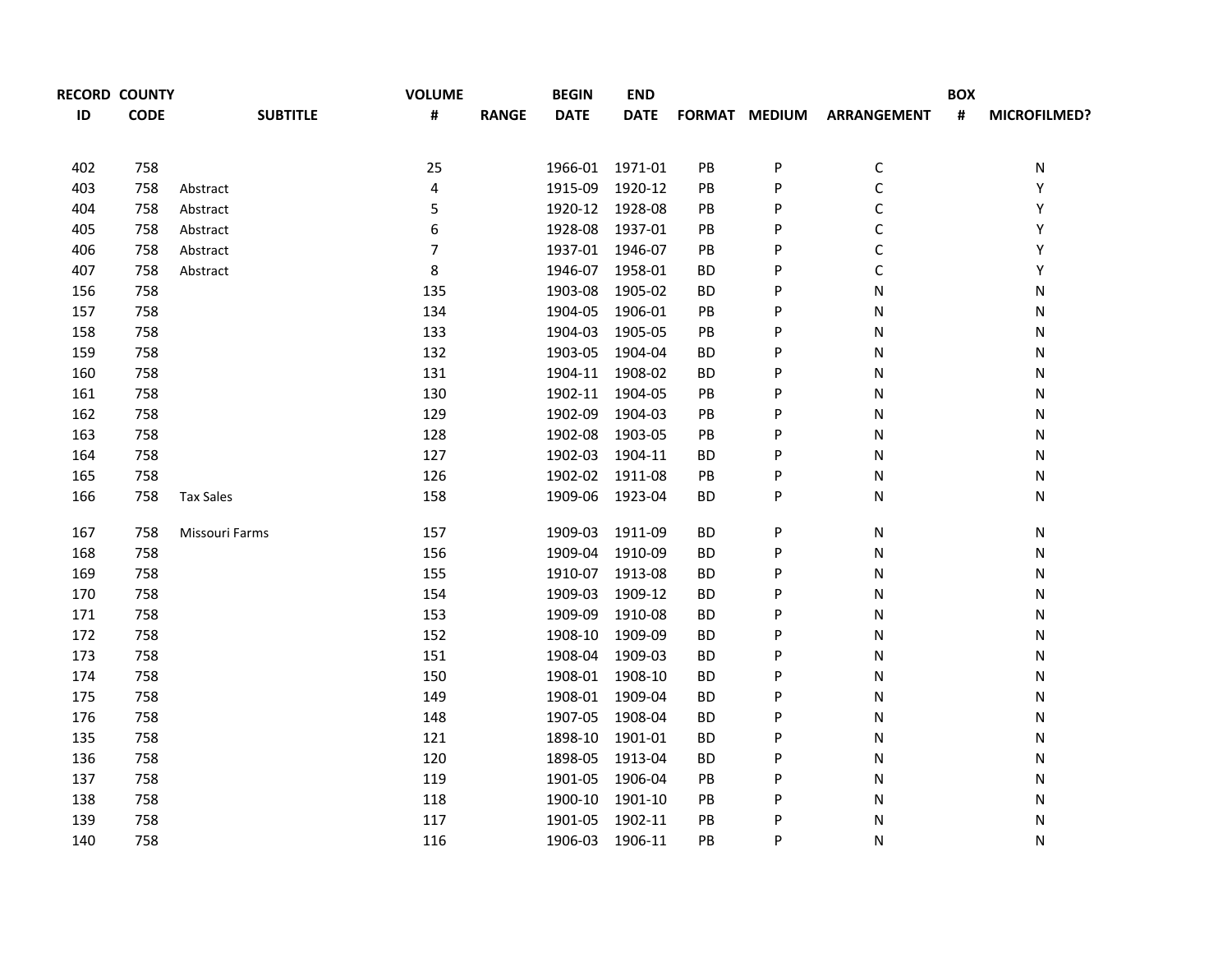| RECORD ID | COUNTY CODE | SUBTITLE | VOLUME # | RANGE | BEGIN DATE | END DATE | FORMAT | MEDIUM | ARRANGEMENT | BOX # | MICROFILMED? |
|---|---|---|---|---|---|---|---|---|---|---|---|
| 402 | 758 | | 25 | | 1966-01 | 1971-01 | PB | P | C | | N |
| 403 | 758 | Abstract | 4 | | 1915-09 | 1920-12 | PB | P | C | | Y |
| 404 | 758 | Abstract | 5 | | 1920-12 | 1928-08 | PB | P | C | | Y |
| 405 | 758 | Abstract | 6 | | 1928-08 | 1937-01 | PB | P | C | | Y |
| 406 | 758 | Abstract | 7 | | 1937-01 | 1946-07 | PB | P | C | | Y |
| 407 | 758 | Abstract | 8 | | 1946-07 | 1958-01 | BD | P | C | | Y |
| 156 | 758 | | 135 | | 1903-08 | 1905-02 | BD | P | N | | N |
| 157 | 758 | | 134 | | 1904-05 | 1906-01 | PB | P | N | | N |
| 158 | 758 | | 133 | | 1904-03 | 1905-05 | PB | P | N | | N |
| 159 | 758 | | 132 | | 1903-05 | 1904-04 | BD | P | N | | N |
| 160 | 758 | | 131 | | 1904-11 | 1908-02 | BD | P | N | | N |
| 161 | 758 | | 130 | | 1902-11 | 1904-05 | PB | P | N | | N |
| 162 | 758 | | 129 | | 1902-09 | 1904-03 | PB | P | N | | N |
| 163 | 758 | | 128 | | 1902-08 | 1903-05 | PB | P | N | | N |
| 164 | 758 | | 127 | | 1902-03 | 1904-11 | BD | P | N | | N |
| 165 | 758 | | 126 | | 1902-02 | 1911-08 | PB | P | N | | N |
| 166 | 758 | Tax Sales | 158 | | 1909-06 | 1923-04 | BD | P | N | | N |
| 167 | 758 | Missouri Farms | 157 | | 1909-03 | 1911-09 | BD | P | N | | N |
| 168 | 758 | | 156 | | 1909-04 | 1910-09 | BD | P | N | | N |
| 169 | 758 | | 155 | | 1910-07 | 1913-08 | BD | P | N | | N |
| 170 | 758 | | 154 | | 1909-03 | 1909-12 | BD | P | N | | N |
| 171 | 758 | | 153 | | 1909-09 | 1910-08 | BD | P | N | | N |
| 172 | 758 | | 152 | | 1908-10 | 1909-09 | BD | P | N | | N |
| 173 | 758 | | 151 | | 1908-04 | 1909-03 | BD | P | N | | N |
| 174 | 758 | | 150 | | 1908-01 | 1908-10 | BD | P | N | | N |
| 175 | 758 | | 149 | | 1908-01 | 1909-04 | BD | P | N | | N |
| 176 | 758 | | 148 | | 1907-05 | 1908-04 | BD | P | N | | N |
| 135 | 758 | | 121 | | 1898-10 | 1901-01 | BD | P | N | | N |
| 136 | 758 | | 120 | | 1898-05 | 1913-04 | BD | P | N | | N |
| 137 | 758 | | 119 | | 1901-05 | 1906-04 | PB | P | N | | N |
| 138 | 758 | | 118 | | 1900-10 | 1901-10 | PB | P | N | | N |
| 139 | 758 | | 117 | | 1901-05 | 1902-11 | PB | P | N | | N |
| 140 | 758 | | 116 | | 1906-03 | 1906-11 | PB | P | N | | N |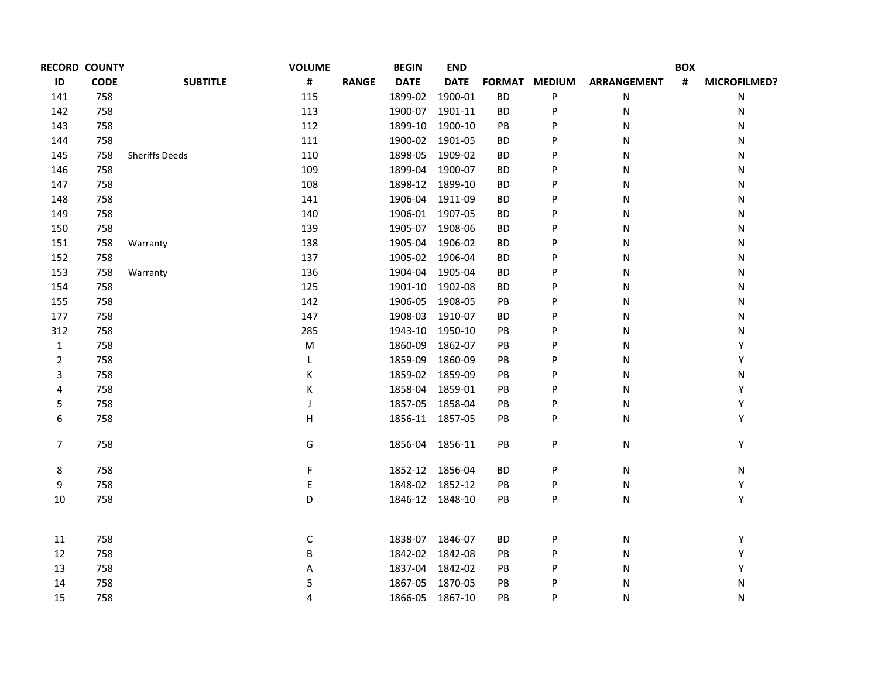| RECORD ID | COUNTY CODE | SUBTITLE | VOLUME # | RANGE | BEGIN DATE | END DATE | FORMAT | MEDIUM | ARRANGEMENT | BOX # | MICROFILMED? |
|---|---|---|---|---|---|---|---|---|---|---|---|
| 141 | 758 | | 115 | | 1899-02 | 1900-01 | BD | P | N | | N |
| 142 | 758 | | 113 | | 1900-07 | 1901-11 | BD | P | N | | N |
| 143 | 758 | | 112 | | 1899-10 | 1900-10 | PB | P | N | | N |
| 144 | 758 | | 111 | | 1900-02 | 1901-05 | BD | P | N | | N |
| 145 | 758 | Sheriffs Deeds | 110 | | 1898-05 | 1909-02 | BD | P | N | | N |
| 146 | 758 | | 109 | | 1899-04 | 1900-07 | BD | P | N | | N |
| 147 | 758 | | 108 | | 1898-12 | 1899-10 | BD | P | N | | N |
| 148 | 758 | | 141 | | 1906-04 | 1911-09 | BD | P | N | | N |
| 149 | 758 | | 140 | | 1906-01 | 1907-05 | BD | P | N | | N |
| 150 | 758 | | 139 | | 1905-07 | 1908-06 | BD | P | N | | N |
| 151 | 758 | Warranty | 138 | | 1905-04 | 1906-02 | BD | P | N | | N |
| 152 | 758 | | 137 | | 1905-02 | 1906-04 | BD | P | N | | N |
| 153 | 758 | Warranty | 136 | | 1904-04 | 1905-04 | BD | P | N | | N |
| 154 | 758 | | 125 | | 1901-10 | 1902-08 | BD | P | N | | N |
| 155 | 758 | | 142 | | 1906-05 | 1908-05 | PB | P | N | | N |
| 177 | 758 | | 147 | | 1908-03 | 1910-07 | BD | P | N | | N |
| 312 | 758 | | 285 | | 1943-10 | 1950-10 | PB | P | N | | N |
| 1 | 758 | | M | | 1860-09 | 1862-07 | PB | P | N | | Y |
| 2 | 758 | | L | | 1859-09 | 1860-09 | PB | P | N | | Y |
| 3 | 758 | | K | | 1859-02 | 1859-09 | PB | P | N | | N |
| 4 | 758 | | K | | 1858-04 | 1859-01 | PB | P | N | | Y |
| 5 | 758 | | J | | 1857-05 | 1858-04 | PB | P | N | | Y |
| 6 | 758 | | H | | 1856-11 | 1857-05 | PB | P | N | | Y |
| 7 | 758 | | G | | 1856-04 | 1856-11 | PB | P | N | | Y |
| 8 | 758 | | F | | 1852-12 | 1856-04 | BD | P | N | | N |
| 9 | 758 | | E | | 1848-02 | 1852-12 | PB | P | N | | Y |
| 10 | 758 | | D | | 1846-12 | 1848-10 | PB | P | N | | Y |
| 11 | 758 | | C | | 1838-07 | 1846-07 | BD | P | N | | Y |
| 12 | 758 | | B | | 1842-02 | 1842-08 | PB | P | N | | Y |
| 13 | 758 | | A | | 1837-04 | 1842-02 | PB | P | N | | Y |
| 14 | 758 | | 5 | | 1867-05 | 1870-05 | PB | P | N | | N |
| 15 | 758 | | 4 | | 1866-05 | 1867-10 | PB | P | N | | N |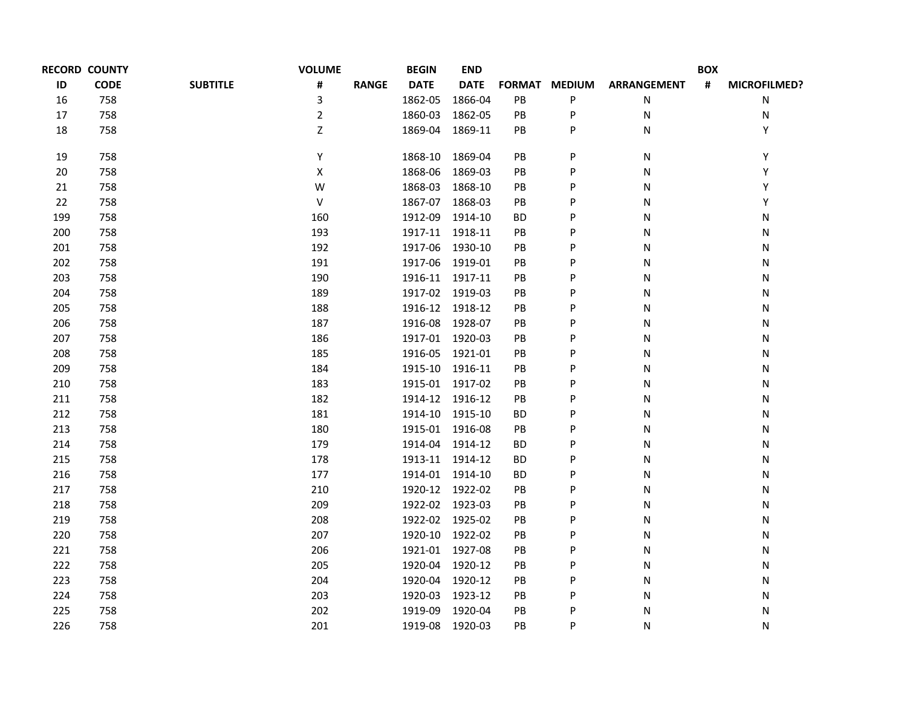| RECORD ID | COUNTY CODE | SUBTITLE | VOLUME # | RANGE | BEGIN DATE | END DATE | FORMAT | MEDIUM | ARRANGEMENT | BOX # | MICROFILMED? |
|---|---|---|---|---|---|---|---|---|---|---|---|
| 16 | 758 | | 3 | | 1862-05 | 1866-04 | PB | P | N | | N |
| 17 | 758 | | 2 | | 1860-03 | 1862-05 | PB | P | N | | N |
| 18 | 758 | | Z | | 1869-04 | 1869-11 | PB | P | N | | Y |
| 19 | 758 | | Y | | 1868-10 | 1869-04 | PB | P | N | | Y |
| 20 | 758 | | X | | 1868-06 | 1869-03 | PB | P | N | | Y |
| 21 | 758 | | W | | 1868-03 | 1868-10 | PB | P | N | | Y |
| 22 | 758 | | V | | 1867-07 | 1868-03 | PB | P | N | | Y |
| 199 | 758 | | 160 | | 1912-09 | 1914-10 | BD | P | N | | N |
| 200 | 758 | | 193 | | 1917-11 | 1918-11 | PB | P | N | | N |
| 201 | 758 | | 192 | | 1917-06 | 1930-10 | PB | P | N | | N |
| 202 | 758 | | 191 | | 1917-06 | 1919-01 | PB | P | N | | N |
| 203 | 758 | | 190 | | 1916-11 | 1917-11 | PB | P | N | | N |
| 204 | 758 | | 189 | | 1917-02 | 1919-03 | PB | P | N | | N |
| 205 | 758 | | 188 | | 1916-12 | 1918-12 | PB | P | N | | N |
| 206 | 758 | | 187 | | 1916-08 | 1928-07 | PB | P | N | | N |
| 207 | 758 | | 186 | | 1917-01 | 1920-03 | PB | P | N | | N |
| 208 | 758 | | 185 | | 1916-05 | 1921-01 | PB | P | N | | N |
| 209 | 758 | | 184 | | 1915-10 | 1916-11 | PB | P | N | | N |
| 210 | 758 | | 183 | | 1915-01 | 1917-02 | PB | P | N | | N |
| 211 | 758 | | 182 | | 1914-12 | 1916-12 | PB | P | N | | N |
| 212 | 758 | | 181 | | 1914-10 | 1915-10 | BD | P | N | | N |
| 213 | 758 | | 180 | | 1915-01 | 1916-08 | PB | P | N | | N |
| 214 | 758 | | 179 | | 1914-04 | 1914-12 | BD | P | N | | N |
| 215 | 758 | | 178 | | 1913-11 | 1914-12 | BD | P | N | | N |
| 216 | 758 | | 177 | | 1914-01 | 1914-10 | BD | P | N | | N |
| 217 | 758 | | 210 | | 1920-12 | 1922-02 | PB | P | N | | N |
| 218 | 758 | | 209 | | 1922-02 | 1923-03 | PB | P | N | | N |
| 219 | 758 | | 208 | | 1922-02 | 1925-02 | PB | P | N | | N |
| 220 | 758 | | 207 | | 1920-10 | 1922-02 | PB | P | N | | N |
| 221 | 758 | | 206 | | 1921-01 | 1927-08 | PB | P | N | | N |
| 222 | 758 | | 205 | | 1920-04 | 1920-12 | PB | P | N | | N |
| 223 | 758 | | 204 | | 1920-04 | 1920-12 | PB | P | N | | N |
| 224 | 758 | | 203 | | 1920-03 | 1923-12 | PB | P | N | | N |
| 225 | 758 | | 202 | | 1919-09 | 1920-04 | PB | P | N | | N |
| 226 | 758 | | 201 | | 1919-08 | 1920-03 | PB | P | N | | N |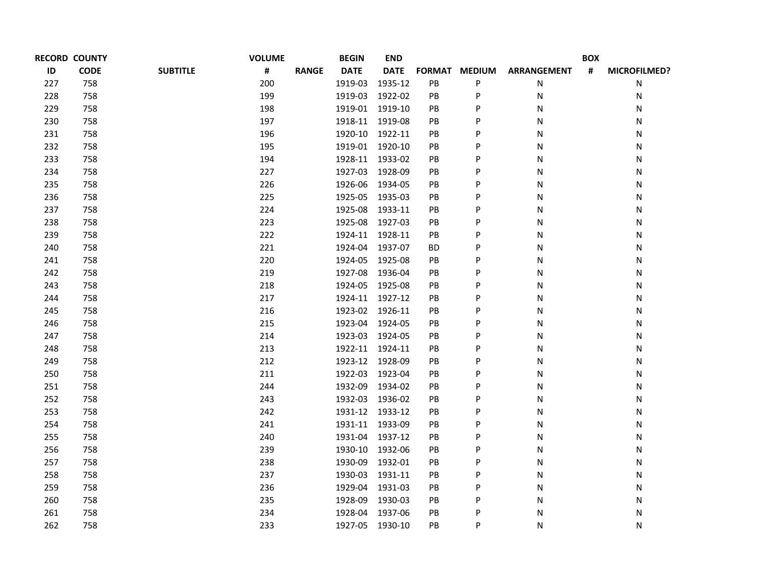| RECORD ID | COUNTY CODE | SUBTITLE | VOLUME # | RANGE | BEGIN DATE | END DATE | FORMAT | MEDIUM | ARRANGEMENT | BOX # | MICROFILMED? |
|---|---|---|---|---|---|---|---|---|---|---|---|
| 227 | 758 | | 200 | | 1919-03 | 1935-12 | PB | P | N | | N |
| 228 | 758 | | 199 | | 1919-03 | 1922-02 | PB | P | N | | N |
| 229 | 758 | | 198 | | 1919-01 | 1919-10 | PB | P | N | | N |
| 230 | 758 | | 197 | | 1918-11 | 1919-08 | PB | P | N | | N |
| 231 | 758 | | 196 | | 1920-10 | 1922-11 | PB | P | N | | N |
| 232 | 758 | | 195 | | 1919-01 | 1920-10 | PB | P | N | | N |
| 233 | 758 | | 194 | | 1928-11 | 1933-02 | PB | P | N | | N |
| 234 | 758 | | 227 | | 1927-03 | 1928-09 | PB | P | N | | N |
| 235 | 758 | | 226 | | 1926-06 | 1934-05 | PB | P | N | | N |
| 236 | 758 | | 225 | | 1925-05 | 1935-03 | PB | P | N | | N |
| 237 | 758 | | 224 | | 1925-08 | 1933-11 | PB | P | N | | N |
| 238 | 758 | | 223 | | 1925-08 | 1927-03 | PB | P | N | | N |
| 239 | 758 | | 222 | | 1924-11 | 1928-11 | PB | P | N | | N |
| 240 | 758 | | 221 | | 1924-04 | 1937-07 | BD | P | N | | N |
| 241 | 758 | | 220 | | 1924-05 | 1925-08 | PB | P | N | | N |
| 242 | 758 | | 219 | | 1927-08 | 1936-04 | PB | P | N | | N |
| 243 | 758 | | 218 | | 1924-05 | 1925-08 | PB | P | N | | N |
| 244 | 758 | | 217 | | 1924-11 | 1927-12 | PB | P | N | | N |
| 245 | 758 | | 216 | | 1923-02 | 1926-11 | PB | P | N | | N |
| 246 | 758 | | 215 | | 1923-04 | 1924-05 | PB | P | N | | N |
| 247 | 758 | | 214 | | 1923-03 | 1924-05 | PB | P | N | | N |
| 248 | 758 | | 213 | | 1922-11 | 1924-11 | PB | P | N | | N |
| 249 | 758 | | 212 | | 1923-12 | 1928-09 | PB | P | N | | N |
| 250 | 758 | | 211 | | 1922-03 | 1923-04 | PB | P | N | | N |
| 251 | 758 | | 244 | | 1932-09 | 1934-02 | PB | P | N | | N |
| 252 | 758 | | 243 | | 1932-03 | 1936-02 | PB | P | N | | N |
| 253 | 758 | | 242 | | 1931-12 | 1933-12 | PB | P | N | | N |
| 254 | 758 | | 241 | | 1931-11 | 1933-09 | PB | P | N | | N |
| 255 | 758 | | 240 | | 1931-04 | 1937-12 | PB | P | N | | N |
| 256 | 758 | | 239 | | 1930-10 | 1932-06 | PB | P | N | | N |
| 257 | 758 | | 238 | | 1930-09 | 1932-01 | PB | P | N | | N |
| 258 | 758 | | 237 | | 1930-03 | 1931-11 | PB | P | N | | N |
| 259 | 758 | | 236 | | 1929-04 | 1931-03 | PB | P | N | | N |
| 260 | 758 | | 235 | | 1928-09 | 1930-03 | PB | P | N | | N |
| 261 | 758 | | 234 | | 1928-04 | 1937-06 | PB | P | N | | N |
| 262 | 758 | | 233 | | 1927-05 | 1930-10 | PB | P | N | | N |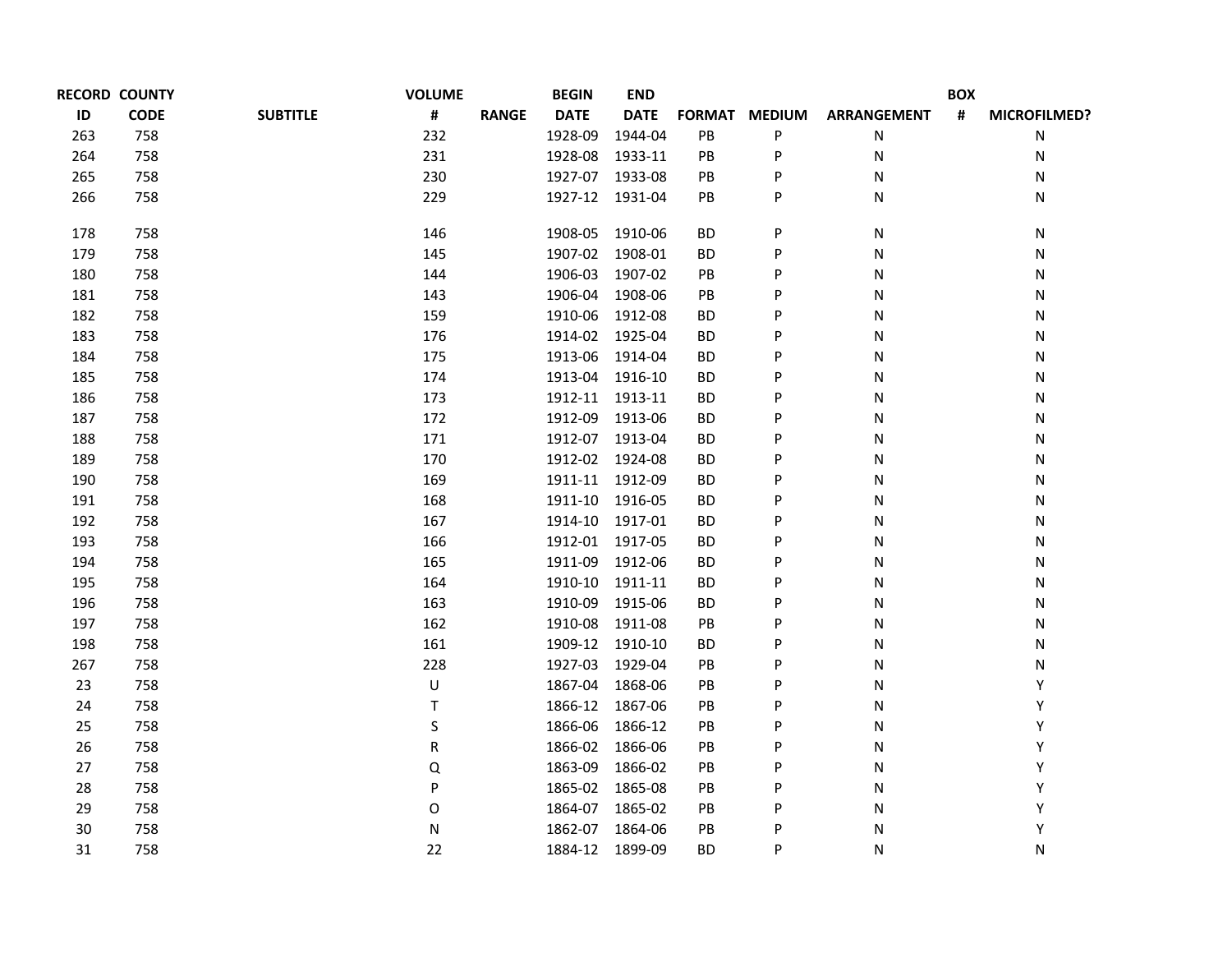| RECORD ID | COUNTY CODE | SUBTITLE | VOLUME # | RANGE | BEGIN DATE | END DATE | FORMAT | MEDIUM | ARRANGEMENT | BOX # | MICROFILMED? |
|---|---|---|---|---|---|---|---|---|---|---|---|
| 263 | 758 | | 232 | | 1928-09 | 1944-04 | PB | P | N | | N |
| 264 | 758 | | 231 | | 1928-08 | 1933-11 | PB | P | N | | N |
| 265 | 758 | | 230 | | 1927-07 | 1933-08 | PB | P | N | | N |
| 266 | 758 | | 229 | | 1927-12 | 1931-04 | PB | P | N | | N |
| 178 | 758 | | 146 | | 1908-05 | 1910-06 | BD | P | N | | N |
| 179 | 758 | | 145 | | 1907-02 | 1908-01 | BD | P | N | | N |
| 180 | 758 | | 144 | | 1906-03 | 1907-02 | PB | P | N | | N |
| 181 | 758 | | 143 | | 1906-04 | 1908-06 | PB | P | N | | N |
| 182 | 758 | | 159 | | 1910-06 | 1912-08 | BD | P | N | | N |
| 183 | 758 | | 176 | | 1914-02 | 1925-04 | BD | P | N | | N |
| 184 | 758 | | 175 | | 1913-06 | 1914-04 | BD | P | N | | N |
| 185 | 758 | | 174 | | 1913-04 | 1916-10 | BD | P | N | | N |
| 186 | 758 | | 173 | | 1912-11 | 1913-11 | BD | P | N | | N |
| 187 | 758 | | 172 | | 1912-09 | 1913-06 | BD | P | N | | N |
| 188 | 758 | | 171 | | 1912-07 | 1913-04 | BD | P | N | | N |
| 189 | 758 | | 170 | | 1912-02 | 1924-08 | BD | P | N | | N |
| 190 | 758 | | 169 | | 1911-11 | 1912-09 | BD | P | N | | N |
| 191 | 758 | | 168 | | 1911-10 | 1916-05 | BD | P | N | | N |
| 192 | 758 | | 167 | | 1914-10 | 1917-01 | BD | P | N | | N |
| 193 | 758 | | 166 | | 1912-01 | 1917-05 | BD | P | N | | N |
| 194 | 758 | | 165 | | 1911-09 | 1912-06 | BD | P | N | | N |
| 195 | 758 | | 164 | | 1910-10 | 1911-11 | BD | P | N | | N |
| 196 | 758 | | 163 | | 1910-09 | 1915-06 | BD | P | N | | N |
| 197 | 758 | | 162 | | 1910-08 | 1911-08 | PB | P | N | | N |
| 198 | 758 | | 161 | | 1909-12 | 1910-10 | BD | P | N | | N |
| 267 | 758 | | 228 | | 1927-03 | 1929-04 | PB | P | N | | N |
| 23 | 758 | | U | | 1867-04 | 1868-06 | PB | P | N | | Y |
| 24 | 758 | | T | | 1866-12 | 1867-06 | PB | P | N | | Y |
| 25 | 758 | | S | | 1866-06 | 1866-12 | PB | P | N | | Y |
| 26 | 758 | | R | | 1866-02 | 1866-06 | PB | P | N | | Y |
| 27 | 758 | | Q | | 1863-09 | 1866-02 | PB | P | N | | Y |
| 28 | 758 | | P | | 1865-02 | 1865-08 | PB | P | N | | Y |
| 29 | 758 | | O | | 1864-07 | 1865-02 | PB | P | N | | Y |
| 30 | 758 | | N | | 1862-07 | 1864-06 | PB | P | N | | Y |
| 31 | 758 | | 22 | | 1884-12 | 1899-09 | BD | P | N | | N |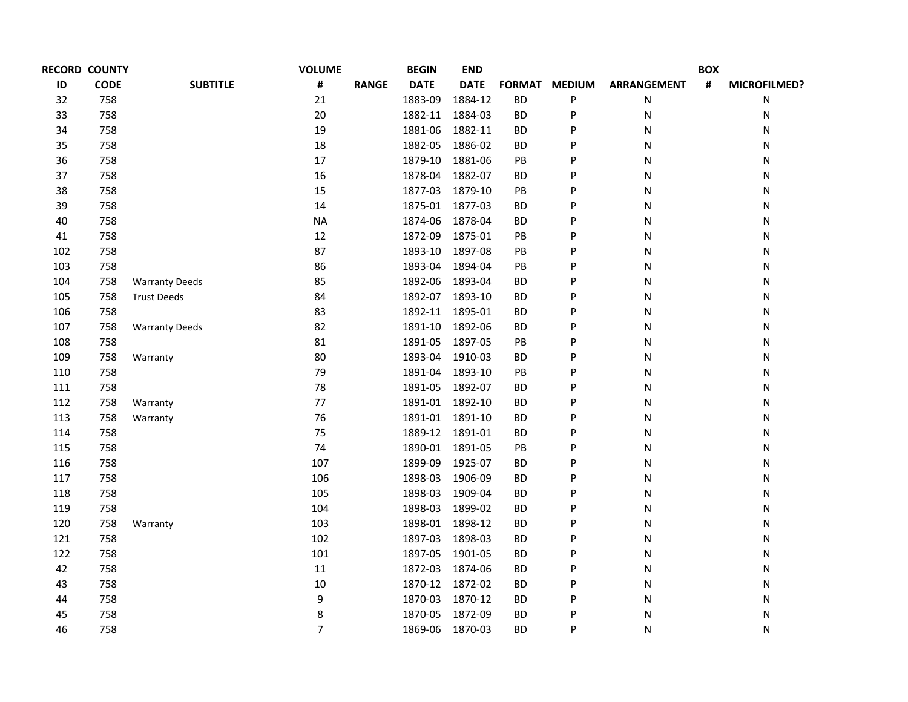| RECORD ID | COUNTY CODE | SUBTITLE | VOLUME # | RANGE | BEGIN DATE | END DATE | FORMAT | MEDIUM | ARRANGEMENT | BOX # | MICROFILMED? |
|---|---|---|---|---|---|---|---|---|---|---|---|
| 32 | 758 | | 21 | | 1883-09 | 1884-12 | BD | P | N | | N |
| 33 | 758 | | 20 | | 1882-11 | 1884-03 | BD | P | N | | N |
| 34 | 758 | | 19 | | 1881-06 | 1882-11 | BD | P | N | | N |
| 35 | 758 | | 18 | | 1882-05 | 1886-02 | BD | P | N | | N |
| 36 | 758 | | 17 | | 1879-10 | 1881-06 | PB | P | N | | N |
| 37 | 758 | | 16 | | 1878-04 | 1882-07 | BD | P | N | | N |
| 38 | 758 | | 15 | | 1877-03 | 1879-10 | PB | P | N | | N |
| 39 | 758 | | 14 | | 1875-01 | 1877-03 | BD | P | N | | N |
| 40 | 758 | | NA | | 1874-06 | 1878-04 | BD | P | N | | N |
| 41 | 758 | | 12 | | 1872-09 | 1875-01 | PB | P | N | | N |
| 102 | 758 | | 87 | | 1893-10 | 1897-08 | PB | P | N | | N |
| 103 | 758 | | 86 | | 1893-04 | 1894-04 | PB | P | N | | N |
| 104 | 758 | Warranty Deeds | 85 | | 1892-06 | 1893-04 | BD | P | N | | N |
| 105 | 758 | Trust Deeds | 84 | | 1892-07 | 1893-10 | BD | P | N | | N |
| 106 | 758 | | 83 | | 1892-11 | 1895-01 | BD | P | N | | N |
| 107 | 758 | Warranty Deeds | 82 | | 1891-10 | 1892-06 | BD | P | N | | N |
| 108 | 758 | | 81 | | 1891-05 | 1897-05 | PB | P | N | | N |
| 109 | 758 | Warranty | 80 | | 1893-04 | 1910-03 | BD | P | N | | N |
| 110 | 758 | | 79 | | 1891-04 | 1893-10 | PB | P | N | | N |
| 111 | 758 | | 78 | | 1891-05 | 1892-07 | BD | P | N | | N |
| 112 | 758 | Warranty | 77 | | 1891-01 | 1892-10 | BD | P | N | | N |
| 113 | 758 | Warranty | 76 | | 1891-01 | 1891-10 | BD | P | N | | N |
| 114 | 758 | | 75 | | 1889-12 | 1891-01 | BD | P | N | | N |
| 115 | 758 | | 74 | | 1890-01 | 1891-05 | PB | P | N | | N |
| 116 | 758 | | 107 | | 1899-09 | 1925-07 | BD | P | N | | N |
| 117 | 758 | | 106 | | 1898-03 | 1906-09 | BD | P | N | | N |
| 118 | 758 | | 105 | | 1898-03 | 1909-04 | BD | P | N | | N |
| 119 | 758 | | 104 | | 1898-03 | 1899-02 | BD | P | N | | N |
| 120 | 758 | Warranty | 103 | | 1898-01 | 1898-12 | BD | P | N | | N |
| 121 | 758 | | 102 | | 1897-03 | 1898-03 | BD | P | N | | N |
| 122 | 758 | | 101 | | 1897-05 | 1901-05 | BD | P | N | | N |
| 42 | 758 | | 11 | | 1872-03 | 1874-06 | BD | P | N | | N |
| 43 | 758 | | 10 | | 1870-12 | 1872-02 | BD | P | N | | N |
| 44 | 758 | | 9 | | 1870-03 | 1870-12 | BD | P | N | | N |
| 45 | 758 | | 8 | | 1870-05 | 1872-09 | BD | P | N | | N |
| 46 | 758 | | 7 | | 1869-06 | 1870-03 | BD | P | N | | N |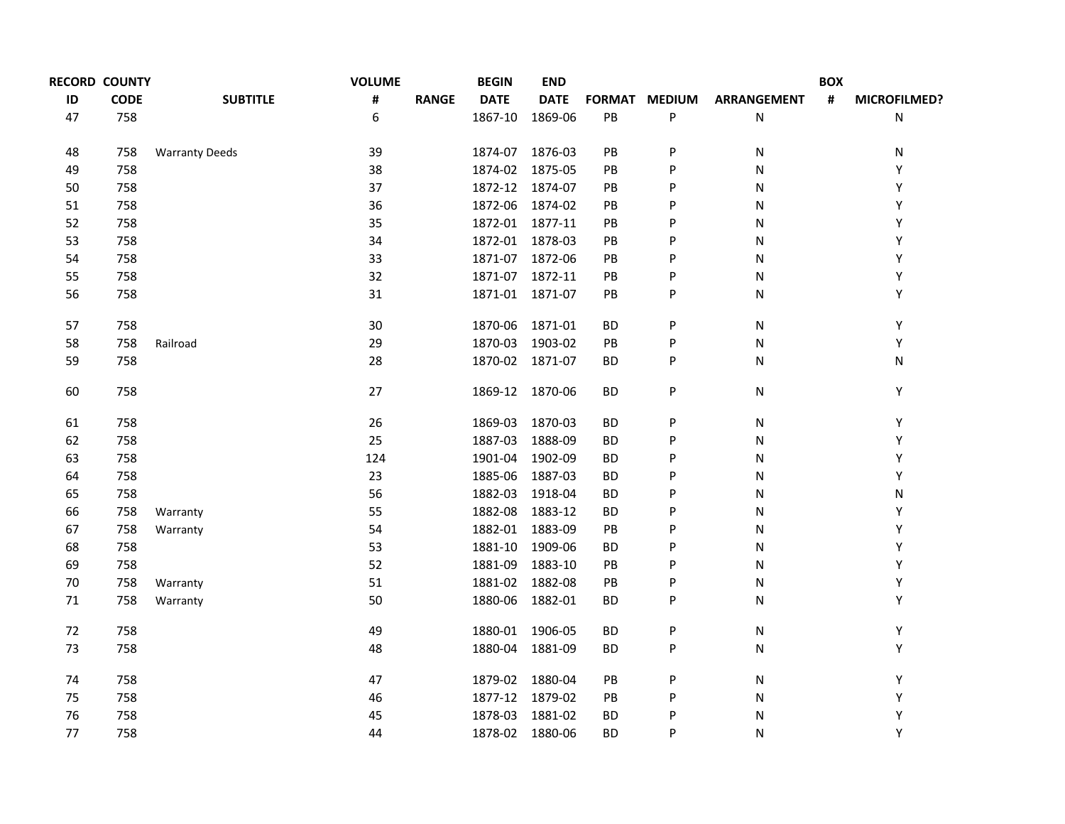| RECORD ID | COUNTY CODE | SUBTITLE | VOLUME # | RANGE | BEGIN DATE | END DATE | FORMAT | MEDIUM | ARRANGEMENT | BOX # | MICROFILMED? |
|---|---|---|---|---|---|---|---|---|---|---|---|
| 47 | 758 | | 6 | | 1867-10 | 1869-06 | PB | P | N | | N |
| 48 | 758 | Warranty Deeds | 39 | | 1874-07 | 1876-03 | PB | P | N | | N |
| 49 | 758 | | 38 | | 1874-02 | 1875-05 | PB | P | N | | Y |
| 50 | 758 | | 37 | | 1872-12 | 1874-07 | PB | P | N | | Y |
| 51 | 758 | | 36 | | 1872-06 | 1874-02 | PB | P | N | | Y |
| 52 | 758 | | 35 | | 1872-01 | 1877-11 | PB | P | N | | Y |
| 53 | 758 | | 34 | | 1872-01 | 1878-03 | PB | P | N | | Y |
| 54 | 758 | | 33 | | 1871-07 | 1872-06 | PB | P | N | | Y |
| 55 | 758 | | 32 | | 1871-07 | 1872-11 | PB | P | N | | Y |
| 56 | 758 | | 31 | | 1871-01 | 1871-07 | PB | P | N | | Y |
| 57 | 758 | | 30 | | 1870-06 | 1871-01 | BD | P | N | | Y |
| 58 | 758 | Railroad | 29 | | 1870-03 | 1903-02 | PB | P | N | | Y |
| 59 | 758 | | 28 | | 1870-02 | 1871-07 | BD | P | N | | N |
| 60 | 758 | | 27 | | 1869-12 | 1870-06 | BD | P | N | | Y |
| 61 | 758 | | 26 | | 1869-03 | 1870-03 | BD | P | N | | Y |
| 62 | 758 | | 25 | | 1887-03 | 1888-09 | BD | P | N | | Y |
| 63 | 758 | | 124 | | 1901-04 | 1902-09 | BD | P | N | | Y |
| 64 | 758 | | 23 | | 1885-06 | 1887-03 | BD | P | N | | Y |
| 65 | 758 | | 56 | | 1882-03 | 1918-04 | BD | P | N | | N |
| 66 | 758 | Warranty | 55 | | 1882-08 | 1883-12 | BD | P | N | | Y |
| 67 | 758 | Warranty | 54 | | 1882-01 | 1883-09 | PB | P | N | | Y |
| 68 | 758 | | 53 | | 1881-10 | 1909-06 | BD | P | N | | Y |
| 69 | 758 | | 52 | | 1881-09 | 1883-10 | PB | P | N | | Y |
| 70 | 758 | Warranty | 51 | | 1881-02 | 1882-08 | PB | P | N | | Y |
| 71 | 758 | Warranty | 50 | | 1880-06 | 1882-01 | BD | P | N | | Y |
| 72 | 758 | | 49 | | 1880-01 | 1906-05 | BD | P | N | | Y |
| 73 | 758 | | 48 | | 1880-04 | 1881-09 | BD | P | N | | Y |
| 74 | 758 | | 47 | | 1879-02 | 1880-04 | PB | P | N | | Y |
| 75 | 758 | | 46 | | 1877-12 | 1879-02 | PB | P | N | | Y |
| 76 | 758 | | 45 | | 1878-03 | 1881-02 | BD | P | N | | Y |
| 77 | 758 | | 44 | | 1878-02 | 1880-06 | BD | P | N | | Y |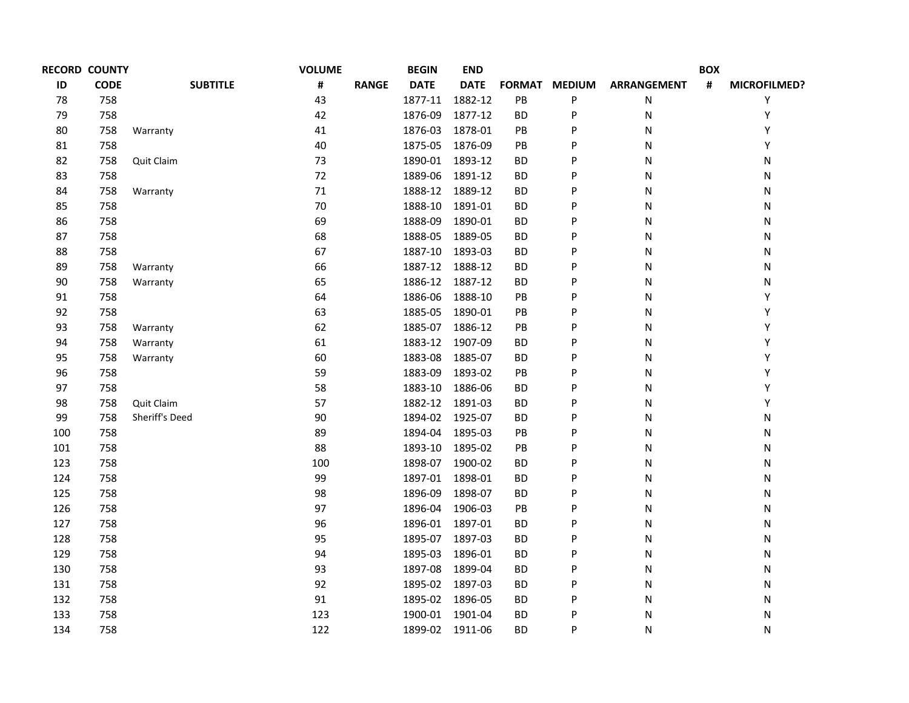| RECORD ID | COUNTY CODE | SUBTITLE | VOLUME # | RANGE | BEGIN DATE | END DATE | FORMAT | MEDIUM | ARRANGEMENT | BOX # | MICROFILMED? |
|---|---|---|---|---|---|---|---|---|---|---|---|
| 78 | 758 | | 43 | | 1877-11 | 1882-12 | PB | P | N | | Y |
| 79 | 758 | | 42 | | 1876-09 | 1877-12 | BD | P | N | | Y |
| 80 | 758 | Warranty | 41 | | 1876-03 | 1878-01 | PB | P | N | | Y |
| 81 | 758 | | 40 | | 1875-05 | 1876-09 | PB | P | N | | Y |
| 82 | 758 | Quit Claim | 73 | | 1890-01 | 1893-12 | BD | P | N | | N |
| 83 | 758 | | 72 | | 1889-06 | 1891-12 | BD | P | N | | N |
| 84 | 758 | Warranty | 71 | | 1888-12 | 1889-12 | BD | P | N | | N |
| 85 | 758 | | 70 | | 1888-10 | 1891-01 | BD | P | N | | N |
| 86 | 758 | | 69 | | 1888-09 | 1890-01 | BD | P | N | | N |
| 87 | 758 | | 68 | | 1888-05 | 1889-05 | BD | P | N | | N |
| 88 | 758 | | 67 | | 1887-10 | 1893-03 | BD | P | N | | N |
| 89 | 758 | Warranty | 66 | | 1887-12 | 1888-12 | BD | P | N | | N |
| 90 | 758 | Warranty | 65 | | 1886-12 | 1887-12 | BD | P | N | | N |
| 91 | 758 | | 64 | | 1886-06 | 1888-10 | PB | P | N | | Y |
| 92 | 758 | | 63 | | 1885-05 | 1890-01 | PB | P | N | | Y |
| 93 | 758 | Warranty | 62 | | 1885-07 | 1886-12 | PB | P | N | | Y |
| 94 | 758 | Warranty | 61 | | 1883-12 | 1907-09 | BD | P | N | | Y |
| 95 | 758 | Warranty | 60 | | 1883-08 | 1885-07 | BD | P | N | | Y |
| 96 | 758 | | 59 | | 1883-09 | 1893-02 | PB | P | N | | Y |
| 97 | 758 | | 58 | | 1883-10 | 1886-06 | BD | P | N | | Y |
| 98 | 758 | Quit Claim | 57 | | 1882-12 | 1891-03 | BD | P | N | | Y |
| 99 | 758 | Sheriff's Deed | 90 | | 1894-02 | 1925-07 | BD | P | N | | N |
| 100 | 758 | | 89 | | 1894-04 | 1895-03 | PB | P | N | | N |
| 101 | 758 | | 88 | | 1893-10 | 1895-02 | PB | P | N | | N |
| 123 | 758 | | 100 | | 1898-07 | 1900-02 | BD | P | N | | N |
| 124 | 758 | | 99 | | 1897-01 | 1898-01 | BD | P | N | | N |
| 125 | 758 | | 98 | | 1896-09 | 1898-07 | BD | P | N | | N |
| 126 | 758 | | 97 | | 1896-04 | 1906-03 | PB | P | N | | N |
| 127 | 758 | | 96 | | 1896-01 | 1897-01 | BD | P | N | | N |
| 128 | 758 | | 95 | | 1895-07 | 1897-03 | BD | P | N | | N |
| 129 | 758 | | 94 | | 1895-03 | 1896-01 | BD | P | N | | N |
| 130 | 758 | | 93 | | 1897-08 | 1899-04 | BD | P | N | | N |
| 131 | 758 | | 92 | | 1895-02 | 1897-03 | BD | P | N | | N |
| 132 | 758 | | 91 | | 1895-02 | 1896-05 | BD | P | N | | N |
| 133 | 758 | | 123 | | 1900-01 | 1901-04 | BD | P | N | | N |
| 134 | 758 | | 122 | | 1899-02 | 1911-06 | BD | P | N | | N |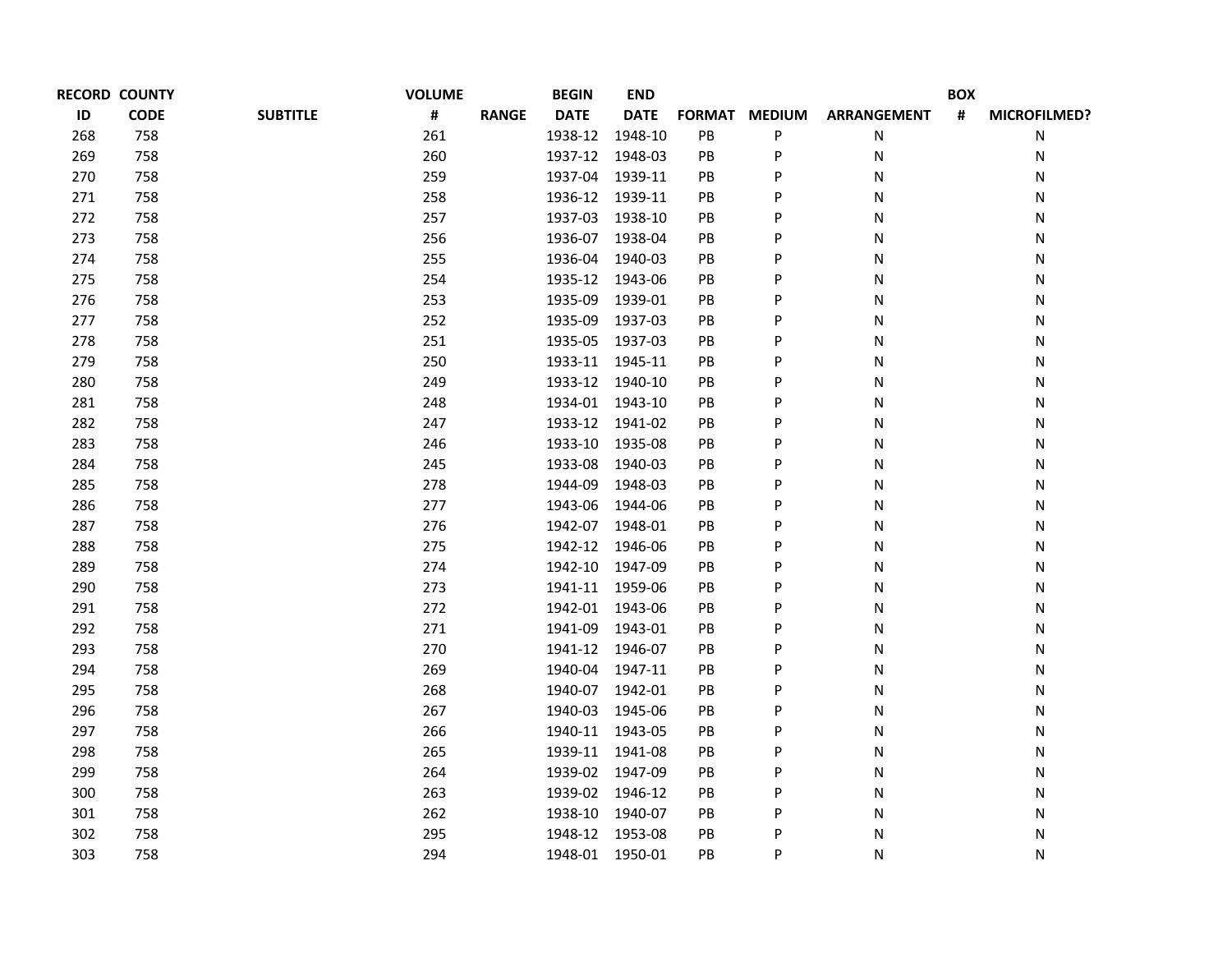| RECORD ID | COUNTY CODE | SUBTITLE | VOLUME # | RANGE | BEGIN DATE | END DATE | FORMAT | MEDIUM | ARRANGEMENT | BOX # | MICROFILMED? |
|---|---|---|---|---|---|---|---|---|---|---|---|
| 268 | 758 | | 261 | | 1938-12 | 1948-10 | PB | P | N | | N |
| 269 | 758 | | 260 | | 1937-12 | 1948-03 | PB | P | N | | N |
| 270 | 758 | | 259 | | 1937-04 | 1939-11 | PB | P | N | | N |
| 271 | 758 | | 258 | | 1936-12 | 1939-11 | PB | P | N | | N |
| 272 | 758 | | 257 | | 1937-03 | 1938-10 | PB | P | N | | N |
| 273 | 758 | | 256 | | 1936-07 | 1938-04 | PB | P | N | | N |
| 274 | 758 | | 255 | | 1936-04 | 1940-03 | PB | P | N | | N |
| 275 | 758 | | 254 | | 1935-12 | 1943-06 | PB | P | N | | N |
| 276 | 758 | | 253 | | 1935-09 | 1939-01 | PB | P | N | | N |
| 277 | 758 | | 252 | | 1935-09 | 1937-03 | PB | P | N | | N |
| 278 | 758 | | 251 | | 1935-05 | 1937-03 | PB | P | N | | N |
| 279 | 758 | | 250 | | 1933-11 | 1945-11 | PB | P | N | | N |
| 280 | 758 | | 249 | | 1933-12 | 1940-10 | PB | P | N | | N |
| 281 | 758 | | 248 | | 1934-01 | 1943-10 | PB | P | N | | N |
| 282 | 758 | | 247 | | 1933-12 | 1941-02 | PB | P | N | | N |
| 283 | 758 | | 246 | | 1933-10 | 1935-08 | PB | P | N | | N |
| 284 | 758 | | 245 | | 1933-08 | 1940-03 | PB | P | N | | N |
| 285 | 758 | | 278 | | 1944-09 | 1948-03 | PB | P | N | | N |
| 286 | 758 | | 277 | | 1943-06 | 1944-06 | PB | P | N | | N |
| 287 | 758 | | 276 | | 1942-07 | 1948-01 | PB | P | N | | N |
| 288 | 758 | | 275 | | 1942-12 | 1946-06 | PB | P | N | | N |
| 289 | 758 | | 274 | | 1942-10 | 1947-09 | PB | P | N | | N |
| 290 | 758 | | 273 | | 1941-11 | 1959-06 | PB | P | N | | N |
| 291 | 758 | | 272 | | 1942-01 | 1943-06 | PB | P | N | | N |
| 292 | 758 | | 271 | | 1941-09 | 1943-01 | PB | P | N | | N |
| 293 | 758 | | 270 | | 1941-12 | 1946-07 | PB | P | N | | N |
| 294 | 758 | | 269 | | 1940-04 | 1947-11 | PB | P | N | | N |
| 295 | 758 | | 268 | | 1940-07 | 1942-01 | PB | P | N | | N |
| 296 | 758 | | 267 | | 1940-03 | 1945-06 | PB | P | N | | N |
| 297 | 758 | | 266 | | 1940-11 | 1943-05 | PB | P | N | | N |
| 298 | 758 | | 265 | | 1939-11 | 1941-08 | PB | P | N | | N |
| 299 | 758 | | 264 | | 1939-02 | 1947-09 | PB | P | N | | N |
| 300 | 758 | | 263 | | 1939-02 | 1946-12 | PB | P | N | | N |
| 301 | 758 | | 262 | | 1938-10 | 1940-07 | PB | P | N | | N |
| 302 | 758 | | 295 | | 1948-12 | 1953-08 | PB | P | N | | N |
| 303 | 758 | | 294 | | 1948-01 | 1950-01 | PB | P | N | | N |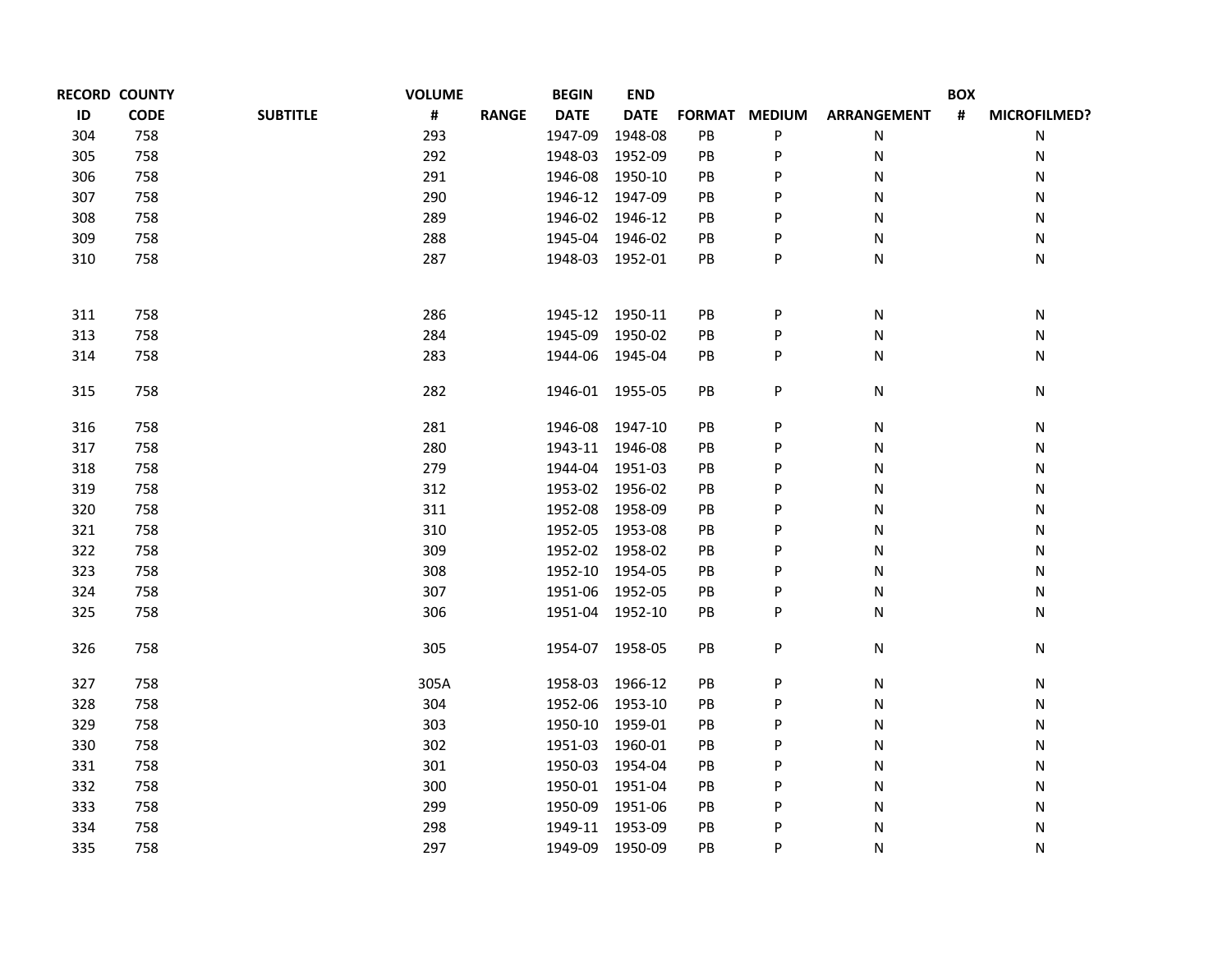| RECORD ID | COUNTY CODE | SUBTITLE | VOLUME # | RANGE | BEGIN DATE | END DATE | FORMAT | MEDIUM | ARRANGEMENT | BOX # | MICROFILMED? |
|---|---|---|---|---|---|---|---|---|---|---|---|
| 304 | 758 | | 293 | | 1947-09 | 1948-08 | PB | P | N | | N |
| 305 | 758 | | 292 | | 1948-03 | 1952-09 | PB | P | N | | N |
| 306 | 758 | | 291 | | 1946-08 | 1950-10 | PB | P | N | | N |
| 307 | 758 | | 290 | | 1946-12 | 1947-09 | PB | P | N | | N |
| 308 | 758 | | 289 | | 1946-02 | 1946-12 | PB | P | N | | N |
| 309 | 758 | | 288 | | 1945-04 | 1946-02 | PB | P | N | | N |
| 310 | 758 | | 287 | | 1948-03 | 1952-01 | PB | P | N | | N |
| 311 | 758 | | 286 | | 1945-12 | 1950-11 | PB | P | N | | N |
| 313 | 758 | | 284 | | 1945-09 | 1950-02 | PB | P | N | | N |
| 314 | 758 | | 283 | | 1944-06 | 1945-04 | PB | P | N | | N |
| 315 | 758 | | 282 | | 1946-01 | 1955-05 | PB | P | N | | N |
| 316 | 758 | | 281 | | 1946-08 | 1947-10 | PB | P | N | | N |
| 317 | 758 | | 280 | | 1943-11 | 1946-08 | PB | P | N | | N |
| 318 | 758 | | 279 | | 1944-04 | 1951-03 | PB | P | N | | N |
| 319 | 758 | | 312 | | 1953-02 | 1956-02 | PB | P | N | | N |
| 320 | 758 | | 311 | | 1952-08 | 1958-09 | PB | P | N | | N |
| 321 | 758 | | 310 | | 1952-05 | 1953-08 | PB | P | N | | N |
| 322 | 758 | | 309 | | 1952-02 | 1958-02 | PB | P | N | | N |
| 323 | 758 | | 308 | | 1952-10 | 1954-05 | PB | P | N | | N |
| 324 | 758 | | 307 | | 1951-06 | 1952-05 | PB | P | N | | N |
| 325 | 758 | | 306 | | 1951-04 | 1952-10 | PB | P | N | | N |
| 326 | 758 | | 305 | | 1954-07 | 1958-05 | PB | P | N | | N |
| 327 | 758 | | 305A | | 1958-03 | 1966-12 | PB | P | N | | N |
| 328 | 758 | | 304 | | 1952-06 | 1953-10 | PB | P | N | | N |
| 329 | 758 | | 303 | | 1950-10 | 1959-01 | PB | P | N | | N |
| 330 | 758 | | 302 | | 1951-03 | 1960-01 | PB | P | N | | N |
| 331 | 758 | | 301 | | 1950-03 | 1954-04 | PB | P | N | | N |
| 332 | 758 | | 300 | | 1950-01 | 1951-04 | PB | P | N | | N |
| 333 | 758 | | 299 | | 1950-09 | 1951-06 | PB | P | N | | N |
| 334 | 758 | | 298 | | 1949-11 | 1953-09 | PB | P | N | | N |
| 335 | 758 | | 297 | | 1949-09 | 1950-09 | PB | P | N | | N |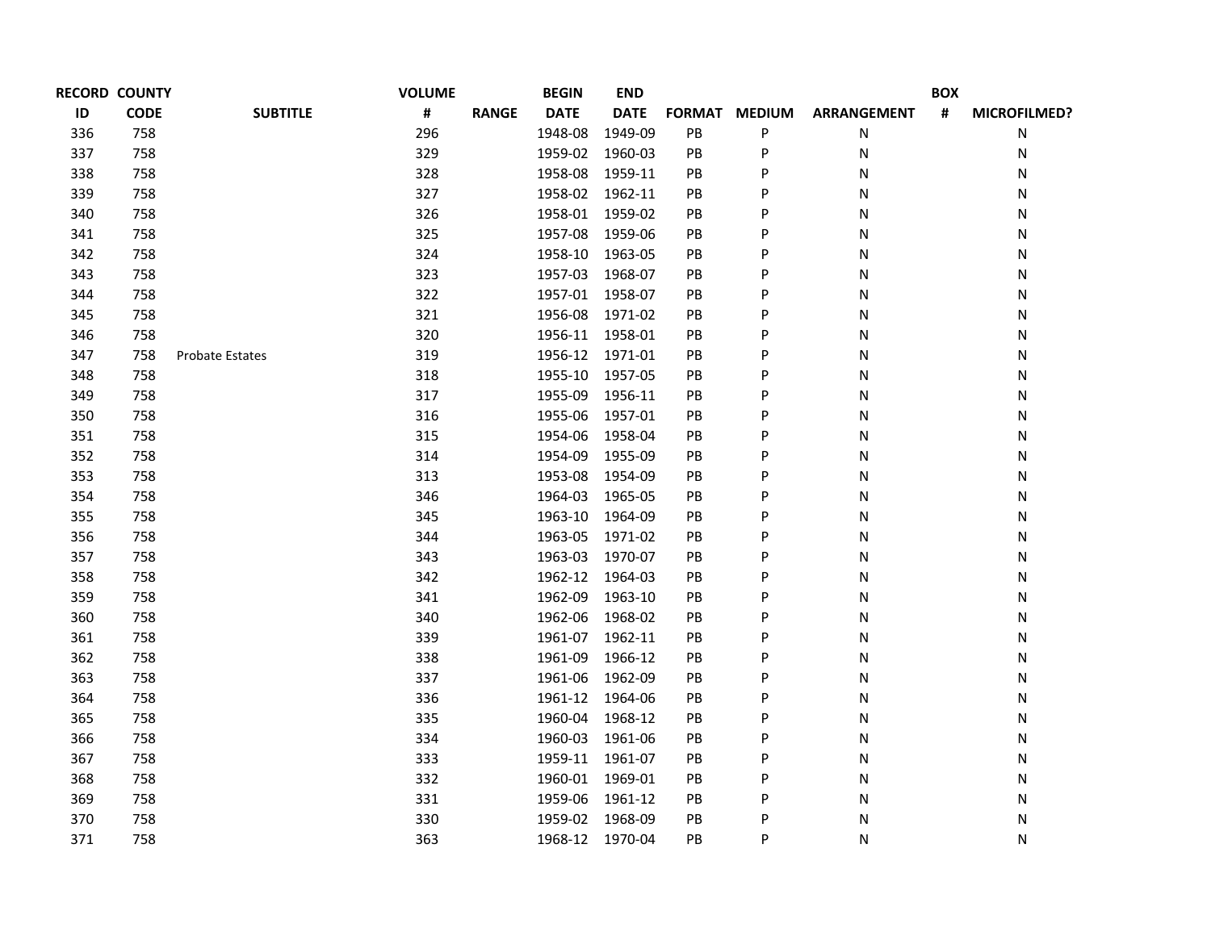| RECORD ID | COUNTY CODE | SUBTITLE | VOLUME # | RANGE | BEGIN DATE | END DATE | FORMAT | MEDIUM | ARRANGEMENT | BOX # | MICROFILMED? |
|---|---|---|---|---|---|---|---|---|---|---|---|
| 336 | 758 | | 296 | | 1948-08 | 1949-09 | PB | P | N | | N |
| 337 | 758 | | 329 | | 1959-02 | 1960-03 | PB | P | N | | N |
| 338 | 758 | | 328 | | 1958-08 | 1959-11 | PB | P | N | | N |
| 339 | 758 | | 327 | | 1958-02 | 1962-11 | PB | P | N | | N |
| 340 | 758 | | 326 | | 1958-01 | 1959-02 | PB | P | N | | N |
| 341 | 758 | | 325 | | 1957-08 | 1959-06 | PB | P | N | | N |
| 342 | 758 | | 324 | | 1958-10 | 1963-05 | PB | P | N | | N |
| 343 | 758 | | 323 | | 1957-03 | 1968-07 | PB | P | N | | N |
| 344 | 758 | | 322 | | 1957-01 | 1958-07 | PB | P | N | | N |
| 345 | 758 | | 321 | | 1956-08 | 1971-02 | PB | P | N | | N |
| 346 | 758 | | 320 | | 1956-11 | 1958-01 | PB | P | N | | N |
| 347 | 758 | Probate Estates | 319 | | 1956-12 | 1971-01 | PB | P | N | | N |
| 348 | 758 | | 318 | | 1955-10 | 1957-05 | PB | P | N | | N |
| 349 | 758 | | 317 | | 1955-09 | 1956-11 | PB | P | N | | N |
| 350 | 758 | | 316 | | 1955-06 | 1957-01 | PB | P | N | | N |
| 351 | 758 | | 315 | | 1954-06 | 1958-04 | PB | P | N | | N |
| 352 | 758 | | 314 | | 1954-09 | 1955-09 | PB | P | N | | N |
| 353 | 758 | | 313 | | 1953-08 | 1954-09 | PB | P | N | | N |
| 354 | 758 | | 346 | | 1964-03 | 1965-05 | PB | P | N | | N |
| 355 | 758 | | 345 | | 1963-10 | 1964-09 | PB | P | N | | N |
| 356 | 758 | | 344 | | 1963-05 | 1971-02 | PB | P | N | | N |
| 357 | 758 | | 343 | | 1963-03 | 1970-07 | PB | P | N | | N |
| 358 | 758 | | 342 | | 1962-12 | 1964-03 | PB | P | N | | N |
| 359 | 758 | | 341 | | 1962-09 | 1963-10 | PB | P | N | | N |
| 360 | 758 | | 340 | | 1962-06 | 1968-02 | PB | P | N | | N |
| 361 | 758 | | 339 | | 1961-07 | 1962-11 | PB | P | N | | N |
| 362 | 758 | | 338 | | 1961-09 | 1966-12 | PB | P | N | | N |
| 363 | 758 | | 337 | | 1961-06 | 1962-09 | PB | P | N | | N |
| 364 | 758 | | 336 | | 1961-12 | 1964-06 | PB | P | N | | N |
| 365 | 758 | | 335 | | 1960-04 | 1968-12 | PB | P | N | | N |
| 366 | 758 | | 334 | | 1960-03 | 1961-06 | PB | P | N | | N |
| 367 | 758 | | 333 | | 1959-11 | 1961-07 | PB | P | N | | N |
| 368 | 758 | | 332 | | 1960-01 | 1969-01 | PB | P | N | | N |
| 369 | 758 | | 331 | | 1959-06 | 1961-12 | PB | P | N | | N |
| 370 | 758 | | 330 | | 1959-02 | 1968-09 | PB | P | N | | N |
| 371 | 758 | | 363 | | 1968-12 | 1970-04 | PB | P | N | | N |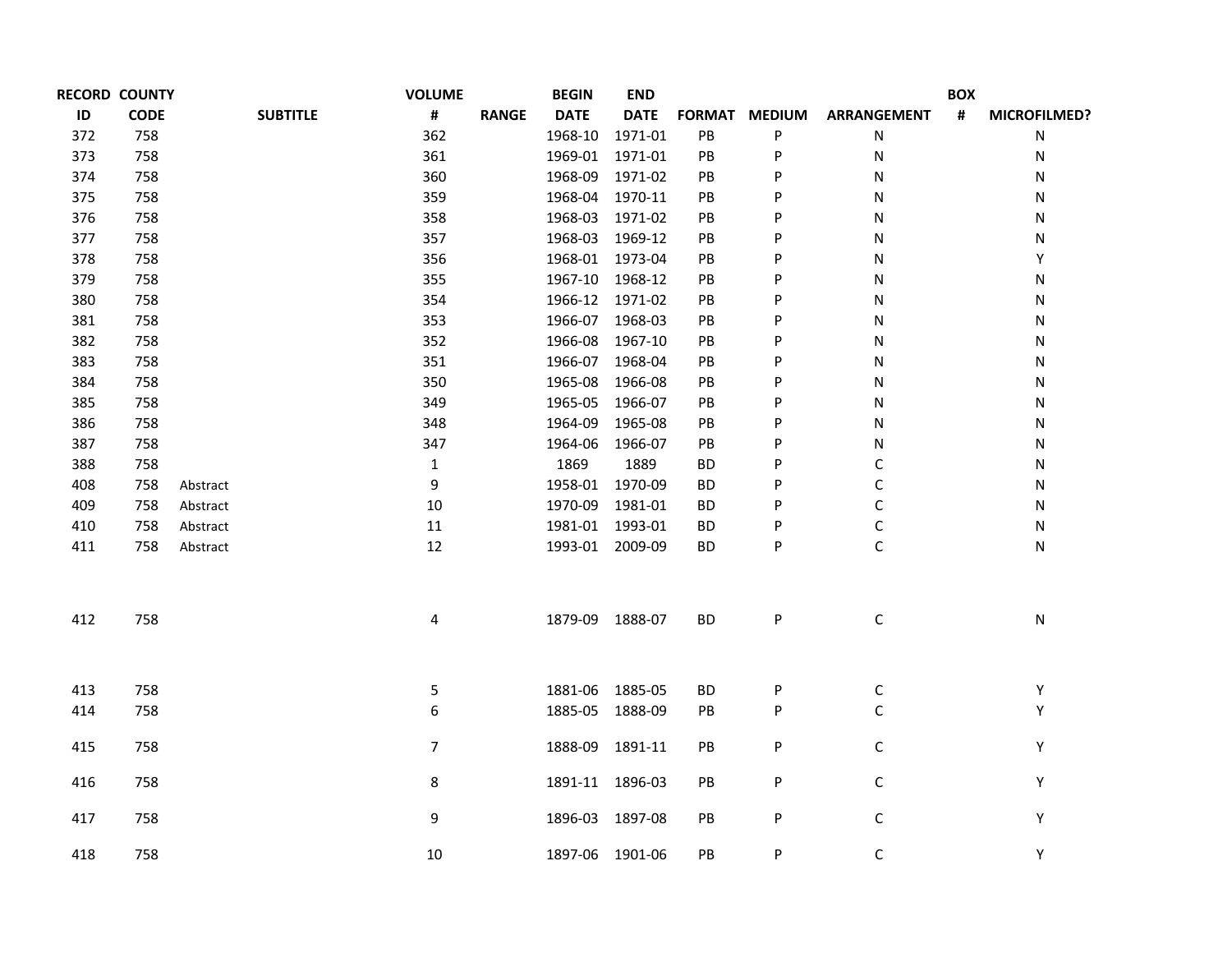| RECORD ID | COUNTY CODE | SUBTITLE | VOLUME # | RANGE | BEGIN DATE | END DATE | FORMAT | MEDIUM | ARRANGEMENT | BOX # | MICROFILMED? |
|---|---|---|---|---|---|---|---|---|---|---|---|
| 372 | 758 | | 362 | | 1968-10 | 1971-01 | PB | P | N | | N |
| 373 | 758 | | 361 | | 1969-01 | 1971-01 | PB | P | N | | N |
| 374 | 758 | | 360 | | 1968-09 | 1971-02 | PB | P | N | | N |
| 375 | 758 | | 359 | | 1968-04 | 1970-11 | PB | P | N | | N |
| 376 | 758 | | 358 | | 1968-03 | 1971-02 | PB | P | N | | N |
| 377 | 758 | | 357 | | 1968-03 | 1969-12 | PB | P | N | | N |
| 378 | 758 | | 356 | | 1968-01 | 1973-04 | PB | P | N | | Y |
| 379 | 758 | | 355 | | 1967-10 | 1968-12 | PB | P | N | | N |
| 380 | 758 | | 354 | | 1966-12 | 1971-02 | PB | P | N | | N |
| 381 | 758 | | 353 | | 1966-07 | 1968-03 | PB | P | N | | N |
| 382 | 758 | | 352 | | 1966-08 | 1967-10 | PB | P | N | | N |
| 383 | 758 | | 351 | | 1966-07 | 1968-04 | PB | P | N | | N |
| 384 | 758 | | 350 | | 1965-08 | 1966-08 | PB | P | N | | N |
| 385 | 758 | | 349 | | 1965-05 | 1966-07 | PB | P | N | | N |
| 386 | 758 | | 348 | | 1964-09 | 1965-08 | PB | P | N | | N |
| 387 | 758 | | 347 | | 1964-06 | 1966-07 | PB | P | N | | N |
| 388 | 758 | | 1 | | 1869 | 1889 | BD | P | C | | N |
| 408 | 758 | Abstract | 9 | | 1958-01 | 1970-09 | BD | P | C | | N |
| 409 | 758 | Abstract | 10 | | 1970-09 | 1981-01 | BD | P | C | | N |
| 410 | 758 | Abstract | 11 | | 1981-01 | 1993-01 | BD | P | C | | N |
| 411 | 758 | Abstract | 12 | | 1993-01 | 2009-09 | BD | P | C | | N |
| 412 | 758 | | 4 | | 1879-09 | 1888-07 | BD | P | C | | N |
| 413 | 758 | | 5 | | 1881-06 | 1885-05 | BD | P | C | | Y |
| 414 | 758 | | 6 | | 1885-05 | 1888-09 | PB | P | C | | Y |
| 415 | 758 | | 7 | | 1888-09 | 1891-11 | PB | P | C | | Y |
| 416 | 758 | | 8 | | 1891-11 | 1896-03 | PB | P | C | | Y |
| 417 | 758 | | 9 | | 1896-03 | 1897-08 | PB | P | C | | Y |
| 418 | 758 | | 10 | | 1897-06 | 1901-06 | PB | P | C | | Y |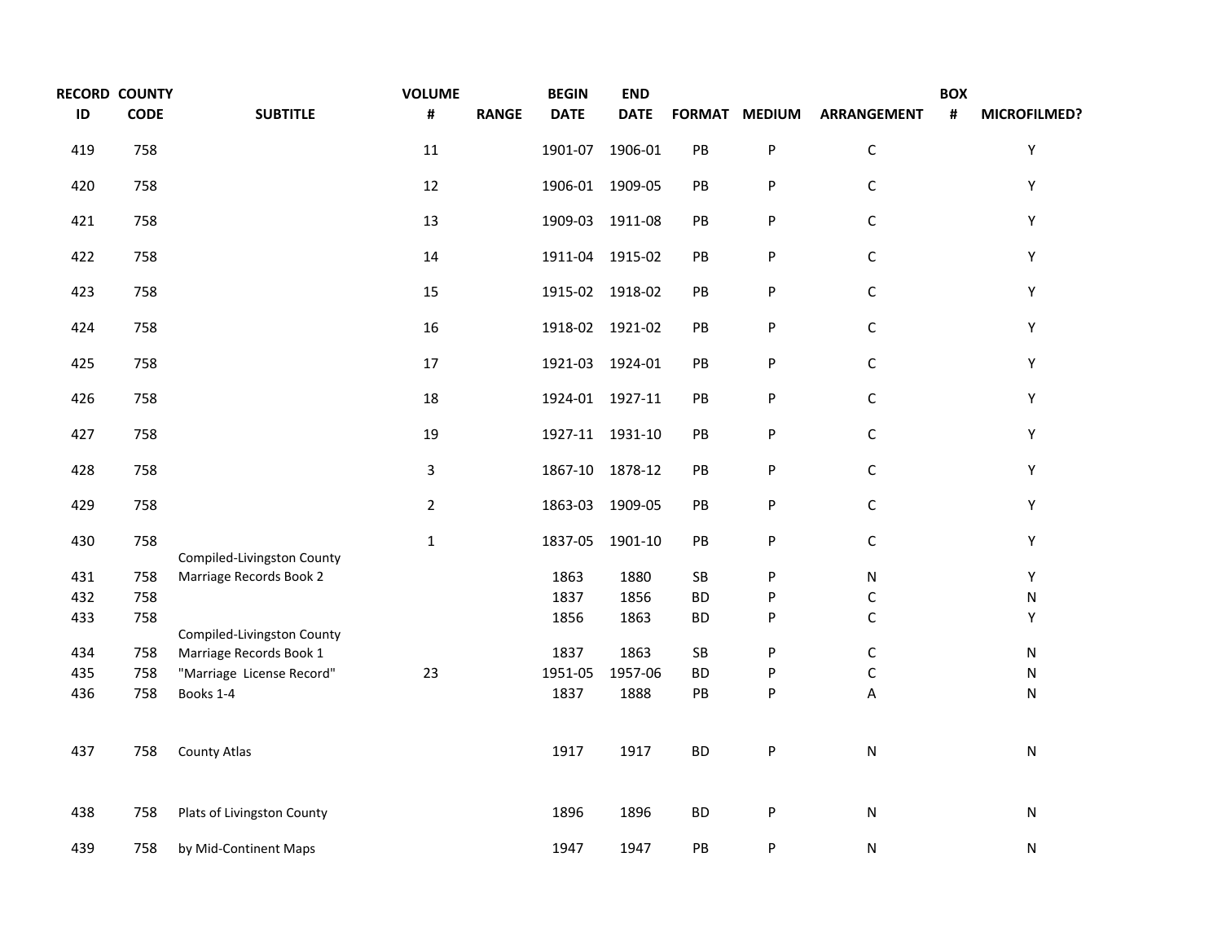| RECORD ID | COUNTY CODE | SUBTITLE | VOLUME # | RANGE | BEGIN DATE | END DATE | FORMAT | MEDIUM | ARRANGEMENT | BOX # | MICROFILMED? |
|---|---|---|---|---|---|---|---|---|---|---|---|
| 419 | 758 | | 11 | | 1901-07 | 1906-01 | PB | P | C | | Y |
| 420 | 758 | | 12 | | 1906-01 | 1909-05 | PB | P | C | | Y |
| 421 | 758 | | 13 | | 1909-03 | 1911-08 | PB | P | C | | Y |
| 422 | 758 | | 14 | | 1911-04 | 1915-02 | PB | P | C | | Y |
| 423 | 758 | | 15 | | 1915-02 | 1918-02 | PB | P | C | | Y |
| 424 | 758 | | 16 | | 1918-02 | 1921-02 | PB | P | C | | Y |
| 425 | 758 | | 17 | | 1921-03 | 1924-01 | PB | P | C | | Y |
| 426 | 758 | | 18 | | 1924-01 | 1927-11 | PB | P | C | | Y |
| 427 | 758 | | 19 | | 1927-11 | 1931-10 | PB | P | C | | Y |
| 428 | 758 | | 3 | | 1867-10 | 1878-12 | PB | P | C | | Y |
| 429 | 758 | | 2 | | 1863-03 | 1909-05 | PB | P | C | | Y |
| 430 | 758 | | 1 | | 1837-05 | 1901-10 | PB | P | C | | Y |
| 431 | 758 | Compiled-Livingston County Marriage Records Book 2 | | | 1863 | 1880 | SB | P | N | | Y |
| 432 | 758 | | | | 1837 | 1856 | BD | P | C | | N |
| 433 | 758 | | | | 1856 | 1863 | BD | P | C | | Y |
| 434 | 758 | Compiled-Livingston County Marriage Records Book 1 | | | 1837 | 1863 | SB | P | C | | N |
| 435 | 758 | "Marriage License Record" | 23 | | 1951-05 | 1957-06 | BD | P | C | | N |
| 436 | 758 | Books 1-4 | | | 1837 | 1888 | PB | P | A | | N |
| 437 | 758 | County Atlas | | | 1917 | 1917 | BD | P | N | | N |
| 438 | 758 | Plats of Livingston County | | | 1896 | 1896 | BD | P | N | | N |
| 439 | 758 | by Mid-Continent Maps | | | 1947 | 1947 | PB | P | N | | N |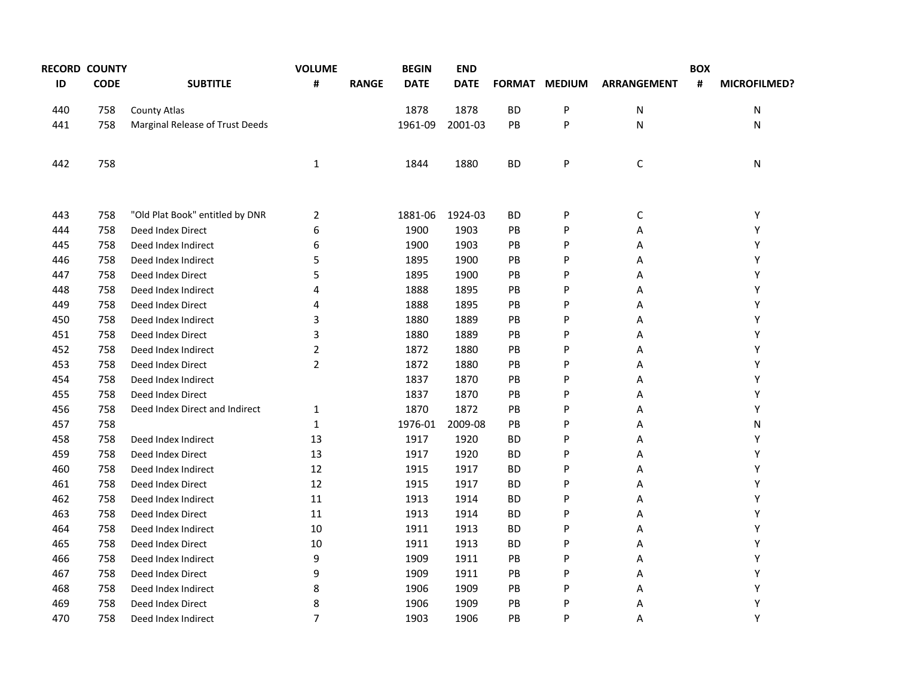| RECORD ID | COUNTY CODE | SUBTITLE | VOLUME # | RANGE | BEGIN DATE | END DATE | FORMAT | MEDIUM | ARRANGEMENT | BOX # | MICROFILMED? |
|---|---|---|---|---|---|---|---|---|---|---|---|
| 440 | 758 | County Atlas | | | 1878 | 1878 | BD | P | N | | N |
| 441 | 758 | Marginal Release of Trust Deeds | | | 1961-09 | 2001-03 | PB | P | N | | N |
| 442 | 758 | | 1 | | 1844 | 1880 | BD | P | C | | N |
| 443 | 758 | "Old Plat Book" entitled by DNR | 2 | | 1881-06 | 1924-03 | BD | P | C | | Y |
| 444 | 758 | Deed Index Direct | 6 | | 1900 | 1903 | PB | P | A | | Y |
| 445 | 758 | Deed Index Indirect | 6 | | 1900 | 1903 | PB | P | A | | Y |
| 446 | 758 | Deed Index Indirect | 5 | | 1895 | 1900 | PB | P | A | | Y |
| 447 | 758 | Deed Index Direct | 5 | | 1895 | 1900 | PB | P | A | | Y |
| 448 | 758 | Deed Index Indirect | 4 | | 1888 | 1895 | PB | P | A | | Y |
| 449 | 758 | Deed Index Direct | 4 | | 1888 | 1895 | PB | P | A | | Y |
| 450 | 758 | Deed Index Indirect | 3 | | 1880 | 1889 | PB | P | A | | Y |
| 451 | 758 | Deed Index Direct | 3 | | 1880 | 1889 | PB | P | A | | Y |
| 452 | 758 | Deed Index Indirect | 2 | | 1872 | 1880 | PB | P | A | | Y |
| 453 | 758 | Deed Index Direct | 2 | | 1872 | 1880 | PB | P | A | | Y |
| 454 | 758 | Deed Index Indirect | | | 1837 | 1870 | PB | P | A | | Y |
| 455 | 758 | Deed Index Direct | | | 1837 | 1870 | PB | P | A | | Y |
| 456 | 758 | Deed Index Direct and Indirect | 1 | | 1870 | 1872 | PB | P | A | | Y |
| 457 | 758 | | 1 | | 1976-01 | 2009-08 | PB | P | A | | N |
| 458 | 758 | Deed Index Indirect | 13 | | 1917 | 1920 | BD | P | A | | Y |
| 459 | 758 | Deed Index Direct | 13 | | 1917 | 1920 | BD | P | A | | Y |
| 460 | 758 | Deed Index Indirect | 12 | | 1915 | 1917 | BD | P | A | | Y |
| 461 | 758 | Deed Index Direct | 12 | | 1915 | 1917 | BD | P | A | | Y |
| 462 | 758 | Deed Index Indirect | 11 | | 1913 | 1914 | BD | P | A | | Y |
| 463 | 758 | Deed Index Direct | 11 | | 1913 | 1914 | BD | P | A | | Y |
| 464 | 758 | Deed Index Indirect | 10 | | 1911 | 1913 | BD | P | A | | Y |
| 465 | 758 | Deed Index Direct | 10 | | 1911 | 1913 | BD | P | A | | Y |
| 466 | 758 | Deed Index Indirect | 9 | | 1909 | 1911 | PB | P | A | | Y |
| 467 | 758 | Deed Index Direct | 9 | | 1909 | 1911 | PB | P | A | | Y |
| 468 | 758 | Deed Index Indirect | 8 | | 1906 | 1909 | PB | P | A | | Y |
| 469 | 758 | Deed Index Direct | 8 | | 1906 | 1909 | PB | P | A | | Y |
| 470 | 758 | Deed Index Indirect | 7 | | 1903 | 1906 | PB | P | A | | Y |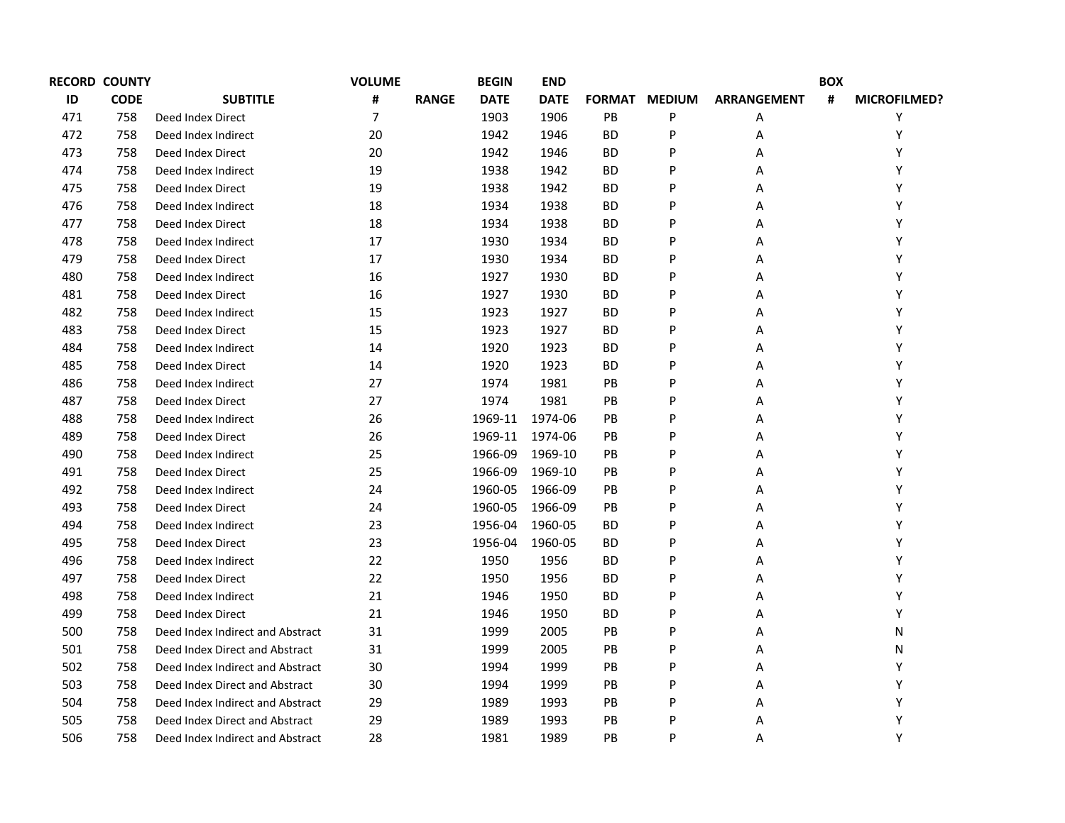| RECORD ID | COUNTY CODE | SUBTITLE | VOLUME # | RANGE | BEGIN DATE | END DATE | FORMAT | MEDIUM | ARRANGEMENT | BOX # | MICROFILMED? |
|---|---|---|---|---|---|---|---|---|---|---|---|
| 471 | 758 | Deed Index Direct | 7 | | 1903 | 1906 | PB | P | A | | Y |
| 472 | 758 | Deed Index Indirect | 20 | | 1942 | 1946 | BD | P | A | | Y |
| 473 | 758 | Deed Index Direct | 20 | | 1942 | 1946 | BD | P | A | | Y |
| 474 | 758 | Deed Index Indirect | 19 | | 1938 | 1942 | BD | P | A | | Y |
| 475 | 758 | Deed Index Direct | 19 | | 1938 | 1942 | BD | P | A | | Y |
| 476 | 758 | Deed Index Indirect | 18 | | 1934 | 1938 | BD | P | A | | Y |
| 477 | 758 | Deed Index Direct | 18 | | 1934 | 1938 | BD | P | A | | Y |
| 478 | 758 | Deed Index Indirect | 17 | | 1930 | 1934 | BD | P | A | | Y |
| 479 | 758 | Deed Index Direct | 17 | | 1930 | 1934 | BD | P | A | | Y |
| 480 | 758 | Deed Index Indirect | 16 | | 1927 | 1930 | BD | P | A | | Y |
| 481 | 758 | Deed Index Direct | 16 | | 1927 | 1930 | BD | P | A | | Y |
| 482 | 758 | Deed Index Indirect | 15 | | 1923 | 1927 | BD | P | A | | Y |
| 483 | 758 | Deed Index Direct | 15 | | 1923 | 1927 | BD | P | A | | Y |
| 484 | 758 | Deed Index Indirect | 14 | | 1920 | 1923 | BD | P | A | | Y |
| 485 | 758 | Deed Index Direct | 14 | | 1920 | 1923 | BD | P | A | | Y |
| 486 | 758 | Deed Index Indirect | 27 | | 1974 | 1981 | PB | P | A | | Y |
| 487 | 758 | Deed Index Direct | 27 | | 1974 | 1981 | PB | P | A | | Y |
| 488 | 758 | Deed Index Indirect | 26 | | 1969-11 | 1974-06 | PB | P | A | | Y |
| 489 | 758 | Deed Index Direct | 26 | | 1969-11 | 1974-06 | PB | P | A | | Y |
| 490 | 758 | Deed Index Indirect | 25 | | 1966-09 | 1969-10 | PB | P | A | | Y |
| 491 | 758 | Deed Index Direct | 25 | | 1966-09 | 1969-10 | PB | P | A | | Y |
| 492 | 758 | Deed Index Indirect | 24 | | 1960-05 | 1966-09 | PB | P | A | | Y |
| 493 | 758 | Deed Index Direct | 24 | | 1960-05 | 1966-09 | PB | P | A | | Y |
| 494 | 758 | Deed Index Indirect | 23 | | 1956-04 | 1960-05 | BD | P | A | | Y |
| 495 | 758 | Deed Index Direct | 23 | | 1956-04 | 1960-05 | BD | P | A | | Y |
| 496 | 758 | Deed Index Indirect | 22 | | 1950 | 1956 | BD | P | A | | Y |
| 497 | 758 | Deed Index Direct | 22 | | 1950 | 1956 | BD | P | A | | Y |
| 498 | 758 | Deed Index Indirect | 21 | | 1946 | 1950 | BD | P | A | | Y |
| 499 | 758 | Deed Index Direct | 21 | | 1946 | 1950 | BD | P | A | | Y |
| 500 | 758 | Deed Index Indirect and Abstract | 31 | | 1999 | 2005 | PB | P | A | | N |
| 501 | 758 | Deed Index Direct and Abstract | 31 | | 1999 | 2005 | PB | P | A | | N |
| 502 | 758 | Deed Index Indirect and Abstract | 30 | | 1994 | 1999 | PB | P | A | | Y |
| 503 | 758 | Deed Index Direct and Abstract | 30 | | 1994 | 1999 | PB | P | A | | Y |
| 504 | 758 | Deed Index Indirect and Abstract | 29 | | 1989 | 1993 | PB | P | A | | Y |
| 505 | 758 | Deed Index Direct and Abstract | 29 | | 1989 | 1993 | PB | P | A | | Y |
| 506 | 758 | Deed Index Indirect and Abstract | 28 | | 1981 | 1989 | PB | P | A | | Y |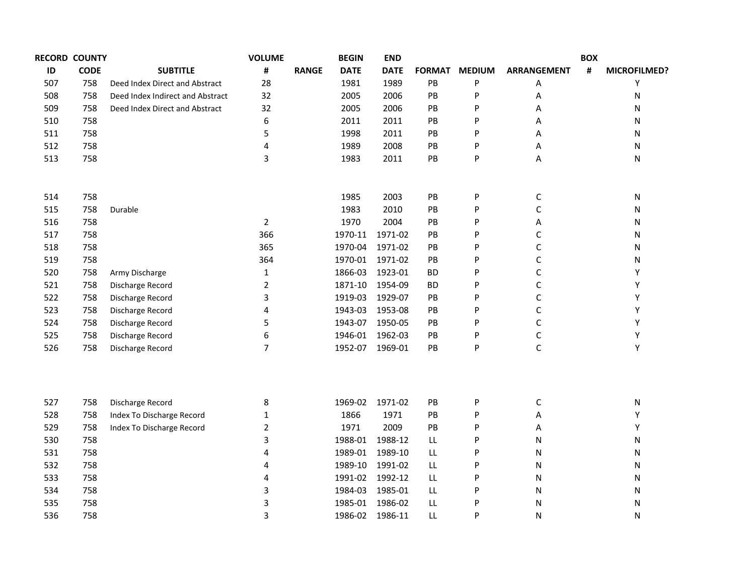| RECORD ID | COUNTY CODE | SUBTITLE | VOLUME # | RANGE | BEGIN DATE | END DATE | FORMAT | MEDIUM | ARRANGEMENT | BOX # | MICROFILMED? |
|---|---|---|---|---|---|---|---|---|---|---|---|
| 507 | 758 | Deed Index Direct and Abstract | 28 | | 1981 | 1989 | PB | P | A | | Y |
| 508 | 758 | Deed Index Indirect and Abstract | 32 | | 2005 | 2006 | PB | P | A | | N |
| 509 | 758 | Deed Index Direct and Abstract | 32 | | 2005 | 2006 | PB | P | A | | N |
| 510 | 758 | | 6 | | 2011 | 2011 | PB | P | A | | N |
| 511 | 758 | | 5 | | 1998 | 2011 | PB | P | A | | N |
| 512 | 758 | | 4 | | 1989 | 2008 | PB | P | A | | N |
| 513 | 758 | | 3 | | 1983 | 2011 | PB | P | A | | N |
| 514 | 758 | | | | 1985 | 2003 | PB | P | C | | N |
| 515 | 758 | Durable | | | 1983 | 2010 | PB | P | C | | N |
| 516 | 758 | | 2 | | 1970 | 2004 | PB | P | A | | N |
| 517 | 758 | | 366 | | 1970-11 | 1971-02 | PB | P | C | | N |
| 518 | 758 | | 365 | | 1970-04 | 1971-02 | PB | P | C | | N |
| 519 | 758 | | 364 | | 1970-01 | 1971-02 | PB | P | C | | N |
| 520 | 758 | Army Discharge | 1 | | 1866-03 | 1923-01 | BD | P | C | | Y |
| 521 | 758 | Discharge Record | 2 | | 1871-10 | 1954-09 | BD | P | C | | Y |
| 522 | 758 | Discharge Record | 3 | | 1919-03 | 1929-07 | PB | P | C | | Y |
| 523 | 758 | Discharge Record | 4 | | 1943-03 | 1953-08 | PB | P | C | | Y |
| 524 | 758 | Discharge Record | 5 | | 1943-07 | 1950-05 | PB | P | C | | Y |
| 525 | 758 | Discharge Record | 6 | | 1946-01 | 1962-03 | PB | P | C | | Y |
| 526 | 758 | Discharge Record | 7 | | 1952-07 | 1969-01 | PB | P | C | | Y |
| 527 | 758 | Discharge Record | 8 | | 1969-02 | 1971-02 | PB | P | C | | N |
| 528 | 758 | Index To Discharge Record | 1 | | 1866 | 1971 | PB | P | A | | Y |
| 529 | 758 | Index To Discharge Record | 2 | | 1971 | 2009 | PB | P | A | | Y |
| 530 | 758 | | 3 | | 1988-01 | 1988-12 | LL | P | N | | N |
| 531 | 758 | | 4 | | 1989-01 | 1989-10 | LL | P | N | | N |
| 532 | 758 | | 4 | | 1989-10 | 1991-02 | LL | P | N | | N |
| 533 | 758 | | 4 | | 1991-02 | 1992-12 | LL | P | N | | N |
| 534 | 758 | | 3 | | 1984-03 | 1985-01 | LL | P | N | | N |
| 535 | 758 | | 3 | | 1985-01 | 1986-02 | LL | P | N | | N |
| 536 | 758 | | 3 | | 1986-02 | 1986-11 | LL | P | N | | N |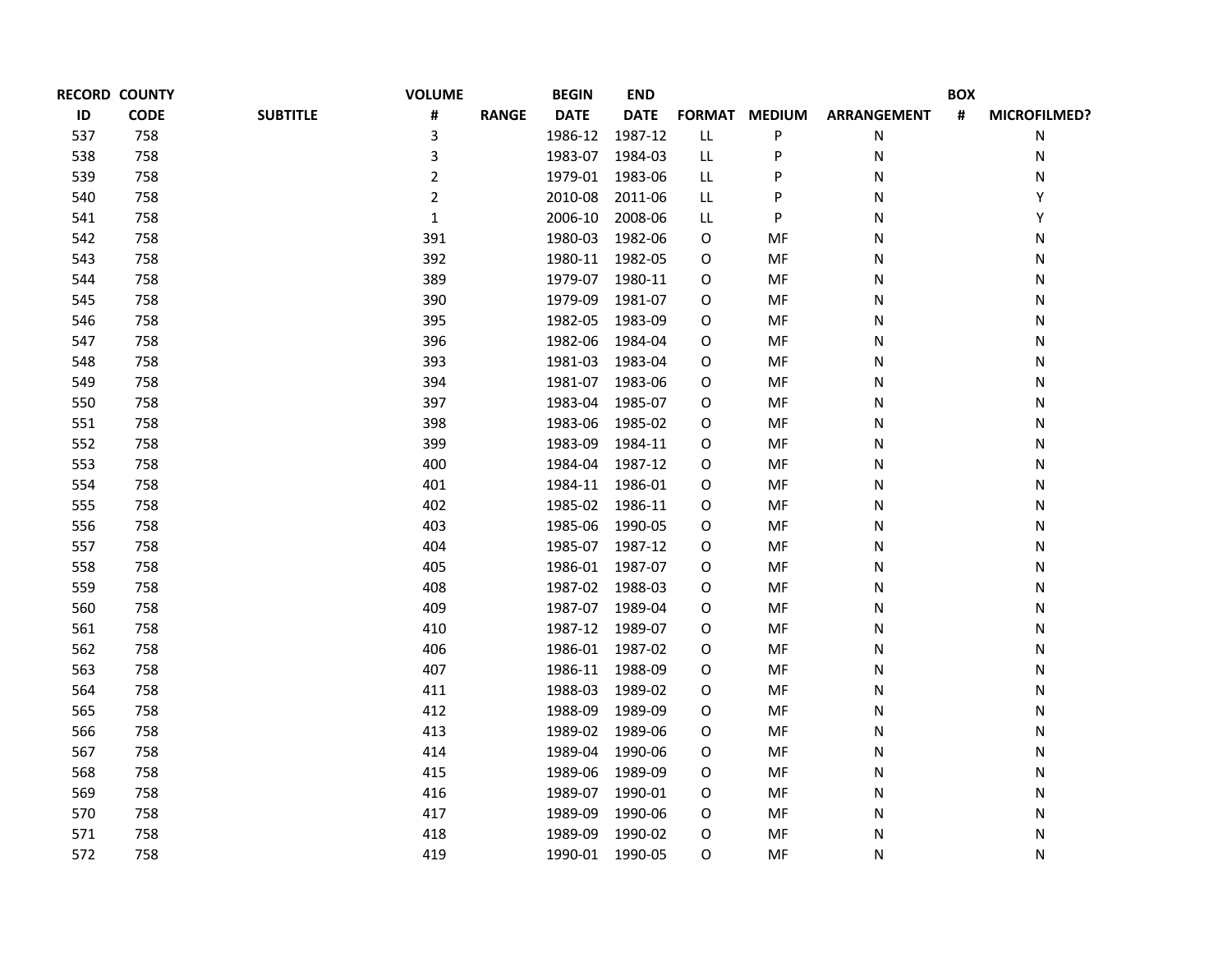| RECORD ID | COUNTY CODE | SUBTITLE | VOLUME # | RANGE | BEGIN DATE | END DATE | FORMAT | MEDIUM | ARRANGEMENT | BOX # | MICROFILMED? |
|---|---|---|---|---|---|---|---|---|---|---|---|
| 537 | 758 | | 3 | | 1986-12 | 1987-12 | LL | P | N | | N |
| 538 | 758 | | 3 | | 1983-07 | 1984-03 | LL | P | N | | N |
| 539 | 758 | | 2 | | 1979-01 | 1983-06 | LL | P | N | | N |
| 540 | 758 | | 2 | | 2010-08 | 2011-06 | LL | P | N | | Y |
| 541 | 758 | | 1 | | 2006-10 | 2008-06 | LL | P | N | | Y |
| 542 | 758 | | 391 | | 1980-03 | 1982-06 | O | MF | N | | N |
| 543 | 758 | | 392 | | 1980-11 | 1982-05 | O | MF | N | | N |
| 544 | 758 | | 389 | | 1979-07 | 1980-11 | O | MF | N | | N |
| 545 | 758 | | 390 | | 1979-09 | 1981-07 | O | MF | N | | N |
| 546 | 758 | | 395 | | 1982-05 | 1983-09 | O | MF | N | | N |
| 547 | 758 | | 396 | | 1982-06 | 1984-04 | O | MF | N | | N |
| 548 | 758 | | 393 | | 1981-03 | 1983-04 | O | MF | N | | N |
| 549 | 758 | | 394 | | 1981-07 | 1983-06 | O | MF | N | | N |
| 550 | 758 | | 397 | | 1983-04 | 1985-07 | O | MF | N | | N |
| 551 | 758 | | 398 | | 1983-06 | 1985-02 | O | MF | N | | N |
| 552 | 758 | | 399 | | 1983-09 | 1984-11 | O | MF | N | | N |
| 553 | 758 | | 400 | | 1984-04 | 1987-12 | O | MF | N | | N |
| 554 | 758 | | 401 | | 1984-11 | 1986-01 | O | MF | N | | N |
| 555 | 758 | | 402 | | 1985-02 | 1986-11 | O | MF | N | | N |
| 556 | 758 | | 403 | | 1985-06 | 1990-05 | O | MF | N | | N |
| 557 | 758 | | 404 | | 1985-07 | 1987-12 | O | MF | N | | N |
| 558 | 758 | | 405 | | 1986-01 | 1987-07 | O | MF | N | | N |
| 559 | 758 | | 408 | | 1987-02 | 1988-03 | O | MF | N | | N |
| 560 | 758 | | 409 | | 1987-07 | 1989-04 | O | MF | N | | N |
| 561 | 758 | | 410 | | 1987-12 | 1989-07 | O | MF | N | | N |
| 562 | 758 | | 406 | | 1986-01 | 1987-02 | O | MF | N | | N |
| 563 | 758 | | 407 | | 1986-11 | 1988-09 | O | MF | N | | N |
| 564 | 758 | | 411 | | 1988-03 | 1989-02 | O | MF | N | | N |
| 565 | 758 | | 412 | | 1988-09 | 1989-09 | O | MF | N | | N |
| 566 | 758 | | 413 | | 1989-02 | 1989-06 | O | MF | N | | N |
| 567 | 758 | | 414 | | 1989-04 | 1990-06 | O | MF | N | | N |
| 568 | 758 | | 415 | | 1989-06 | 1989-09 | O | MF | N | | N |
| 569 | 758 | | 416 | | 1989-07 | 1990-01 | O | MF | N | | N |
| 570 | 758 | | 417 | | 1989-09 | 1990-06 | O | MF | N | | N |
| 571 | 758 | | 418 | | 1989-09 | 1990-02 | O | MF | N | | N |
| 572 | 758 | | 419 | | 1990-01 | 1990-05 | O | MF | N | | N |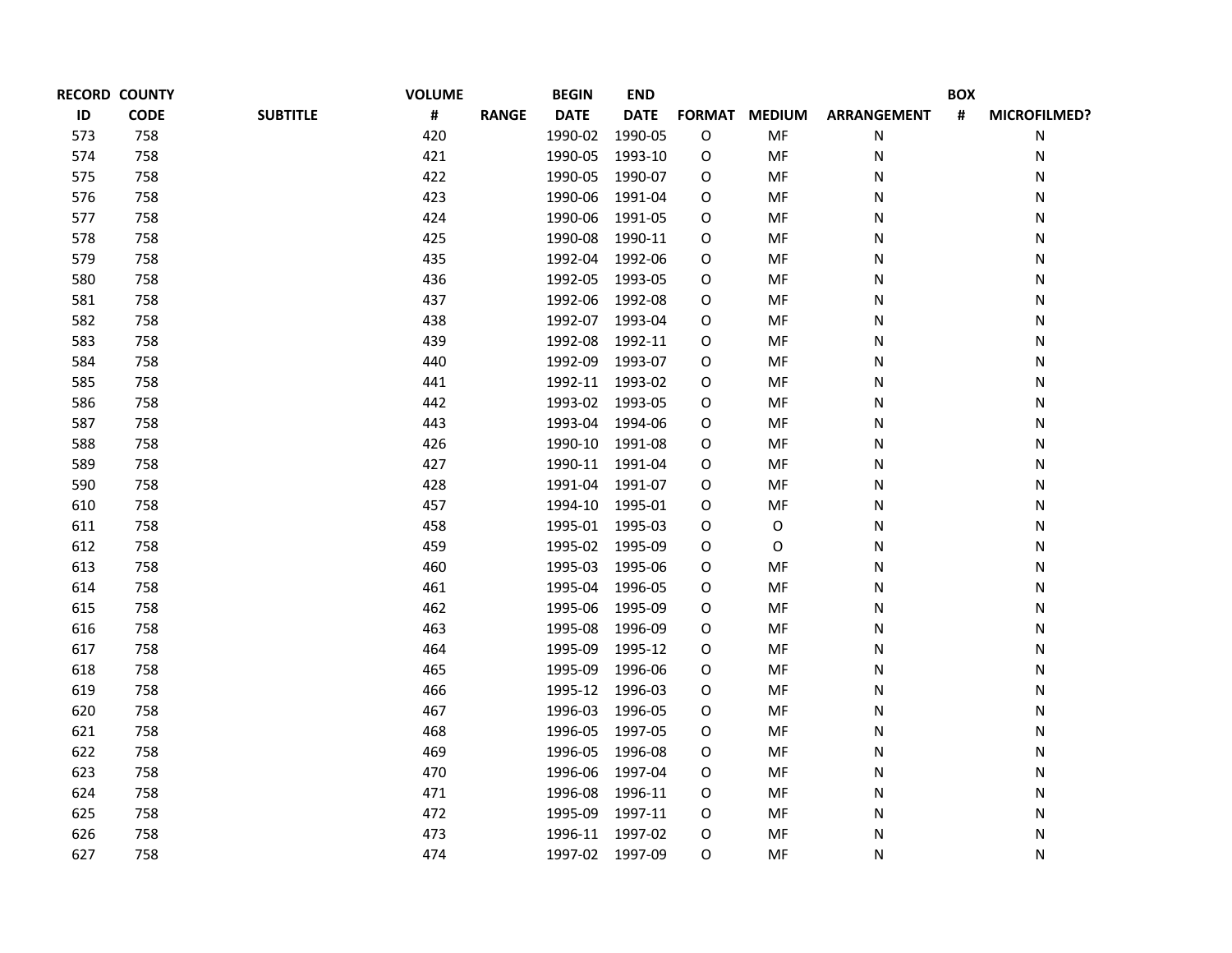| RECORD ID | COUNTY CODE | SUBTITLE | VOLUME # | RANGE | BEGIN DATE | END DATE | FORMAT | MEDIUM | ARRANGEMENT | BOX # | MICROFILMED? |
|---|---|---|---|---|---|---|---|---|---|---|---|
| 573 | 758 | | 420 | | 1990-02 | 1990-05 | O | MF | N | | N |
| 574 | 758 | | 421 | | 1990-05 | 1993-10 | O | MF | N | | N |
| 575 | 758 | | 422 | | 1990-05 | 1990-07 | O | MF | N | | N |
| 576 | 758 | | 423 | | 1990-06 | 1991-04 | O | MF | N | | N |
| 577 | 758 | | 424 | | 1990-06 | 1991-05 | O | MF | N | | N |
| 578 | 758 | | 425 | | 1990-08 | 1990-11 | O | MF | N | | N |
| 579 | 758 | | 435 | | 1992-04 | 1992-06 | O | MF | N | | N |
| 580 | 758 | | 436 | | 1992-05 | 1993-05 | O | MF | N | | N |
| 581 | 758 | | 437 | | 1992-06 | 1992-08 | O | MF | N | | N |
| 582 | 758 | | 438 | | 1992-07 | 1993-04 | O | MF | N | | N |
| 583 | 758 | | 439 | | 1992-08 | 1992-11 | O | MF | N | | N |
| 584 | 758 | | 440 | | 1992-09 | 1993-07 | O | MF | N | | N |
| 585 | 758 | | 441 | | 1992-11 | 1993-02 | O | MF | N | | N |
| 586 | 758 | | 442 | | 1993-02 | 1993-05 | O | MF | N | | N |
| 587 | 758 | | 443 | | 1993-04 | 1994-06 | O | MF | N | | N |
| 588 | 758 | | 426 | | 1990-10 | 1991-08 | O | MF | N | | N |
| 589 | 758 | | 427 | | 1990-11 | 1991-04 | O | MF | N | | N |
| 590 | 758 | | 428 | | 1991-04 | 1991-07 | O | MF | N | | N |
| 610 | 758 | | 457 | | 1994-10 | 1995-01 | O | MF | N | | N |
| 611 | 758 | | 458 | | 1995-01 | 1995-03 | O | O | N | | N |
| 612 | 758 | | 459 | | 1995-02 | 1995-09 | O | O | N | | N |
| 613 | 758 | | 460 | | 1995-03 | 1995-06 | O | MF | N | | N |
| 614 | 758 | | 461 | | 1995-04 | 1996-05 | O | MF | N | | N |
| 615 | 758 | | 462 | | 1995-06 | 1995-09 | O | MF | N | | N |
| 616 | 758 | | 463 | | 1995-08 | 1996-09 | O | MF | N | | N |
| 617 | 758 | | 464 | | 1995-09 | 1995-12 | O | MF | N | | N |
| 618 | 758 | | 465 | | 1995-09 | 1996-06 | O | MF | N | | N |
| 619 | 758 | | 466 | | 1995-12 | 1996-03 | O | MF | N | | N |
| 620 | 758 | | 467 | | 1996-03 | 1996-05 | O | MF | N | | N |
| 621 | 758 | | 468 | | 1996-05 | 1997-05 | O | MF | N | | N |
| 622 | 758 | | 469 | | 1996-05 | 1996-08 | O | MF | N | | N |
| 623 | 758 | | 470 | | 1996-06 | 1997-04 | O | MF | N | | N |
| 624 | 758 | | 471 | | 1996-08 | 1996-11 | O | MF | N | | N |
| 625 | 758 | | 472 | | 1995-09 | 1997-11 | O | MF | N | | N |
| 626 | 758 | | 473 | | 1996-11 | 1997-02 | O | MF | N | | N |
| 627 | 758 | | 474 | | 1997-02 | 1997-09 | O | MF | N | | N |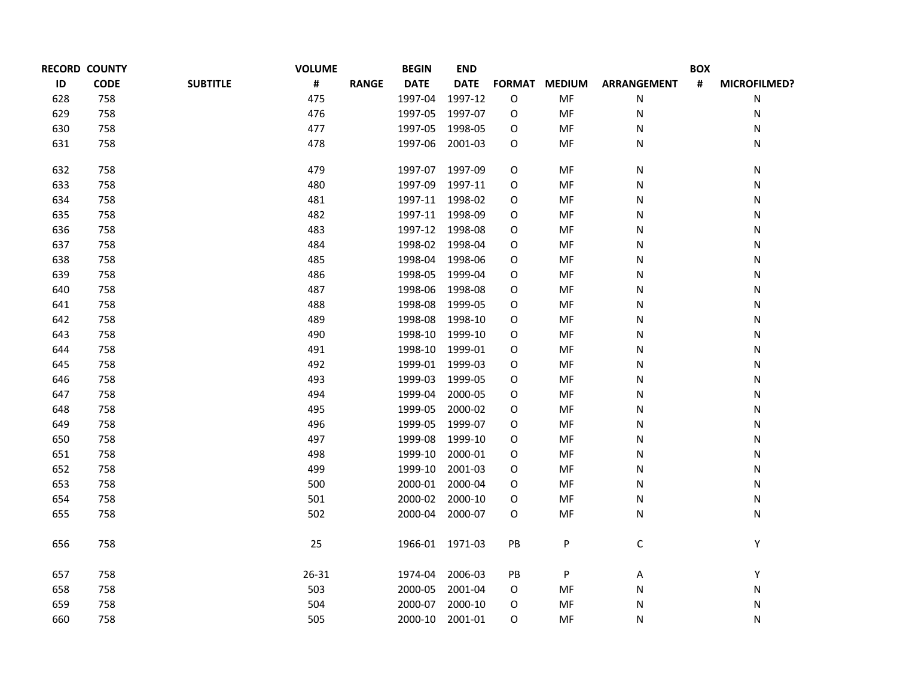| RECORD ID | COUNTY CODE | SUBTITLE | VOLUME # | RANGE | BEGIN DATE | END DATE | FORMAT | MEDIUM | ARRANGEMENT | BOX # | MICROFILMED? |
|---|---|---|---|---|---|---|---|---|---|---|---|
| 628 | 758 | | 475 | | 1997-04 | 1997-12 | O | MF | N | | N |
| 629 | 758 | | 476 | | 1997-05 | 1997-07 | O | MF | N | | N |
| 630 | 758 | | 477 | | 1997-05 | 1998-05 | O | MF | N | | N |
| 631 | 758 | | 478 | | 1997-06 | 2001-03 | O | MF | N | | N |
| 632 | 758 | | 479 | | 1997-07 | 1997-09 | O | MF | N | | N |
| 633 | 758 | | 480 | | 1997-09 | 1997-11 | O | MF | N | | N |
| 634 | 758 | | 481 | | 1997-11 | 1998-02 | O | MF | N | | N |
| 635 | 758 | | 482 | | 1997-11 | 1998-09 | O | MF | N | | N |
| 636 | 758 | | 483 | | 1997-12 | 1998-08 | O | MF | N | | N |
| 637 | 758 | | 484 | | 1998-02 | 1998-04 | O | MF | N | | N |
| 638 | 758 | | 485 | | 1998-04 | 1998-06 | O | MF | N | | N |
| 639 | 758 | | 486 | | 1998-05 | 1999-04 | O | MF | N | | N |
| 640 | 758 | | 487 | | 1998-06 | 1998-08 | O | MF | N | | N |
| 641 | 758 | | 488 | | 1998-08 | 1999-05 | O | MF | N | | N |
| 642 | 758 | | 489 | | 1998-08 | 1998-10 | O | MF | N | | N |
| 643 | 758 | | 490 | | 1998-10 | 1999-10 | O | MF | N | | N |
| 644 | 758 | | 491 | | 1998-10 | 1999-01 | O | MF | N | | N |
| 645 | 758 | | 492 | | 1999-01 | 1999-03 | O | MF | N | | N |
| 646 | 758 | | 493 | | 1999-03 | 1999-05 | O | MF | N | | N |
| 647 | 758 | | 494 | | 1999-04 | 2000-05 | O | MF | N | | N |
| 648 | 758 | | 495 | | 1999-05 | 2000-02 | O | MF | N | | N |
| 649 | 758 | | 496 | | 1999-05 | 1999-07 | O | MF | N | | N |
| 650 | 758 | | 497 | | 1999-08 | 1999-10 | O | MF | N | | N |
| 651 | 758 | | 498 | | 1999-10 | 2000-01 | O | MF | N | | N |
| 652 | 758 | | 499 | | 1999-10 | 2001-03 | O | MF | N | | N |
| 653 | 758 | | 500 | | 2000-01 | 2000-04 | O | MF | N | | N |
| 654 | 758 | | 501 | | 2000-02 | 2000-10 | O | MF | N | | N |
| 655 | 758 | | 502 | | 2000-04 | 2000-07 | O | MF | N | | N |
| 656 | 758 | | 25 | | 1966-01 | 1971-03 | PB | P | C | | Y |
| 657 | 758 | | 26-31 | | 1974-04 | 2006-03 | PB | P | A | | Y |
| 658 | 758 | | 503 | | 2000-05 | 2001-04 | O | MF | N | | N |
| 659 | 758 | | 504 | | 2000-07 | 2000-10 | O | MF | N | | N |
| 660 | 758 | | 505 | | 2000-10 | 2001-01 | O | MF | N | | N |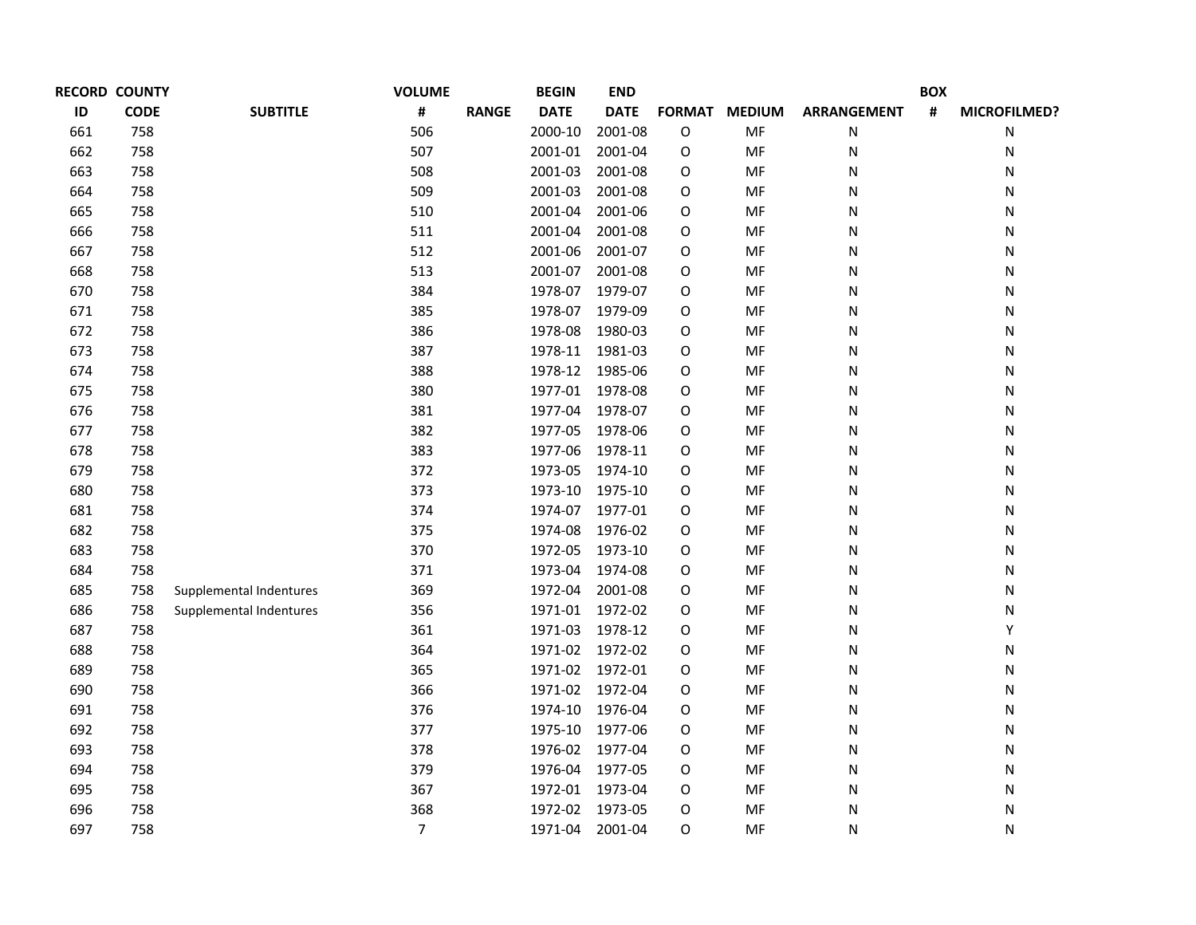| RECORD ID | COUNTY CODE | SUBTITLE | VOLUME # | RANGE | BEGIN DATE | END DATE | FORMAT | MEDIUM | ARRANGEMENT | BOX # | MICROFILMED? |
|---|---|---|---|---|---|---|---|---|---|---|---|
| 661 | 758 | | 506 | | 2000-10 | 2001-08 | O | MF | N | | N |
| 662 | 758 | | 507 | | 2001-01 | 2001-04 | O | MF | N | | N |
| 663 | 758 | | 508 | | 2001-03 | 2001-08 | O | MF | N | | N |
| 664 | 758 | | 509 | | 2001-03 | 2001-08 | O | MF | N | | N |
| 665 | 758 | | 510 | | 2001-04 | 2001-06 | O | MF | N | | N |
| 666 | 758 | | 511 | | 2001-04 | 2001-08 | O | MF | N | | N |
| 667 | 758 | | 512 | | 2001-06 | 2001-07 | O | MF | N | | N |
| 668 | 758 | | 513 | | 2001-07 | 2001-08 | O | MF | N | | N |
| 670 | 758 | | 384 | | 1978-07 | 1979-07 | O | MF | N | | N |
| 671 | 758 | | 385 | | 1978-07 | 1979-09 | O | MF | N | | N |
| 672 | 758 | | 386 | | 1978-08 | 1980-03 | O | MF | N | | N |
| 673 | 758 | | 387 | | 1978-11 | 1981-03 | O | MF | N | | N |
| 674 | 758 | | 388 | | 1978-12 | 1985-06 | O | MF | N | | N |
| 675 | 758 | | 380 | | 1977-01 | 1978-08 | O | MF | N | | N |
| 676 | 758 | | 381 | | 1977-04 | 1978-07 | O | MF | N | | N |
| 677 | 758 | | 382 | | 1977-05 | 1978-06 | O | MF | N | | N |
| 678 | 758 | | 383 | | 1977-06 | 1978-11 | O | MF | N | | N |
| 679 | 758 | | 372 | | 1973-05 | 1974-10 | O | MF | N | | N |
| 680 | 758 | | 373 | | 1973-10 | 1975-10 | O | MF | N | | N |
| 681 | 758 | | 374 | | 1974-07 | 1977-01 | O | MF | N | | N |
| 682 | 758 | | 375 | | 1974-08 | 1976-02 | O | MF | N | | N |
| 683 | 758 | | 370 | | 1972-05 | 1973-10 | O | MF | N | | N |
| 684 | 758 | | 371 | | 1973-04 | 1974-08 | O | MF | N | | N |
| 685 | 758 | Supplemental Indentures | 369 | | 1972-04 | 2001-08 | O | MF | N | | N |
| 686 | 758 | Supplemental Indentures | 356 | | 1971-01 | 1972-02 | O | MF | N | | N |
| 687 | 758 | | 361 | | 1971-03 | 1978-12 | O | MF | N | | Y |
| 688 | 758 | | 364 | | 1971-02 | 1972-02 | O | MF | N | | N |
| 689 | 758 | | 365 | | 1971-02 | 1972-01 | O | MF | N | | N |
| 690 | 758 | | 366 | | 1971-02 | 1972-04 | O | MF | N | | N |
| 691 | 758 | | 376 | | 1974-10 | 1976-04 | O | MF | N | | N |
| 692 | 758 | | 377 | | 1975-10 | 1977-06 | O | MF | N | | N |
| 693 | 758 | | 378 | | 1976-02 | 1977-04 | O | MF | N | | N |
| 694 | 758 | | 379 | | 1976-04 | 1977-05 | O | MF | N | | N |
| 695 | 758 | | 367 | | 1972-01 | 1973-04 | O | MF | N | | N |
| 696 | 758 | | 368 | | 1972-02 | 1973-05 | O | MF | N | | N |
| 697 | 758 | | 7 | | 1971-04 | 2001-04 | O | MF | N | | N |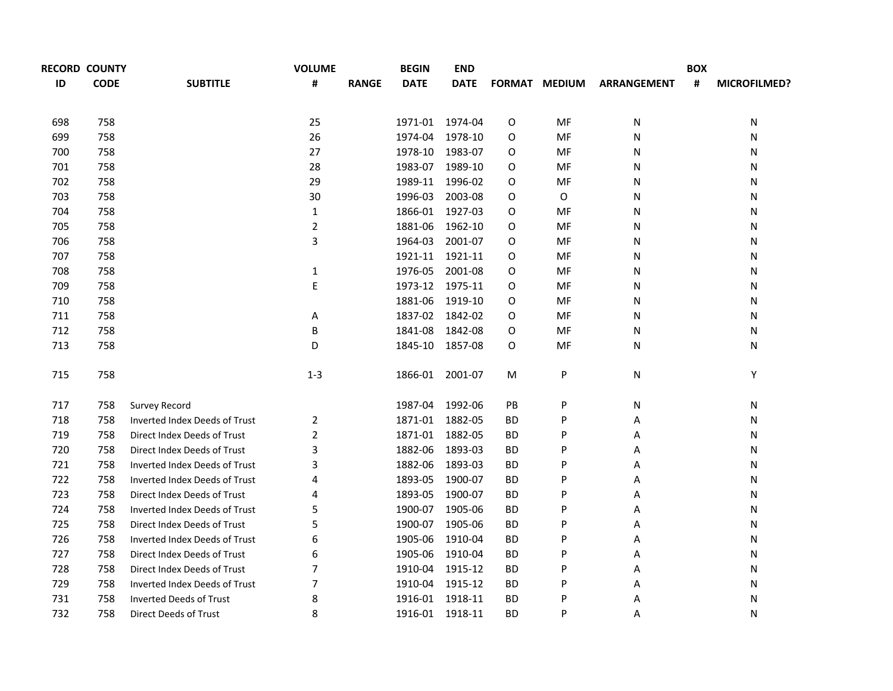| RECORD ID | COUNTY CODE | SUBTITLE | VOLUME # | RANGE | BEGIN DATE | END DATE | FORMAT | MEDIUM | ARRANGEMENT | BOX # | MICROFILMED? |
|---|---|---|---|---|---|---|---|---|---|---|---|
| 698 | 758 | | 25 | | 1971-01 | 1974-04 | O | MF | N | | N |
| 699 | 758 | | 26 | | 1974-04 | 1978-10 | O | MF | N | | N |
| 700 | 758 | | 27 | | 1978-10 | 1983-07 | O | MF | N | | N |
| 701 | 758 | | 28 | | 1983-07 | 1989-10 | O | MF | N | | N |
| 702 | 758 | | 29 | | 1989-11 | 1996-02 | O | MF | N | | N |
| 703 | 758 | | 30 | | 1996-03 | 2003-08 | O | O | N | | N |
| 704 | 758 | | 1 | | 1866-01 | 1927-03 | O | MF | N | | N |
| 705 | 758 | | 2 | | 1881-06 | 1962-10 | O | MF | N | | N |
| 706 | 758 | | 3 | | 1964-03 | 2001-07 | O | MF | N | | N |
| 707 | 758 | | | | 1921-11 | 1921-11 | O | MF | N | | N |
| 708 | 758 | | 1 | | 1976-05 | 2001-08 | O | MF | N | | N |
| 709 | 758 | | E | | 1973-12 | 1975-11 | O | MF | N | | N |
| 710 | 758 | | | | 1881-06 | 1919-10 | O | MF | N | | N |
| 711 | 758 | | A | | 1837-02 | 1842-02 | O | MF | N | | N |
| 712 | 758 | | B | | 1841-08 | 1842-08 | O | MF | N | | N |
| 713 | 758 | | D | | 1845-10 | 1857-08 | O | MF | N | | N |
| 715 | 758 | | 1-3 | | 1866-01 | 2001-07 | M | P | N | | Y |
| 717 | 758 | Survey Record | | | 1987-04 | 1992-06 | PB | P | N | | N |
| 718 | 758 | Inverted Index Deeds of Trust | 2 | | 1871-01 | 1882-05 | BD | P | A | | N |
| 719 | 758 | Direct Index Deeds of Trust | 2 | | 1871-01 | 1882-05 | BD | P | A | | N |
| 720 | 758 | Direct Index Deeds of Trust | 3 | | 1882-06 | 1893-03 | BD | P | A | | N |
| 721 | 758 | Inverted Index Deeds of Trust | 3 | | 1882-06 | 1893-03 | BD | P | A | | N |
| 722 | 758 | Inverted Index Deeds of Trust | 4 | | 1893-05 | 1900-07 | BD | P | A | | N |
| 723 | 758 | Direct Index Deeds of Trust | 4 | | 1893-05 | 1900-07 | BD | P | A | | N |
| 724 | 758 | Inverted Index Deeds of Trust | 5 | | 1900-07 | 1905-06 | BD | P | A | | N |
| 725 | 758 | Direct Index Deeds of Trust | 5 | | 1900-07 | 1905-06 | BD | P | A | | N |
| 726 | 758 | Inverted Index Deeds of Trust | 6 | | 1905-06 | 1910-04 | BD | P | A | | N |
| 727 | 758 | Direct Index Deeds of Trust | 6 | | 1905-06 | 1910-04 | BD | P | A | | N |
| 728 | 758 | Direct Index Deeds of Trust | 7 | | 1910-04 | 1915-12 | BD | P | A | | N |
| 729 | 758 | Inverted Index Deeds of Trust | 7 | | 1910-04 | 1915-12 | BD | P | A | | N |
| 731 | 758 | Inverted Deeds of Trust | 8 | | 1916-01 | 1918-11 | BD | P | A | | N |
| 732 | 758 | Direct Deeds of Trust | 8 | | 1916-01 | 1918-11 | BD | P | A | | N |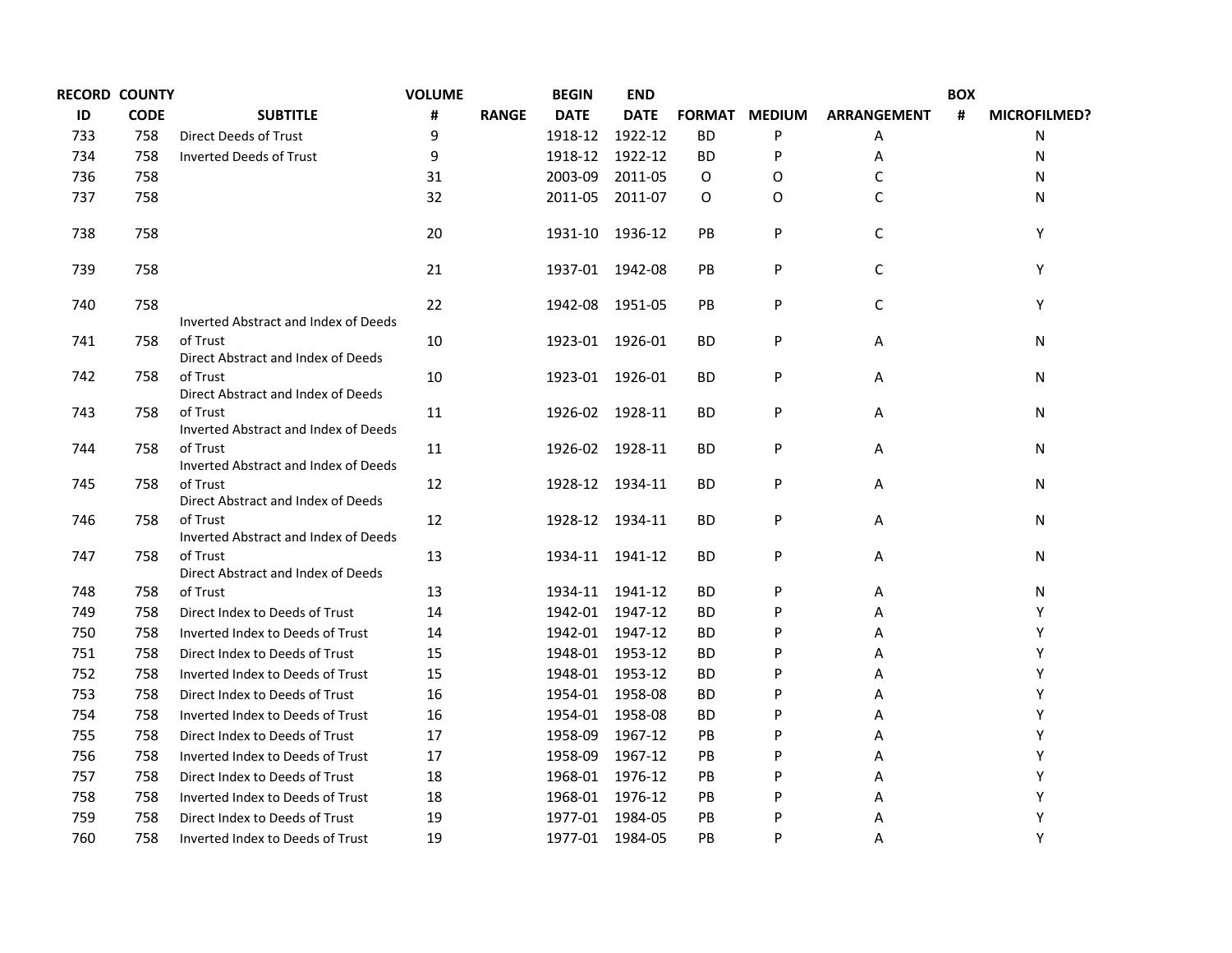| RECORD ID | COUNTY CODE | SUBTITLE | VOLUME # | RANGE | BEGIN DATE | END DATE | FORMAT | MEDIUM | ARRANGEMENT | BOX # | MICROFILMED? |
|---|---|---|---|---|---|---|---|---|---|---|---|
| 733 | 758 | Direct Deeds of Trust | 9 | | 1918-12 | 1922-12 | BD | P | A | | N |
| 734 | 758 | Inverted Deeds of Trust | 9 | | 1918-12 | 1922-12 | BD | P | A | | N |
| 736 | 758 | | 31 | | 2003-09 | 2011-05 | O | O | C | | N |
| 737 | 758 | | 32 | | 2011-05 | 2011-07 | O | O | C | | N |
| 738 | 758 | | 20 | | 1931-10 | 1936-12 | PB | P | C | | Y |
| 739 | 758 | | 21 | | 1937-01 | 1942-08 | PB | P | C | | Y |
| 740 | 758 | | 22 | | 1942-08 | 1951-05 | PB | P | C | | Y |
| 741 | 758 | Inverted Abstract and Index of Deeds of Trust | 10 | | 1923-01 | 1926-01 | BD | P | A | | N |
| 742 | 758 | Direct Abstract and Index of Deeds of Trust | 10 | | 1923-01 | 1926-01 | BD | P | A | | N |
| 743 | 758 | Direct Abstract and Index of Deeds of Trust | 11 | | 1926-02 | 1928-11 | BD | P | A | | N |
| 744 | 758 | Inverted Abstract and Index of Deeds of Trust | 11 | | 1926-02 | 1928-11 | BD | P | A | | N |
| 745 | 758 | Inverted Abstract and Index of Deeds of Trust | 12 | | 1928-12 | 1934-11 | BD | P | A | | N |
| 746 | 758 | Direct Abstract and Index of Deeds of Trust | 12 | | 1928-12 | 1934-11 | BD | P | A | | N |
| 747 | 758 | Inverted Abstract and Index of Deeds of Trust | 13 | | 1934-11 | 1941-12 | BD | P | A | | N |
| 748 | 758 | Direct Abstract and Index of Deeds of Trust | 13 | | 1934-11 | 1941-12 | BD | P | A | | N |
| 749 | 758 | Direct Index to Deeds of Trust | 14 | | 1942-01 | 1947-12 | BD | P | A | | Y |
| 750 | 758 | Inverted Index to Deeds of Trust | 14 | | 1942-01 | 1947-12 | BD | P | A | | Y |
| 751 | 758 | Direct Index to Deeds of Trust | 15 | | 1948-01 | 1953-12 | BD | P | A | | Y |
| 752 | 758 | Inverted Index to Deeds of Trust | 15 | | 1948-01 | 1953-12 | BD | P | A | | Y |
| 753 | 758 | Direct Index to Deeds of Trust | 16 | | 1954-01 | 1958-08 | BD | P | A | | Y |
| 754 | 758 | Inverted Index to Deeds of Trust | 16 | | 1954-01 | 1958-08 | BD | P | A | | Y |
| 755 | 758 | Direct Index to Deeds of Trust | 17 | | 1958-09 | 1967-12 | PB | P | A | | Y |
| 756 | 758 | Inverted Index to Deeds of Trust | 17 | | 1958-09 | 1967-12 | PB | P | A | | Y |
| 757 | 758 | Direct Index to Deeds of Trust | 18 | | 1968-01 | 1976-12 | PB | P | A | | Y |
| 758 | 758 | Inverted Index to Deeds of Trust | 18 | | 1968-01 | 1976-12 | PB | P | A | | Y |
| 759 | 758 | Direct Index to Deeds of Trust | 19 | | 1977-01 | 1984-05 | PB | P | A | | Y |
| 760 | 758 | Inverted Index to Deeds of Trust | 19 | | 1977-01 | 1984-05 | PB | P | A | | Y |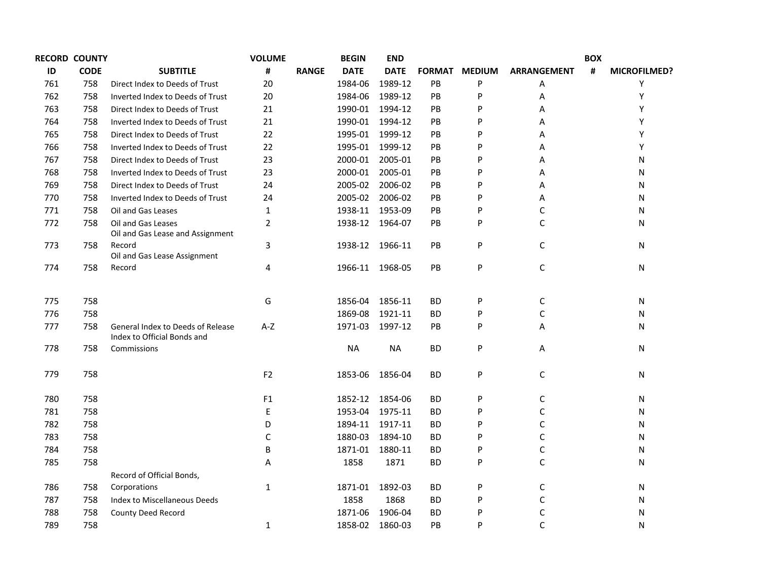| RECORD ID | COUNTY CODE | SUBTITLE | VOLUME # | RANGE | BEGIN DATE | END DATE | FORMAT | MEDIUM | ARRANGEMENT | BOX # | MICROFILMED? |
|---|---|---|---|---|---|---|---|---|---|---|---|
| 761 | 758 | Direct Index to Deeds of Trust | 20 | | 1984-06 | 1989-12 | PB | P | A | | Y |
| 762 | 758 | Inverted Index to Deeds of Trust | 20 | | 1984-06 | 1989-12 | PB | P | A | | Y |
| 763 | 758 | Direct Index to Deeds of Trust | 21 | | 1990-01 | 1994-12 | PB | P | A | | Y |
| 764 | 758 | Inverted Index to Deeds of Trust | 21 | | 1990-01 | 1994-12 | PB | P | A | | Y |
| 765 | 758 | Direct Index to Deeds of Trust | 22 | | 1995-01 | 1999-12 | PB | P | A | | Y |
| 766 | 758 | Inverted Index to Deeds of Trust | 22 | | 1995-01 | 1999-12 | PB | P | A | | Y |
| 767 | 758 | Direct Index to Deeds of Trust | 23 | | 2000-01 | 2005-01 | PB | P | A | | N |
| 768 | 758 | Inverted Index to Deeds of Trust | 23 | | 2000-01 | 2005-01 | PB | P | A | | N |
| 769 | 758 | Direct Index to Deeds of Trust | 24 | | 2005-02 | 2006-02 | PB | P | A | | N |
| 770 | 758 | Inverted Index to Deeds of Trust | 24 | | 2005-02 | 2006-02 | PB | P | A | | N |
| 771 | 758 | Oil and Gas Leases | 1 | | 1938-11 | 1953-09 | PB | P | C | | N |
| 772 | 758 | Oil and Gas Leases | 2 | | 1938-12 | 1964-07 | PB | P | C | | N |
| 773 | 758 | Oil and Gas Lease and Assignment Record | 3 | | 1938-12 | 1966-11 | PB | P | C | | N |
| 774 | 758 | Oil and Gas Lease Assignment Record | 4 | | 1966-11 | 1968-05 | PB | P | C | | N |
| 775 | 758 | | G | | 1856-04 | 1856-11 | BD | P | C | | N |
| 776 | 758 | | | | 1869-08 | 1921-11 | BD | P | C | | N |
| 777 | 758 | General Index to Deeds of Release | A-Z | | 1971-03 | 1997-12 | PB | P | A | | N |
| 778 | 758 | Index to Official Bonds and Commissions | | | NA | NA | BD | P | A | | N |
| 779 | 758 | | F2 | | 1853-06 | 1856-04 | BD | P | C | | N |
| 780 | 758 | | F1 | | 1852-12 | 1854-06 | BD | P | C | | N |
| 781 | 758 | | E | | 1953-04 | 1975-11 | BD | P | C | | N |
| 782 | 758 | | D | | 1894-11 | 1917-11 | BD | P | C | | N |
| 783 | 758 | | C | | 1880-03 | 1894-10 | BD | P | C | | N |
| 784 | 758 | | B | | 1871-01 | 1880-11 | BD | P | C | | N |
| 785 | 758 | | A | | 1858 | 1871 | BD | P | C | | N |
| 786 | 758 | Record of Official Bonds, Corporations | 1 | | 1871-01 | 1892-03 | BD | P | C | | N |
| 787 | 758 | Index to Miscellaneous Deeds | | | 1858 | 1868 | BD | P | C | | N |
| 788 | 758 | County Deed Record | | | 1871-06 | 1906-04 | BD | P | C | | N |
| 789 | 758 | | 1 | | 1858-02 | 1860-03 | PB | P | C | | N |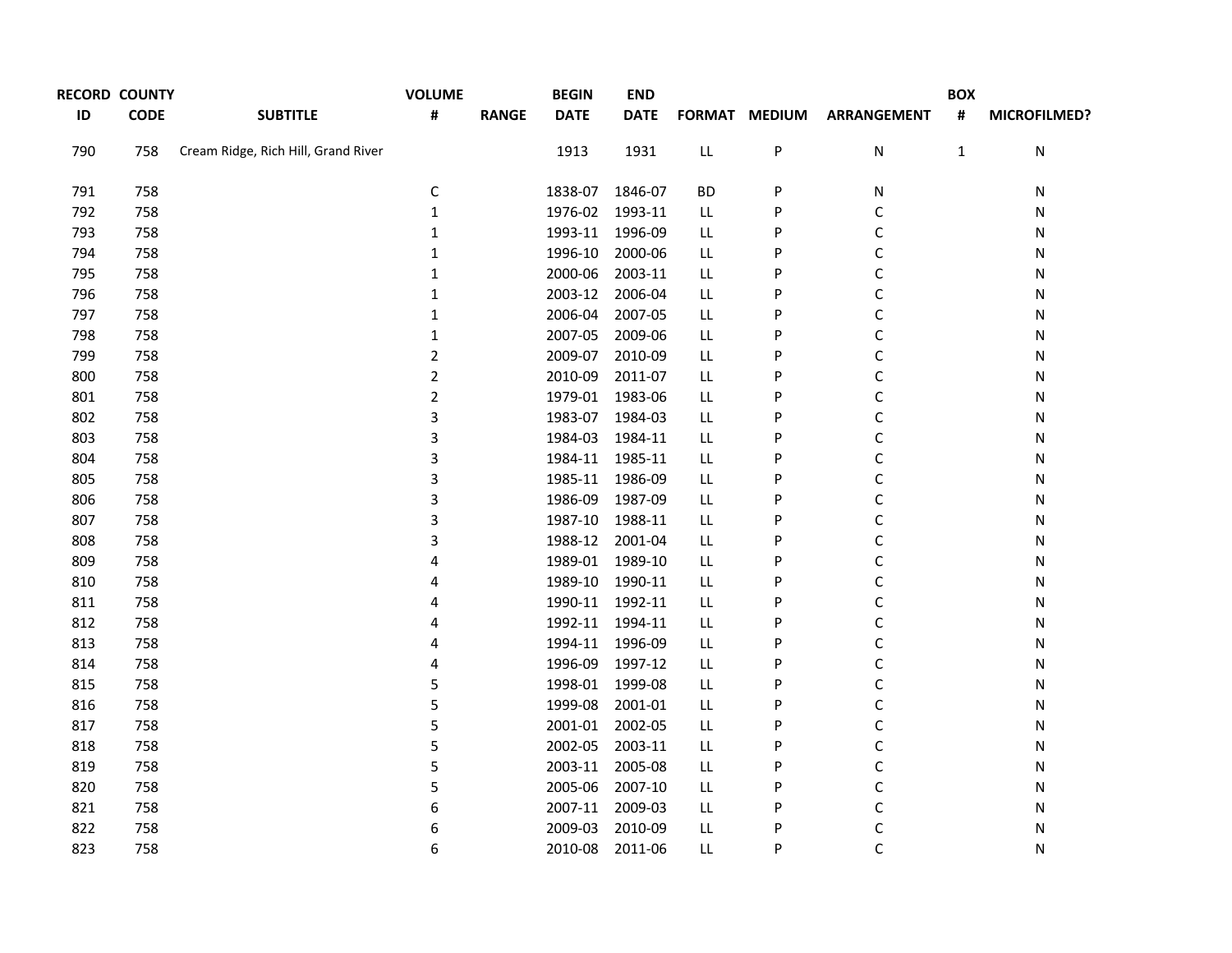| RECORD ID | COUNTY CODE | SUBTITLE | VOLUME # | RANGE | BEGIN DATE | END DATE | FORMAT | MEDIUM | ARRANGEMENT | BOX # | MICROFILMED? |
|---|---|---|---|---|---|---|---|---|---|---|---|
| 790 | 758 | Cream Ridge, Rich Hill, Grand River | | | 1913 | 1931 | LL | P | N | 1 | N |
| 791 | 758 | | C | | 1838-07 | 1846-07 | BD | P | N | | N |
| 792 | 758 | | 1 | | 1976-02 | 1993-11 | LL | P | C | | N |
| 793 | 758 | | 1 | | 1993-11 | 1996-09 | LL | P | C | | N |
| 794 | 758 | | 1 | | 1996-10 | 2000-06 | LL | P | C | | N |
| 795 | 758 | | 1 | | 2000-06 | 2003-11 | LL | P | C | | N |
| 796 | 758 | | 1 | | 2003-12 | 2006-04 | LL | P | C | | N |
| 797 | 758 | | 1 | | 2006-04 | 2007-05 | LL | P | C | | N |
| 798 | 758 | | 1 | | 2007-05 | 2009-06 | LL | P | C | | N |
| 799 | 758 | | 2 | | 2009-07 | 2010-09 | LL | P | C | | N |
| 800 | 758 | | 2 | | 2010-09 | 2011-07 | LL | P | C | | N |
| 801 | 758 | | 2 | | 1979-01 | 1983-06 | LL | P | C | | N |
| 802 | 758 | | 3 | | 1983-07 | 1984-03 | LL | P | C | | N |
| 803 | 758 | | 3 | | 1984-03 | 1984-11 | LL | P | C | | N |
| 804 | 758 | | 3 | | 1984-11 | 1985-11 | LL | P | C | | N |
| 805 | 758 | | 3 | | 1985-11 | 1986-09 | LL | P | C | | N |
| 806 | 758 | | 3 | | 1986-09 | 1987-09 | LL | P | C | | N |
| 807 | 758 | | 3 | | 1987-10 | 1988-11 | LL | P | C | | N |
| 808 | 758 | | 3 | | 1988-12 | 2001-04 | LL | P | C | | N |
| 809 | 758 | | 4 | | 1989-01 | 1989-10 | LL | P | C | | N |
| 810 | 758 | | 4 | | 1989-10 | 1990-11 | LL | P | C | | N |
| 811 | 758 | | 4 | | 1990-11 | 1992-11 | LL | P | C | | N |
| 812 | 758 | | 4 | | 1992-11 | 1994-11 | LL | P | C | | N |
| 813 | 758 | | 4 | | 1994-11 | 1996-09 | LL | P | C | | N |
| 814 | 758 | | 4 | | 1996-09 | 1997-12 | LL | P | C | | N |
| 815 | 758 | | 5 | | 1998-01 | 1999-08 | LL | P | C | | N |
| 816 | 758 | | 5 | | 1999-08 | 2001-01 | LL | P | C | | N |
| 817 | 758 | | 5 | | 2001-01 | 2002-05 | LL | P | C | | N |
| 818 | 758 | | 5 | | 2002-05 | 2003-11 | LL | P | C | | N |
| 819 | 758 | | 5 | | 2003-11 | 2005-08 | LL | P | C | | N |
| 820 | 758 | | 5 | | 2005-06 | 2007-10 | LL | P | C | | N |
| 821 | 758 | | 6 | | 2007-11 | 2009-03 | LL | P | C | | N |
| 822 | 758 | | 6 | | 2009-03 | 2010-09 | LL | P | C | | N |
| 823 | 758 | | 6 | | 2010-08 | 2011-06 | LL | P | C | | N |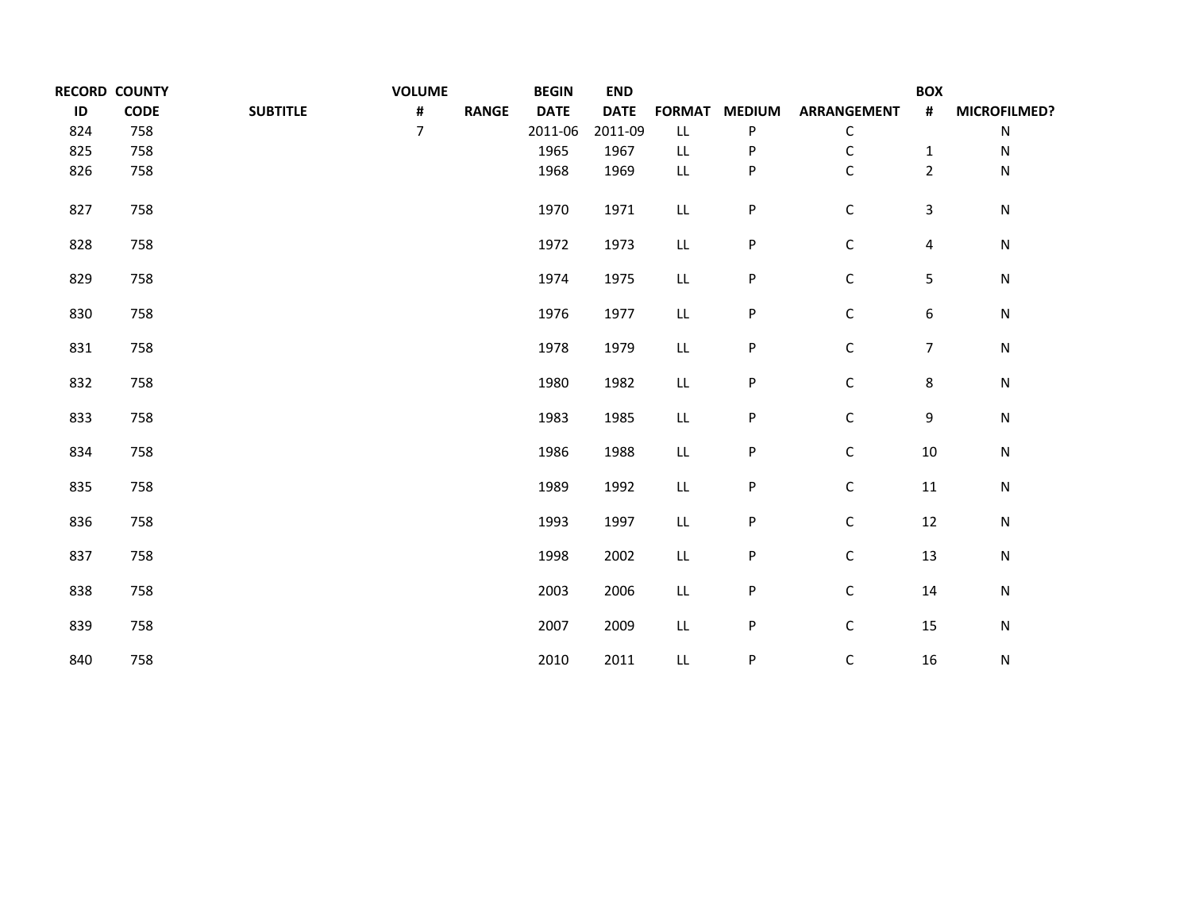| RECORD ID | COUNTY CODE | SUBTITLE | VOLUME # | RANGE | BEGIN DATE | END DATE | FORMAT | MEDIUM | ARRANGEMENT | BOX # | MICROFILMED? |
|---|---|---|---|---|---|---|---|---|---|---|---|
| 824 | 758 | | 7 | | 2011-06 | 2011-09 | LL | P | C | | N |
| 825 | 758 | | | | 1965 | 1967 | LL | P | C | 1 | N |
| 826 | 758 | | | | 1968 | 1969 | LL | P | C | 2 | N |
| 827 | 758 | | | | 1970 | 1971 | LL | P | C | 3 | N |
| 828 | 758 | | | | 1972 | 1973 | LL | P | C | 4 | N |
| 829 | 758 | | | | 1974 | 1975 | LL | P | C | 5 | N |
| 830 | 758 | | | | 1976 | 1977 | LL | P | C | 6 | N |
| 831 | 758 | | | | 1978 | 1979 | LL | P | C | 7 | N |
| 832 | 758 | | | | 1980 | 1982 | LL | P | C | 8 | N |
| 833 | 758 | | | | 1983 | 1985 | LL | P | C | 9 | N |
| 834 | 758 | | | | 1986 | 1988 | LL | P | C | 10 | N |
| 835 | 758 | | | | 1989 | 1992 | LL | P | C | 11 | N |
| 836 | 758 | | | | 1993 | 1997 | LL | P | C | 12 | N |
| 837 | 758 | | | | 1998 | 2002 | LL | P | C | 13 | N |
| 838 | 758 | | | | 2003 | 2006 | LL | P | C | 14 | N |
| 839 | 758 | | | | 2007 | 2009 | LL | P | C | 15 | N |
| 840 | 758 | | | | 2010 | 2011 | LL | P | C | 16 | N |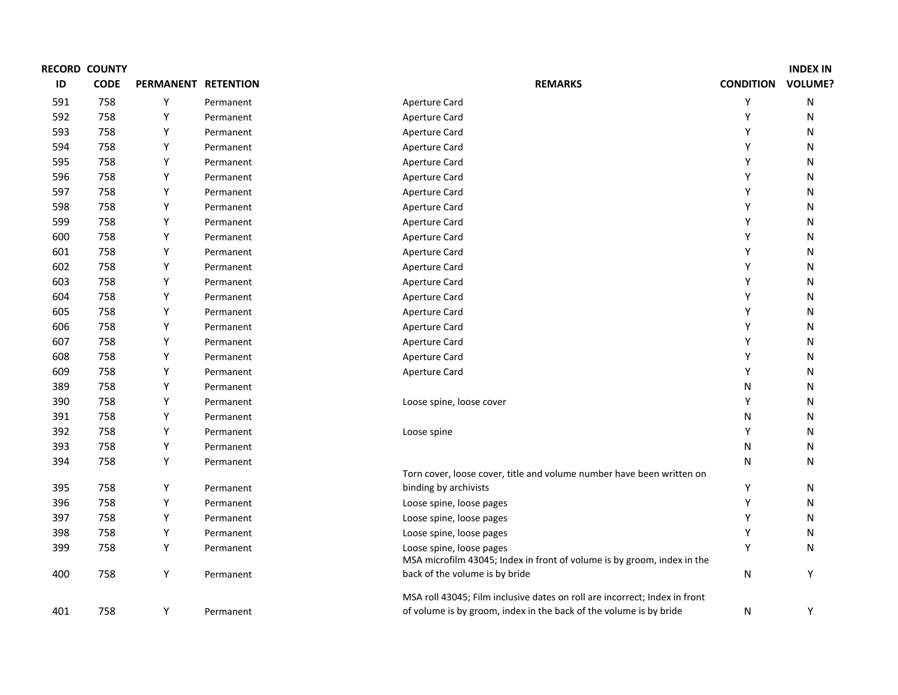| RECORD ID | COUNTY CODE | PERMANENT | RETENTION | REMARKS | CONDITION | INDEX IN VOLUME? |
|---|---|---|---|---|---|---|
| 591 | 758 | Y | Permanent | Aperture Card | Y | N |
| 592 | 758 | Y | Permanent | Aperture Card | Y | N |
| 593 | 758 | Y | Permanent | Aperture Card | Y | N |
| 594 | 758 | Y | Permanent | Aperture Card | Y | N |
| 595 | 758 | Y | Permanent | Aperture Card | Y | N |
| 596 | 758 | Y | Permanent | Aperture Card | Y | N |
| 597 | 758 | Y | Permanent | Aperture Card | Y | N |
| 598 | 758 | Y | Permanent | Aperture Card | Y | N |
| 599 | 758 | Y | Permanent | Aperture Card | Y | N |
| 600 | 758 | Y | Permanent | Aperture Card | Y | N |
| 601 | 758 | Y | Permanent | Aperture Card | Y | N |
| 602 | 758 | Y | Permanent | Aperture Card | Y | N |
| 603 | 758 | Y | Permanent | Aperture Card | Y | N |
| 604 | 758 | Y | Permanent | Aperture Card | Y | N |
| 605 | 758 | Y | Permanent | Aperture Card | Y | N |
| 606 | 758 | Y | Permanent | Aperture Card | Y | N |
| 607 | 758 | Y | Permanent | Aperture Card | Y | N |
| 608 | 758 | Y | Permanent | Aperture Card | Y | N |
| 609 | 758 | Y | Permanent | Aperture Card | Y | N |
| 389 | 758 | Y | Permanent | | N | N |
| 390 | 758 | Y | Permanent | Loose spine, loose cover | Y | N |
| 391 | 758 | Y | Permanent | | N | N |
| 392 | 758 | Y | Permanent | Loose spine | Y | N |
| 393 | 758 | Y | Permanent | | N | N |
| 394 | 758 | Y | Permanent | | N | N |
| 395 | 758 | Y | Permanent | Torn cover, loose cover, title and volume number have been written on binding by archivists | Y | N |
| 396 | 758 | Y | Permanent | Loose spine, loose pages | Y | N |
| 397 | 758 | Y | Permanent | Loose spine, loose pages | Y | N |
| 398 | 758 | Y | Permanent | Loose spine, loose pages | Y | N |
| 399 | 758 | Y | Permanent | Loose spine, loose pages | Y | N |
| 400 | 758 | Y | Permanent | MSA microfilm 43045; Index in front of volume is by groom, index in the back of the volume is by bride | N | Y |
| 401 | 758 | Y | Permanent | MSA roll 43045; Film inclusive dates on roll are incorrect; Index in front of volume is by groom, index in the back of the volume is by bride | N | Y |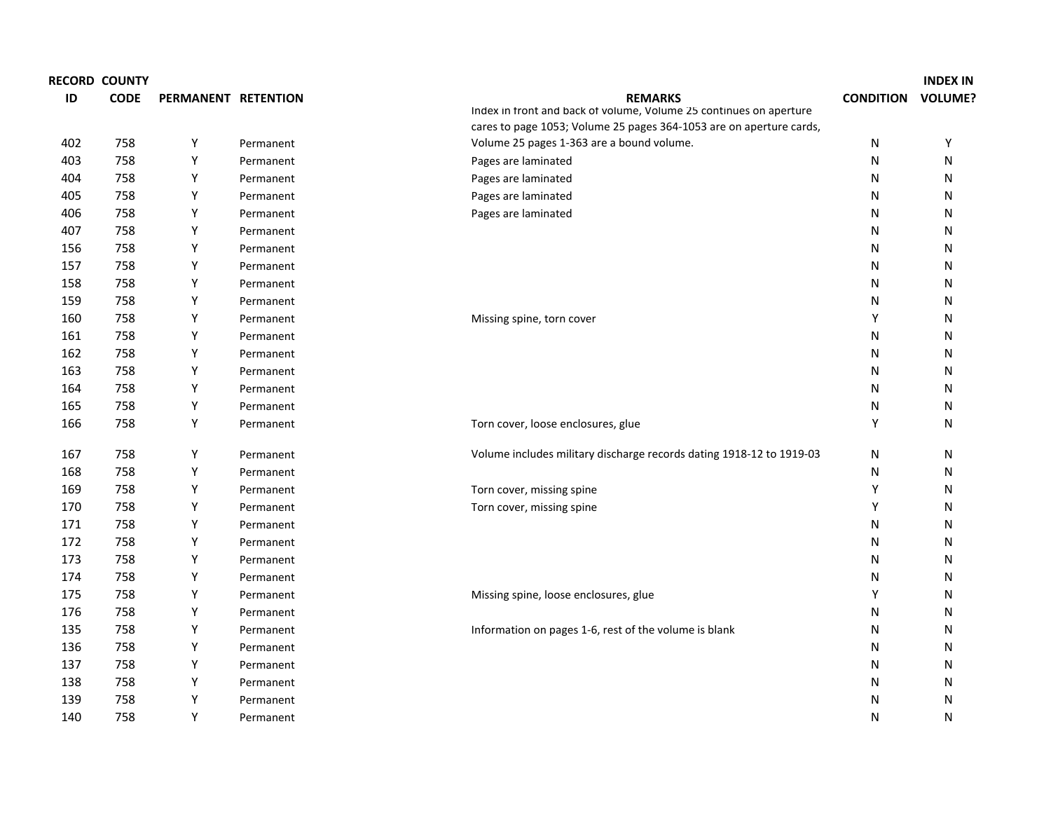| RECORD ID | COUNTY CODE | PERMANENT | RETENTION | REMARKS | CONDITION | INDEX IN VOLUME? |
|---|---|---|---|---|---|---|
| 402 | 758 | Y | Permanent | Index in front and back of volume, Volume 25 continues on aperture cares to page 1053; Volume 25 pages 364-1053 are on aperture cards, Volume 25 pages 1-363 are a bound volume. | N | Y |
| 403 | 758 | Y | Permanent | Pages are laminated | N | N |
| 404 | 758 | Y | Permanent | Pages are laminated | N | N |
| 405 | 758 | Y | Permanent | Pages are laminated | N | N |
| 406 | 758 | Y | Permanent | Pages are laminated | N | N |
| 407 | 758 | Y | Permanent | | N | N |
| 156 | 758 | Y | Permanent | | N | N |
| 157 | 758 | Y | Permanent | | N | N |
| 158 | 758 | Y | Permanent | | N | N |
| 159 | 758 | Y | Permanent | | N | N |
| 160 | 758 | Y | Permanent | Missing spine, torn cover | Y | N |
| 161 | 758 | Y | Permanent | | N | N |
| 162 | 758 | Y | Permanent | | N | N |
| 163 | 758 | Y | Permanent | | N | N |
| 164 | 758 | Y | Permanent | | N | N |
| 165 | 758 | Y | Permanent | | N | N |
| 166 | 758 | Y | Permanent | Torn cover, loose enclosures, glue | Y | N |
| 167 | 758 | Y | Permanent | Volume includes military discharge records dating 1918-12 to 1919-03 | N | N |
| 168 | 758 | Y | Permanent | | N | N |
| 169 | 758 | Y | Permanent | Torn cover, missing spine | Y | N |
| 170 | 758 | Y | Permanent | Torn cover, missing spine | Y | N |
| 171 | 758 | Y | Permanent | | N | N |
| 172 | 758 | Y | Permanent | | N | N |
| 173 | 758 | Y | Permanent | | N | N |
| 174 | 758 | Y | Permanent | | N | N |
| 175 | 758 | Y | Permanent | Missing spine, loose enclosures, glue | Y | N |
| 176 | 758 | Y | Permanent | | N | N |
| 135 | 758 | Y | Permanent | Information on pages 1-6, rest of the volume is blank | N | N |
| 136 | 758 | Y | Permanent | | N | N |
| 137 | 758 | Y | Permanent | | N | N |
| 138 | 758 | Y | Permanent | | N | N |
| 139 | 758 | Y | Permanent | | N | N |
| 140 | 758 | Y | Permanent | | N | N |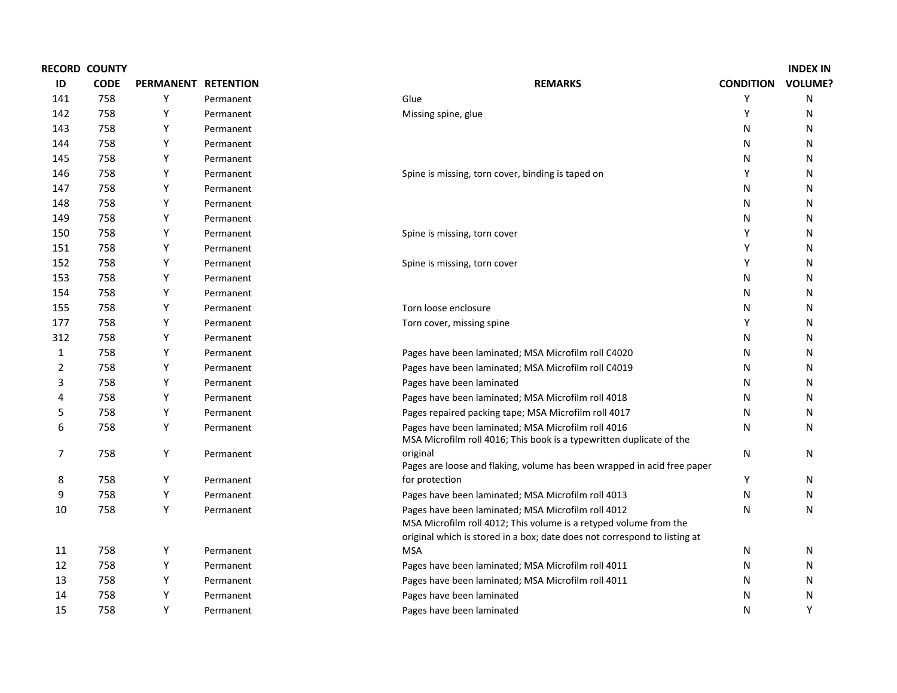| RECORD ID | COUNTY CODE | PERMANENT | RETENTION | REMARKS | CONDITION | INDEX IN VOLUME? |
|---|---|---|---|---|---|---|
| 141 | 758 | Y | Permanent | Glue | Y | N |
| 142 | 758 | Y | Permanent | Missing spine, glue | Y | N |
| 143 | 758 | Y | Permanent | | N | N |
| 144 | 758 | Y | Permanent | | N | N |
| 145 | 758 | Y | Permanent | | N | N |
| 146 | 758 | Y | Permanent | Spine is missing, torn cover, binding is taped on | Y | N |
| 147 | 758 | Y | Permanent | | N | N |
| 148 | 758 | Y | Permanent | | N | N |
| 149 | 758 | Y | Permanent | | N | N |
| 150 | 758 | Y | Permanent | Spine is missing, torn cover | Y | N |
| 151 | 758 | Y | Permanent | | Y | N |
| 152 | 758 | Y | Permanent | Spine is missing, torn cover | Y | N |
| 153 | 758 | Y | Permanent | | N | N |
| 154 | 758 | Y | Permanent | | N | N |
| 155 | 758 | Y | Permanent | Torn loose enclosure | N | N |
| 177 | 758 | Y | Permanent | Torn cover, missing spine | Y | N |
| 312 | 758 | Y | Permanent | | N | N |
| 1 | 758 | Y | Permanent | Pages have been laminated; MSA Microfilm roll C4020 | N | N |
| 2 | 758 | Y | Permanent | Pages have been laminated; MSA Microfilm roll C4019 | N | N |
| 3 | 758 | Y | Permanent | Pages have been laminated | N | N |
| 4 | 758 | Y | Permanent | Pages have been laminated; MSA Microfilm roll 4018 | N | N |
| 5 | 758 | Y | Permanent | Pages repaired packing tape; MSA Microfilm roll 4017 | N | N |
| 6 | 758 | Y | Permanent | Pages have been laminated; MSA Microfilm roll 4016 | N | N |
| 7 | 758 | Y | Permanent | MSA Microfilm roll 4016; This book is a typewritten duplicate of the original | N | N |
| 8 | 758 | Y | Permanent | Pages are loose and flaking, volume has been wrapped in acid free paper for protection | Y | N |
| 9 | 758 | Y | Permanent | Pages have been laminated; MSA Microfilm roll 4013 | N | N |
| 10 | 758 | Y | Permanent | Pages have been laminated; MSA Microfilm roll 4012 | N | N |
| 11 | 758 | Y | Permanent | MSA Microfilm roll 4012; This volume is a retyped volume from the original which is stored in a box; date does not correspond to listing at MSA | N | N |
| 12 | 758 | Y | Permanent | Pages have been laminated; MSA Microfilm roll 4011 | N | N |
| 13 | 758 | Y | Permanent | Pages have been laminated; MSA Microfilm roll 4011 | N | N |
| 14 | 758 | Y | Permanent | Pages have been laminated | N | N |
| 15 | 758 | Y | Permanent | Pages have been laminated | N | Y |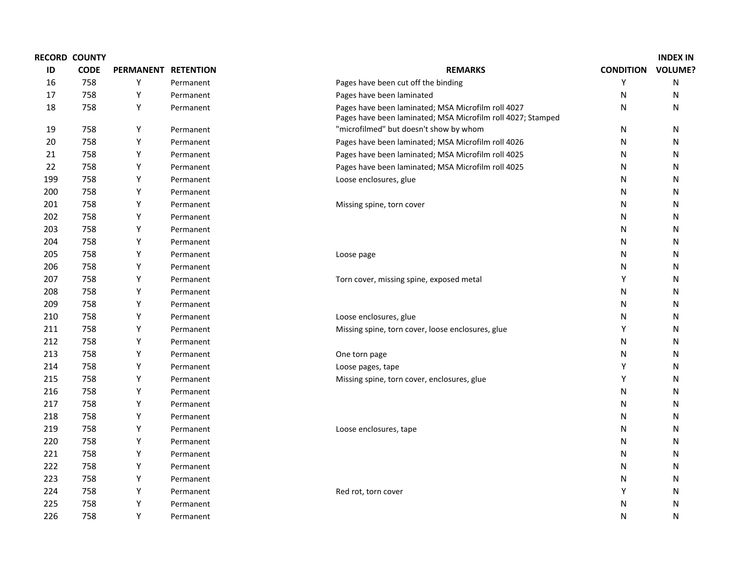| RECORD ID | COUNTY CODE | PERMANENT | RETENTION | REMARKS | CONDITION | INDEX IN VOLUME? |
|---|---|---|---|---|---|---|
| 16 | 758 | Y | Permanent | Pages have been cut off the binding | Y | N |
| 17 | 758 | Y | Permanent | Pages have been laminated | N | N |
| 18 | 758 | Y | Permanent | Pages have been laminated; MSA Microfilm roll 4027 | N | N |
| 19 | 758 | Y | Permanent | Pages have been laminated; MSA Microfilm roll 4027; Stamped "microfilmed" but doesn't show by whom | N | N |
| 20 | 758 | Y | Permanent | Pages have been laminated; MSA Microfilm roll 4026 | N | N |
| 21 | 758 | Y | Permanent | Pages have been laminated; MSA Microfilm roll 4025 | N | N |
| 22 | 758 | Y | Permanent | Pages have been laminated; MSA Microfilm roll 4025 | N | N |
| 199 | 758 | Y | Permanent | Loose enclosures, glue | N | N |
| 200 | 758 | Y | Permanent | | N | N |
| 201 | 758 | Y | Permanent | Missing spine, torn cover | N | N |
| 202 | 758 | Y | Permanent | | N | N |
| 203 | 758 | Y | Permanent | | N | N |
| 204 | 758 | Y | Permanent | | N | N |
| 205 | 758 | Y | Permanent | Loose page | N | N |
| 206 | 758 | Y | Permanent | | N | N |
| 207 | 758 | Y | Permanent | Torn cover, missing spine, exposed metal | Y | N |
| 208 | 758 | Y | Permanent | | N | N |
| 209 | 758 | Y | Permanent | | N | N |
| 210 | 758 | Y | Permanent | Loose enclosures, glue | N | N |
| 211 | 758 | Y | Permanent | Missing spine, torn cover, loose enclosures, glue | Y | N |
| 212 | 758 | Y | Permanent | | N | N |
| 213 | 758 | Y | Permanent | One torn page | N | N |
| 214 | 758 | Y | Permanent | Loose pages, tape | Y | N |
| 215 | 758 | Y | Permanent | Missing spine, torn cover, enclosures, glue | Y | N |
| 216 | 758 | Y | Permanent | | N | N |
| 217 | 758 | Y | Permanent | | N | N |
| 218 | 758 | Y | Permanent | | N | N |
| 219 | 758 | Y | Permanent | Loose enclosures, tape | N | N |
| 220 | 758 | Y | Permanent | | N | N |
| 221 | 758 | Y | Permanent | | N | N |
| 222 | 758 | Y | Permanent | | N | N |
| 223 | 758 | Y | Permanent | | N | N |
| 224 | 758 | Y | Permanent | Red rot, torn cover | Y | N |
| 225 | 758 | Y | Permanent | | N | N |
| 226 | 758 | Y | Permanent | | N | N |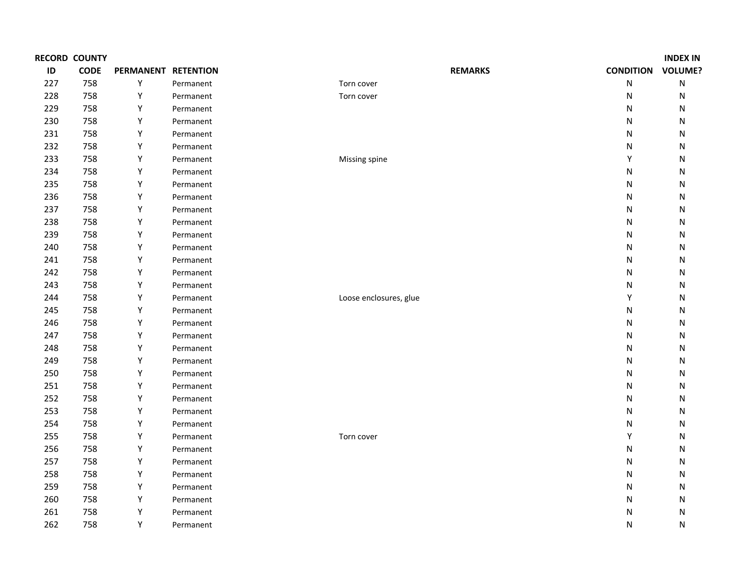| RECORD ID | COUNTY CODE | PERMANENT | RETENTION | REMARKS | CONDITION | INDEX IN VOLUME? |
|---|---|---|---|---|---|---|
| 227 | 758 | Y | Permanent | Torn cover | N | N |
| 228 | 758 | Y | Permanent | Torn cover | N | N |
| 229 | 758 | Y | Permanent | | N | N |
| 230 | 758 | Y | Permanent | | N | N |
| 231 | 758 | Y | Permanent | | N | N |
| 232 | 758 | Y | Permanent | | N | N |
| 233 | 758 | Y | Permanent | Missing spine | Y | N |
| 234 | 758 | Y | Permanent | | N | N |
| 235 | 758 | Y | Permanent | | N | N |
| 236 | 758 | Y | Permanent | | N | N |
| 237 | 758 | Y | Permanent | | N | N |
| 238 | 758 | Y | Permanent | | N | N |
| 239 | 758 | Y | Permanent | | N | N |
| 240 | 758 | Y | Permanent | | N | N |
| 241 | 758 | Y | Permanent | | N | N |
| 242 | 758 | Y | Permanent | | N | N |
| 243 | 758 | Y | Permanent | | N | N |
| 244 | 758 | Y | Permanent | Loose enclosures, glue | Y | N |
| 245 | 758 | Y | Permanent | | N | N |
| 246 | 758 | Y | Permanent | | N | N |
| 247 | 758 | Y | Permanent | | N | N |
| 248 | 758 | Y | Permanent | | N | N |
| 249 | 758 | Y | Permanent | | N | N |
| 250 | 758 | Y | Permanent | | N | N |
| 251 | 758 | Y | Permanent | | N | N |
| 252 | 758 | Y | Permanent | | N | N |
| 253 | 758 | Y | Permanent | | N | N |
| 254 | 758 | Y | Permanent | | N | N |
| 255 | 758 | Y | Permanent | Torn cover | Y | N |
| 256 | 758 | Y | Permanent | | N | N |
| 257 | 758 | Y | Permanent | | N | N |
| 258 | 758 | Y | Permanent | | N | N |
| 259 | 758 | Y | Permanent | | N | N |
| 260 | 758 | Y | Permanent | | N | N |
| 261 | 758 | Y | Permanent | | N | N |
| 262 | 758 | Y | Permanent | | N | N |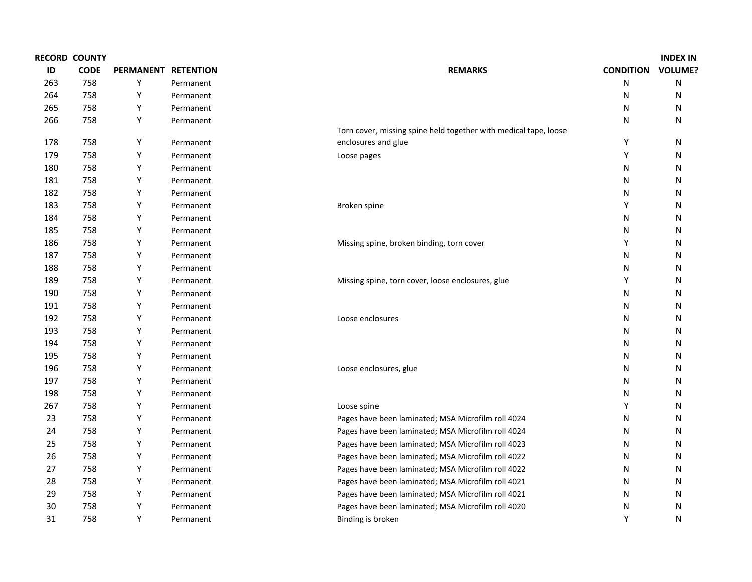| RECORD ID | COUNTY CODE | PERMANENT | RETENTION | REMARKS | CONDITION | INDEX IN VOLUME? |
|---|---|---|---|---|---|---|
| 263 | 758 | Y | Permanent | | N | N |
| 264 | 758 | Y | Permanent | | N | N |
| 265 | 758 | Y | Permanent | | N | N |
| 266 | 758 | Y | Permanent | | N | N |
| 178 | 758 | Y | Permanent | Torn cover, missing spine held together with medical tape, loose enclosures and glue | Y | N |
| 179 | 758 | Y | Permanent | Loose pages | Y | N |
| 180 | 758 | Y | Permanent | | N | N |
| 181 | 758 | Y | Permanent | | N | N |
| 182 | 758 | Y | Permanent | | N | N |
| 183 | 758 | Y | Permanent | Broken spine | Y | N |
| 184 | 758 | Y | Permanent | | N | N |
| 185 | 758 | Y | Permanent | | N | N |
| 186 | 758 | Y | Permanent | Missing spine, broken binding, torn cover | Y | N |
| 187 | 758 | Y | Permanent | | N | N |
| 188 | 758 | Y | Permanent | | N | N |
| 189 | 758 | Y | Permanent | Missing spine, torn cover, loose enclosures, glue | Y | N |
| 190 | 758 | Y | Permanent | | N | N |
| 191 | 758 | Y | Permanent | | N | N |
| 192 | 758 | Y | Permanent | Loose enclosures | N | N |
| 193 | 758 | Y | Permanent | | N | N |
| 194 | 758 | Y | Permanent | | N | N |
| 195 | 758 | Y | Permanent | | N | N |
| 196 | 758 | Y | Permanent | Loose enclosures, glue | N | N |
| 197 | 758 | Y | Permanent | | N | N |
| 198 | 758 | Y | Permanent | | N | N |
| 267 | 758 | Y | Permanent | Loose spine | Y | N |
| 23 | 758 | Y | Permanent | Pages have been laminated; MSA Microfilm roll 4024 | N | N |
| 24 | 758 | Y | Permanent | Pages have been laminated; MSA Microfilm roll 4024 | N | N |
| 25 | 758 | Y | Permanent | Pages have been laminated; MSA Microfilm roll 4023 | N | N |
| 26 | 758 | Y | Permanent | Pages have been laminated; MSA Microfilm roll 4022 | N | N |
| 27 | 758 | Y | Permanent | Pages have been laminated; MSA Microfilm roll 4022 | N | N |
| 28 | 758 | Y | Permanent | Pages have been laminated; MSA Microfilm roll 4021 | N | N |
| 29 | 758 | Y | Permanent | Pages have been laminated; MSA Microfilm roll 4021 | N | N |
| 30 | 758 | Y | Permanent | Pages have been laminated; MSA Microfilm roll 4020 | N | N |
| 31 | 758 | Y | Permanent | Binding is broken | Y | N |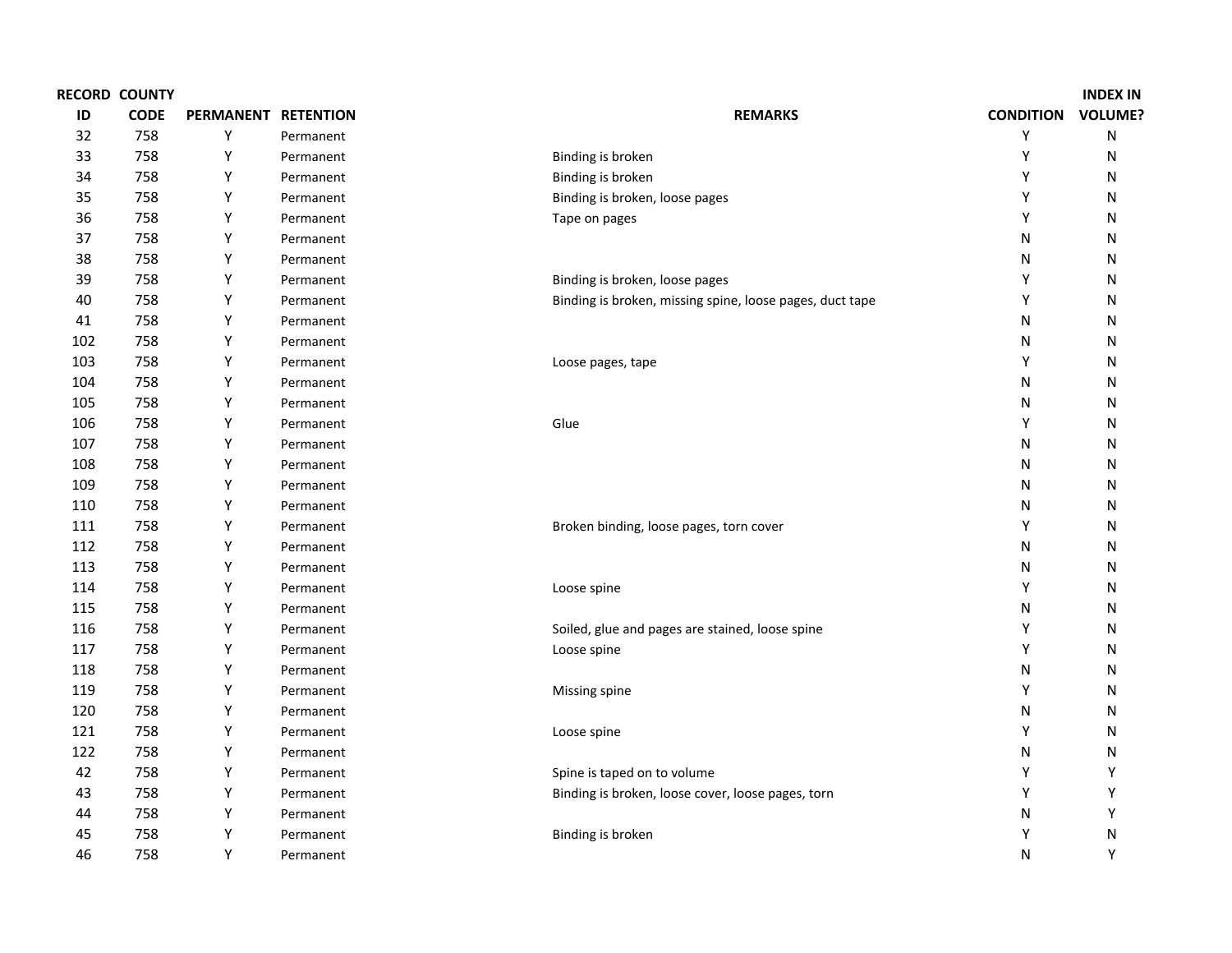| RECORD ID | COUNTY CODE | PERMANENT | RETENTION | REMARKS | CONDITION | INDEX IN VOLUME? |
|---|---|---|---|---|---|---|
| 32 | 758 | Y | Permanent | | Y | N |
| 33 | 758 | Y | Permanent | Binding is broken | Y | N |
| 34 | 758 | Y | Permanent | Binding is broken | Y | N |
| 35 | 758 | Y | Permanent | Binding is broken, loose pages | Y | N |
| 36 | 758 | Y | Permanent | Tape on pages | Y | N |
| 37 | 758 | Y | Permanent | | N | N |
| 38 | 758 | Y | Permanent | | N | N |
| 39 | 758 | Y | Permanent | Binding is broken, loose pages | Y | N |
| 40 | 758 | Y | Permanent | Binding is broken, missing spine, loose pages, duct tape | Y | N |
| 41 | 758 | Y | Permanent | | N | N |
| 102 | 758 | Y | Permanent | | N | N |
| 103 | 758 | Y | Permanent | Loose pages, tape | Y | N |
| 104 | 758 | Y | Permanent | | N | N |
| 105 | 758 | Y | Permanent | | N | N |
| 106 | 758 | Y | Permanent | Glue | Y | N |
| 107 | 758 | Y | Permanent | | N | N |
| 108 | 758 | Y | Permanent | | N | N |
| 109 | 758 | Y | Permanent | | N | N |
| 110 | 758 | Y | Permanent | | N | N |
| 111 | 758 | Y | Permanent | Broken binding, loose pages, torn cover | Y | N |
| 112 | 758 | Y | Permanent | | N | N |
| 113 | 758 | Y | Permanent | | N | N |
| 114 | 758 | Y | Permanent | Loose spine | Y | N |
| 115 | 758 | Y | Permanent | | N | N |
| 116 | 758 | Y | Permanent | Soiled, glue and pages are stained, loose spine | Y | N |
| 117 | 758 | Y | Permanent | Loose spine | Y | N |
| 118 | 758 | Y | Permanent | | N | N |
| 119 | 758 | Y | Permanent | Missing spine | Y | N |
| 120 | 758 | Y | Permanent | | N | N |
| 121 | 758 | Y | Permanent | Loose spine | Y | N |
| 122 | 758 | Y | Permanent | | N | N |
| 42 | 758 | Y | Permanent | Spine is taped on to volume | Y | Y |
| 43 | 758 | Y | Permanent | Binding is broken, loose cover, loose pages, torn | Y | Y |
| 44 | 758 | Y | Permanent | | N | Y |
| 45 | 758 | Y | Permanent | Binding is broken | Y | N |
| 46 | 758 | Y | Permanent | | N | Y |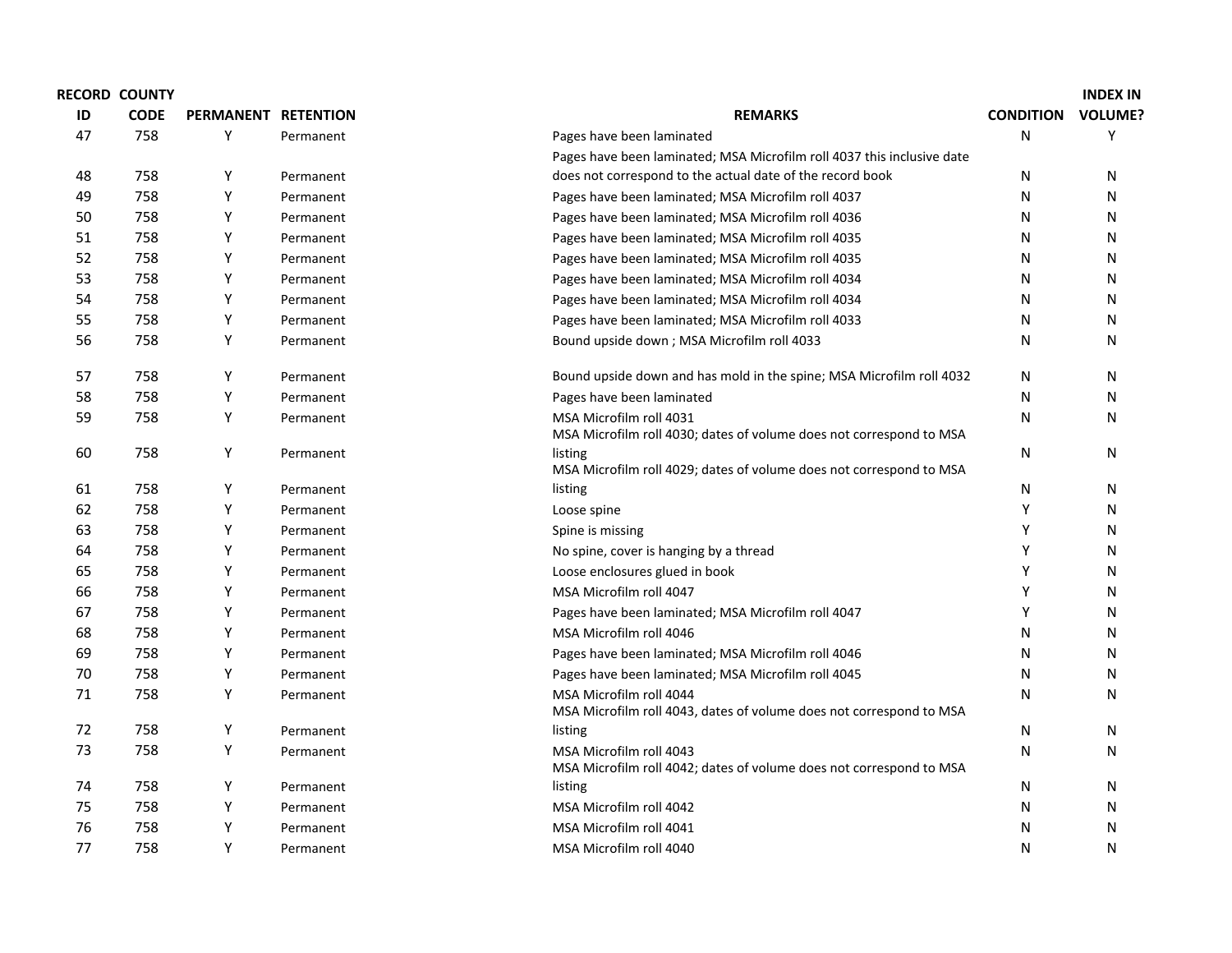| RECORD ID | COUNTY CODE | PERMANENT | RETENTION | REMARKS | CONDITION | INDEX IN VOLUME? |
|---|---|---|---|---|---|---|
| 47 | 758 | Y | Permanent | Pages have been laminated | N | Y |
| 48 | 758 | Y | Permanent | Pages have been laminated; MSA Microfilm roll 4037 this inclusive date does not correspond to the actual date of the record book | N | N |
| 49 | 758 | Y | Permanent | Pages have been laminated; MSA Microfilm roll 4037 | N | N |
| 50 | 758 | Y | Permanent | Pages have been laminated; MSA Microfilm roll 4036 | N | N |
| 51 | 758 | Y | Permanent | Pages have been laminated; MSA Microfilm roll 4035 | N | N |
| 52 | 758 | Y | Permanent | Pages have been laminated; MSA Microfilm roll 4035 | N | N |
| 53 | 758 | Y | Permanent | Pages have been laminated; MSA Microfilm roll 4034 | N | N |
| 54 | 758 | Y | Permanent | Pages have been laminated; MSA Microfilm roll 4034 | N | N |
| 55 | 758 | Y | Permanent | Pages have been laminated; MSA Microfilm roll 4033 | N | N |
| 56 | 758 | Y | Permanent | Bound upside down ; MSA Microfilm roll 4033 | N | N |
| 57 | 758 | Y | Permanent | Bound upside down and has mold in the spine; MSA Microfilm roll 4032 | N | N |
| 58 | 758 | Y | Permanent | Pages have been laminated | N | N |
| 59 | 758 | Y | Permanent | MSA Microfilm roll 4031 | N | N |
| 60 | 758 | Y | Permanent | MSA Microfilm roll 4030; dates of volume does not correspond to MSA listing | N | N |
| 61 | 758 | Y | Permanent | MSA Microfilm roll 4029; dates of volume does not correspond to MSA listing | N | N |
| 62 | 758 | Y | Permanent | Loose spine | Y | N |
| 63 | 758 | Y | Permanent | Spine is missing | Y | N |
| 64 | 758 | Y | Permanent | No spine, cover is hanging by a thread | Y | N |
| 65 | 758 | Y | Permanent | Loose enclosures glued in book | Y | N |
| 66 | 758 | Y | Permanent | MSA Microfilm roll 4047 | Y | N |
| 67 | 758 | Y | Permanent | Pages have been laminated; MSA Microfilm roll 4047 | Y | N |
| 68 | 758 | Y | Permanent | MSA Microfilm roll 4046 | N | N |
| 69 | 758 | Y | Permanent | Pages have been laminated; MSA Microfilm roll 4046 | N | N |
| 70 | 758 | Y | Permanent | Pages have been laminated; MSA Microfilm roll 4045 | N | N |
| 71 | 758 | Y | Permanent | MSA Microfilm roll 4044 | N | N |
| 72 | 758 | Y | Permanent | MSA Microfilm roll 4043, dates of volume does not correspond to MSA listing | N | N |
| 73 | 758 | Y | Permanent | MSA Microfilm roll 4043 | N | N |
| 74 | 758 | Y | Permanent | MSA Microfilm roll 4042; dates of volume does not correspond to MSA listing | N | N |
| 75 | 758 | Y | Permanent | MSA Microfilm roll 4042 | N | N |
| 76 | 758 | Y | Permanent | MSA Microfilm roll 4041 | N | N |
| 77 | 758 | Y | Permanent | MSA Microfilm roll 4040 | N | N |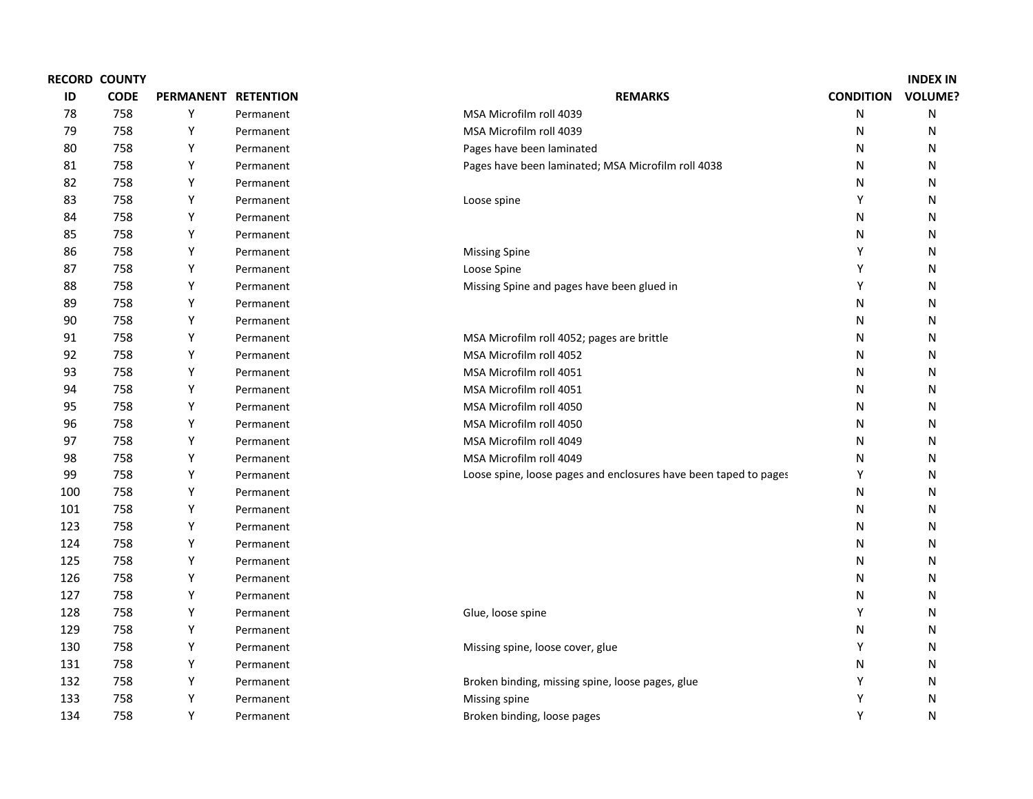| RECORD ID | COUNTY CODE | PERMANENT | RETENTION | REMARKS | CONDITION | INDEX IN VOLUME? |
|---|---|---|---|---|---|---|
| 78 | 758 | Y | Permanent | MSA Microfilm roll 4039 | N | N |
| 79 | 758 | Y | Permanent | MSA Microfilm roll 4039 | N | N |
| 80 | 758 | Y | Permanent | Pages have been laminated | N | N |
| 81 | 758 | Y | Permanent | Pages have been laminated; MSA Microfilm roll 4038 | N | N |
| 82 | 758 | Y | Permanent | | N | N |
| 83 | 758 | Y | Permanent | Loose spine | Y | N |
| 84 | 758 | Y | Permanent | | N | N |
| 85 | 758 | Y | Permanent | | N | N |
| 86 | 758 | Y | Permanent | Missing Spine | Y | N |
| 87 | 758 | Y | Permanent | Loose Spine | Y | N |
| 88 | 758 | Y | Permanent | Missing Spine and pages have been glued in | Y | N |
| 89 | 758 | Y | Permanent | | N | N |
| 90 | 758 | Y | Permanent | | N | N |
| 91 | 758 | Y | Permanent | MSA Microfilm roll 4052; pages are brittle | N | N |
| 92 | 758 | Y | Permanent | MSA Microfilm roll 4052 | N | N |
| 93 | 758 | Y | Permanent | MSA Microfilm roll 4051 | N | N |
| 94 | 758 | Y | Permanent | MSA Microfilm roll 4051 | N | N |
| 95 | 758 | Y | Permanent | MSA Microfilm roll 4050 | N | N |
| 96 | 758 | Y | Permanent | MSA Microfilm roll 4050 | N | N |
| 97 | 758 | Y | Permanent | MSA Microfilm roll 4049 | N | N |
| 98 | 758 | Y | Permanent | MSA Microfilm roll 4049 | N | N |
| 99 | 758 | Y | Permanent | Loose spine, loose pages and enclosures have been taped to pages | Y | N |
| 100 | 758 | Y | Permanent | | N | N |
| 101 | 758 | Y | Permanent | | N | N |
| 123 | 758 | Y | Permanent | | N | N |
| 124 | 758 | Y | Permanent | | N | N |
| 125 | 758 | Y | Permanent | | N | N |
| 126 | 758 | Y | Permanent | | N | N |
| 127 | 758 | Y | Permanent | | N | N |
| 128 | 758 | Y | Permanent | Glue, loose spine | Y | N |
| 129 | 758 | Y | Permanent | | N | N |
| 130 | 758 | Y | Permanent | Missing spine, loose cover, glue | Y | N |
| 131 | 758 | Y | Permanent | | N | N |
| 132 | 758 | Y | Permanent | Broken binding, missing spine, loose pages, glue | Y | N |
| 133 | 758 | Y | Permanent | Missing spine | Y | N |
| 134 | 758 | Y | Permanent | Broken binding, loose pages | Y | N |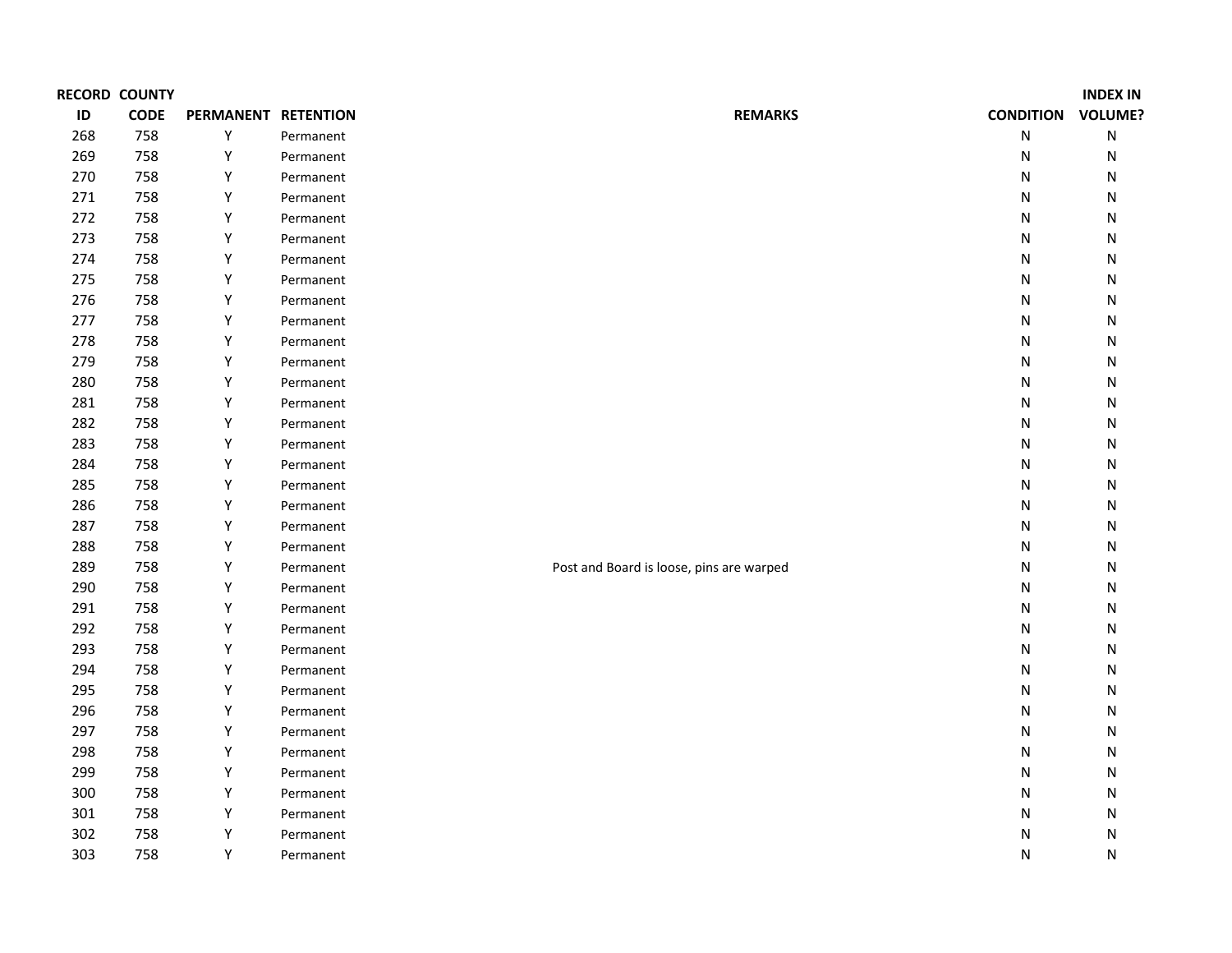| RECORD ID | COUNTY CODE | PERMANENT | RETENTION | REMARKS | CONDITION | INDEX IN VOLUME? |
|---|---|---|---|---|---|---|
| 268 | 758 | Y | Permanent | | N | N |
| 269 | 758 | Y | Permanent | | N | N |
| 270 | 758 | Y | Permanent | | N | N |
| 271 | 758 | Y | Permanent | | N | N |
| 272 | 758 | Y | Permanent | | N | N |
| 273 | 758 | Y | Permanent | | N | N |
| 274 | 758 | Y | Permanent | | N | N |
| 275 | 758 | Y | Permanent | | N | N |
| 276 | 758 | Y | Permanent | | N | N |
| 277 | 758 | Y | Permanent | | N | N |
| 278 | 758 | Y | Permanent | | N | N |
| 279 | 758 | Y | Permanent | | N | N |
| 280 | 758 | Y | Permanent | | N | N |
| 281 | 758 | Y | Permanent | | N | N |
| 282 | 758 | Y | Permanent | | N | N |
| 283 | 758 | Y | Permanent | | N | N |
| 284 | 758 | Y | Permanent | | N | N |
| 285 | 758 | Y | Permanent | | N | N |
| 286 | 758 | Y | Permanent | | N | N |
| 287 | 758 | Y | Permanent | | N | N |
| 288 | 758 | Y | Permanent | | N | N |
| 289 | 758 | Y | Permanent | Post and Board is loose, pins are warped | N | N |
| 290 | 758 | Y | Permanent | | N | N |
| 291 | 758 | Y | Permanent | | N | N |
| 292 | 758 | Y | Permanent | | N | N |
| 293 | 758 | Y | Permanent | | N | N |
| 294 | 758 | Y | Permanent | | N | N |
| 295 | 758 | Y | Permanent | | N | N |
| 296 | 758 | Y | Permanent | | N | N |
| 297 | 758 | Y | Permanent | | N | N |
| 298 | 758 | Y | Permanent | | N | N |
| 299 | 758 | Y | Permanent | | N | N |
| 300 | 758 | Y | Permanent | | N | N |
| 301 | 758 | Y | Permanent | | N | N |
| 302 | 758 | Y | Permanent | | N | N |
| 303 | 758 | Y | Permanent | | N | N |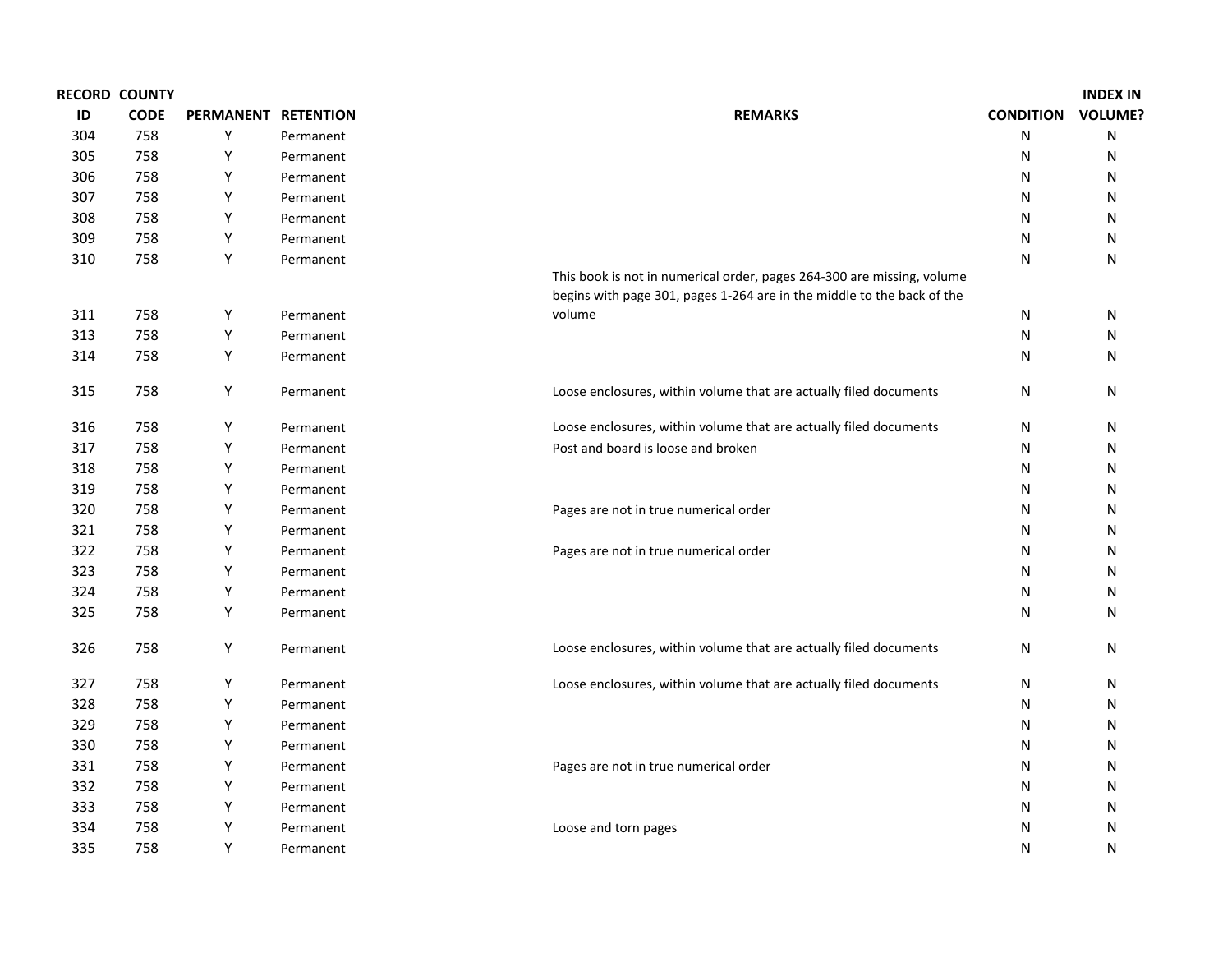| RECORD ID | COUNTY CODE | PERMANENT | RETENTION | REMARKS | CONDITION | INDEX IN VOLUME? |
|---|---|---|---|---|---|---|
| 304 | 758 | Y | Permanent | | N | N |
| 305 | 758 | Y | Permanent | | N | N |
| 306 | 758 | Y | Permanent | | N | N |
| 307 | 758 | Y | Permanent | | N | N |
| 308 | 758 | Y | Permanent | | N | N |
| 309 | 758 | Y | Permanent | | N | N |
| 310 | 758 | Y | Permanent | | N | N |
| 311 | 758 | Y | Permanent | This book is not in numerical order, pages 264-300 are missing, volume begins with page 301, pages 1-264 are in the middle to the back of the volume | N | N |
| 313 | 758 | Y | Permanent | | N | N |
| 314 | 758 | Y | Permanent | | N | N |
| 315 | 758 | Y | Permanent | Loose enclosures, within volume that are actually filed documents | N | N |
| 316 | 758 | Y | Permanent | Loose enclosures, within volume that are actually filed documents | N | N |
| 317 | 758 | Y | Permanent | Post and board is loose and broken | N | N |
| 318 | 758 | Y | Permanent | | N | N |
| 319 | 758 | Y | Permanent | | N | N |
| 320 | 758 | Y | Permanent | Pages are not in true numerical order | N | N |
| 321 | 758 | Y | Permanent | | N | N |
| 322 | 758 | Y | Permanent | Pages are not in true numerical order | N | N |
| 323 | 758 | Y | Permanent | | N | N |
| 324 | 758 | Y | Permanent | | N | N |
| 325 | 758 | Y | Permanent | | N | N |
| 326 | 758 | Y | Permanent | Loose enclosures, within volume that are actually filed documents | N | N |
| 327 | 758 | Y | Permanent | Loose enclosures, within volume that are actually filed documents | N | N |
| 328 | 758 | Y | Permanent | | N | N |
| 329 | 758 | Y | Permanent | | N | N |
| 330 | 758 | Y | Permanent | | N | N |
| 331 | 758 | Y | Permanent | Pages are not in true numerical order | N | N |
| 332 | 758 | Y | Permanent | | N | N |
| 333 | 758 | Y | Permanent | | N | N |
| 334 | 758 | Y | Permanent | Loose and torn pages | N | N |
| 335 | 758 | Y | Permanent | | N | N |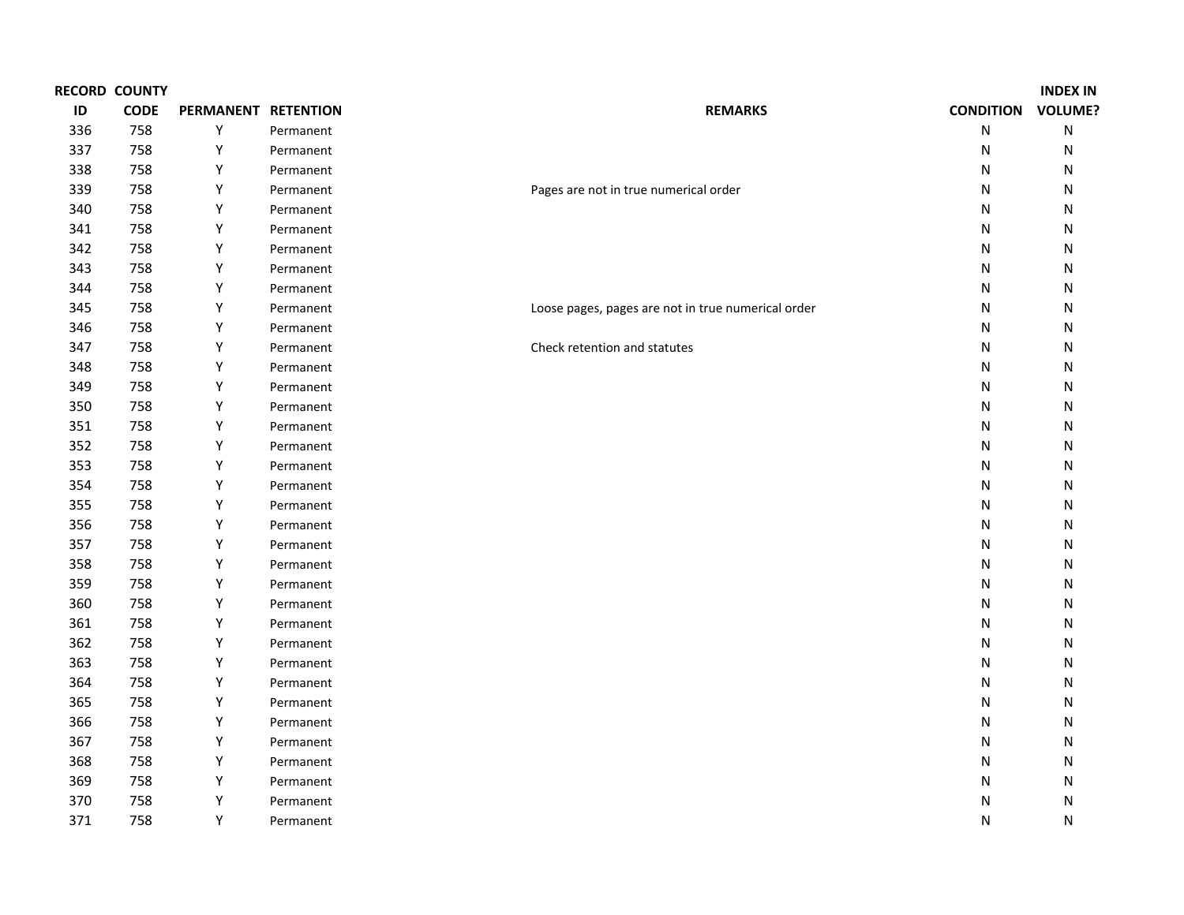| RECORD ID | COUNTY CODE | PERMANENT | RETENTION | REMARKS | CONDITION | INDEX IN VOLUME? |
|---|---|---|---|---|---|---|
| 336 | 758 | Y | Permanent | | N | N |
| 337 | 758 | Y | Permanent | | N | N |
| 338 | 758 | Y | Permanent | | N | N |
| 339 | 758 | Y | Permanent | Pages are not in true numerical order | N | N |
| 340 | 758 | Y | Permanent | | N | N |
| 341 | 758 | Y | Permanent | | N | N |
| 342 | 758 | Y | Permanent | | N | N |
| 343 | 758 | Y | Permanent | | N | N |
| 344 | 758 | Y | Permanent | | N | N |
| 345 | 758 | Y | Permanent | Loose pages, pages are not in true numerical order | N | N |
| 346 | 758 | Y | Permanent | | N | N |
| 347 | 758 | Y | Permanent | Check retention and statutes | N | N |
| 348 | 758 | Y | Permanent | | N | N |
| 349 | 758 | Y | Permanent | | N | N |
| 350 | 758 | Y | Permanent | | N | N |
| 351 | 758 | Y | Permanent | | N | N |
| 352 | 758 | Y | Permanent | | N | N |
| 353 | 758 | Y | Permanent | | N | N |
| 354 | 758 | Y | Permanent | | N | N |
| 355 | 758 | Y | Permanent | | N | N |
| 356 | 758 | Y | Permanent | | N | N |
| 357 | 758 | Y | Permanent | | N | N |
| 358 | 758 | Y | Permanent | | N | N |
| 359 | 758 | Y | Permanent | | N | N |
| 360 | 758 | Y | Permanent | | N | N |
| 361 | 758 | Y | Permanent | | N | N |
| 362 | 758 | Y | Permanent | | N | N |
| 363 | 758 | Y | Permanent | | N | N |
| 364 | 758 | Y | Permanent | | N | N |
| 365 | 758 | Y | Permanent | | N | N |
| 366 | 758 | Y | Permanent | | N | N |
| 367 | 758 | Y | Permanent | | N | N |
| 368 | 758 | Y | Permanent | | N | N |
| 369 | 758 | Y | Permanent | | N | N |
| 370 | 758 | Y | Permanent | | N | N |
| 371 | 758 | Y | Permanent | | N | N |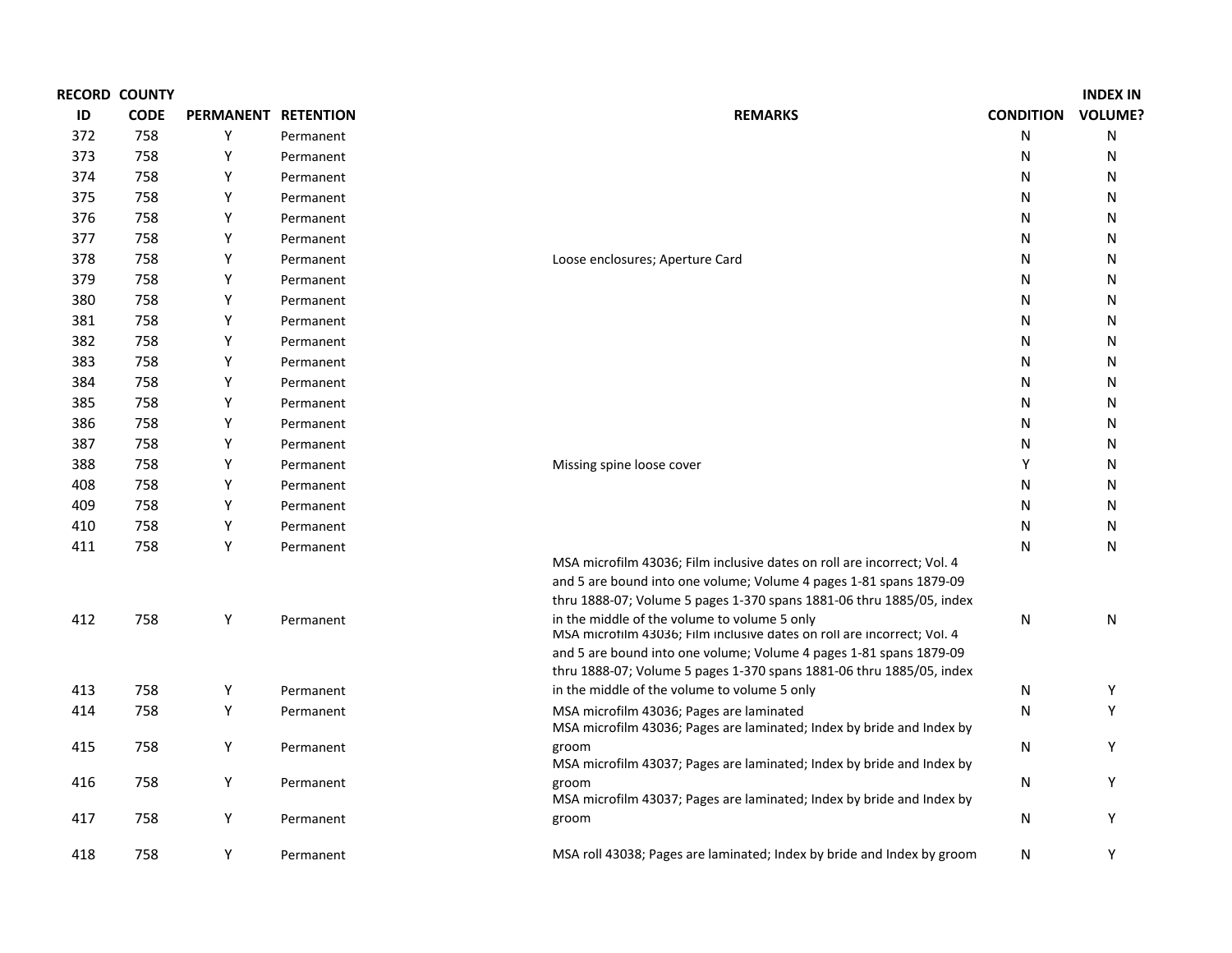| RECORD ID | COUNTY CODE | PERMANENT | RETENTION | REMARKS | CONDITION | INDEX IN VOLUME? |
|---|---|---|---|---|---|---|
| 372 | 758 | Y | Permanent | | N | N |
| 373 | 758 | Y | Permanent | | N | N |
| 374 | 758 | Y | Permanent | | N | N |
| 375 | 758 | Y | Permanent | | N | N |
| 376 | 758 | Y | Permanent | | N | N |
| 377 | 758 | Y | Permanent | | N | N |
| 378 | 758 | Y | Permanent | Loose enclosures; Aperture Card | N | N |
| 379 | 758 | Y | Permanent | | N | N |
| 380 | 758 | Y | Permanent | | N | N |
| 381 | 758 | Y | Permanent | | N | N |
| 382 | 758 | Y | Permanent | | N | N |
| 383 | 758 | Y | Permanent | | N | N |
| 384 | 758 | Y | Permanent | | N | N |
| 385 | 758 | Y | Permanent | | N | N |
| 386 | 758 | Y | Permanent | | N | N |
| 387 | 758 | Y | Permanent | | N | N |
| 388 | 758 | Y | Permanent | Missing spine loose cover | Y | N |
| 408 | 758 | Y | Permanent | | N | N |
| 409 | 758 | Y | Permanent | | N | N |
| 410 | 758 | Y | Permanent | | N | N |
| 411 | 758 | Y | Permanent | | N | N |
| 412 | 758 | Y | Permanent | MSA microfilm 43036; Film inclusive dates on roll are incorrect; Vol. 4 and 5 are bound into one volume; Volume 4 pages 1-81 spans 1879-09 thru 1888-07; Volume 5 pages 1-370 spans 1881-06 thru 1885/05, index in the middle of the volume to volume 5 only | N | N |
| 413 | 758 | Y | Permanent | MSA microfilm 43036; Film inclusive dates on roll are incorrect; Vol. 4 and 5 are bound into one volume; Volume 4 pages 1-81 spans 1879-09 thru 1888-07; Volume 5 pages 1-370 spans 1881-06 thru 1885/05, index in the middle of the volume to volume 5 only | N | Y |
| 414 | 758 | Y | Permanent | MSA microfilm 43036; Pages are laminated | N | Y |
| 415 | 758 | Y | Permanent | MSA microfilm 43036; Pages are laminated; Index by bride and Index by groom | N | Y |
| 416 | 758 | Y | Permanent | MSA microfilm 43037; Pages are laminated; Index by bride and Index by groom | N | Y |
| 417 | 758 | Y | Permanent | MSA microfilm 43037; Pages are laminated; Index by bride and Index by groom | N | Y |
| 418 | 758 | Y | Permanent | MSA roll 43038; Pages are laminated; Index by bride and Index by groom | N | Y |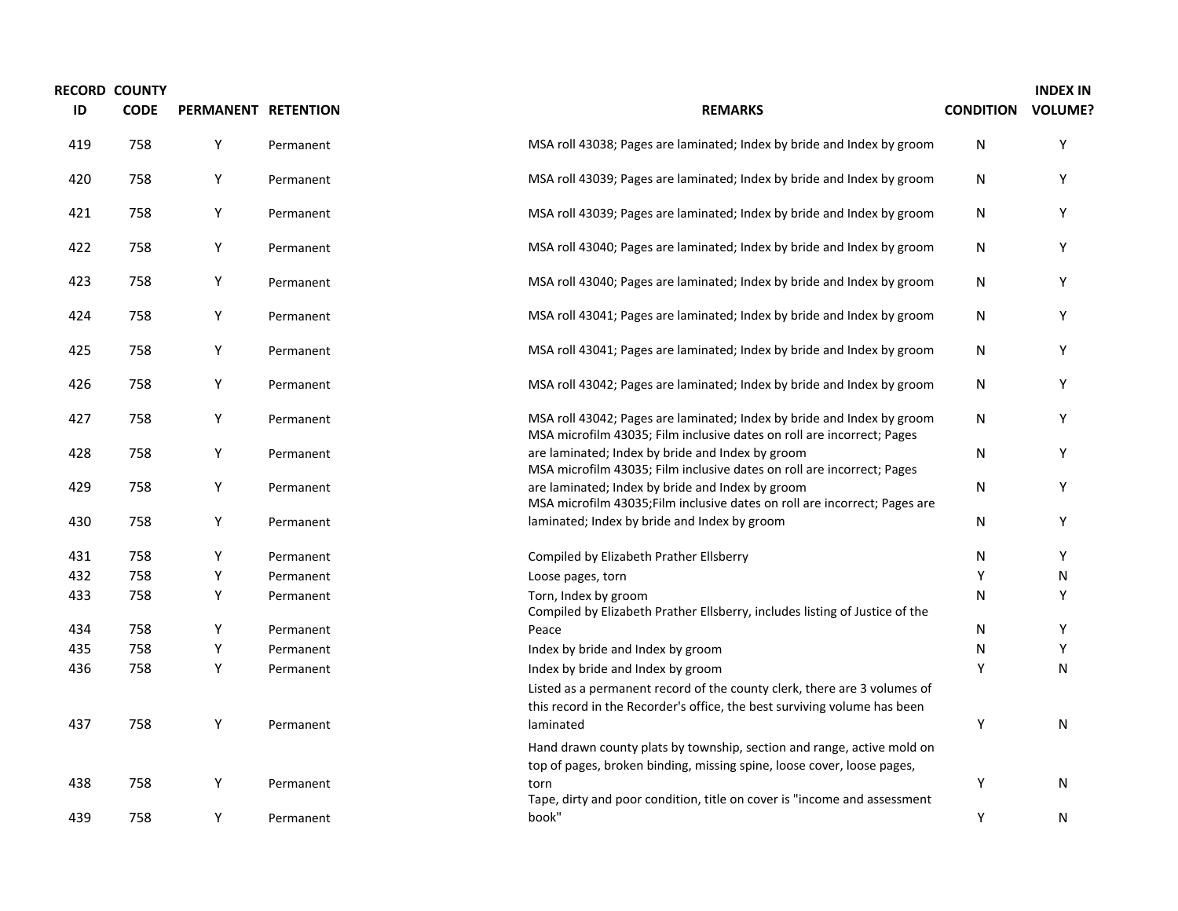| RECORD ID | COUNTY CODE | PERMANENT | RETENTION | REMARKS | CONDITION | INDEX IN VOLUME? |
|---|---|---|---|---|---|---|
| 419 | 758 | Y | Permanent | MSA roll 43038; Pages are laminated; Index by bride and Index by groom | N | Y |
| 420 | 758 | Y | Permanent | MSA roll 43039; Pages are laminated; Index by bride and Index by groom | N | Y |
| 421 | 758 | Y | Permanent | MSA roll 43039; Pages are laminated; Index by bride and Index by groom | N | Y |
| 422 | 758 | Y | Permanent | MSA roll 43040; Pages are laminated; Index by bride and Index by groom | N | Y |
| 423 | 758 | Y | Permanent | MSA roll 43040; Pages are laminated; Index by bride and Index by groom | N | Y |
| 424 | 758 | Y | Permanent | MSA roll 43041; Pages are laminated; Index by bride and Index by groom | N | Y |
| 425 | 758 | Y | Permanent | MSA roll 43041; Pages are laminated; Index by bride and Index by groom | N | Y |
| 426 | 758 | Y | Permanent | MSA roll 43042; Pages are laminated; Index by bride and Index by groom | N | Y |
| 427 | 758 | Y | Permanent | MSA roll 43042; Pages are laminated; Index by bride and Index by groom | N | Y |
| 428 | 758 | Y | Permanent | MSA microfilm 43035; Film inclusive dates on roll are incorrect; Pages are laminated; Index by bride and Index by groom | N | Y |
| 429 | 758 | Y | Permanent | MSA microfilm 43035; Film inclusive dates on roll are incorrect; Pages are laminated; Index by bride and Index by groom | N | Y |
| 430 | 758 | Y | Permanent | MSA microfilm 43035;Film inclusive dates on roll are incorrect; Pages are laminated; Index by bride and Index by groom | N | Y |
| 431 | 758 | Y | Permanent | Compiled by Elizabeth Prather Ellsberry | N | Y |
| 432 | 758 | Y | Permanent | Loose pages, torn | Y | N |
| 433 | 758 | Y | Permanent | Torn, Index by groom | N | Y |
| 434 | 758 | Y | Permanent | Compiled by Elizabeth Prather Ellsberry, includes listing of Justice of the Peace | N | Y |
| 435 | 758 | Y | Permanent | Index by bride and Index by groom | N | Y |
| 436 | 758 | Y | Permanent | Index by bride and Index by groom | Y | N |
| 437 | 758 | Y | Permanent | Listed as a permanent record of the county clerk, there are 3 volumes of this record in the Recorder's office, the best surviving volume has been laminated | Y | N |
| 438 | 758 | Y | Permanent | Hand drawn county plats by township, section and range, active mold on top of pages, broken binding, missing spine, loose cover, loose pages, torn | Y | N |
| 439 | 758 | Y | Permanent | Tape, dirty and poor condition, title on cover is "income and assessment book" | Y | N |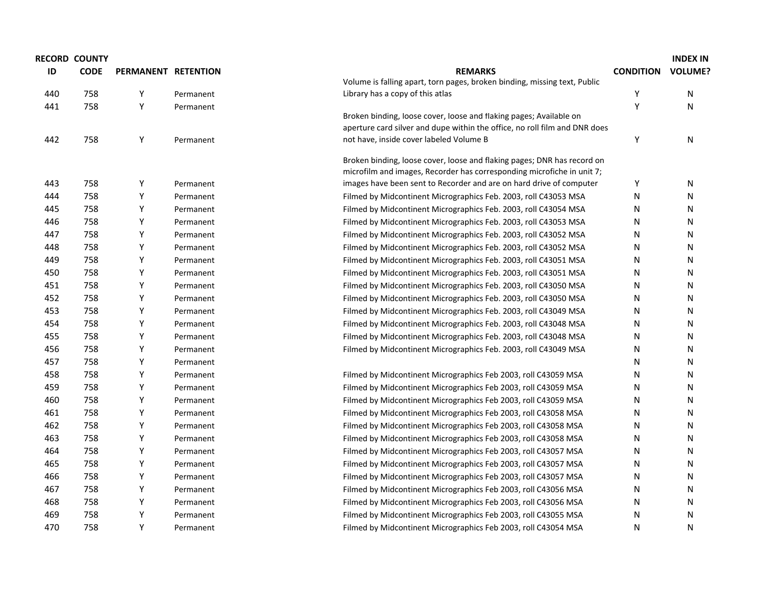| RECORD ID | COUNTY CODE | PERMANENT | RETENTION | REMARKS | CONDITION | INDEX IN VOLUME? |
|---|---|---|---|---|---|---|
| 440 | 758 | Y | Permanent | Volume is falling apart, torn pages, broken binding, missing text, Public Library has a copy of this atlas | Y | N |
| 441 | 758 | Y | Permanent | | Y | N |
| 442 | 758 | Y | Permanent | Broken binding, loose cover, loose and flaking pages; Available on aperture card silver and dupe within the office, no roll film and DNR does not have, inside cover labeled Volume B | Y | N |
| 443 | 758 | Y | Permanent | Broken binding, loose cover, loose and flaking pages; DNR has record on microfilm and images, Recorder has corresponding microfiche in unit 7; images have been sent to Recorder and are on hard drive of computer | Y | N |
| 444 | 758 | Y | Permanent | Filmed by Midcontinent Micrographics Feb. 2003, roll C43053 MSA | N | N |
| 445 | 758 | Y | Permanent | Filmed by Midcontinent Micrographics Feb. 2003, roll C43054 MSA | N | N |
| 446 | 758 | Y | Permanent | Filmed by Midcontinent Micrographics Feb. 2003, roll C43053 MSA | N | N |
| 447 | 758 | Y | Permanent | Filmed by Midcontinent Micrographics Feb. 2003, roll C43052 MSA | N | N |
| 448 | 758 | Y | Permanent | Filmed by Midcontinent Micrographics Feb. 2003, roll C43052 MSA | N | N |
| 449 | 758 | Y | Permanent | Filmed by Midcontinent Micrographics Feb. 2003, roll C43051 MSA | N | N |
| 450 | 758 | Y | Permanent | Filmed by Midcontinent Micrographics Feb. 2003, roll C43051 MSA | N | N |
| 451 | 758 | Y | Permanent | Filmed by Midcontinent Micrographics Feb. 2003, roll C43050 MSA | N | N |
| 452 | 758 | Y | Permanent | Filmed by Midcontinent Micrographics Feb. 2003, roll C43050 MSA | N | N |
| 453 | 758 | Y | Permanent | Filmed by Midcontinent Micrographics Feb. 2003, roll C43049 MSA | N | N |
| 454 | 758 | Y | Permanent | Filmed by Midcontinent Micrographics Feb. 2003, roll C43048 MSA | N | N |
| 455 | 758 | Y | Permanent | Filmed by Midcontinent Micrographics Feb. 2003, roll C43048 MSA | N | N |
| 456 | 758 | Y | Permanent | Filmed by Midcontinent Micrographics Feb. 2003, roll C43049 MSA | N | N |
| 457 | 758 | Y | Permanent | | N | N |
| 458 | 758 | Y | Permanent | Filmed by Midcontinent Micrographics Feb 2003, roll C43059 MSA | N | N |
| 459 | 758 | Y | Permanent | Filmed by Midcontinent Micrographics Feb 2003, roll C43059 MSA | N | N |
| 460 | 758 | Y | Permanent | Filmed by Midcontinent Micrographics Feb 2003, roll C43059 MSA | N | N |
| 461 | 758 | Y | Permanent | Filmed by Midcontinent Micrographics Feb 2003, roll C43058 MSA | N | N |
| 462 | 758 | Y | Permanent | Filmed by Midcontinent Micrographics Feb 2003, roll C43058 MSA | N | N |
| 463 | 758 | Y | Permanent | Filmed by Midcontinent Micrographics Feb 2003, roll C43058 MSA | N | N |
| 464 | 758 | Y | Permanent | Filmed by Midcontinent Micrographics Feb 2003, roll C43057 MSA | N | N |
| 465 | 758 | Y | Permanent | Filmed by Midcontinent Micrographics Feb 2003, roll C43057 MSA | N | N |
| 466 | 758 | Y | Permanent | Filmed by Midcontinent Micrographics Feb 2003, roll C43057 MSA | N | N |
| 467 | 758 | Y | Permanent | Filmed by Midcontinent Micrographics Feb 2003, roll C43056 MSA | N | N |
| 468 | 758 | Y | Permanent | Filmed by Midcontinent Micrographics Feb 2003, roll C43056 MSA | N | N |
| 469 | 758 | Y | Permanent | Filmed by Midcontinent Micrographics Feb 2003, roll C43055 MSA | N | N |
| 470 | 758 | Y | Permanent | Filmed by Midcontinent Micrographics Feb 2003, roll C43054 MSA | N | N |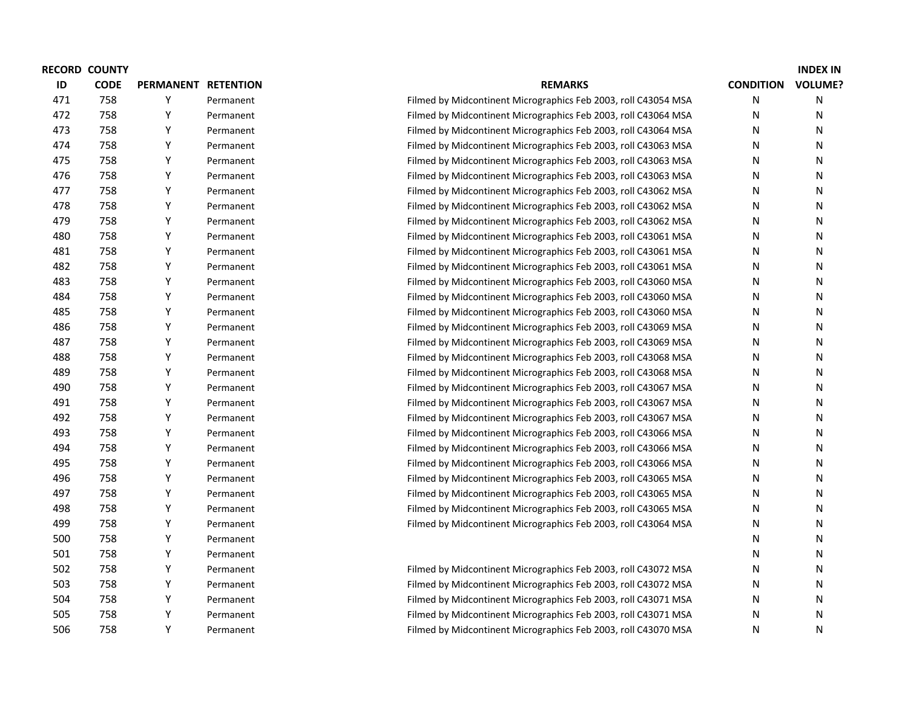| RECORD ID | COUNTY CODE | PERMANENT | RETENTION | REMARKS | CONDITION | INDEX IN VOLUME? |
|---|---|---|---|---|---|---|
| 471 | 758 | Y | Permanent | Filmed by Midcontinent Micrographics Feb 2003, roll C43054 MSA | N | N |
| 472 | 758 | Y | Permanent | Filmed by Midcontinent Micrographics Feb 2003, roll C43064 MSA | N | N |
| 473 | 758 | Y | Permanent | Filmed by Midcontinent Micrographics Feb 2003, roll C43064 MSA | N | N |
| 474 | 758 | Y | Permanent | Filmed by Midcontinent Micrographics Feb 2003, roll C43063 MSA | N | N |
| 475 | 758 | Y | Permanent | Filmed by Midcontinent Micrographics Feb 2003, roll C43063 MSA | N | N |
| 476 | 758 | Y | Permanent | Filmed by Midcontinent Micrographics Feb 2003, roll C43063 MSA | N | N |
| 477 | 758 | Y | Permanent | Filmed by Midcontinent Micrographics Feb 2003, roll C43062 MSA | N | N |
| 478 | 758 | Y | Permanent | Filmed by Midcontinent Micrographics Feb 2003, roll C43062 MSA | N | N |
| 479 | 758 | Y | Permanent | Filmed by Midcontinent Micrographics Feb 2003, roll C43062 MSA | N | N |
| 480 | 758 | Y | Permanent | Filmed by Midcontinent Micrographics Feb 2003, roll C43061 MSA | N | N |
| 481 | 758 | Y | Permanent | Filmed by Midcontinent Micrographics Feb 2003, roll C43061 MSA | N | N |
| 482 | 758 | Y | Permanent | Filmed by Midcontinent Micrographics Feb 2003, roll C43061 MSA | N | N |
| 483 | 758 | Y | Permanent | Filmed by Midcontinent Micrographics Feb 2003, roll C43060 MSA | N | N |
| 484 | 758 | Y | Permanent | Filmed by Midcontinent Micrographics Feb 2003, roll C43060 MSA | N | N |
| 485 | 758 | Y | Permanent | Filmed by Midcontinent Micrographics Feb 2003, roll C43060 MSA | N | N |
| 486 | 758 | Y | Permanent | Filmed by Midcontinent Micrographics Feb 2003, roll C43069 MSA | N | N |
| 487 | 758 | Y | Permanent | Filmed by Midcontinent Micrographics Feb 2003, roll C43069 MSA | N | N |
| 488 | 758 | Y | Permanent | Filmed by Midcontinent Micrographics Feb 2003, roll C43068 MSA | N | N |
| 489 | 758 | Y | Permanent | Filmed by Midcontinent Micrographics Feb 2003, roll C43068 MSA | N | N |
| 490 | 758 | Y | Permanent | Filmed by Midcontinent Micrographics Feb 2003, roll C43067 MSA | N | N |
| 491 | 758 | Y | Permanent | Filmed by Midcontinent Micrographics Feb 2003, roll C43067 MSA | N | N |
| 492 | 758 | Y | Permanent | Filmed by Midcontinent Micrographics Feb 2003, roll C43067 MSA | N | N |
| 493 | 758 | Y | Permanent | Filmed by Midcontinent Micrographics Feb 2003, roll C43066 MSA | N | N |
| 494 | 758 | Y | Permanent | Filmed by Midcontinent Micrographics Feb 2003, roll C43066 MSA | N | N |
| 495 | 758 | Y | Permanent | Filmed by Midcontinent Micrographics Feb 2003, roll C43066 MSA | N | N |
| 496 | 758 | Y | Permanent | Filmed by Midcontinent Micrographics Feb 2003, roll C43065 MSA | N | N |
| 497 | 758 | Y | Permanent | Filmed by Midcontinent Micrographics Feb 2003, roll C43065 MSA | N | N |
| 498 | 758 | Y | Permanent | Filmed by Midcontinent Micrographics Feb 2003, roll C43065 MSA | N | N |
| 499 | 758 | Y | Permanent | Filmed by Midcontinent Micrographics Feb 2003, roll C43064 MSA | N | N |
| 500 | 758 | Y | Permanent | | N | N |
| 501 | 758 | Y | Permanent | | N | N |
| 502 | 758 | Y | Permanent | Filmed by Midcontinent Micrographics Feb 2003, roll C43072 MSA | N | N |
| 503 | 758 | Y | Permanent | Filmed by Midcontinent Micrographics Feb 2003, roll C43072 MSA | N | N |
| 504 | 758 | Y | Permanent | Filmed by Midcontinent Micrographics Feb 2003, roll C43071 MSA | N | N |
| 505 | 758 | Y | Permanent | Filmed by Midcontinent Micrographics Feb 2003, roll C43071 MSA | N | N |
| 506 | 758 | Y | Permanent | Filmed by Midcontinent Micrographics Feb 2003, roll C43070 MSA | N | N |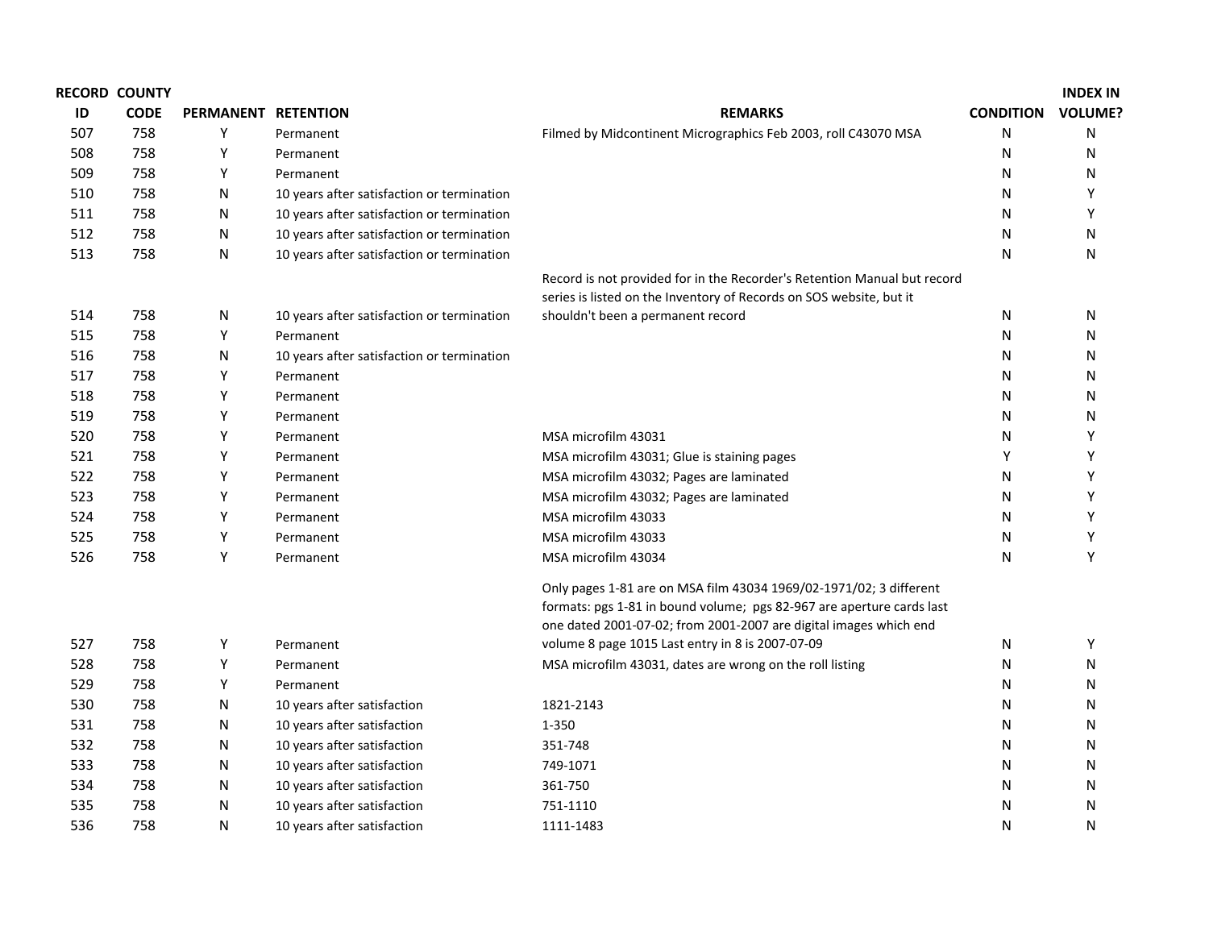| RECORD ID | COUNTY CODE | PERMANENT | RETENTION | REMARKS | CONDITION | INDEX IN VOLUME? |
|---|---|---|---|---|---|---|
| 507 | 758 | Y | Permanent | Filmed by Midcontinent Micrographics Feb 2003, roll C43070 MSA | N | N |
| 508 | 758 | Y | Permanent | | N | N |
| 509 | 758 | Y | Permanent | | N | N |
| 510 | 758 | N | 10 years after satisfaction or termination | | N | Y |
| 511 | 758 | N | 10 years after satisfaction or termination | | N | Y |
| 512 | 758 | N | 10 years after satisfaction or termination | | N | N |
| 513 | 758 | N | 10 years after satisfaction or termination | | N | N |
| 514 | 758 | N | 10 years after satisfaction or termination | Record is not provided for in the Recorder's Retention Manual but record series is listed on the Inventory of Records on SOS website, but it shouldn't been a permanent record | N | N |
| 515 | 758 | Y | Permanent | | N | N |
| 516 | 758 | N | 10 years after satisfaction or termination | | N | N |
| 517 | 758 | Y | Permanent | | N | N |
| 518 | 758 | Y | Permanent | | N | N |
| 519 | 758 | Y | Permanent | | N | N |
| 520 | 758 | Y | Permanent | MSA microfilm 43031 | N | Y |
| 521 | 758 | Y | Permanent | MSA microfilm 43031; Glue is staining pages | Y | Y |
| 522 | 758 | Y | Permanent | MSA microfilm 43032; Pages are laminated | N | Y |
| 523 | 758 | Y | Permanent | MSA microfilm 43032; Pages are laminated | N | Y |
| 524 | 758 | Y | Permanent | MSA microfilm 43033 | N | Y |
| 525 | 758 | Y | Permanent | MSA microfilm 43033 | N | Y |
| 526 | 758 | Y | Permanent | MSA microfilm 43034 | N | Y |
| 527 | 758 | Y | Permanent | Only pages 1-81 are on MSA film 43034 1969/02-1971/02; 3 different formats: pgs 1-81 in bound volume; pgs 82-967 are aperture cards last one dated 2001-07-02; from 2001-2007 are digital images which end volume 8 page 1015 Last entry in 8 is 2007-07-09 | N | Y |
| 528 | 758 | Y | Permanent | MSA microfilm 43031, dates are wrong on the roll listing | N | N |
| 529 | 758 | Y | Permanent | | N | N |
| 530 | 758 | N | 10 years after satisfaction | 1821-2143 | N | N |
| 531 | 758 | N | 10 years after satisfaction | 1-350 | N | N |
| 532 | 758 | N | 10 years after satisfaction | 351-748 | N | N |
| 533 | 758 | N | 10 years after satisfaction | 749-1071 | N | N |
| 534 | 758 | N | 10 years after satisfaction | 361-750 | N | N |
| 535 | 758 | N | 10 years after satisfaction | 751-1110 | N | N |
| 536 | 758 | N | 10 years after satisfaction | 1111-1483 | N | N |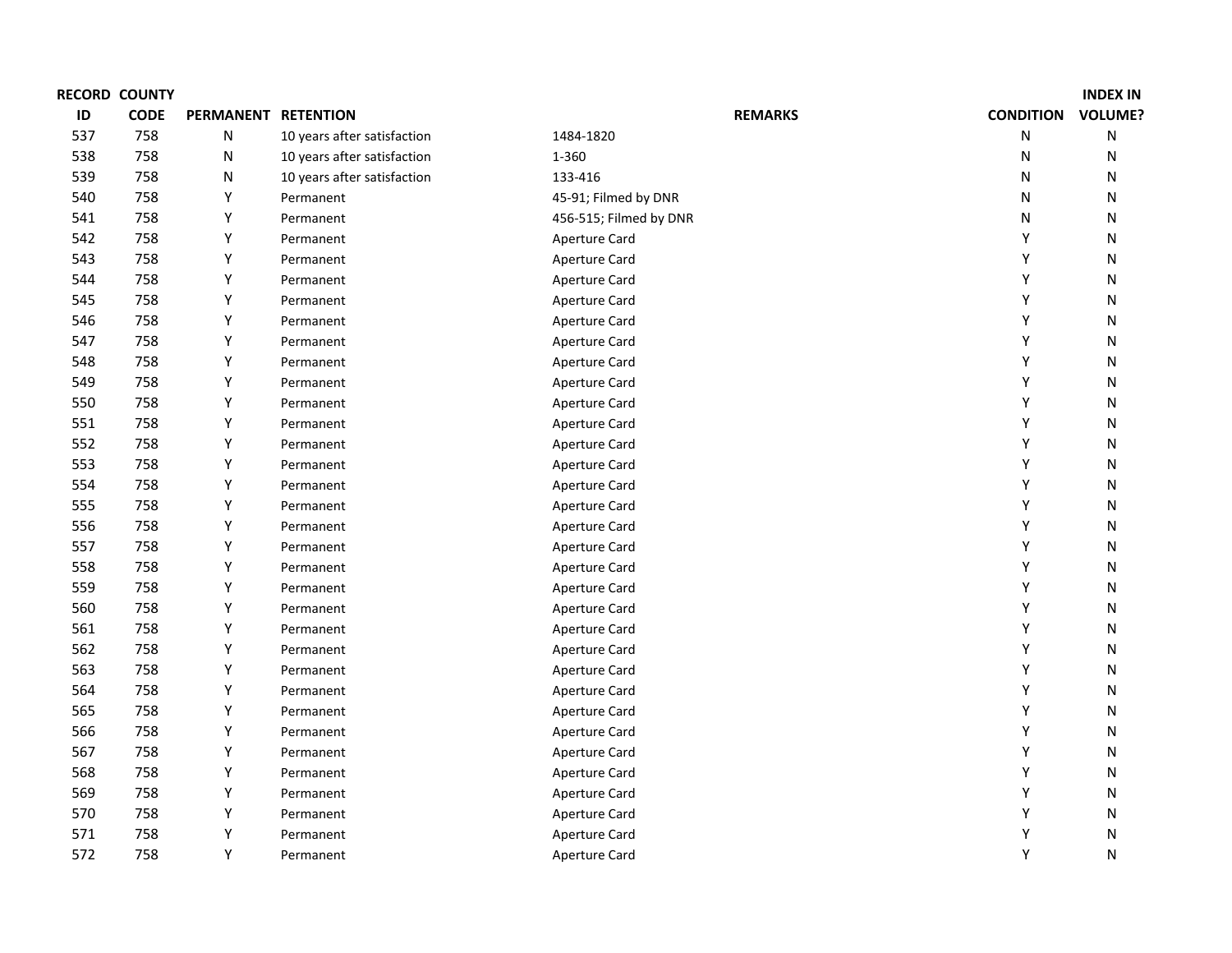| RECORD ID | COUNTY CODE | PERMANENT | RETENTION | REMARKS | CONDITION | INDEX IN VOLUME? |
|---|---|---|---|---|---|---|
| 537 | 758 | N | 10 years after satisfaction | 1484-1820 | N | N |
| 538 | 758 | N | 10 years after satisfaction | 1-360 | N | N |
| 539 | 758 | N | 10 years after satisfaction | 133-416 | N | N |
| 540 | 758 | Y | Permanent | 45-91; Filmed by DNR | N | N |
| 541 | 758 | Y | Permanent | 456-515; Filmed by DNR | N | N |
| 542 | 758 | Y | Permanent | Aperture Card | Y | N |
| 543 | 758 | Y | Permanent | Aperture Card | Y | N |
| 544 | 758 | Y | Permanent | Aperture Card | Y | N |
| 545 | 758 | Y | Permanent | Aperture Card | Y | N |
| 546 | 758 | Y | Permanent | Aperture Card | Y | N |
| 547 | 758 | Y | Permanent | Aperture Card | Y | N |
| 548 | 758 | Y | Permanent | Aperture Card | Y | N |
| 549 | 758 | Y | Permanent | Aperture Card | Y | N |
| 550 | 758 | Y | Permanent | Aperture Card | Y | N |
| 551 | 758 | Y | Permanent | Aperture Card | Y | N |
| 552 | 758 | Y | Permanent | Aperture Card | Y | N |
| 553 | 758 | Y | Permanent | Aperture Card | Y | N |
| 554 | 758 | Y | Permanent | Aperture Card | Y | N |
| 555 | 758 | Y | Permanent | Aperture Card | Y | N |
| 556 | 758 | Y | Permanent | Aperture Card | Y | N |
| 557 | 758 | Y | Permanent | Aperture Card | Y | N |
| 558 | 758 | Y | Permanent | Aperture Card | Y | N |
| 559 | 758 | Y | Permanent | Aperture Card | Y | N |
| 560 | 758 | Y | Permanent | Aperture Card | Y | N |
| 561 | 758 | Y | Permanent | Aperture Card | Y | N |
| 562 | 758 | Y | Permanent | Aperture Card | Y | N |
| 563 | 758 | Y | Permanent | Aperture Card | Y | N |
| 564 | 758 | Y | Permanent | Aperture Card | Y | N |
| 565 | 758 | Y | Permanent | Aperture Card | Y | N |
| 566 | 758 | Y | Permanent | Aperture Card | Y | N |
| 567 | 758 | Y | Permanent | Aperture Card | Y | N |
| 568 | 758 | Y | Permanent | Aperture Card | Y | N |
| 569 | 758 | Y | Permanent | Aperture Card | Y | N |
| 570 | 758 | Y | Permanent | Aperture Card | Y | N |
| 571 | 758 | Y | Permanent | Aperture Card | Y | N |
| 572 | 758 | Y | Permanent | Aperture Card | Y | N |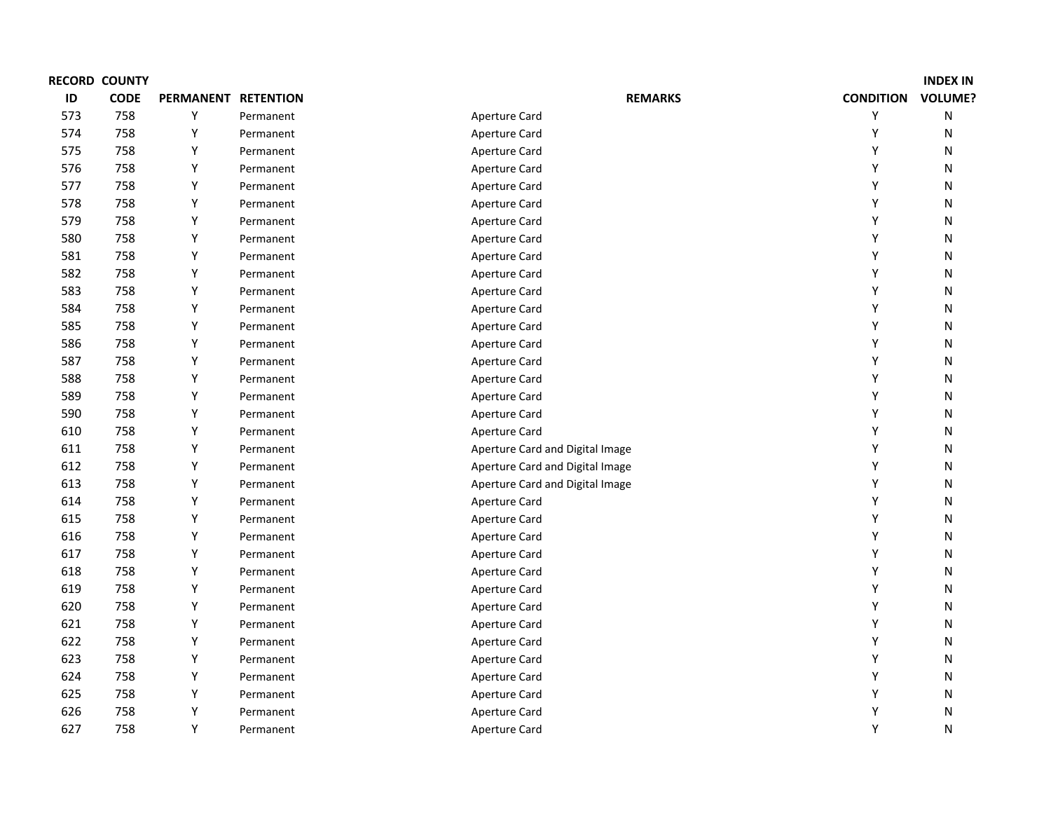| RECORD ID | COUNTY CODE | PERMANENT | RETENTION | REMARKS | CONDITION | INDEX IN VOLUME? |
|---|---|---|---|---|---|---|
| 573 | 758 | Y | Permanent | Aperture Card | Y | N |
| 574 | 758 | Y | Permanent | Aperture Card | Y | N |
| 575 | 758 | Y | Permanent | Aperture Card | Y | N |
| 576 | 758 | Y | Permanent | Aperture Card | Y | N |
| 577 | 758 | Y | Permanent | Aperture Card | Y | N |
| 578 | 758 | Y | Permanent | Aperture Card | Y | N |
| 579 | 758 | Y | Permanent | Aperture Card | Y | N |
| 580 | 758 | Y | Permanent | Aperture Card | Y | N |
| 581 | 758 | Y | Permanent | Aperture Card | Y | N |
| 582 | 758 | Y | Permanent | Aperture Card | Y | N |
| 583 | 758 | Y | Permanent | Aperture Card | Y | N |
| 584 | 758 | Y | Permanent | Aperture Card | Y | N |
| 585 | 758 | Y | Permanent | Aperture Card | Y | N |
| 586 | 758 | Y | Permanent | Aperture Card | Y | N |
| 587 | 758 | Y | Permanent | Aperture Card | Y | N |
| 588 | 758 | Y | Permanent | Aperture Card | Y | N |
| 589 | 758 | Y | Permanent | Aperture Card | Y | N |
| 590 | 758 | Y | Permanent | Aperture Card | Y | N |
| 610 | 758 | Y | Permanent | Aperture Card | Y | N |
| 611 | 758 | Y | Permanent | Aperture Card and Digital Image | Y | N |
| 612 | 758 | Y | Permanent | Aperture Card and Digital Image | Y | N |
| 613 | 758 | Y | Permanent | Aperture Card and Digital Image | Y | N |
| 614 | 758 | Y | Permanent | Aperture Card | Y | N |
| 615 | 758 | Y | Permanent | Aperture Card | Y | N |
| 616 | 758 | Y | Permanent | Aperture Card | Y | N |
| 617 | 758 | Y | Permanent | Aperture Card | Y | N |
| 618 | 758 | Y | Permanent | Aperture Card | Y | N |
| 619 | 758 | Y | Permanent | Aperture Card | Y | N |
| 620 | 758 | Y | Permanent | Aperture Card | Y | N |
| 621 | 758 | Y | Permanent | Aperture Card | Y | N |
| 622 | 758 | Y | Permanent | Aperture Card | Y | N |
| 623 | 758 | Y | Permanent | Aperture Card | Y | N |
| 624 | 758 | Y | Permanent | Aperture Card | Y | N |
| 625 | 758 | Y | Permanent | Aperture Card | Y | N |
| 626 | 758 | Y | Permanent | Aperture Card | Y | N |
| 627 | 758 | Y | Permanent | Aperture Card | Y | N |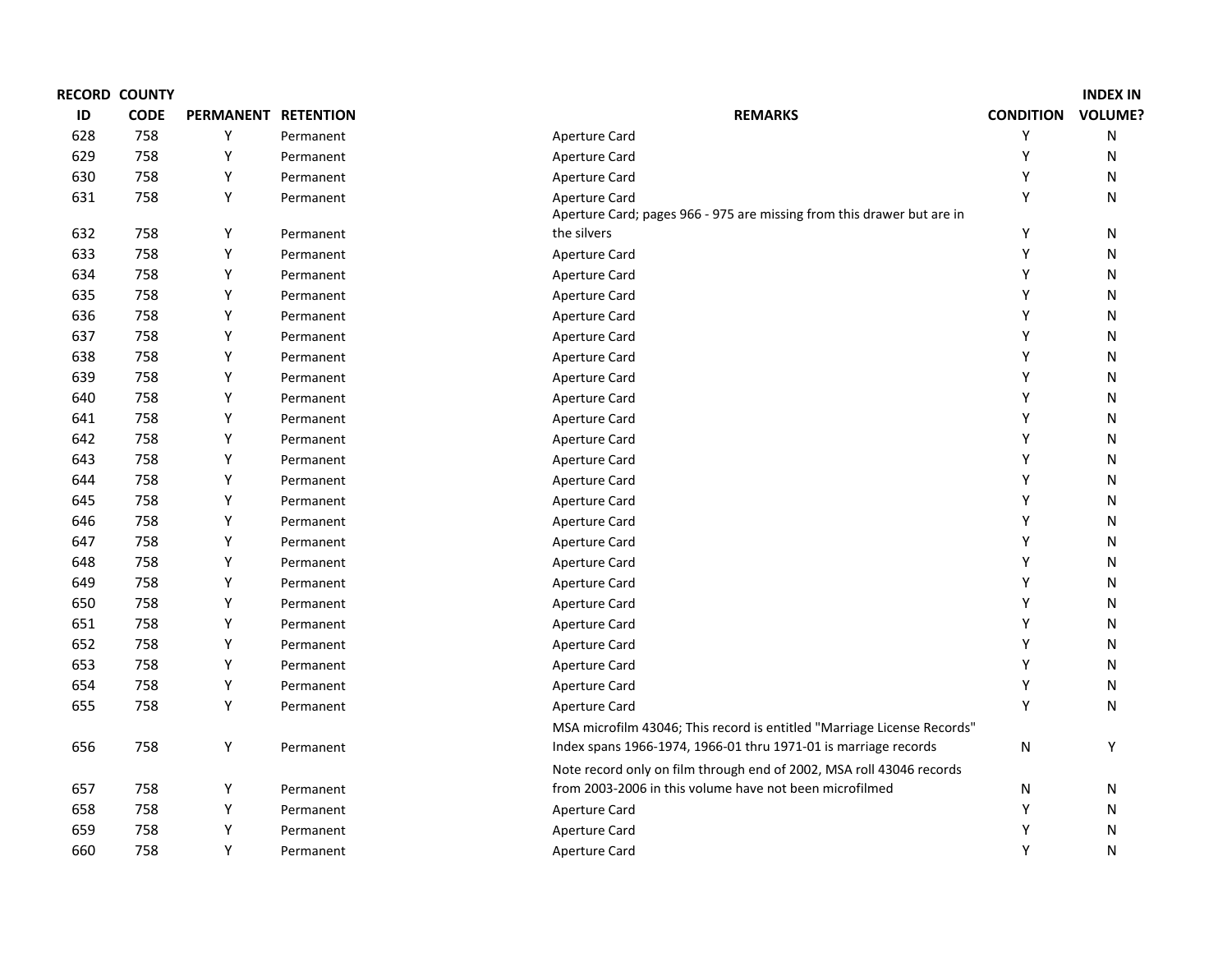| RECORD ID | COUNTY CODE | PERMANENT | RETENTION | REMARKS | CONDITION | INDEX IN VOLUME? |
|---|---|---|---|---|---|---|
| 628 | 758 | Y | Permanent | Aperture Card | Y | N |
| 629 | 758 | Y | Permanent | Aperture Card | Y | N |
| 630 | 758 | Y | Permanent | Aperture Card | Y | N |
| 631 | 758 | Y | Permanent | Aperture Card | Y | N |
| 632 | 758 | Y | Permanent | Aperture Card; pages 966 - 975 are missing from this drawer but are in the silvers | Y | N |
| 633 | 758 | Y | Permanent | Aperture Card | Y | N |
| 634 | 758 | Y | Permanent | Aperture Card | Y | N |
| 635 | 758 | Y | Permanent | Aperture Card | Y | N |
| 636 | 758 | Y | Permanent | Aperture Card | Y | N |
| 637 | 758 | Y | Permanent | Aperture Card | Y | N |
| 638 | 758 | Y | Permanent | Aperture Card | Y | N |
| 639 | 758 | Y | Permanent | Aperture Card | Y | N |
| 640 | 758 | Y | Permanent | Aperture Card | Y | N |
| 641 | 758 | Y | Permanent | Aperture Card | Y | N |
| 642 | 758 | Y | Permanent | Aperture Card | Y | N |
| 643 | 758 | Y | Permanent | Aperture Card | Y | N |
| 644 | 758 | Y | Permanent | Aperture Card | Y | N |
| 645 | 758 | Y | Permanent | Aperture Card | Y | N |
| 646 | 758 | Y | Permanent | Aperture Card | Y | N |
| 647 | 758 | Y | Permanent | Aperture Card | Y | N |
| 648 | 758 | Y | Permanent | Aperture Card | Y | N |
| 649 | 758 | Y | Permanent | Aperture Card | Y | N |
| 650 | 758 | Y | Permanent | Aperture Card | Y | N |
| 651 | 758 | Y | Permanent | Aperture Card | Y | N |
| 652 | 758 | Y | Permanent | Aperture Card | Y | N |
| 653 | 758 | Y | Permanent | Aperture Card | Y | N |
| 654 | 758 | Y | Permanent | Aperture Card | Y | N |
| 655 | 758 | Y | Permanent | Aperture Card | Y | N |
| 656 | 758 | Y | Permanent | MSA microfilm 43046; This record is entitled "Marriage License Records" Index spans 1966-1974, 1966-01 thru 1971-01 is marriage records | N | Y |
| 657 | 758 | Y | Permanent | Note record only on film through end of 2002, MSA roll 43046 records from 2003-2006 in this volume have not been microfilmed | N | N |
| 658 | 758 | Y | Permanent | Aperture Card | Y | N |
| 659 | 758 | Y | Permanent | Aperture Card | Y | N |
| 660 | 758 | Y | Permanent | Aperture Card | Y | N |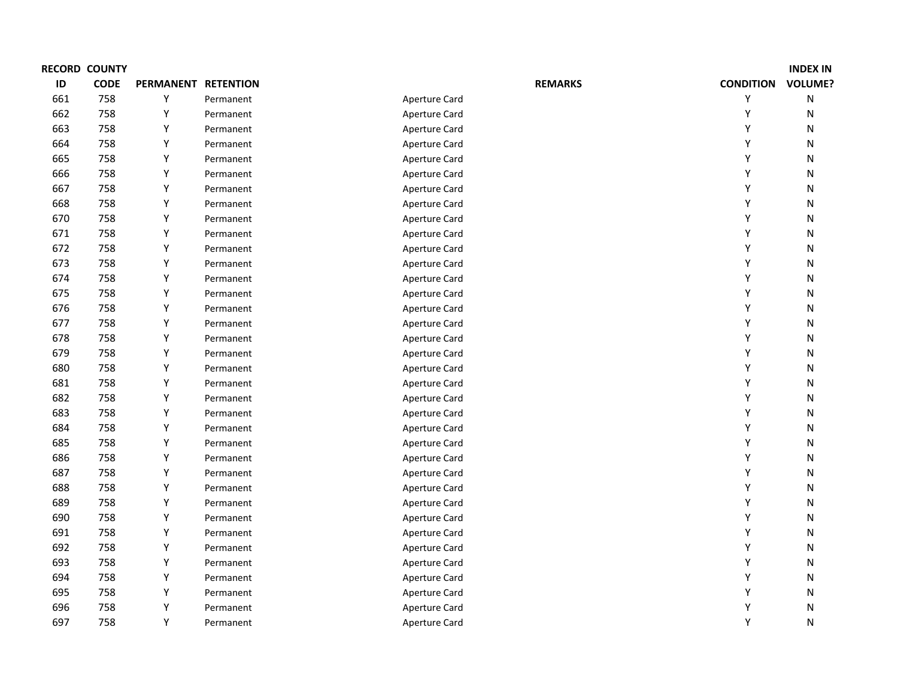| RECORD ID | COUNTY CODE | PERMANENT | RETENTION | REMARKS | CONDITION | INDEX IN VOLUME? |
|---|---|---|---|---|---|---|
| 661 | 758 | Y | Permanent | Aperture Card | Y | N |
| 662 | 758 | Y | Permanent | Aperture Card | Y | N |
| 663 | 758 | Y | Permanent | Aperture Card | Y | N |
| 664 | 758 | Y | Permanent | Aperture Card | Y | N |
| 665 | 758 | Y | Permanent | Aperture Card | Y | N |
| 666 | 758 | Y | Permanent | Aperture Card | Y | N |
| 667 | 758 | Y | Permanent | Aperture Card | Y | N |
| 668 | 758 | Y | Permanent | Aperture Card | Y | N |
| 670 | 758 | Y | Permanent | Aperture Card | Y | N |
| 671 | 758 | Y | Permanent | Aperture Card | Y | N |
| 672 | 758 | Y | Permanent | Aperture Card | Y | N |
| 673 | 758 | Y | Permanent | Aperture Card | Y | N |
| 674 | 758 | Y | Permanent | Aperture Card | Y | N |
| 675 | 758 | Y | Permanent | Aperture Card | Y | N |
| 676 | 758 | Y | Permanent | Aperture Card | Y | N |
| 677 | 758 | Y | Permanent | Aperture Card | Y | N |
| 678 | 758 | Y | Permanent | Aperture Card | Y | N |
| 679 | 758 | Y | Permanent | Aperture Card | Y | N |
| 680 | 758 | Y | Permanent | Aperture Card | Y | N |
| 681 | 758 | Y | Permanent | Aperture Card | Y | N |
| 682 | 758 | Y | Permanent | Aperture Card | Y | N |
| 683 | 758 | Y | Permanent | Aperture Card | Y | N |
| 684 | 758 | Y | Permanent | Aperture Card | Y | N |
| 685 | 758 | Y | Permanent | Aperture Card | Y | N |
| 686 | 758 | Y | Permanent | Aperture Card | Y | N |
| 687 | 758 | Y | Permanent | Aperture Card | Y | N |
| 688 | 758 | Y | Permanent | Aperture Card | Y | N |
| 689 | 758 | Y | Permanent | Aperture Card | Y | N |
| 690 | 758 | Y | Permanent | Aperture Card | Y | N |
| 691 | 758 | Y | Permanent | Aperture Card | Y | N |
| 692 | 758 | Y | Permanent | Aperture Card | Y | N |
| 693 | 758 | Y | Permanent | Aperture Card | Y | N |
| 694 | 758 | Y | Permanent | Aperture Card | Y | N |
| 695 | 758 | Y | Permanent | Aperture Card | Y | N |
| 696 | 758 | Y | Permanent | Aperture Card | Y | N |
| 697 | 758 | Y | Permanent | Aperture Card | Y | N |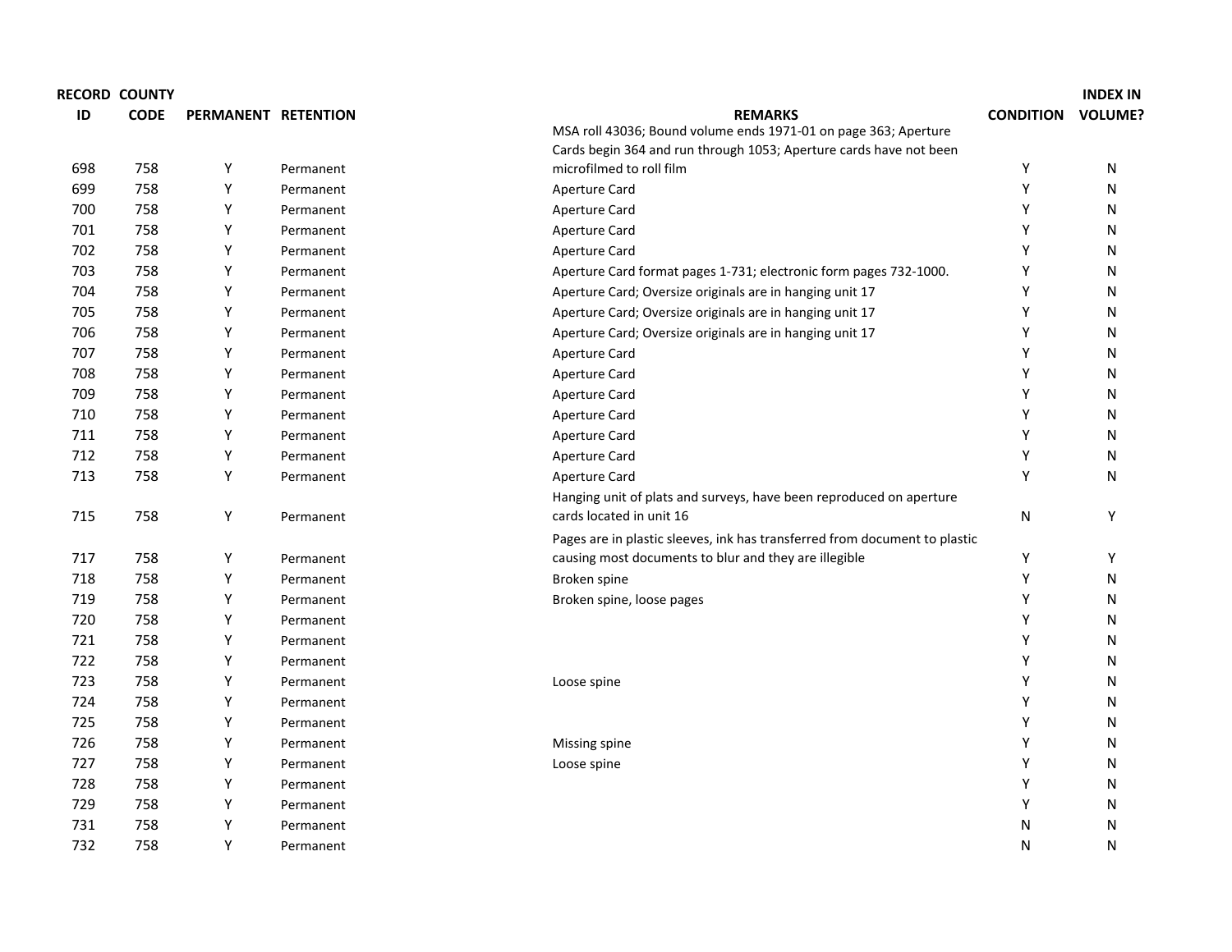| RECORD ID | COUNTY CODE | PERMANENT | RETENTION | REMARKS | CONDITION | INDEX IN VOLUME? |
|---|---|---|---|---|---|---|
| 698 | 758 | Y | Permanent | MSA roll 43036; Bound volume ends 1971-01 on page 363; Aperture Cards begin 364 and run through 1053; Aperture cards have not been microfilmed to roll film | Y | N |
| 699 | 758 | Y | Permanent | Aperture Card | Y | N |
| 700 | 758 | Y | Permanent | Aperture Card | Y | N |
| 701 | 758 | Y | Permanent | Aperture Card | Y | N |
| 702 | 758 | Y | Permanent | Aperture Card | Y | N |
| 703 | 758 | Y | Permanent | Aperture Card format pages 1-731; electronic form pages 732-1000. | Y | N |
| 704 | 758 | Y | Permanent | Aperture Card; Oversize originals are in hanging unit 17 | Y | N |
| 705 | 758 | Y | Permanent | Aperture Card; Oversize originals are in hanging unit 17 | Y | N |
| 706 | 758 | Y | Permanent | Aperture Card; Oversize originals are in hanging unit 17 | Y | N |
| 707 | 758 | Y | Permanent | Aperture Card | Y | N |
| 708 | 758 | Y | Permanent | Aperture Card | Y | N |
| 709 | 758 | Y | Permanent | Aperture Card | Y | N |
| 710 | 758 | Y | Permanent | Aperture Card | Y | N |
| 711 | 758 | Y | Permanent | Aperture Card | Y | N |
| 712 | 758 | Y | Permanent | Aperture Card | Y | N |
| 713 | 758 | Y | Permanent | Aperture Card | Y | N |
| 715 | 758 | Y | Permanent | Hanging unit of plats and surveys, have been reproduced on aperture cards located in unit 16 | N | Y |
| 717 | 758 | Y | Permanent | Pages are in plastic sleeves, ink has transferred from document to plastic causing most documents to blur and they are illegible | Y | Y |
| 718 | 758 | Y | Permanent | Broken spine | Y | N |
| 719 | 758 | Y | Permanent | Broken spine, loose pages | Y | N |
| 720 | 758 | Y | Permanent | | Y | N |
| 721 | 758 | Y | Permanent | | Y | N |
| 722 | 758 | Y | Permanent | | Y | N |
| 723 | 758 | Y | Permanent | Loose spine | Y | N |
| 724 | 758 | Y | Permanent | | Y | N |
| 725 | 758 | Y | Permanent | | Y | N |
| 726 | 758 | Y | Permanent | Missing spine | Y | N |
| 727 | 758 | Y | Permanent | Loose spine | Y | N |
| 728 | 758 | Y | Permanent | | Y | N |
| 729 | 758 | Y | Permanent | | Y | N |
| 731 | 758 | Y | Permanent | | N | N |
| 732 | 758 | Y | Permanent | | N | N |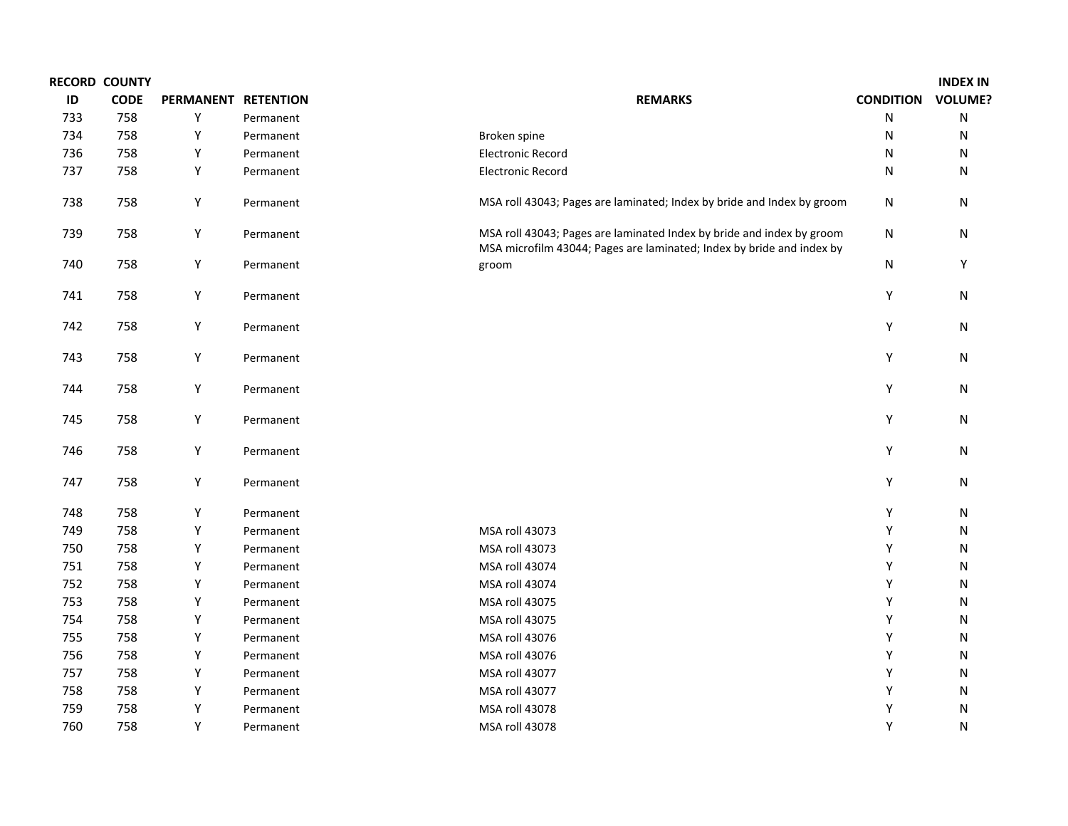| RECORD ID | COUNTY CODE | PERMANENT | RETENTION | REMARKS | CONDITION | INDEX IN VOLUME? |
|---|---|---|---|---|---|---|
| 733 | 758 | Y | Permanent | | N | N |
| 734 | 758 | Y | Permanent | Broken spine | N | N |
| 736 | 758 | Y | Permanent | Electronic Record | N | N |
| 737 | 758 | Y | Permanent | Electronic Record | N | N |
| 738 | 758 | Y | Permanent | MSA roll 43043; Pages are laminated; Index by bride and Index by groom | N | N |
| 739 | 758 | Y | Permanent | MSA roll 43043; Pages are laminated Index by bride and index by groom | N | N |
| 740 | 758 | Y | Permanent | MSA microfilm 43044; Pages are laminated; Index by bride and index by groom | N | Y |
| 741 | 758 | Y | Permanent | | Y | N |
| 742 | 758 | Y | Permanent | | Y | N |
| 743 | 758 | Y | Permanent | | Y | N |
| 744 | 758 | Y | Permanent | | Y | N |
| 745 | 758 | Y | Permanent | | Y | N |
| 746 | 758 | Y | Permanent | | Y | N |
| 747 | 758 | Y | Permanent | | Y | N |
| 748 | 758 | Y | Permanent | | Y | N |
| 749 | 758 | Y | Permanent | MSA roll 43073 | Y | N |
| 750 | 758 | Y | Permanent | MSA roll 43073 | Y | N |
| 751 | 758 | Y | Permanent | MSA roll 43074 | Y | N |
| 752 | 758 | Y | Permanent | MSA roll 43074 | Y | N |
| 753 | 758 | Y | Permanent | MSA roll 43075 | Y | N |
| 754 | 758 | Y | Permanent | MSA roll 43075 | Y | N |
| 755 | 758 | Y | Permanent | MSA roll 43076 | Y | N |
| 756 | 758 | Y | Permanent | MSA roll 43076 | Y | N |
| 757 | 758 | Y | Permanent | MSA roll 43077 | Y | N |
| 758 | 758 | Y | Permanent | MSA roll 43077 | Y | N |
| 759 | 758 | Y | Permanent | MSA roll 43078 | Y | N |
| 760 | 758 | Y | Permanent | MSA roll 43078 | Y | N |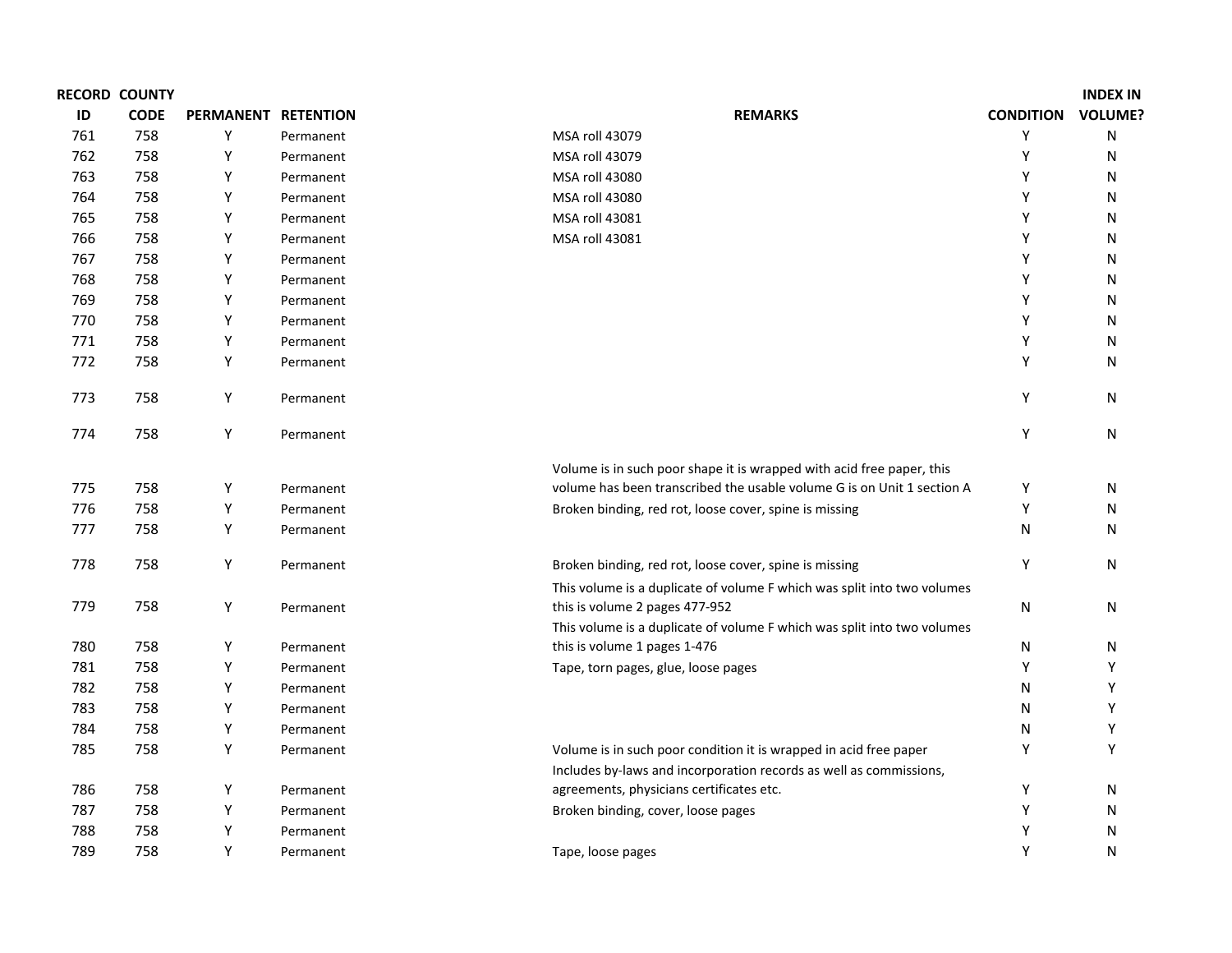| RECORD ID | COUNTY CODE | PERMANENT | RETENTION | REMARKS | CONDITION | INDEX IN VOLUME? |
|---|---|---|---|---|---|---|
| 761 | 758 | Y | Permanent | MSA roll 43079 | Y | N |
| 762 | 758 | Y | Permanent | MSA roll 43079 | Y | N |
| 763 | 758 | Y | Permanent | MSA roll 43080 | Y | N |
| 764 | 758 | Y | Permanent | MSA roll 43080 | Y | N |
| 765 | 758 | Y | Permanent | MSA roll 43081 | Y | N |
| 766 | 758 | Y | Permanent | MSA roll 43081 | Y | N |
| 767 | 758 | Y | Permanent | | Y | N |
| 768 | 758 | Y | Permanent | | Y | N |
| 769 | 758 | Y | Permanent | | Y | N |
| 770 | 758 | Y | Permanent | | Y | N |
| 771 | 758 | Y | Permanent | | Y | N |
| 772 | 758 | Y | Permanent | | Y | N |
| 773 | 758 | Y | Permanent | | Y | N |
| 774 | 758 | Y | Permanent | | Y | N |
| 775 | 758 | Y | Permanent | Volume is in such poor shape it is wrapped with acid free paper, this volume has been transcribed the usable volume G is on Unit 1 section A | Y | N |
| 776 | 758 | Y | Permanent | Broken binding, red rot, loose cover, spine is missing | Y | N |
| 777 | 758 | Y | Permanent | | N | N |
| 778 | 758 | Y | Permanent | Broken binding, red rot, loose cover, spine is missing | Y | N |
| 779 | 758 | Y | Permanent | This volume is a duplicate of volume F which was split into two volumes this is volume 2 pages 477-952 | N | N |
| 780 | 758 | Y | Permanent | This volume is a duplicate of volume F which was split into two volumes this is volume 1 pages 1-476 | N | N |
| 781 | 758 | Y | Permanent | Tape, torn pages, glue, loose pages | Y | Y |
| 782 | 758 | Y | Permanent | | N | Y |
| 783 | 758 | Y | Permanent | | N | Y |
| 784 | 758 | Y | Permanent | | N | Y |
| 785 | 758 | Y | Permanent | Volume is in such poor condition it is wrapped in acid free paper | Y | Y |
| 786 | 758 | Y | Permanent | Includes by-laws and incorporation records as well as commissions, agreements, physicians certificates etc. | Y | N |
| 787 | 758 | Y | Permanent | Broken binding, cover, loose pages | Y | N |
| 788 | 758 | Y | Permanent | | Y | N |
| 789 | 758 | Y | Permanent | Tape, loose pages | Y | N |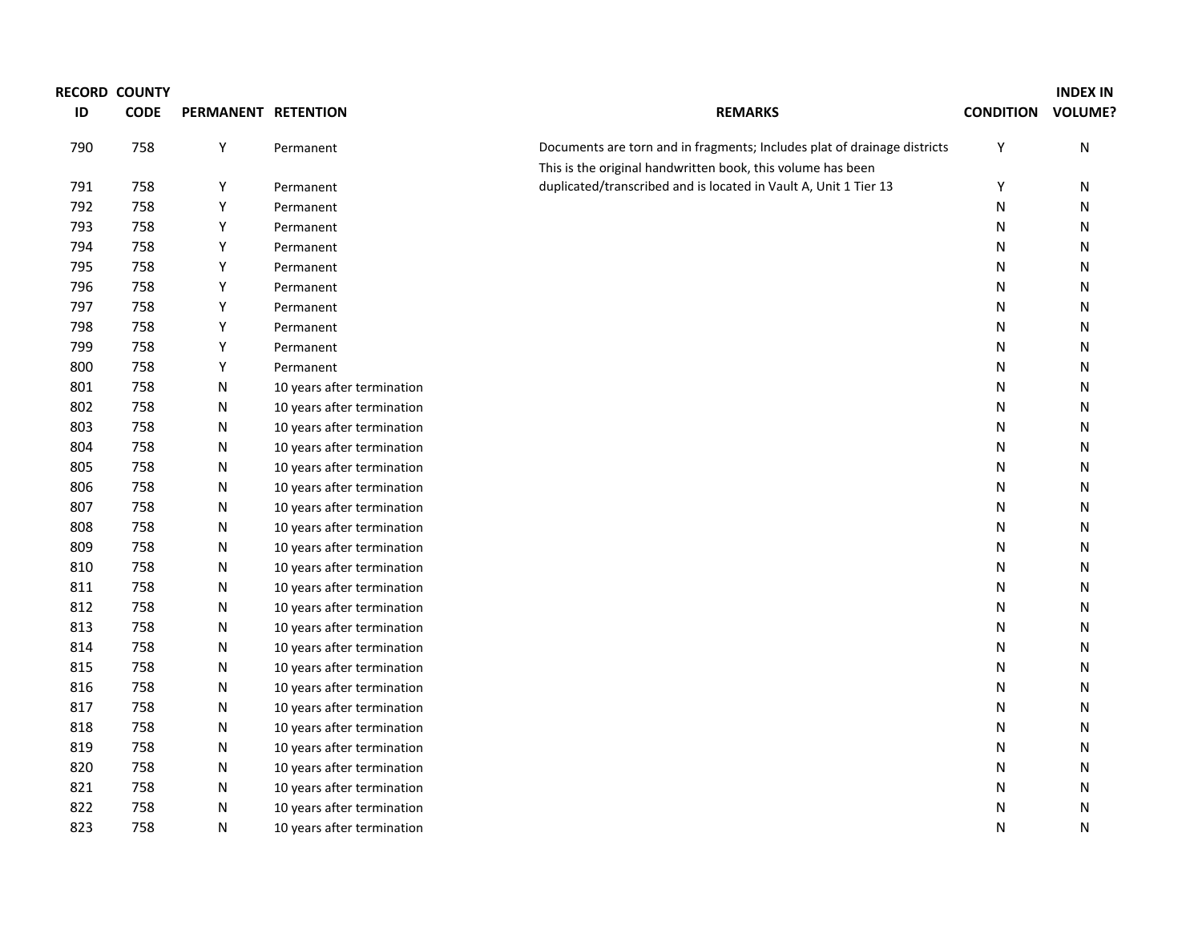| RECORD ID | COUNTY CODE | PERMANENT | RETENTION | REMARKS | CONDITION | INDEX IN VOLUME? |
|---|---|---|---|---|---|---|
| 790 | 758 | Y | Permanent | Documents are torn and in fragments; Includes plat of drainage districts | Y | N |
| 791 | 758 | Y | Permanent | This is the original handwritten book, this volume has been duplicated/transcribed and is located in Vault A, Unit 1 Tier 13 | Y | N |
| 792 | 758 | Y | Permanent | | N | N |
| 793 | 758 | Y | Permanent | | N | N |
| 794 | 758 | Y | Permanent | | N | N |
| 795 | 758 | Y | Permanent | | N | N |
| 796 | 758 | Y | Permanent | | N | N |
| 797 | 758 | Y | Permanent | | N | N |
| 798 | 758 | Y | Permanent | | N | N |
| 799 | 758 | Y | Permanent | | N | N |
| 800 | 758 | Y | Permanent | | N | N |
| 801 | 758 | N | 10 years after termination | | N | N |
| 802 | 758 | N | 10 years after termination | | N | N |
| 803 | 758 | N | 10 years after termination | | N | N |
| 804 | 758 | N | 10 years after termination | | N | N |
| 805 | 758 | N | 10 years after termination | | N | N |
| 806 | 758 | N | 10 years after termination | | N | N |
| 807 | 758 | N | 10 years after termination | | N | N |
| 808 | 758 | N | 10 years after termination | | N | N |
| 809 | 758 | N | 10 years after termination | | N | N |
| 810 | 758 | N | 10 years after termination | | N | N |
| 811 | 758 | N | 10 years after termination | | N | N |
| 812 | 758 | N | 10 years after termination | | N | N |
| 813 | 758 | N | 10 years after termination | | N | N |
| 814 | 758 | N | 10 years after termination | | N | N |
| 815 | 758 | N | 10 years after termination | | N | N |
| 816 | 758 | N | 10 years after termination | | N | N |
| 817 | 758 | N | 10 years after termination | | N | N |
| 818 | 758 | N | 10 years after termination | | N | N |
| 819 | 758 | N | 10 years after termination | | N | N |
| 820 | 758 | N | 10 years after termination | | N | N |
| 821 | 758 | N | 10 years after termination | | N | N |
| 822 | 758 | N | 10 years after termination | | N | N |
| 823 | 758 | N | 10 years after termination | | N | N |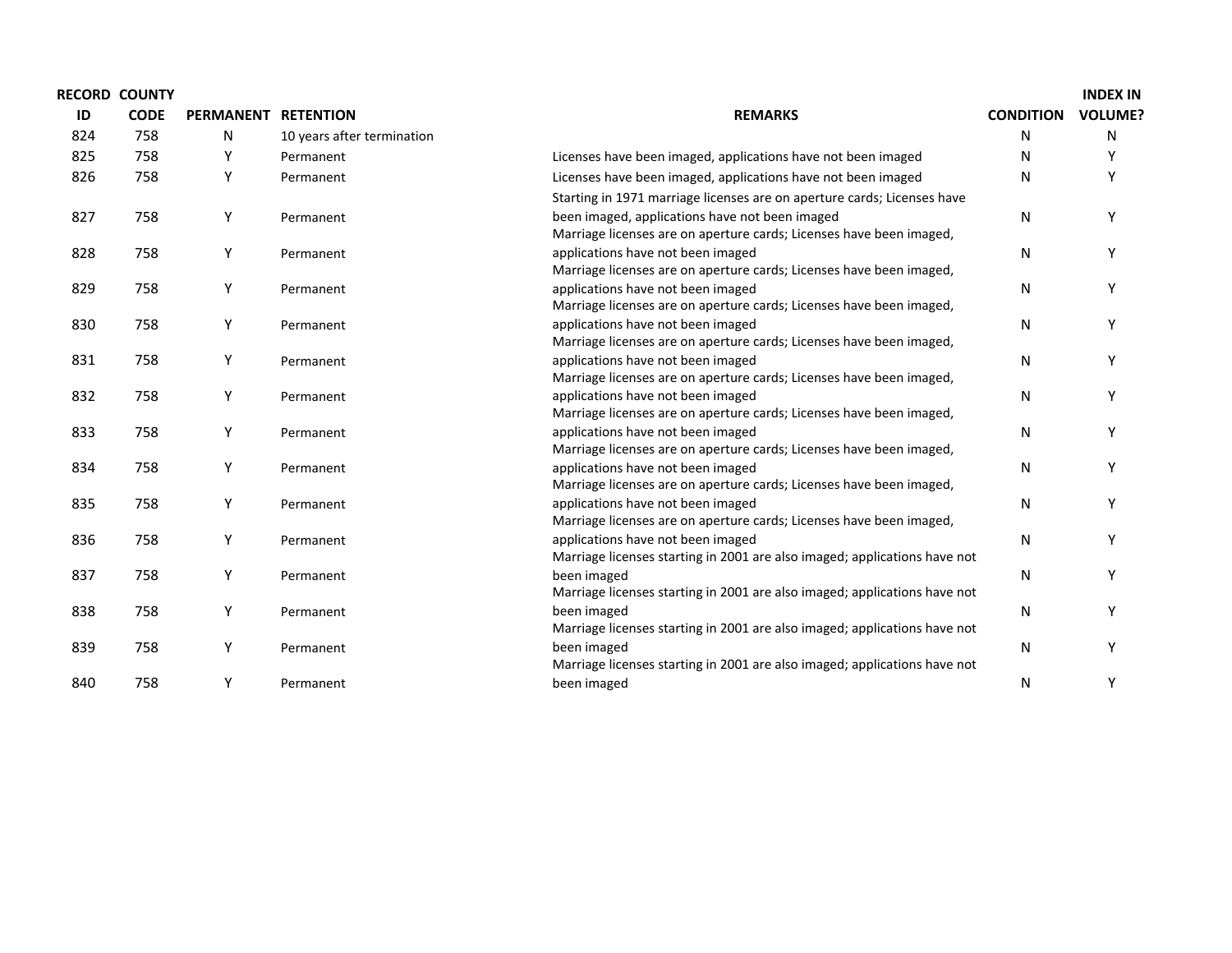| RECORD ID | COUNTY CODE | PERMANENT | RETENTION | REMARKS | CONDITION | INDEX IN VOLUME? |
|---|---|---|---|---|---|---|
| 824 | 758 | N | 10 years after termination | | N | N |
| 825 | 758 | Y | Permanent | Licenses have been imaged, applications have not been imaged | N | Y |
| 826 | 758 | Y | Permanent | Licenses have been imaged, applications have not been imaged | N | Y |
| 827 | 758 | Y | Permanent | Starting in 1971 marriage licenses are on aperture cards; Licenses have been imaged, applications have not been imaged | N | Y |
| 828 | 758 | Y | Permanent | Marriage licenses are on aperture cards; Licenses have been imaged, applications have not been imaged | N | Y |
| 829 | 758 | Y | Permanent | Marriage licenses are on aperture cards; Licenses have been imaged, applications have not been imaged | N | Y |
| 830 | 758 | Y | Permanent | Marriage licenses are on aperture cards; Licenses have been imaged, applications have not been imaged | N | Y |
| 831 | 758 | Y | Permanent | Marriage licenses are on aperture cards; Licenses have been imaged, applications have not been imaged | N | Y |
| 832 | 758 | Y | Permanent | Marriage licenses are on aperture cards; Licenses have been imaged, applications have not been imaged | N | Y |
| 833 | 758 | Y | Permanent | Marriage licenses are on aperture cards; Licenses have been imaged, applications have not been imaged | N | Y |
| 834 | 758 | Y | Permanent | Marriage licenses are on aperture cards; Licenses have been imaged, applications have not been imaged | N | Y |
| 835 | 758 | Y | Permanent | Marriage licenses are on aperture cards; Licenses have been imaged, applications have not been imaged | N | Y |
| 836 | 758 | Y | Permanent | Marriage licenses are on aperture cards; Licenses have been imaged, applications have not been imaged | N | Y |
| 837 | 758 | Y | Permanent | Marriage licenses starting in 2001 are also imaged; applications have not been imaged | N | Y |
| 838 | 758 | Y | Permanent | Marriage licenses starting in 2001 are also imaged; applications have not been imaged | N | Y |
| 839 | 758 | Y | Permanent | Marriage licenses starting in 2001 are also imaged; applications have not been imaged | N | Y |
| 840 | 758 | Y | Permanent | Marriage licenses starting in 2001 are also imaged; applications have not been imaged | N | Y |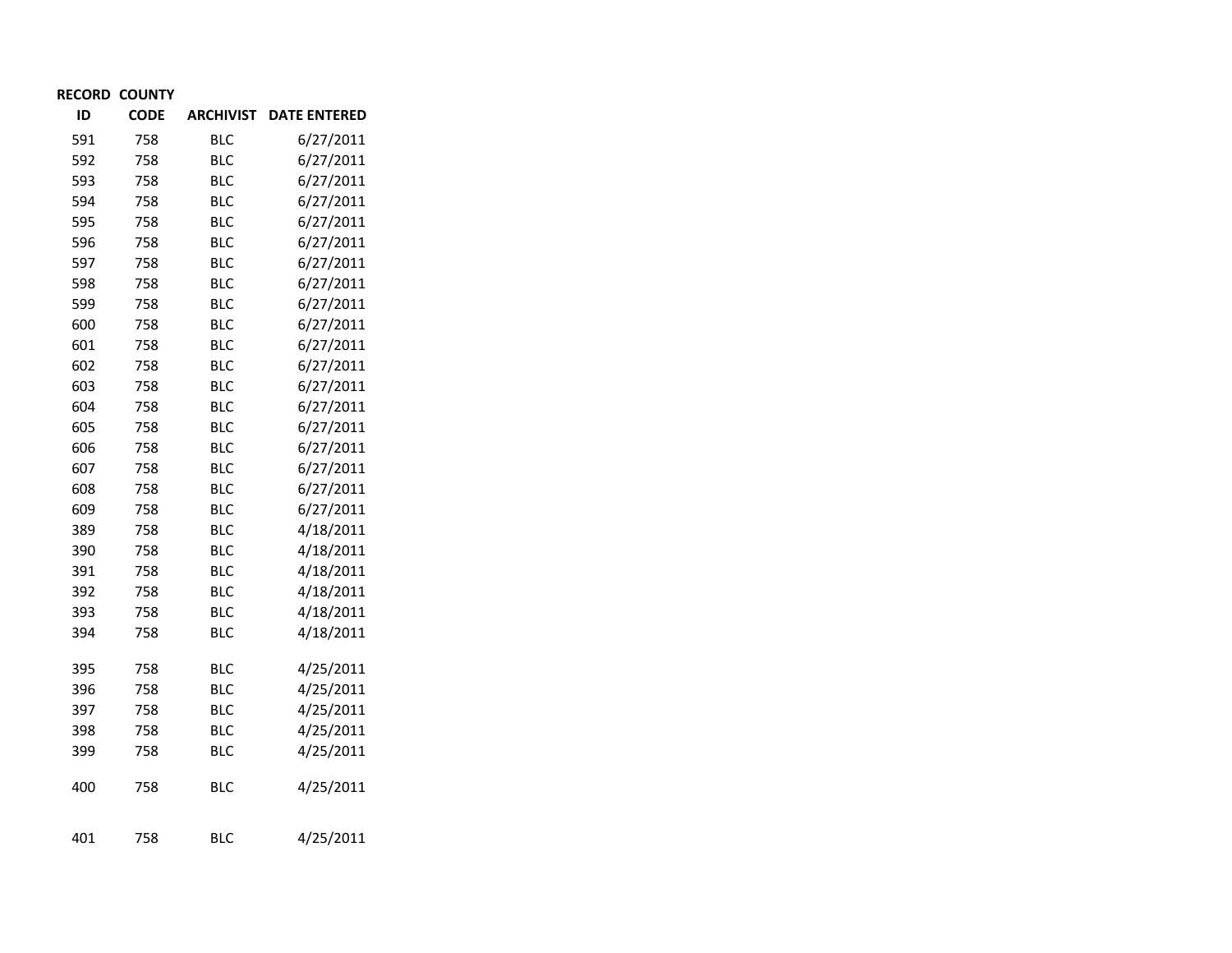| RECORD ID | COUNTY CODE | ARCHIVIST | DATE ENTERED |
|---|---|---|---|
| 591 | 758 | BLC | 6/27/2011 |
| 592 | 758 | BLC | 6/27/2011 |
| 593 | 758 | BLC | 6/27/2011 |
| 594 | 758 | BLC | 6/27/2011 |
| 595 | 758 | BLC | 6/27/2011 |
| 596 | 758 | BLC | 6/27/2011 |
| 597 | 758 | BLC | 6/27/2011 |
| 598 | 758 | BLC | 6/27/2011 |
| 599 | 758 | BLC | 6/27/2011 |
| 600 | 758 | BLC | 6/27/2011 |
| 601 | 758 | BLC | 6/27/2011 |
| 602 | 758 | BLC | 6/27/2011 |
| 603 | 758 | BLC | 6/27/2011 |
| 604 | 758 | BLC | 6/27/2011 |
| 605 | 758 | BLC | 6/27/2011 |
| 606 | 758 | BLC | 6/27/2011 |
| 607 | 758 | BLC | 6/27/2011 |
| 608 | 758 | BLC | 6/27/2011 |
| 609 | 758 | BLC | 6/27/2011 |
| 389 | 758 | BLC | 4/18/2011 |
| 390 | 758 | BLC | 4/18/2011 |
| 391 | 758 | BLC | 4/18/2011 |
| 392 | 758 | BLC | 4/18/2011 |
| 393 | 758 | BLC | 4/18/2011 |
| 394 | 758 | BLC | 4/18/2011 |
| 395 | 758 | BLC | 4/25/2011 |
| 396 | 758 | BLC | 4/25/2011 |
| 397 | 758 | BLC | 4/25/2011 |
| 398 | 758 | BLC | 4/25/2011 |
| 399 | 758 | BLC | 4/25/2011 |
| 400 | 758 | BLC | 4/25/2011 |
| 401 | 758 | BLC | 4/25/2011 |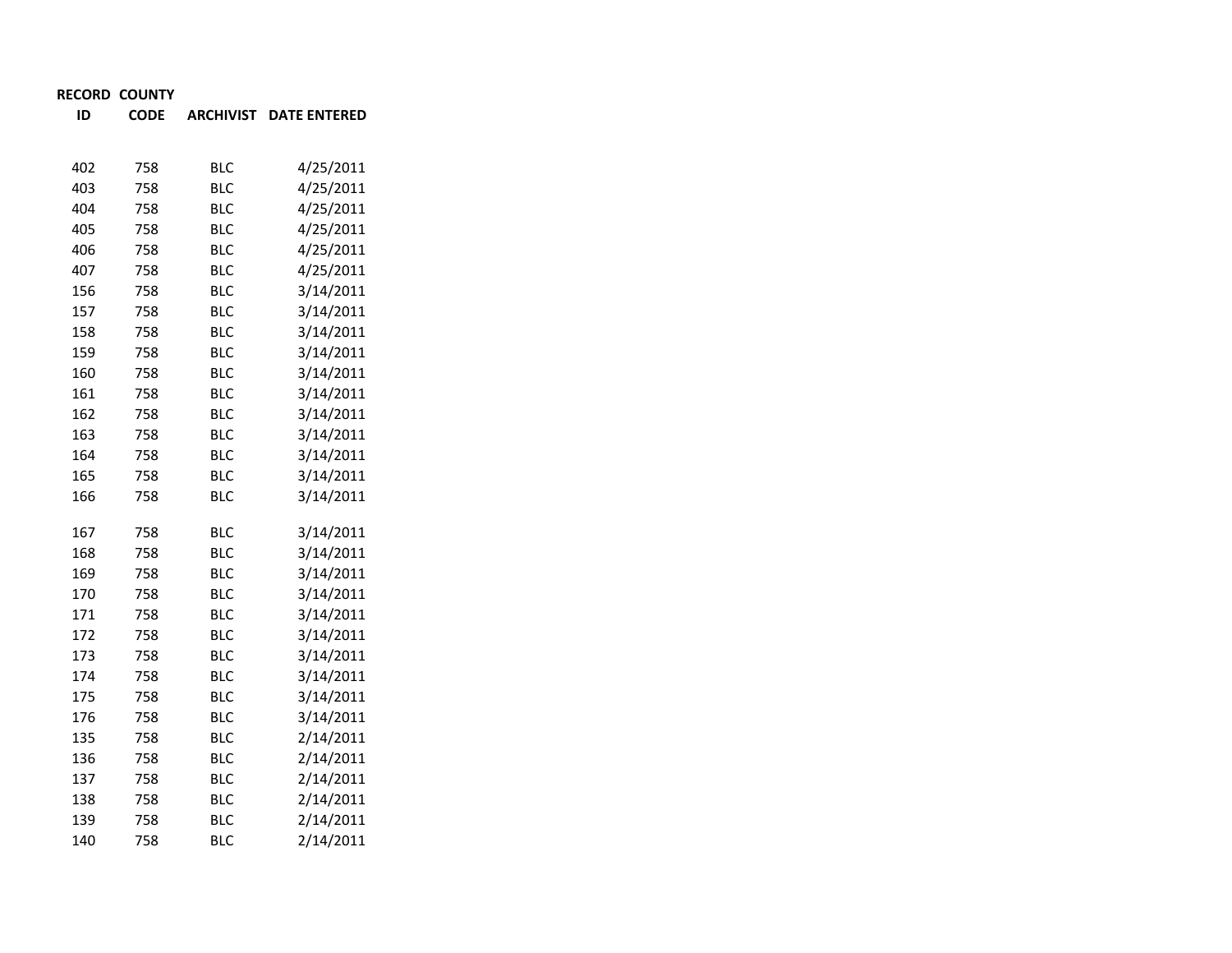| RECORD ID | COUNTY CODE | ARCHIVIST | DATE ENTERED |
|---|---|---|---|
| 402 | 758 | BLC | 4/25/2011 |
| 403 | 758 | BLC | 4/25/2011 |
| 404 | 758 | BLC | 4/25/2011 |
| 405 | 758 | BLC | 4/25/2011 |
| 406 | 758 | BLC | 4/25/2011 |
| 407 | 758 | BLC | 4/25/2011 |
| 156 | 758 | BLC | 3/14/2011 |
| 157 | 758 | BLC | 3/14/2011 |
| 158 | 758 | BLC | 3/14/2011 |
| 159 | 758 | BLC | 3/14/2011 |
| 160 | 758 | BLC | 3/14/2011 |
| 161 | 758 | BLC | 3/14/2011 |
| 162 | 758 | BLC | 3/14/2011 |
| 163 | 758 | BLC | 3/14/2011 |
| 164 | 758 | BLC | 3/14/2011 |
| 165 | 758 | BLC | 3/14/2011 |
| 166 | 758 | BLC | 3/14/2011 |
| 167 | 758 | BLC | 3/14/2011 |
| 168 | 758 | BLC | 3/14/2011 |
| 169 | 758 | BLC | 3/14/2011 |
| 170 | 758 | BLC | 3/14/2011 |
| 171 | 758 | BLC | 3/14/2011 |
| 172 | 758 | BLC | 3/14/2011 |
| 173 | 758 | BLC | 3/14/2011 |
| 174 | 758 | BLC | 3/14/2011 |
| 175 | 758 | BLC | 3/14/2011 |
| 176 | 758 | BLC | 3/14/2011 |
| 135 | 758 | BLC | 2/14/2011 |
| 136 | 758 | BLC | 2/14/2011 |
| 137 | 758 | BLC | 2/14/2011 |
| 138 | 758 | BLC | 2/14/2011 |
| 139 | 758 | BLC | 2/14/2011 |
| 140 | 758 | BLC | 2/14/2011 |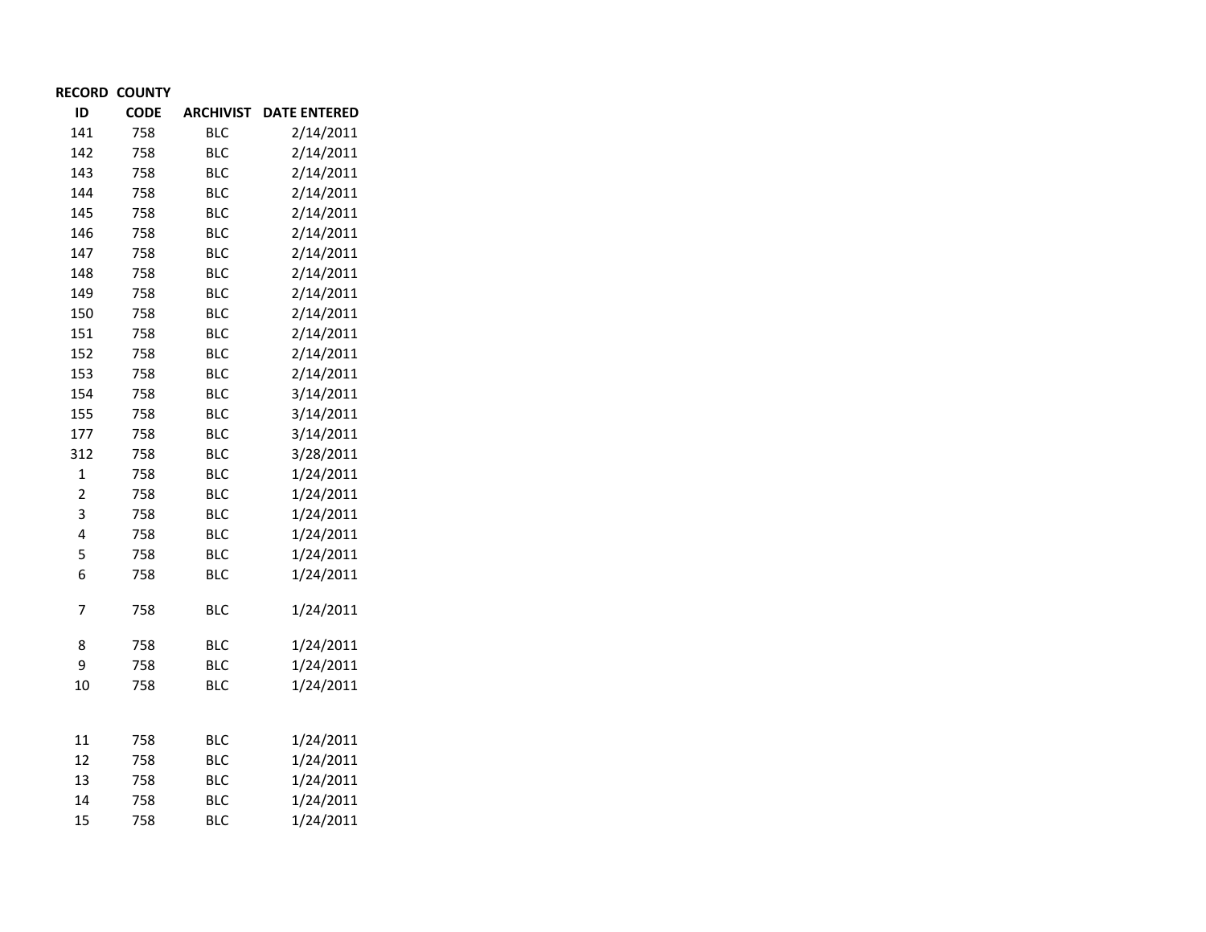| RECORD ID | COUNTY CODE | ARCHIVIST | DATE ENTERED |
|---|---|---|---|
| 141 | 758 | BLC | 2/14/2011 |
| 142 | 758 | BLC | 2/14/2011 |
| 143 | 758 | BLC | 2/14/2011 |
| 144 | 758 | BLC | 2/14/2011 |
| 145 | 758 | BLC | 2/14/2011 |
| 146 | 758 | BLC | 2/14/2011 |
| 147 | 758 | BLC | 2/14/2011 |
| 148 | 758 | BLC | 2/14/2011 |
| 149 | 758 | BLC | 2/14/2011 |
| 150 | 758 | BLC | 2/14/2011 |
| 151 | 758 | BLC | 2/14/2011 |
| 152 | 758 | BLC | 2/14/2011 |
| 153 | 758 | BLC | 2/14/2011 |
| 154 | 758 | BLC | 3/14/2011 |
| 155 | 758 | BLC | 3/14/2011 |
| 177 | 758 | BLC | 3/14/2011 |
| 312 | 758 | BLC | 3/28/2011 |
| 1 | 758 | BLC | 1/24/2011 |
| 2 | 758 | BLC | 1/24/2011 |
| 3 | 758 | BLC | 1/24/2011 |
| 4 | 758 | BLC | 1/24/2011 |
| 5 | 758 | BLC | 1/24/2011 |
| 6 | 758 | BLC | 1/24/2011 |
| 7 | 758 | BLC | 1/24/2011 |
| 8 | 758 | BLC | 1/24/2011 |
| 9 | 758 | BLC | 1/24/2011 |
| 10 | 758 | BLC | 1/24/2011 |
| 11 | 758 | BLC | 1/24/2011 |
| 12 | 758 | BLC | 1/24/2011 |
| 13 | 758 | BLC | 1/24/2011 |
| 14 | 758 | BLC | 1/24/2011 |
| 15 | 758 | BLC | 1/24/2011 |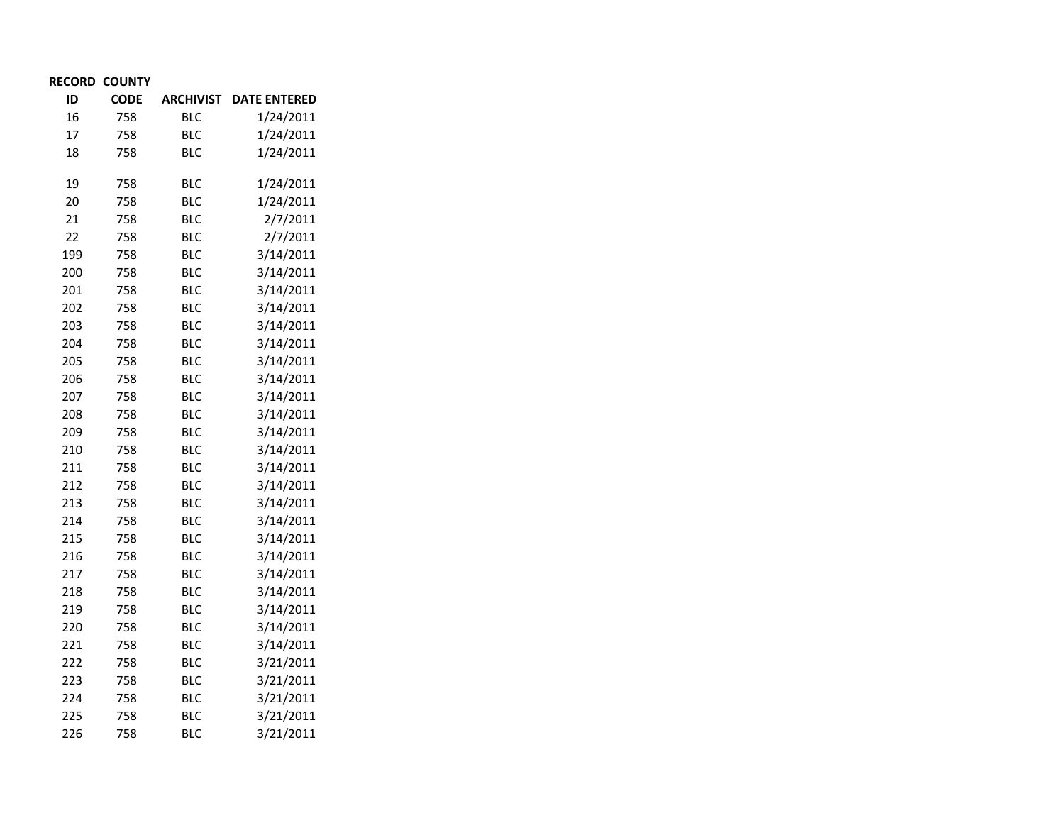| RECORD ID | COUNTY CODE | ARCHIVIST | DATE ENTERED |
|---|---|---|---|
| 16 | 758 | BLC | 1/24/2011 |
| 17 | 758 | BLC | 1/24/2011 |
| 18 | 758 | BLC | 1/24/2011 |
| 19 | 758 | BLC | 1/24/2011 |
| 20 | 758 | BLC | 1/24/2011 |
| 21 | 758 | BLC | 2/7/2011 |
| 22 | 758 | BLC | 2/7/2011 |
| 199 | 758 | BLC | 3/14/2011 |
| 200 | 758 | BLC | 3/14/2011 |
| 201 | 758 | BLC | 3/14/2011 |
| 202 | 758 | BLC | 3/14/2011 |
| 203 | 758 | BLC | 3/14/2011 |
| 204 | 758 | BLC | 3/14/2011 |
| 205 | 758 | BLC | 3/14/2011 |
| 206 | 758 | BLC | 3/14/2011 |
| 207 | 758 | BLC | 3/14/2011 |
| 208 | 758 | BLC | 3/14/2011 |
| 209 | 758 | BLC | 3/14/2011 |
| 210 | 758 | BLC | 3/14/2011 |
| 211 | 758 | BLC | 3/14/2011 |
| 212 | 758 | BLC | 3/14/2011 |
| 213 | 758 | BLC | 3/14/2011 |
| 214 | 758 | BLC | 3/14/2011 |
| 215 | 758 | BLC | 3/14/2011 |
| 216 | 758 | BLC | 3/14/2011 |
| 217 | 758 | BLC | 3/14/2011 |
| 218 | 758 | BLC | 3/14/2011 |
| 219 | 758 | BLC | 3/14/2011 |
| 220 | 758 | BLC | 3/14/2011 |
| 221 | 758 | BLC | 3/14/2011 |
| 222 | 758 | BLC | 3/21/2011 |
| 223 | 758 | BLC | 3/21/2011 |
| 224 | 758 | BLC | 3/21/2011 |
| 225 | 758 | BLC | 3/21/2011 |
| 226 | 758 | BLC | 3/21/2011 |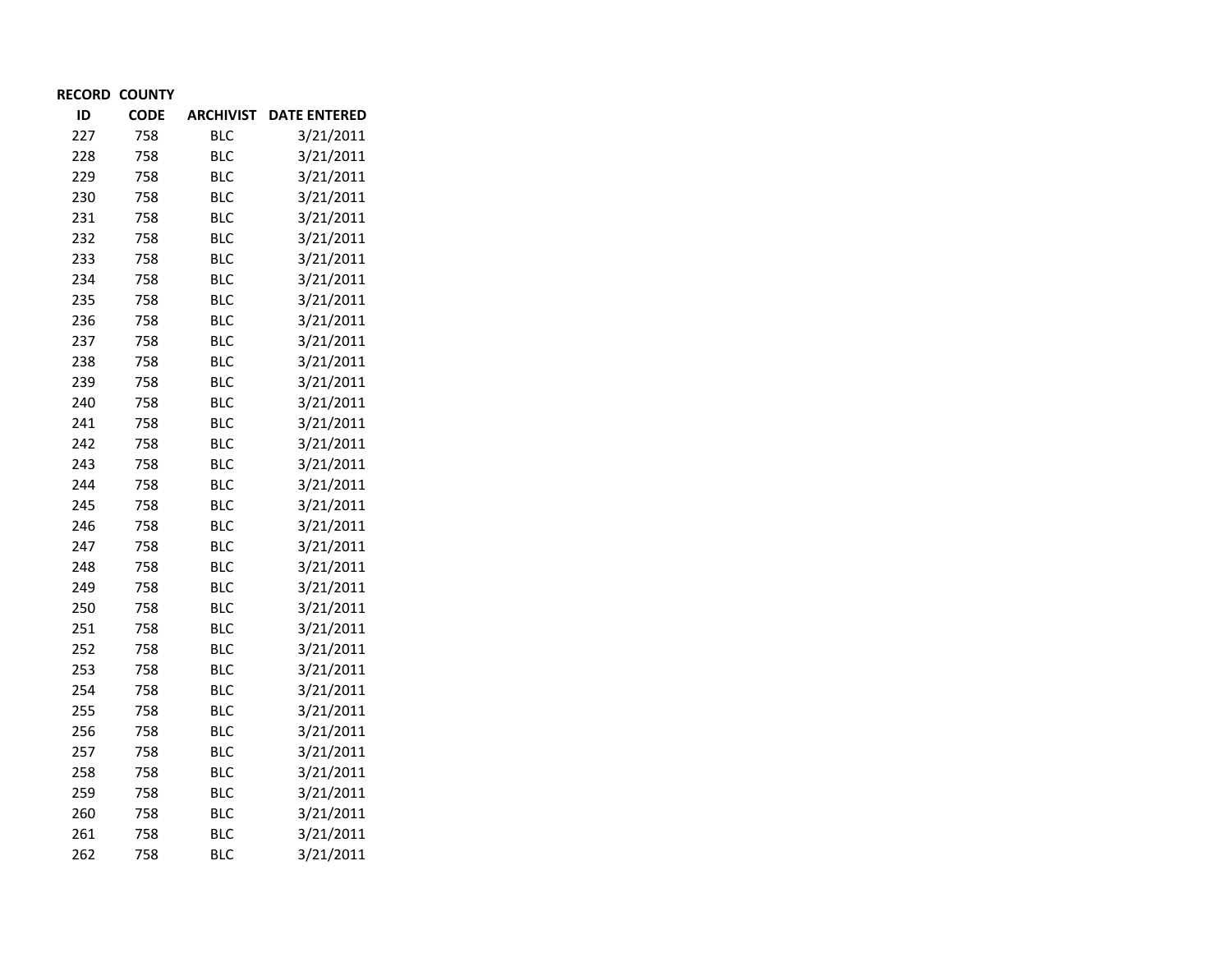| RECORD ID | COUNTY CODE | ARCHIVIST | DATE ENTERED |
|---|---|---|---|
| 227 | 758 | BLC | 3/21/2011 |
| 228 | 758 | BLC | 3/21/2011 |
| 229 | 758 | BLC | 3/21/2011 |
| 230 | 758 | BLC | 3/21/2011 |
| 231 | 758 | BLC | 3/21/2011 |
| 232 | 758 | BLC | 3/21/2011 |
| 233 | 758 | BLC | 3/21/2011 |
| 234 | 758 | BLC | 3/21/2011 |
| 235 | 758 | BLC | 3/21/2011 |
| 236 | 758 | BLC | 3/21/2011 |
| 237 | 758 | BLC | 3/21/2011 |
| 238 | 758 | BLC | 3/21/2011 |
| 239 | 758 | BLC | 3/21/2011 |
| 240 | 758 | BLC | 3/21/2011 |
| 241 | 758 | BLC | 3/21/2011 |
| 242 | 758 | BLC | 3/21/2011 |
| 243 | 758 | BLC | 3/21/2011 |
| 244 | 758 | BLC | 3/21/2011 |
| 245 | 758 | BLC | 3/21/2011 |
| 246 | 758 | BLC | 3/21/2011 |
| 247 | 758 | BLC | 3/21/2011 |
| 248 | 758 | BLC | 3/21/2011 |
| 249 | 758 | BLC | 3/21/2011 |
| 250 | 758 | BLC | 3/21/2011 |
| 251 | 758 | BLC | 3/21/2011 |
| 252 | 758 | BLC | 3/21/2011 |
| 253 | 758 | BLC | 3/21/2011 |
| 254 | 758 | BLC | 3/21/2011 |
| 255 | 758 | BLC | 3/21/2011 |
| 256 | 758 | BLC | 3/21/2011 |
| 257 | 758 | BLC | 3/21/2011 |
| 258 | 758 | BLC | 3/21/2011 |
| 259 | 758 | BLC | 3/21/2011 |
| 260 | 758 | BLC | 3/21/2011 |
| 261 | 758 | BLC | 3/21/2011 |
| 262 | 758 | BLC | 3/21/2011 |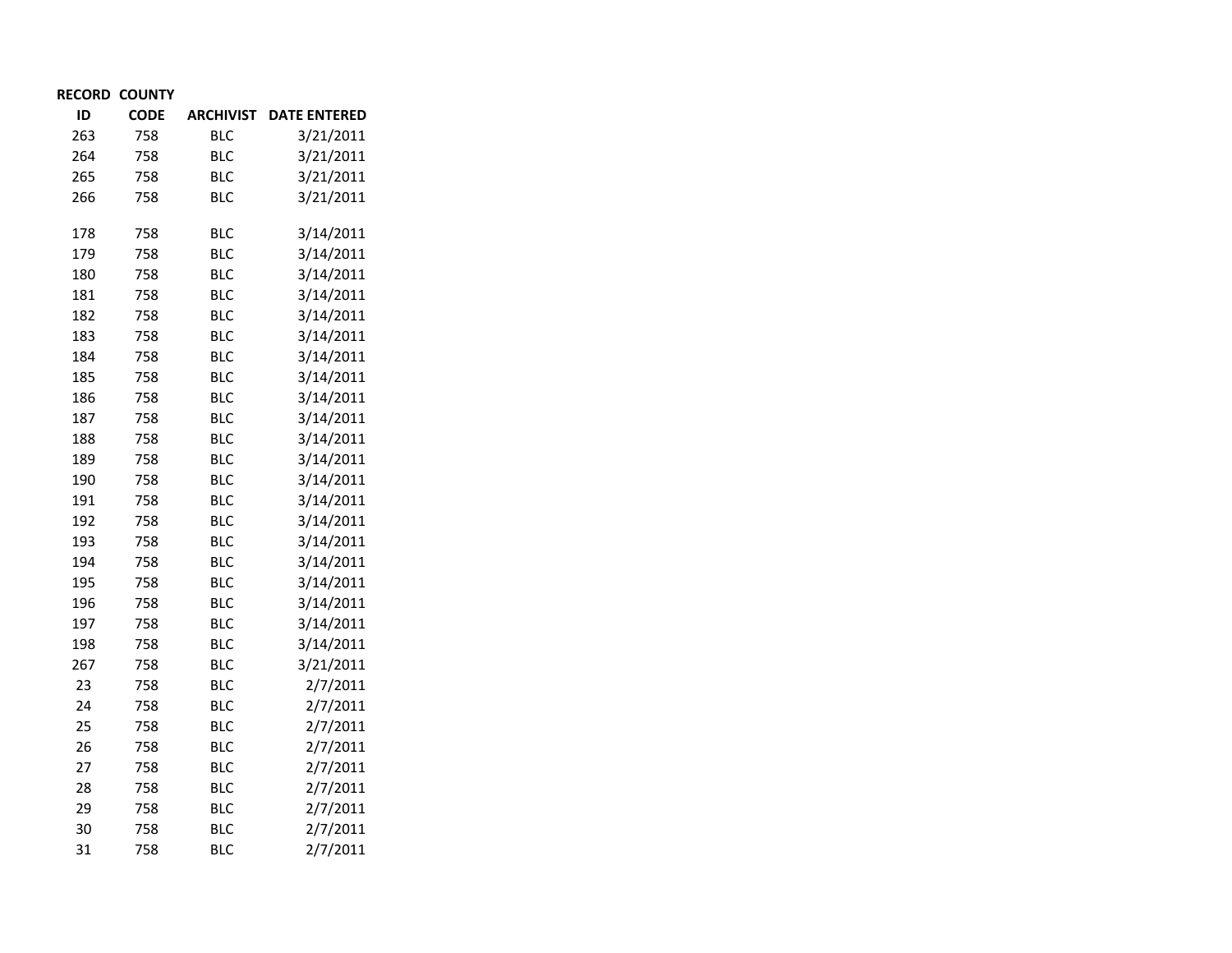| RECORD ID | COUNTY CODE | ARCHIVIST | DATE ENTERED |
|---|---|---|---|
| 263 | 758 | BLC | 3/21/2011 |
| 264 | 758 | BLC | 3/21/2011 |
| 265 | 758 | BLC | 3/21/2011 |
| 266 | 758 | BLC | 3/21/2011 |
| | | | |
| 178 | 758 | BLC | 3/14/2011 |
| 179 | 758 | BLC | 3/14/2011 |
| 180 | 758 | BLC | 3/14/2011 |
| 181 | 758 | BLC | 3/14/2011 |
| 182 | 758 | BLC | 3/14/2011 |
| 183 | 758 | BLC | 3/14/2011 |
| 184 | 758 | BLC | 3/14/2011 |
| 185 | 758 | BLC | 3/14/2011 |
| 186 | 758 | BLC | 3/14/2011 |
| 187 | 758 | BLC | 3/14/2011 |
| 188 | 758 | BLC | 3/14/2011 |
| 189 | 758 | BLC | 3/14/2011 |
| 190 | 758 | BLC | 3/14/2011 |
| 191 | 758 | BLC | 3/14/2011 |
| 192 | 758 | BLC | 3/14/2011 |
| 193 | 758 | BLC | 3/14/2011 |
| 194 | 758 | BLC | 3/14/2011 |
| 195 | 758 | BLC | 3/14/2011 |
| 196 | 758 | BLC | 3/14/2011 |
| 197 | 758 | BLC | 3/14/2011 |
| 198 | 758 | BLC | 3/14/2011 |
| 267 | 758 | BLC | 3/21/2011 |
| 23 | 758 | BLC | 2/7/2011 |
| 24 | 758 | BLC | 2/7/2011 |
| 25 | 758 | BLC | 2/7/2011 |
| 26 | 758 | BLC | 2/7/2011 |
| 27 | 758 | BLC | 2/7/2011 |
| 28 | 758 | BLC | 2/7/2011 |
| 29 | 758 | BLC | 2/7/2011 |
| 30 | 758 | BLC | 2/7/2011 |
| 31 | 758 | BLC | 2/7/2011 |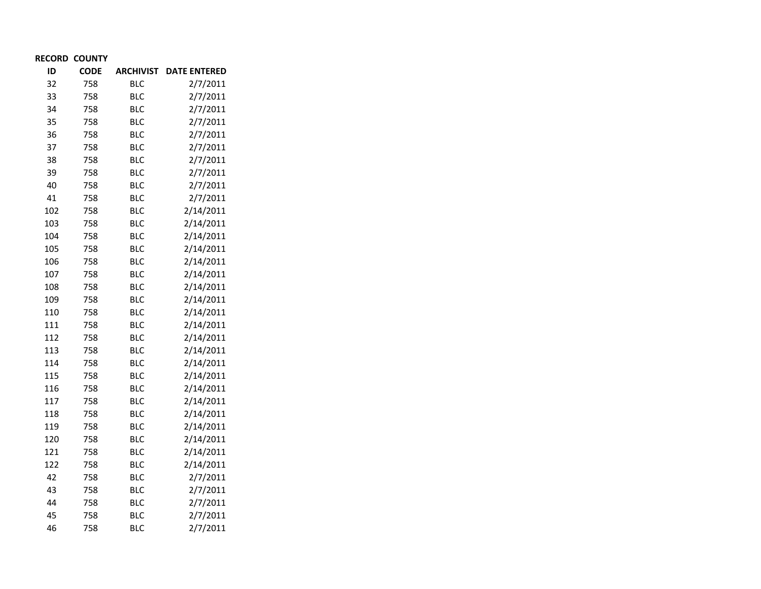| RECORD ID | COUNTY CODE | ARCHIVIST | DATE ENTERED |
|---|---|---|---|
| 32 | 758 | BLC | 2/7/2011 |
| 33 | 758 | BLC | 2/7/2011 |
| 34 | 758 | BLC | 2/7/2011 |
| 35 | 758 | BLC | 2/7/2011 |
| 36 | 758 | BLC | 2/7/2011 |
| 37 | 758 | BLC | 2/7/2011 |
| 38 | 758 | BLC | 2/7/2011 |
| 39 | 758 | BLC | 2/7/2011 |
| 40 | 758 | BLC | 2/7/2011 |
| 41 | 758 | BLC | 2/7/2011 |
| 102 | 758 | BLC | 2/14/2011 |
| 103 | 758 | BLC | 2/14/2011 |
| 104 | 758 | BLC | 2/14/2011 |
| 105 | 758 | BLC | 2/14/2011 |
| 106 | 758 | BLC | 2/14/2011 |
| 107 | 758 | BLC | 2/14/2011 |
| 108 | 758 | BLC | 2/14/2011 |
| 109 | 758 | BLC | 2/14/2011 |
| 110 | 758 | BLC | 2/14/2011 |
| 111 | 758 | BLC | 2/14/2011 |
| 112 | 758 | BLC | 2/14/2011 |
| 113 | 758 | BLC | 2/14/2011 |
| 114 | 758 | BLC | 2/14/2011 |
| 115 | 758 | BLC | 2/14/2011 |
| 116 | 758 | BLC | 2/14/2011 |
| 117 | 758 | BLC | 2/14/2011 |
| 118 | 758 | BLC | 2/14/2011 |
| 119 | 758 | BLC | 2/14/2011 |
| 120 | 758 | BLC | 2/14/2011 |
| 121 | 758 | BLC | 2/14/2011 |
| 122 | 758 | BLC | 2/14/2011 |
| 42 | 758 | BLC | 2/7/2011 |
| 43 | 758 | BLC | 2/7/2011 |
| 44 | 758 | BLC | 2/7/2011 |
| 45 | 758 | BLC | 2/7/2011 |
| 46 | 758 | BLC | 2/7/2011 |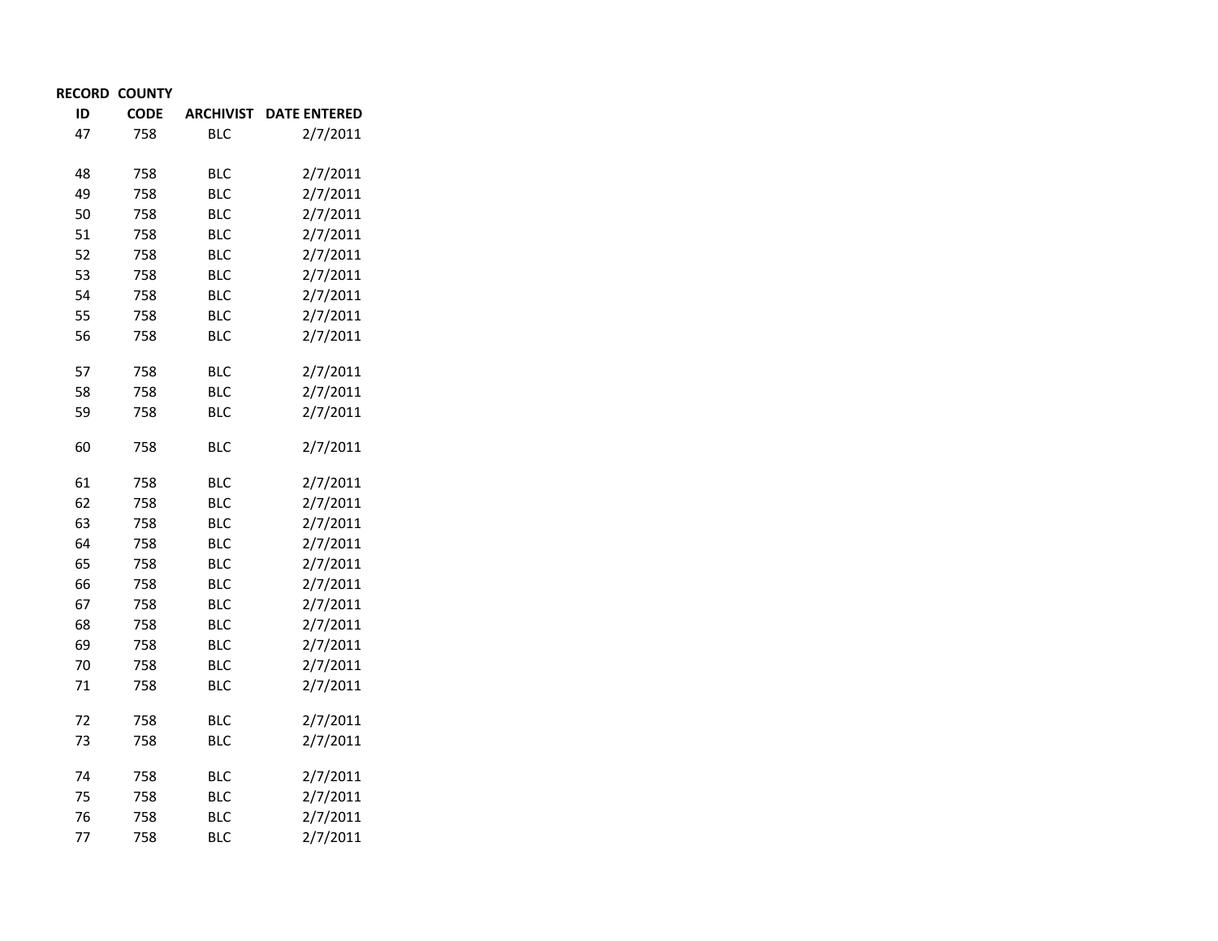| RECORD ID | COUNTY CODE | ARCHIVIST | DATE ENTERED |
|---|---|---|---|
| 47 | 758 | BLC | 2/7/2011 |
| 48 | 758 | BLC | 2/7/2011 |
| 49 | 758 | BLC | 2/7/2011 |
| 50 | 758 | BLC | 2/7/2011 |
| 51 | 758 | BLC | 2/7/2011 |
| 52 | 758 | BLC | 2/7/2011 |
| 53 | 758 | BLC | 2/7/2011 |
| 54 | 758 | BLC | 2/7/2011 |
| 55 | 758 | BLC | 2/7/2011 |
| 56 | 758 | BLC | 2/7/2011 |
| 57 | 758 | BLC | 2/7/2011 |
| 58 | 758 | BLC | 2/7/2011 |
| 59 | 758 | BLC | 2/7/2011 |
| 60 | 758 | BLC | 2/7/2011 |
| 61 | 758 | BLC | 2/7/2011 |
| 62 | 758 | BLC | 2/7/2011 |
| 63 | 758 | BLC | 2/7/2011 |
| 64 | 758 | BLC | 2/7/2011 |
| 65 | 758 | BLC | 2/7/2011 |
| 66 | 758 | BLC | 2/7/2011 |
| 67 | 758 | BLC | 2/7/2011 |
| 68 | 758 | BLC | 2/7/2011 |
| 69 | 758 | BLC | 2/7/2011 |
| 70 | 758 | BLC | 2/7/2011 |
| 71 | 758 | BLC | 2/7/2011 |
| 72 | 758 | BLC | 2/7/2011 |
| 73 | 758 | BLC | 2/7/2011 |
| 74 | 758 | BLC | 2/7/2011 |
| 75 | 758 | BLC | 2/7/2011 |
| 76 | 758 | BLC | 2/7/2011 |
| 77 | 758 | BLC | 2/7/2011 |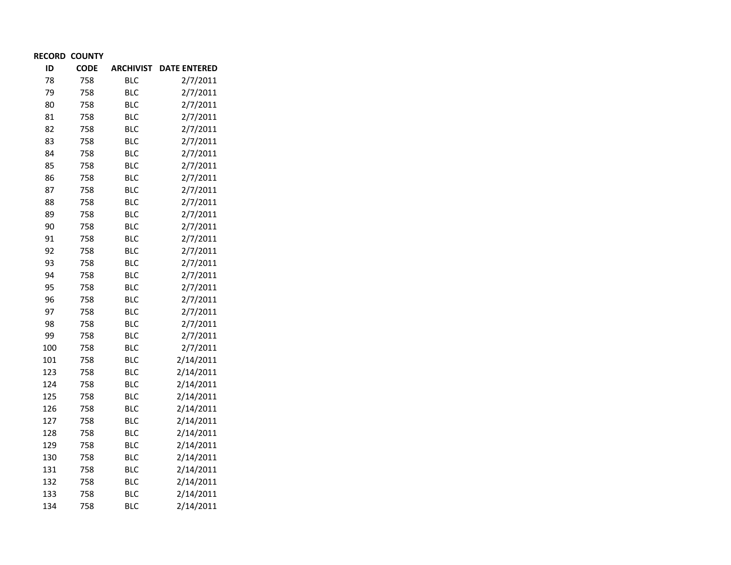| RECORD ID | COUNTY CODE | ARCHIVIST | DATE ENTERED |
|---|---|---|---|
| 78 | 758 | BLC | 2/7/2011 |
| 79 | 758 | BLC | 2/7/2011 |
| 80 | 758 | BLC | 2/7/2011 |
| 81 | 758 | BLC | 2/7/2011 |
| 82 | 758 | BLC | 2/7/2011 |
| 83 | 758 | BLC | 2/7/2011 |
| 84 | 758 | BLC | 2/7/2011 |
| 85 | 758 | BLC | 2/7/2011 |
| 86 | 758 | BLC | 2/7/2011 |
| 87 | 758 | BLC | 2/7/2011 |
| 88 | 758 | BLC | 2/7/2011 |
| 89 | 758 | BLC | 2/7/2011 |
| 90 | 758 | BLC | 2/7/2011 |
| 91 | 758 | BLC | 2/7/2011 |
| 92 | 758 | BLC | 2/7/2011 |
| 93 | 758 | BLC | 2/7/2011 |
| 94 | 758 | BLC | 2/7/2011 |
| 95 | 758 | BLC | 2/7/2011 |
| 96 | 758 | BLC | 2/7/2011 |
| 97 | 758 | BLC | 2/7/2011 |
| 98 | 758 | BLC | 2/7/2011 |
| 99 | 758 | BLC | 2/7/2011 |
| 100 | 758 | BLC | 2/7/2011 |
| 101 | 758 | BLC | 2/14/2011 |
| 123 | 758 | BLC | 2/14/2011 |
| 124 | 758 | BLC | 2/14/2011 |
| 125 | 758 | BLC | 2/14/2011 |
| 126 | 758 | BLC | 2/14/2011 |
| 127 | 758 | BLC | 2/14/2011 |
| 128 | 758 | BLC | 2/14/2011 |
| 129 | 758 | BLC | 2/14/2011 |
| 130 | 758 | BLC | 2/14/2011 |
| 131 | 758 | BLC | 2/14/2011 |
| 132 | 758 | BLC | 2/14/2011 |
| 133 | 758 | BLC | 2/14/2011 |
| 134 | 758 | BLC | 2/14/2011 |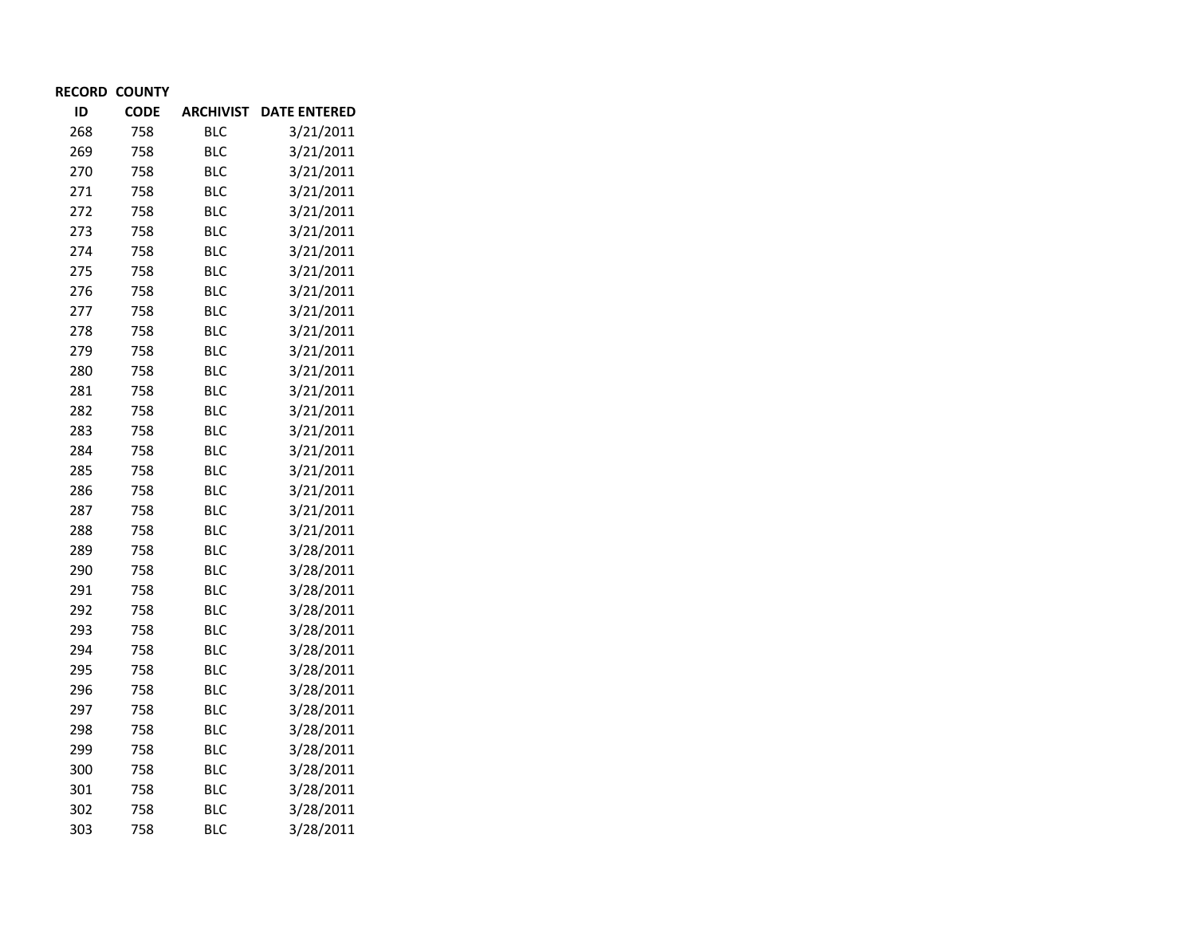| RECORD ID | COUNTY CODE | ARCHIVIST | DATE ENTERED |
|---|---|---|---|
| 268 | 758 | BLC | 3/21/2011 |
| 269 | 758 | BLC | 3/21/2011 |
| 270 | 758 | BLC | 3/21/2011 |
| 271 | 758 | BLC | 3/21/2011 |
| 272 | 758 | BLC | 3/21/2011 |
| 273 | 758 | BLC | 3/21/2011 |
| 274 | 758 | BLC | 3/21/2011 |
| 275 | 758 | BLC | 3/21/2011 |
| 276 | 758 | BLC | 3/21/2011 |
| 277 | 758 | BLC | 3/21/2011 |
| 278 | 758 | BLC | 3/21/2011 |
| 279 | 758 | BLC | 3/21/2011 |
| 280 | 758 | BLC | 3/21/2011 |
| 281 | 758 | BLC | 3/21/2011 |
| 282 | 758 | BLC | 3/21/2011 |
| 283 | 758 | BLC | 3/21/2011 |
| 284 | 758 | BLC | 3/21/2011 |
| 285 | 758 | BLC | 3/21/2011 |
| 286 | 758 | BLC | 3/21/2011 |
| 287 | 758 | BLC | 3/21/2011 |
| 288 | 758 | BLC | 3/21/2011 |
| 289 | 758 | BLC | 3/28/2011 |
| 290 | 758 | BLC | 3/28/2011 |
| 291 | 758 | BLC | 3/28/2011 |
| 292 | 758 | BLC | 3/28/2011 |
| 293 | 758 | BLC | 3/28/2011 |
| 294 | 758 | BLC | 3/28/2011 |
| 295 | 758 | BLC | 3/28/2011 |
| 296 | 758 | BLC | 3/28/2011 |
| 297 | 758 | BLC | 3/28/2011 |
| 298 | 758 | BLC | 3/28/2011 |
| 299 | 758 | BLC | 3/28/2011 |
| 300 | 758 | BLC | 3/28/2011 |
| 301 | 758 | BLC | 3/28/2011 |
| 302 | 758 | BLC | 3/28/2011 |
| 303 | 758 | BLC | 3/28/2011 |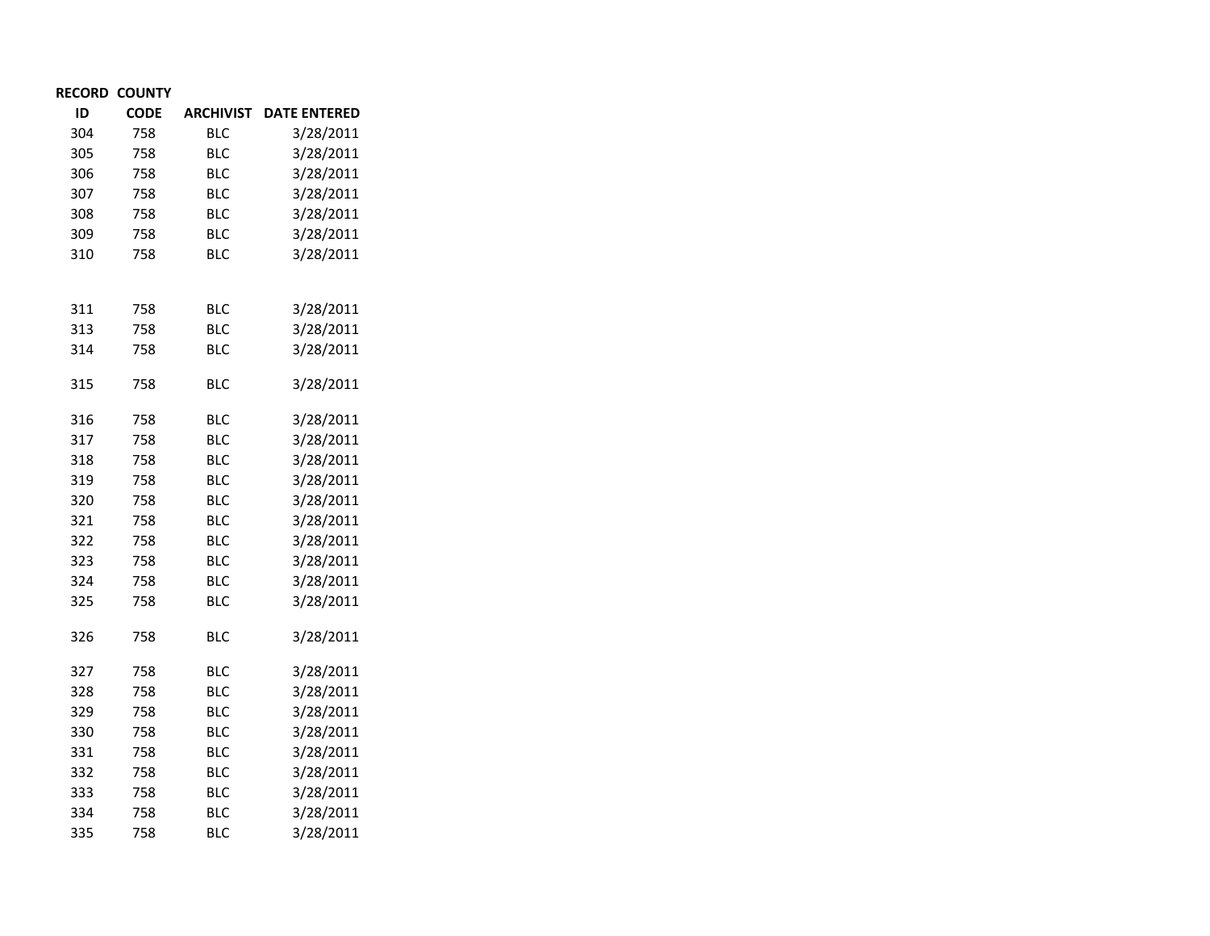| RECORD ID | COUNTY CODE | ARCHIVIST | DATE ENTERED |
|---|---|---|---|
| 304 | 758 | BLC | 3/28/2011 |
| 305 | 758 | BLC | 3/28/2011 |
| 306 | 758 | BLC | 3/28/2011 |
| 307 | 758 | BLC | 3/28/2011 |
| 308 | 758 | BLC | 3/28/2011 |
| 309 | 758 | BLC | 3/28/2011 |
| 310 | 758 | BLC | 3/28/2011 |
| 311 | 758 | BLC | 3/28/2011 |
| 313 | 758 | BLC | 3/28/2011 |
| 314 | 758 | BLC | 3/28/2011 |
| 315 | 758 | BLC | 3/28/2011 |
| 316 | 758 | BLC | 3/28/2011 |
| 317 | 758 | BLC | 3/28/2011 |
| 318 | 758 | BLC | 3/28/2011 |
| 319 | 758 | BLC | 3/28/2011 |
| 320 | 758 | BLC | 3/28/2011 |
| 321 | 758 | BLC | 3/28/2011 |
| 322 | 758 | BLC | 3/28/2011 |
| 323 | 758 | BLC | 3/28/2011 |
| 324 | 758 | BLC | 3/28/2011 |
| 325 | 758 | BLC | 3/28/2011 |
| 326 | 758 | BLC | 3/28/2011 |
| 327 | 758 | BLC | 3/28/2011 |
| 328 | 758 | BLC | 3/28/2011 |
| 329 | 758 | BLC | 3/28/2011 |
| 330 | 758 | BLC | 3/28/2011 |
| 331 | 758 | BLC | 3/28/2011 |
| 332 | 758 | BLC | 3/28/2011 |
| 333 | 758 | BLC | 3/28/2011 |
| 334 | 758 | BLC | 3/28/2011 |
| 335 | 758 | BLC | 3/28/2011 |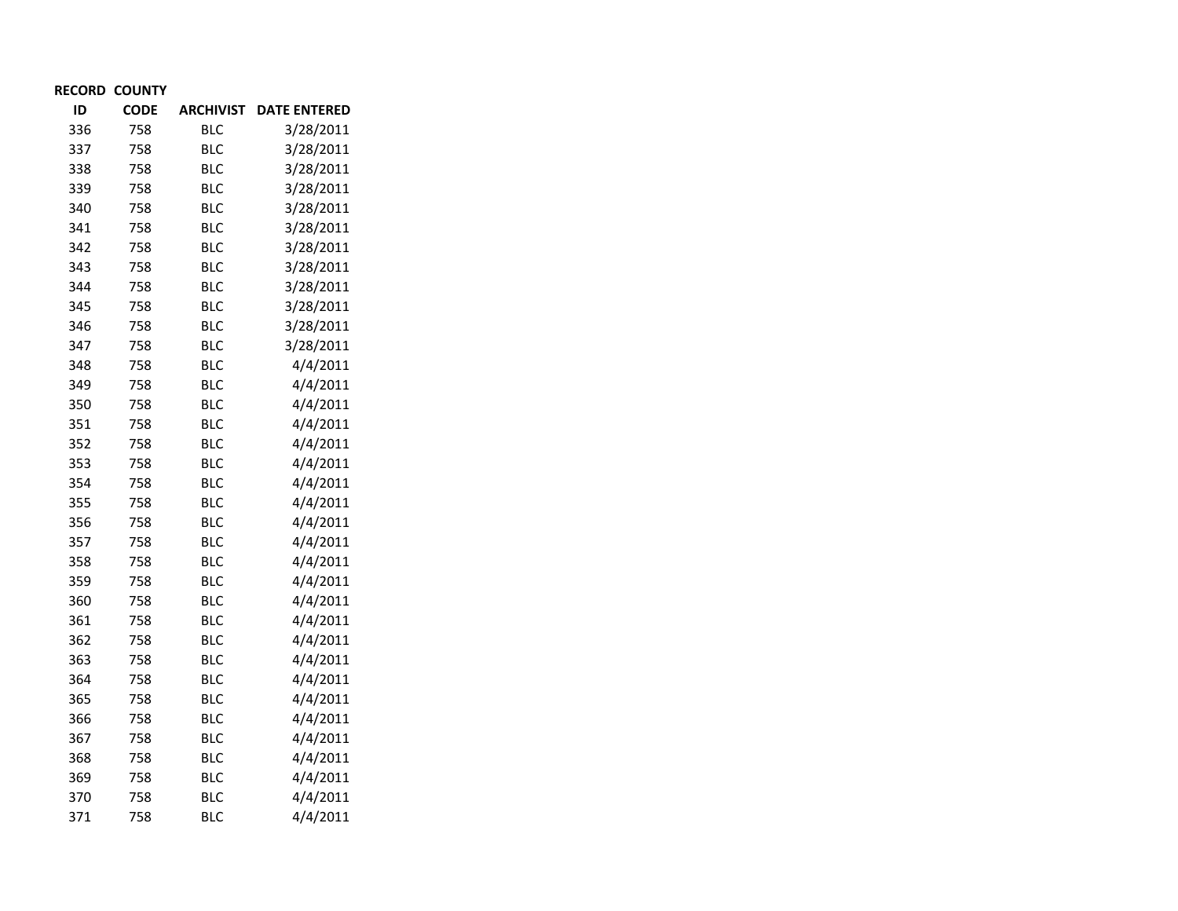| RECORD ID | COUNTY CODE | ARCHIVIST | DATE ENTERED |
|---|---|---|---|
| 336 | 758 | BLC | 3/28/2011 |
| 337 | 758 | BLC | 3/28/2011 |
| 338 | 758 | BLC | 3/28/2011 |
| 339 | 758 | BLC | 3/28/2011 |
| 340 | 758 | BLC | 3/28/2011 |
| 341 | 758 | BLC | 3/28/2011 |
| 342 | 758 | BLC | 3/28/2011 |
| 343 | 758 | BLC | 3/28/2011 |
| 344 | 758 | BLC | 3/28/2011 |
| 345 | 758 | BLC | 3/28/2011 |
| 346 | 758 | BLC | 3/28/2011 |
| 347 | 758 | BLC | 3/28/2011 |
| 348 | 758 | BLC | 4/4/2011 |
| 349 | 758 | BLC | 4/4/2011 |
| 350 | 758 | BLC | 4/4/2011 |
| 351 | 758 | BLC | 4/4/2011 |
| 352 | 758 | BLC | 4/4/2011 |
| 353 | 758 | BLC | 4/4/2011 |
| 354 | 758 | BLC | 4/4/2011 |
| 355 | 758 | BLC | 4/4/2011 |
| 356 | 758 | BLC | 4/4/2011 |
| 357 | 758 | BLC | 4/4/2011 |
| 358 | 758 | BLC | 4/4/2011 |
| 359 | 758 | BLC | 4/4/2011 |
| 360 | 758 | BLC | 4/4/2011 |
| 361 | 758 | BLC | 4/4/2011 |
| 362 | 758 | BLC | 4/4/2011 |
| 363 | 758 | BLC | 4/4/2011 |
| 364 | 758 | BLC | 4/4/2011 |
| 365 | 758 | BLC | 4/4/2011 |
| 366 | 758 | BLC | 4/4/2011 |
| 367 | 758 | BLC | 4/4/2011 |
| 368 | 758 | BLC | 4/4/2011 |
| 369 | 758 | BLC | 4/4/2011 |
| 370 | 758 | BLC | 4/4/2011 |
| 371 | 758 | BLC | 4/4/2011 |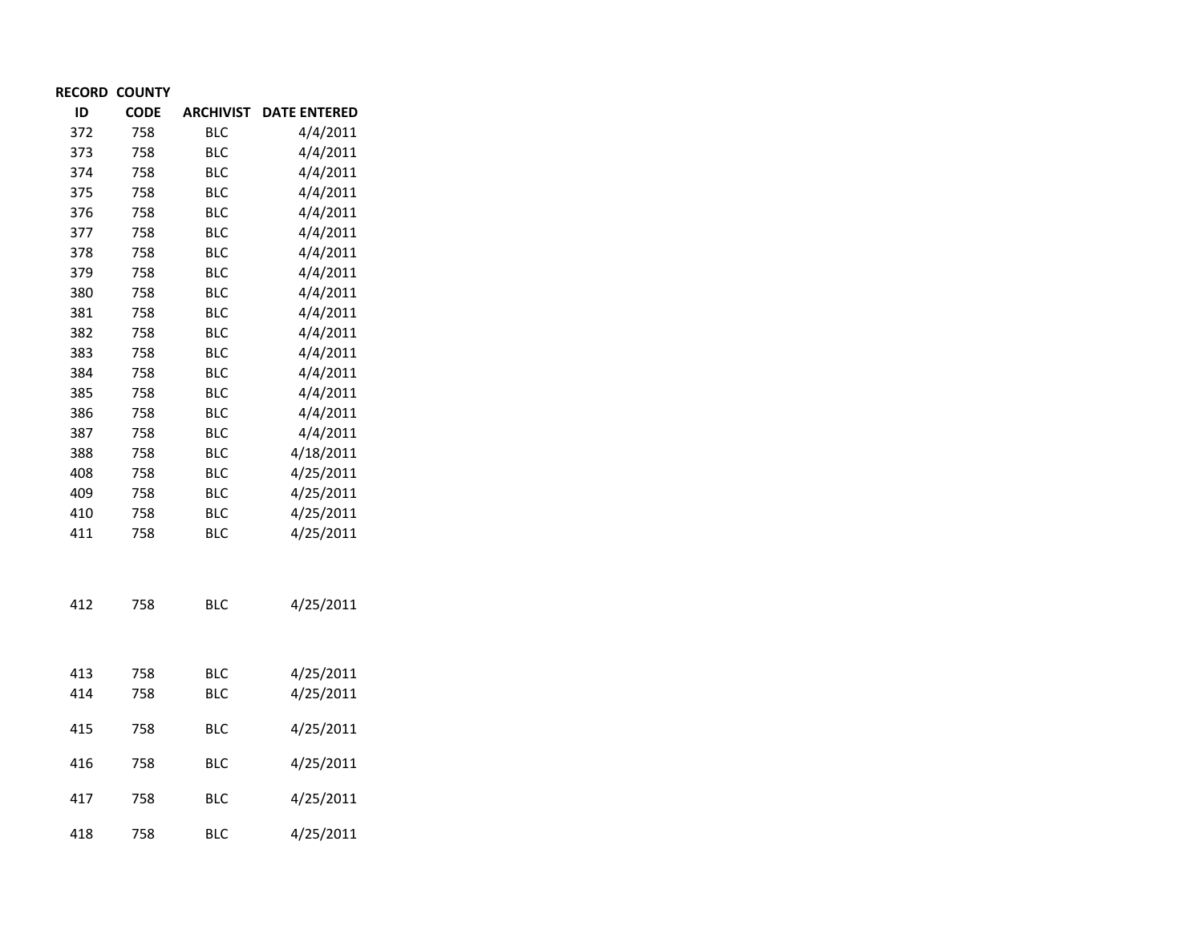| RECORD ID | COUNTY CODE | ARCHIVIST | DATE ENTERED |
|---|---|---|---|
| 372 | 758 | BLC | 4/4/2011 |
| 373 | 758 | BLC | 4/4/2011 |
| 374 | 758 | BLC | 4/4/2011 |
| 375 | 758 | BLC | 4/4/2011 |
| 376 | 758 | BLC | 4/4/2011 |
| 377 | 758 | BLC | 4/4/2011 |
| 378 | 758 | BLC | 4/4/2011 |
| 379 | 758 | BLC | 4/4/2011 |
| 380 | 758 | BLC | 4/4/2011 |
| 381 | 758 | BLC | 4/4/2011 |
| 382 | 758 | BLC | 4/4/2011 |
| 383 | 758 | BLC | 4/4/2011 |
| 384 | 758 | BLC | 4/4/2011 |
| 385 | 758 | BLC | 4/4/2011 |
| 386 | 758 | BLC | 4/4/2011 |
| 387 | 758 | BLC | 4/4/2011 |
| 388 | 758 | BLC | 4/18/2011 |
| 408 | 758 | BLC | 4/25/2011 |
| 409 | 758 | BLC | 4/25/2011 |
| 410 | 758 | BLC | 4/25/2011 |
| 411 | 758 | BLC | 4/25/2011 |
| 412 | 758 | BLC | 4/25/2011 |
| 413 | 758 | BLC | 4/25/2011 |
| 414 | 758 | BLC | 4/25/2011 |
| 415 | 758 | BLC | 4/25/2011 |
| 416 | 758 | BLC | 4/25/2011 |
| 417 | 758 | BLC | 4/25/2011 |
| 418 | 758 | BLC | 4/25/2011 |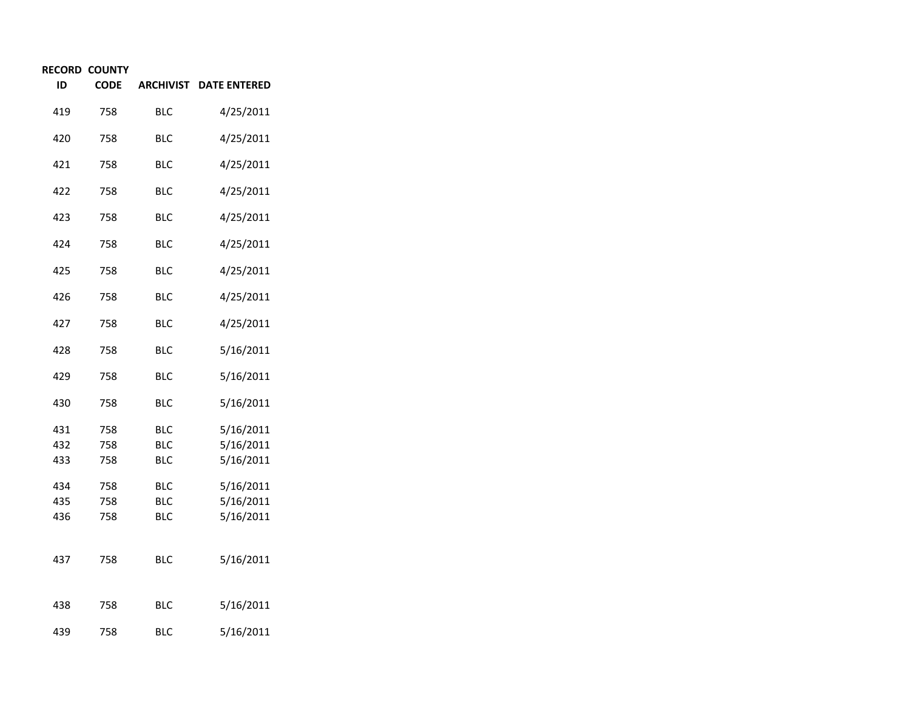| RECORD ID | COUNTY CODE | ARCHIVIST | DATE ENTERED |
|---|---|---|---|
| 419 | 758 | BLC | 4/25/2011 |
| 420 | 758 | BLC | 4/25/2011 |
| 421 | 758 | BLC | 4/25/2011 |
| 422 | 758 | BLC | 4/25/2011 |
| 423 | 758 | BLC | 4/25/2011 |
| 424 | 758 | BLC | 4/25/2011 |
| 425 | 758 | BLC | 4/25/2011 |
| 426 | 758 | BLC | 4/25/2011 |
| 427 | 758 | BLC | 4/25/2011 |
| 428 | 758 | BLC | 5/16/2011 |
| 429 | 758 | BLC | 5/16/2011 |
| 430 | 758 | BLC | 5/16/2011 |
| 431 | 758 | BLC | 5/16/2011 |
| 432 | 758 | BLC | 5/16/2011 |
| 433 | 758 | BLC | 5/16/2011 |
| 434 | 758 | BLC | 5/16/2011 |
| 435 | 758 | BLC | 5/16/2011 |
| 436 | 758 | BLC | 5/16/2011 |
| 437 | 758 | BLC | 5/16/2011 |
| 438 | 758 | BLC | 5/16/2011 |
| 439 | 758 | BLC | 5/16/2011 |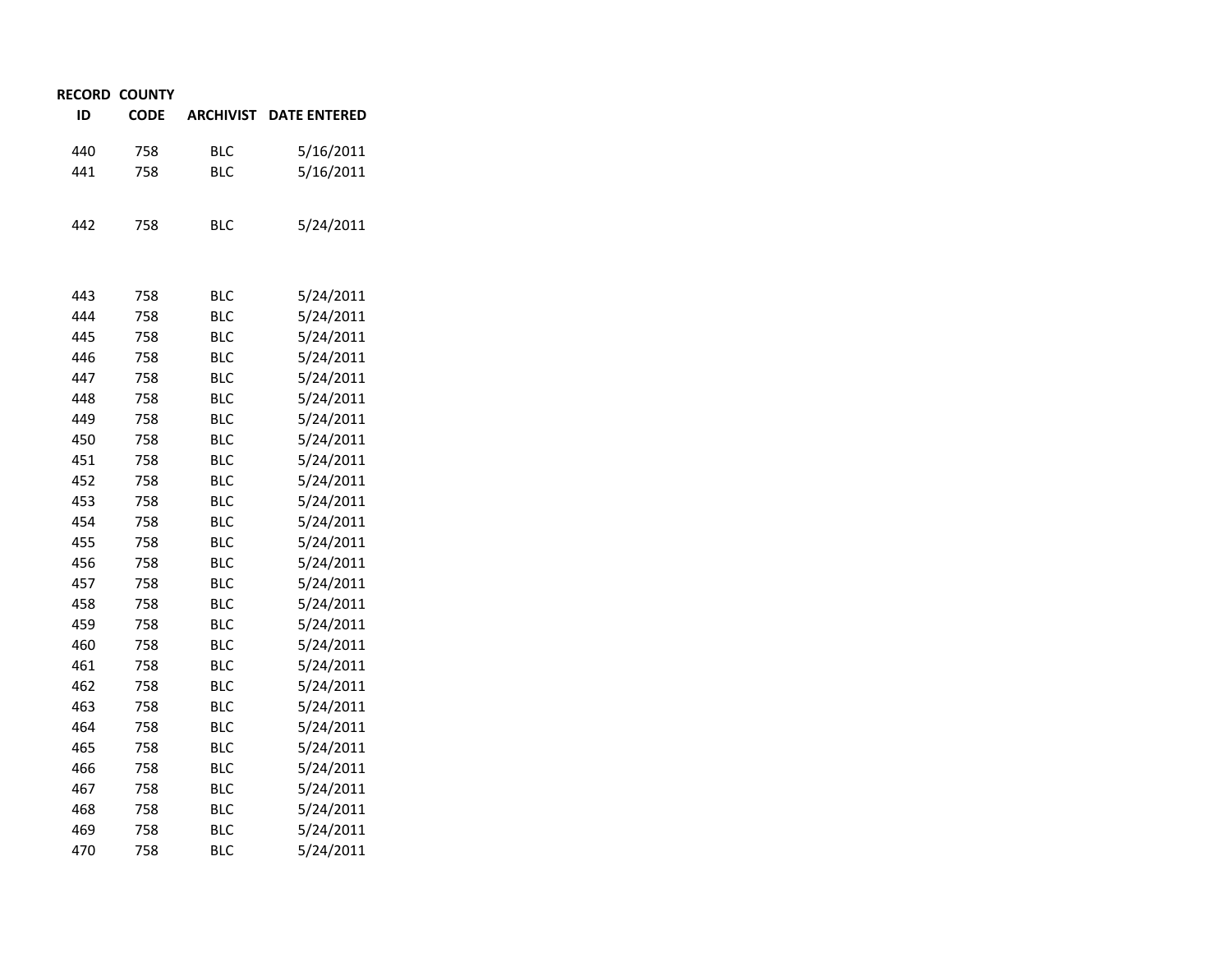| RECORD ID | COUNTY CODE | ARCHIVIST | DATE ENTERED |
|---|---|---|---|
| 440 | 758 | BLC | 5/16/2011 |
| 441 | 758 | BLC | 5/16/2011 |
| 442 | 758 | BLC | 5/24/2011 |
| 443 | 758 | BLC | 5/24/2011 |
| 444 | 758 | BLC | 5/24/2011 |
| 445 | 758 | BLC | 5/24/2011 |
| 446 | 758 | BLC | 5/24/2011 |
| 447 | 758 | BLC | 5/24/2011 |
| 448 | 758 | BLC | 5/24/2011 |
| 449 | 758 | BLC | 5/24/2011 |
| 450 | 758 | BLC | 5/24/2011 |
| 451 | 758 | BLC | 5/24/2011 |
| 452 | 758 | BLC | 5/24/2011 |
| 453 | 758 | BLC | 5/24/2011 |
| 454 | 758 | BLC | 5/24/2011 |
| 455 | 758 | BLC | 5/24/2011 |
| 456 | 758 | BLC | 5/24/2011 |
| 457 | 758 | BLC | 5/24/2011 |
| 458 | 758 | BLC | 5/24/2011 |
| 459 | 758 | BLC | 5/24/2011 |
| 460 | 758 | BLC | 5/24/2011 |
| 461 | 758 | BLC | 5/24/2011 |
| 462 | 758 | BLC | 5/24/2011 |
| 463 | 758 | BLC | 5/24/2011 |
| 464 | 758 | BLC | 5/24/2011 |
| 465 | 758 | BLC | 5/24/2011 |
| 466 | 758 | BLC | 5/24/2011 |
| 467 | 758 | BLC | 5/24/2011 |
| 468 | 758 | BLC | 5/24/2011 |
| 469 | 758 | BLC | 5/24/2011 |
| 470 | 758 | BLC | 5/24/2011 |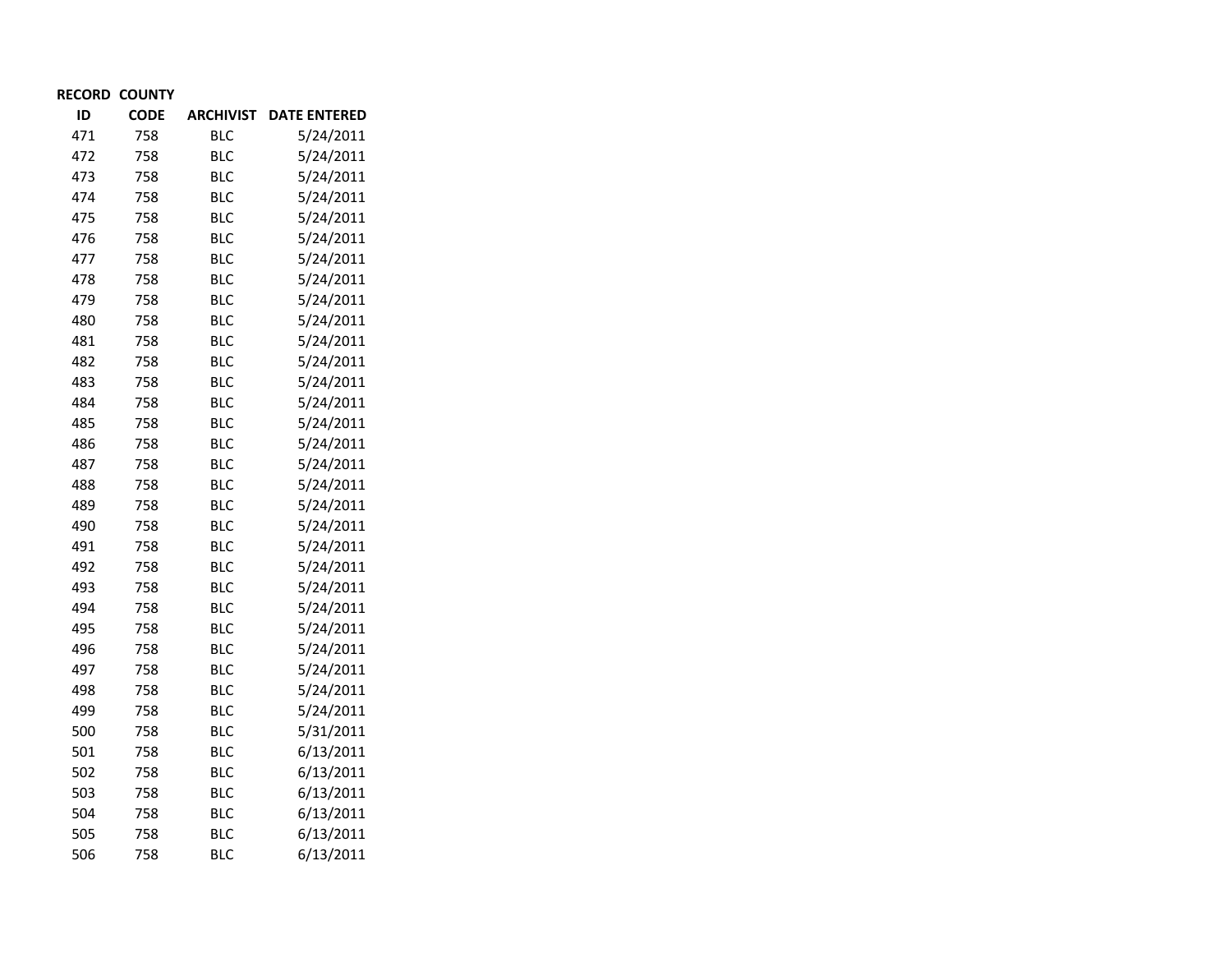| RECORD ID | COUNTY CODE | ARCHIVIST | DATE ENTERED |
|---|---|---|---|
| 471 | 758 | BLC | 5/24/2011 |
| 472 | 758 | BLC | 5/24/2011 |
| 473 | 758 | BLC | 5/24/2011 |
| 474 | 758 | BLC | 5/24/2011 |
| 475 | 758 | BLC | 5/24/2011 |
| 476 | 758 | BLC | 5/24/2011 |
| 477 | 758 | BLC | 5/24/2011 |
| 478 | 758 | BLC | 5/24/2011 |
| 479 | 758 | BLC | 5/24/2011 |
| 480 | 758 | BLC | 5/24/2011 |
| 481 | 758 | BLC | 5/24/2011 |
| 482 | 758 | BLC | 5/24/2011 |
| 483 | 758 | BLC | 5/24/2011 |
| 484 | 758 | BLC | 5/24/2011 |
| 485 | 758 | BLC | 5/24/2011 |
| 486 | 758 | BLC | 5/24/2011 |
| 487 | 758 | BLC | 5/24/2011 |
| 488 | 758 | BLC | 5/24/2011 |
| 489 | 758 | BLC | 5/24/2011 |
| 490 | 758 | BLC | 5/24/2011 |
| 491 | 758 | BLC | 5/24/2011 |
| 492 | 758 | BLC | 5/24/2011 |
| 493 | 758 | BLC | 5/24/2011 |
| 494 | 758 | BLC | 5/24/2011 |
| 495 | 758 | BLC | 5/24/2011 |
| 496 | 758 | BLC | 5/24/2011 |
| 497 | 758 | BLC | 5/24/2011 |
| 498 | 758 | BLC | 5/24/2011 |
| 499 | 758 | BLC | 5/24/2011 |
| 500 | 758 | BLC | 5/31/2011 |
| 501 | 758 | BLC | 6/13/2011 |
| 502 | 758 | BLC | 6/13/2011 |
| 503 | 758 | BLC | 6/13/2011 |
| 504 | 758 | BLC | 6/13/2011 |
| 505 | 758 | BLC | 6/13/2011 |
| 506 | 758 | BLC | 6/13/2011 |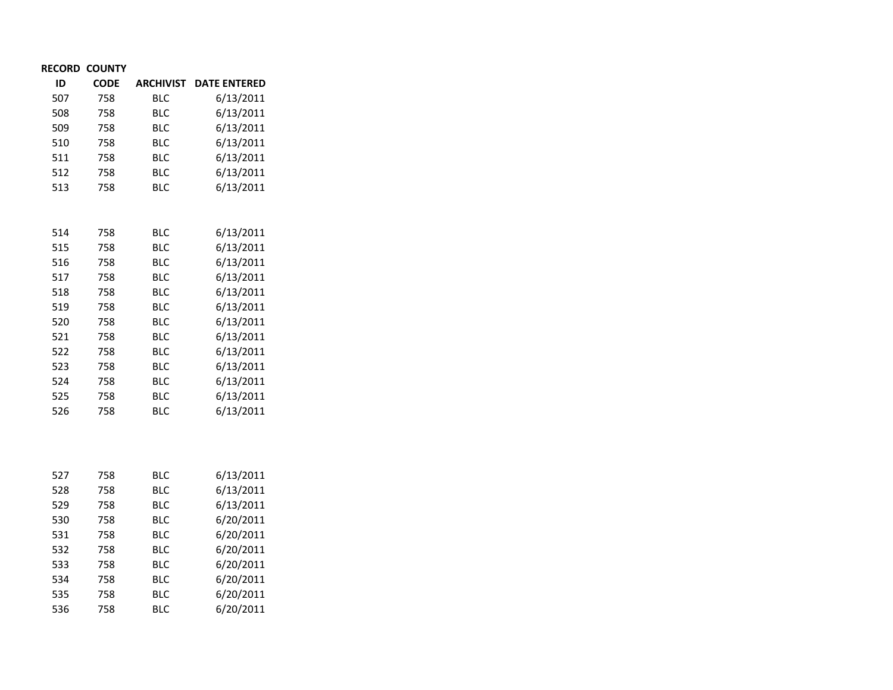| RECORD ID | COUNTY CODE | ARCHIVIST | DATE ENTERED |
|---|---|---|---|
| 507 | 758 | BLC | 6/13/2011 |
| 508 | 758 | BLC | 6/13/2011 |
| 509 | 758 | BLC | 6/13/2011 |
| 510 | 758 | BLC | 6/13/2011 |
| 511 | 758 | BLC | 6/13/2011 |
| 512 | 758 | BLC | 6/13/2011 |
| 513 | 758 | BLC | 6/13/2011 |
| 514 | 758 | BLC | 6/13/2011 |
| 515 | 758 | BLC | 6/13/2011 |
| 516 | 758 | BLC | 6/13/2011 |
| 517 | 758 | BLC | 6/13/2011 |
| 518 | 758 | BLC | 6/13/2011 |
| 519 | 758 | BLC | 6/13/2011 |
| 520 | 758 | BLC | 6/13/2011 |
| 521 | 758 | BLC | 6/13/2011 |
| 522 | 758 | BLC | 6/13/2011 |
| 523 | 758 | BLC | 6/13/2011 |
| 524 | 758 | BLC | 6/13/2011 |
| 525 | 758 | BLC | 6/13/2011 |
| 526 | 758 | BLC | 6/13/2011 |
| 527 | 758 | BLC | 6/13/2011 |
| 528 | 758 | BLC | 6/13/2011 |
| 529 | 758 | BLC | 6/13/2011 |
| 530 | 758 | BLC | 6/20/2011 |
| 531 | 758 | BLC | 6/20/2011 |
| 532 | 758 | BLC | 6/20/2011 |
| 533 | 758 | BLC | 6/20/2011 |
| 534 | 758 | BLC | 6/20/2011 |
| 535 | 758 | BLC | 6/20/2011 |
| 536 | 758 | BLC | 6/20/2011 |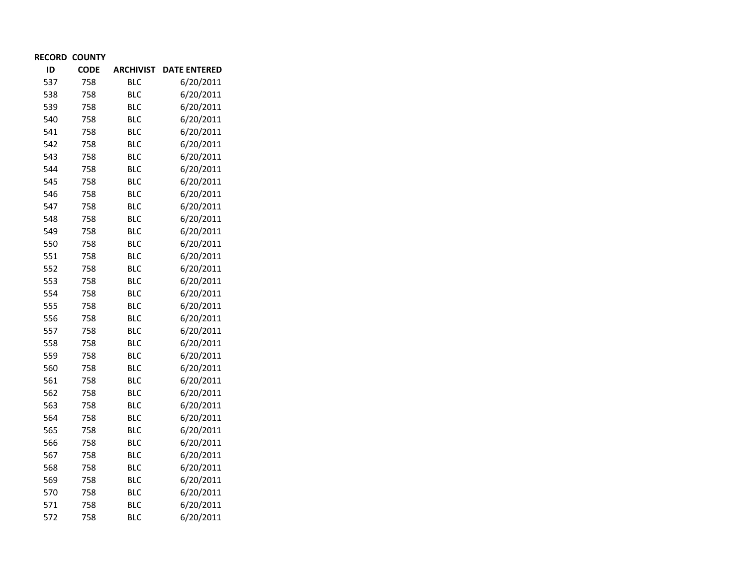| RECORD ID | COUNTY CODE | ARCHIVIST | DATE ENTERED |
|---|---|---|---|
| 537 | 758 | BLC | 6/20/2011 |
| 538 | 758 | BLC | 6/20/2011 |
| 539 | 758 | BLC | 6/20/2011 |
| 540 | 758 | BLC | 6/20/2011 |
| 541 | 758 | BLC | 6/20/2011 |
| 542 | 758 | BLC | 6/20/2011 |
| 543 | 758 | BLC | 6/20/2011 |
| 544 | 758 | BLC | 6/20/2011 |
| 545 | 758 | BLC | 6/20/2011 |
| 546 | 758 | BLC | 6/20/2011 |
| 547 | 758 | BLC | 6/20/2011 |
| 548 | 758 | BLC | 6/20/2011 |
| 549 | 758 | BLC | 6/20/2011 |
| 550 | 758 | BLC | 6/20/2011 |
| 551 | 758 | BLC | 6/20/2011 |
| 552 | 758 | BLC | 6/20/2011 |
| 553 | 758 | BLC | 6/20/2011 |
| 554 | 758 | BLC | 6/20/2011 |
| 555 | 758 | BLC | 6/20/2011 |
| 556 | 758 | BLC | 6/20/2011 |
| 557 | 758 | BLC | 6/20/2011 |
| 558 | 758 | BLC | 6/20/2011 |
| 559 | 758 | BLC | 6/20/2011 |
| 560 | 758 | BLC | 6/20/2011 |
| 561 | 758 | BLC | 6/20/2011 |
| 562 | 758 | BLC | 6/20/2011 |
| 563 | 758 | BLC | 6/20/2011 |
| 564 | 758 | BLC | 6/20/2011 |
| 565 | 758 | BLC | 6/20/2011 |
| 566 | 758 | BLC | 6/20/2011 |
| 567 | 758 | BLC | 6/20/2011 |
| 568 | 758 | BLC | 6/20/2011 |
| 569 | 758 | BLC | 6/20/2011 |
| 570 | 758 | BLC | 6/20/2011 |
| 571 | 758 | BLC | 6/20/2011 |
| 572 | 758 | BLC | 6/20/2011 |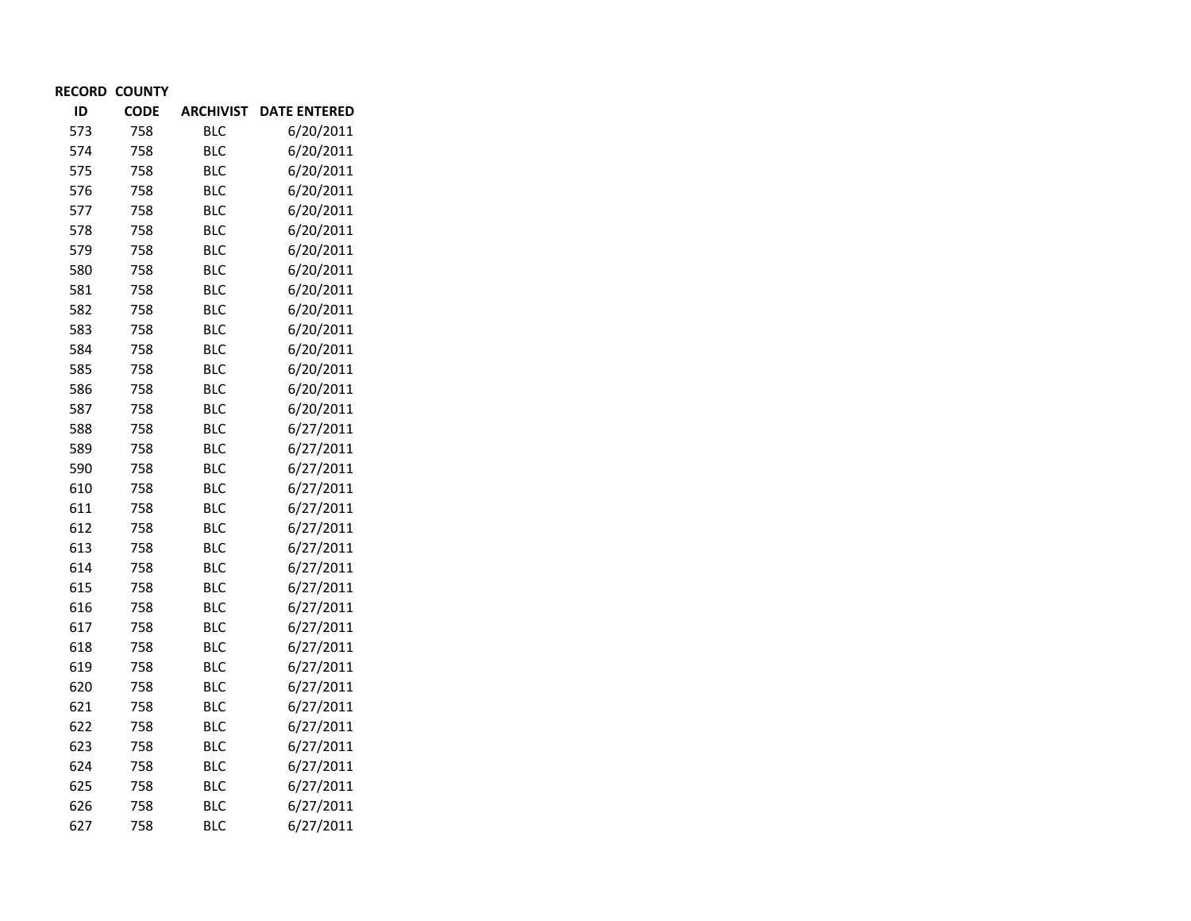| RECORD ID | COUNTY CODE | ARCHIVIST | DATE ENTERED |
|---|---|---|---|
| 573 | 758 | BLC | 6/20/2011 |
| 574 | 758 | BLC | 6/20/2011 |
| 575 | 758 | BLC | 6/20/2011 |
| 576 | 758 | BLC | 6/20/2011 |
| 577 | 758 | BLC | 6/20/2011 |
| 578 | 758 | BLC | 6/20/2011 |
| 579 | 758 | BLC | 6/20/2011 |
| 580 | 758 | BLC | 6/20/2011 |
| 581 | 758 | BLC | 6/20/2011 |
| 582 | 758 | BLC | 6/20/2011 |
| 583 | 758 | BLC | 6/20/2011 |
| 584 | 758 | BLC | 6/20/2011 |
| 585 | 758 | BLC | 6/20/2011 |
| 586 | 758 | BLC | 6/20/2011 |
| 587 | 758 | BLC | 6/20/2011 |
| 588 | 758 | BLC | 6/27/2011 |
| 589 | 758 | BLC | 6/27/2011 |
| 590 | 758 | BLC | 6/27/2011 |
| 610 | 758 | BLC | 6/27/2011 |
| 611 | 758 | BLC | 6/27/2011 |
| 612 | 758 | BLC | 6/27/2011 |
| 613 | 758 | BLC | 6/27/2011 |
| 614 | 758 | BLC | 6/27/2011 |
| 615 | 758 | BLC | 6/27/2011 |
| 616 | 758 | BLC | 6/27/2011 |
| 617 | 758 | BLC | 6/27/2011 |
| 618 | 758 | BLC | 6/27/2011 |
| 619 | 758 | BLC | 6/27/2011 |
| 620 | 758 | BLC | 6/27/2011 |
| 621 | 758 | BLC | 6/27/2011 |
| 622 | 758 | BLC | 6/27/2011 |
| 623 | 758 | BLC | 6/27/2011 |
| 624 | 758 | BLC | 6/27/2011 |
| 625 | 758 | BLC | 6/27/2011 |
| 626 | 758 | BLC | 6/27/2011 |
| 627 | 758 | BLC | 6/27/2011 |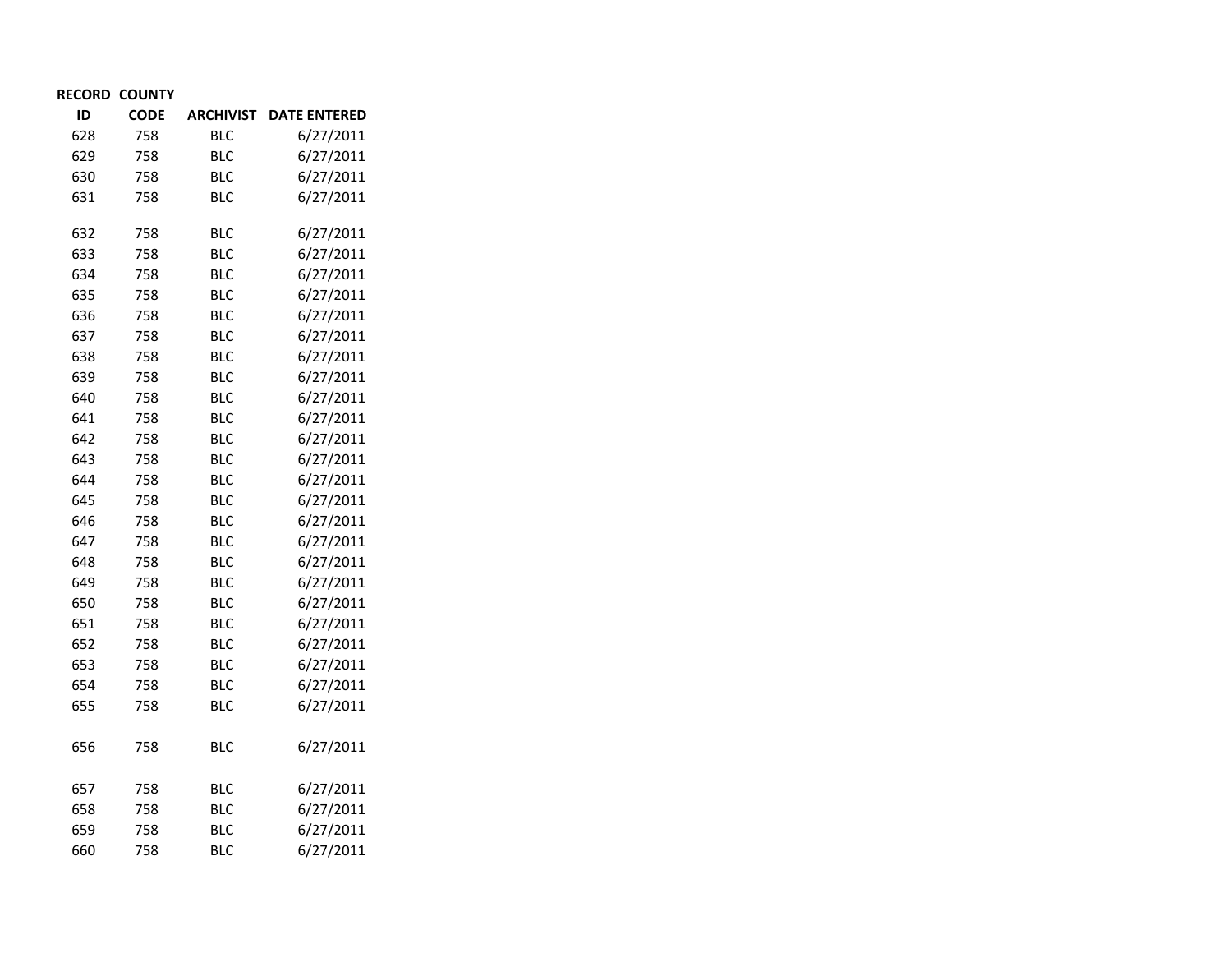| RECORD ID | COUNTY CODE | ARCHIVIST | DATE ENTERED |
|---|---|---|---|
| 628 | 758 | BLC | 6/27/2011 |
| 629 | 758 | BLC | 6/27/2011 |
| 630 | 758 | BLC | 6/27/2011 |
| 631 | 758 | BLC | 6/27/2011 |
| 632 | 758 | BLC | 6/27/2011 |
| 633 | 758 | BLC | 6/27/2011 |
| 634 | 758 | BLC | 6/27/2011 |
| 635 | 758 | BLC | 6/27/2011 |
| 636 | 758 | BLC | 6/27/2011 |
| 637 | 758 | BLC | 6/27/2011 |
| 638 | 758 | BLC | 6/27/2011 |
| 639 | 758 | BLC | 6/27/2011 |
| 640 | 758 | BLC | 6/27/2011 |
| 641 | 758 | BLC | 6/27/2011 |
| 642 | 758 | BLC | 6/27/2011 |
| 643 | 758 | BLC | 6/27/2011 |
| 644 | 758 | BLC | 6/27/2011 |
| 645 | 758 | BLC | 6/27/2011 |
| 646 | 758 | BLC | 6/27/2011 |
| 647 | 758 | BLC | 6/27/2011 |
| 648 | 758 | BLC | 6/27/2011 |
| 649 | 758 | BLC | 6/27/2011 |
| 650 | 758 | BLC | 6/27/2011 |
| 651 | 758 | BLC | 6/27/2011 |
| 652 | 758 | BLC | 6/27/2011 |
| 653 | 758 | BLC | 6/27/2011 |
| 654 | 758 | BLC | 6/27/2011 |
| 655 | 758 | BLC | 6/27/2011 |
| 656 | 758 | BLC | 6/27/2011 |
| 657 | 758 | BLC | 6/27/2011 |
| 658 | 758 | BLC | 6/27/2011 |
| 659 | 758 | BLC | 6/27/2011 |
| 660 | 758 | BLC | 6/27/2011 |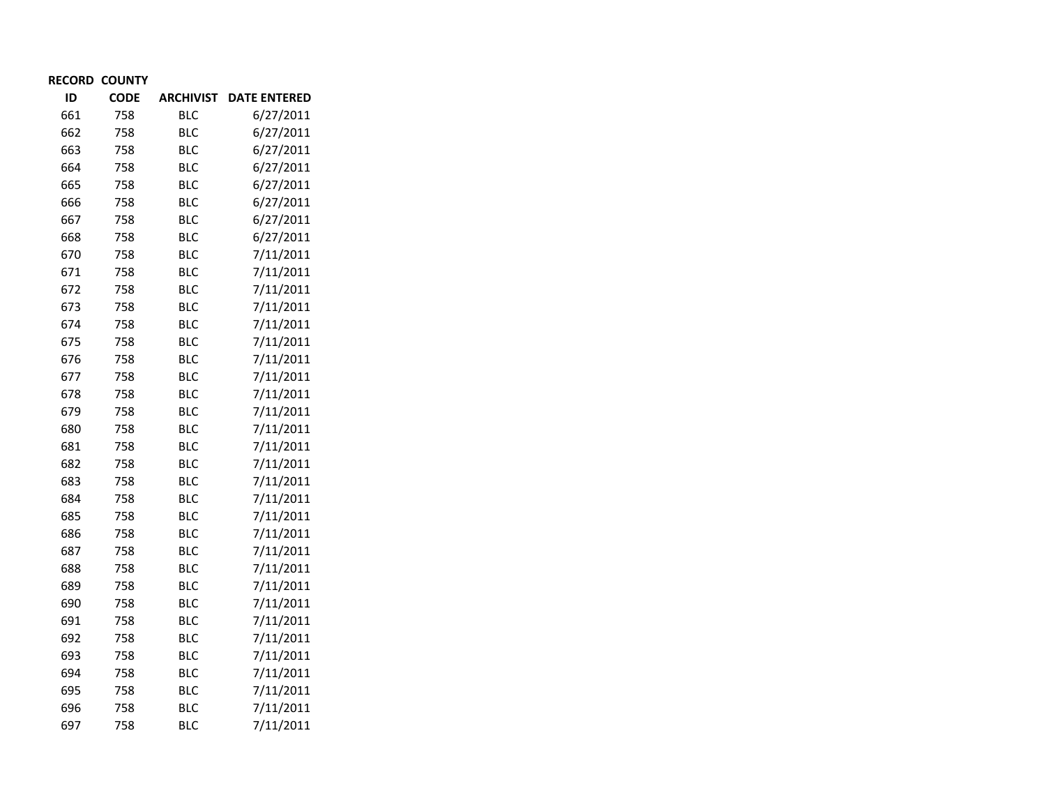| RECORD ID | COUNTY CODE | ARCHIVIST | DATE ENTERED |
|---|---|---|---|
| 661 | 758 | BLC | 6/27/2011 |
| 662 | 758 | BLC | 6/27/2011 |
| 663 | 758 | BLC | 6/27/2011 |
| 664 | 758 | BLC | 6/27/2011 |
| 665 | 758 | BLC | 6/27/2011 |
| 666 | 758 | BLC | 6/27/2011 |
| 667 | 758 | BLC | 6/27/2011 |
| 668 | 758 | BLC | 6/27/2011 |
| 670 | 758 | BLC | 7/11/2011 |
| 671 | 758 | BLC | 7/11/2011 |
| 672 | 758 | BLC | 7/11/2011 |
| 673 | 758 | BLC | 7/11/2011 |
| 674 | 758 | BLC | 7/11/2011 |
| 675 | 758 | BLC | 7/11/2011 |
| 676 | 758 | BLC | 7/11/2011 |
| 677 | 758 | BLC | 7/11/2011 |
| 678 | 758 | BLC | 7/11/2011 |
| 679 | 758 | BLC | 7/11/2011 |
| 680 | 758 | BLC | 7/11/2011 |
| 681 | 758 | BLC | 7/11/2011 |
| 682 | 758 | BLC | 7/11/2011 |
| 683 | 758 | BLC | 7/11/2011 |
| 684 | 758 | BLC | 7/11/2011 |
| 685 | 758 | BLC | 7/11/2011 |
| 686 | 758 | BLC | 7/11/2011 |
| 687 | 758 | BLC | 7/11/2011 |
| 688 | 758 | BLC | 7/11/2011 |
| 689 | 758 | BLC | 7/11/2011 |
| 690 | 758 | BLC | 7/11/2011 |
| 691 | 758 | BLC | 7/11/2011 |
| 692 | 758 | BLC | 7/11/2011 |
| 693 | 758 | BLC | 7/11/2011 |
| 694 | 758 | BLC | 7/11/2011 |
| 695 | 758 | BLC | 7/11/2011 |
| 696 | 758 | BLC | 7/11/2011 |
| 697 | 758 | BLC | 7/11/2011 |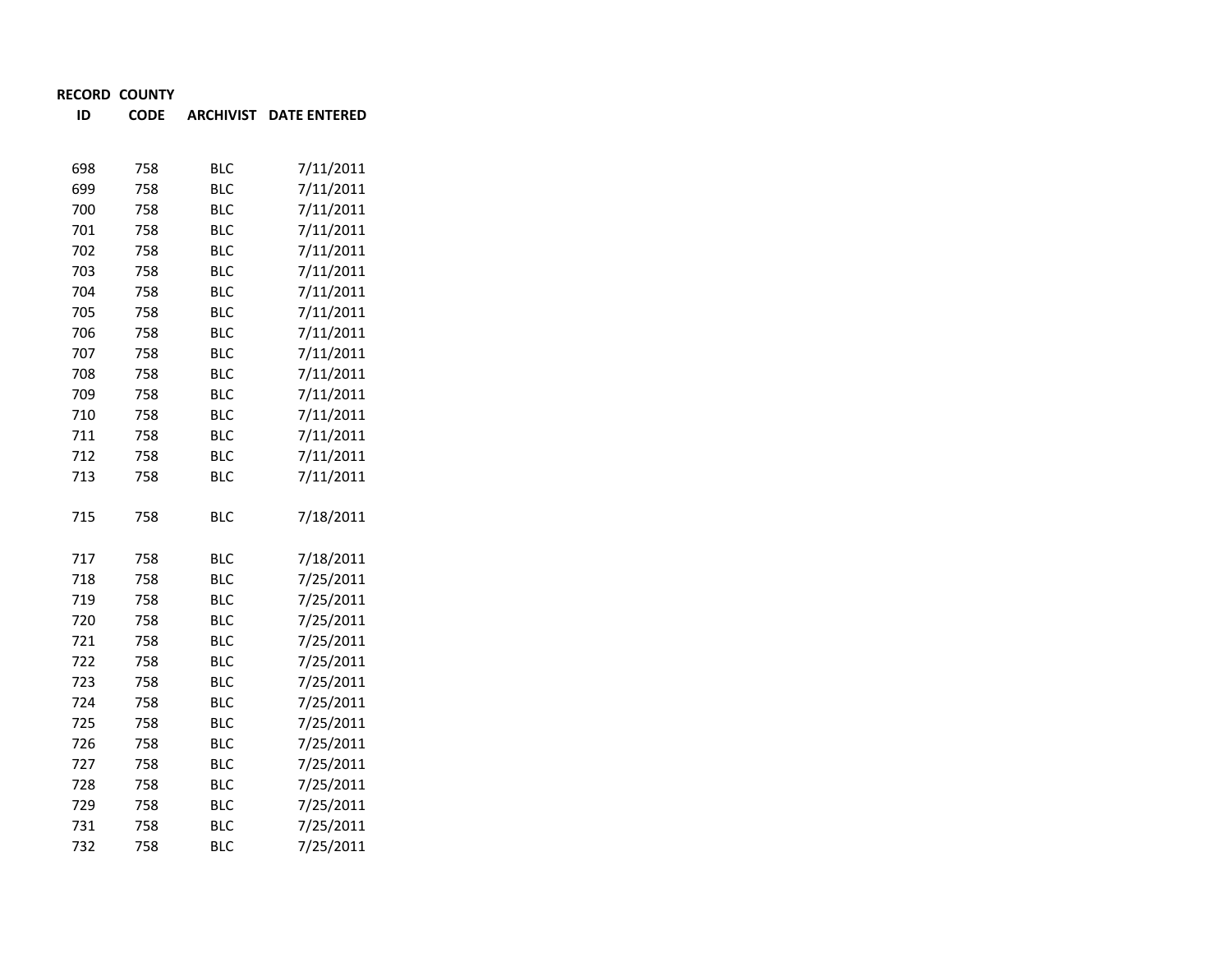| RECORD ID | COUNTY CODE | ARCHIVIST | DATE ENTERED |
|---|---|---|---|
| 698 | 758 | BLC | 7/11/2011 |
| 699 | 758 | BLC | 7/11/2011 |
| 700 | 758 | BLC | 7/11/2011 |
| 701 | 758 | BLC | 7/11/2011 |
| 702 | 758 | BLC | 7/11/2011 |
| 703 | 758 | BLC | 7/11/2011 |
| 704 | 758 | BLC | 7/11/2011 |
| 705 | 758 | BLC | 7/11/2011 |
| 706 | 758 | BLC | 7/11/2011 |
| 707 | 758 | BLC | 7/11/2011 |
| 708 | 758 | BLC | 7/11/2011 |
| 709 | 758 | BLC | 7/11/2011 |
| 710 | 758 | BLC | 7/11/2011 |
| 711 | 758 | BLC | 7/11/2011 |
| 712 | 758 | BLC | 7/11/2011 |
| 713 | 758 | BLC | 7/11/2011 |
| 715 | 758 | BLC | 7/18/2011 |
| 717 | 758 | BLC | 7/18/2011 |
| 718 | 758 | BLC | 7/25/2011 |
| 719 | 758 | BLC | 7/25/2011 |
| 720 | 758 | BLC | 7/25/2011 |
| 721 | 758 | BLC | 7/25/2011 |
| 722 | 758 | BLC | 7/25/2011 |
| 723 | 758 | BLC | 7/25/2011 |
| 724 | 758 | BLC | 7/25/2011 |
| 725 | 758 | BLC | 7/25/2011 |
| 726 | 758 | BLC | 7/25/2011 |
| 727 | 758 | BLC | 7/25/2011 |
| 728 | 758 | BLC | 7/25/2011 |
| 729 | 758 | BLC | 7/25/2011 |
| 731 | 758 | BLC | 7/25/2011 |
| 732 | 758 | BLC | 7/25/2011 |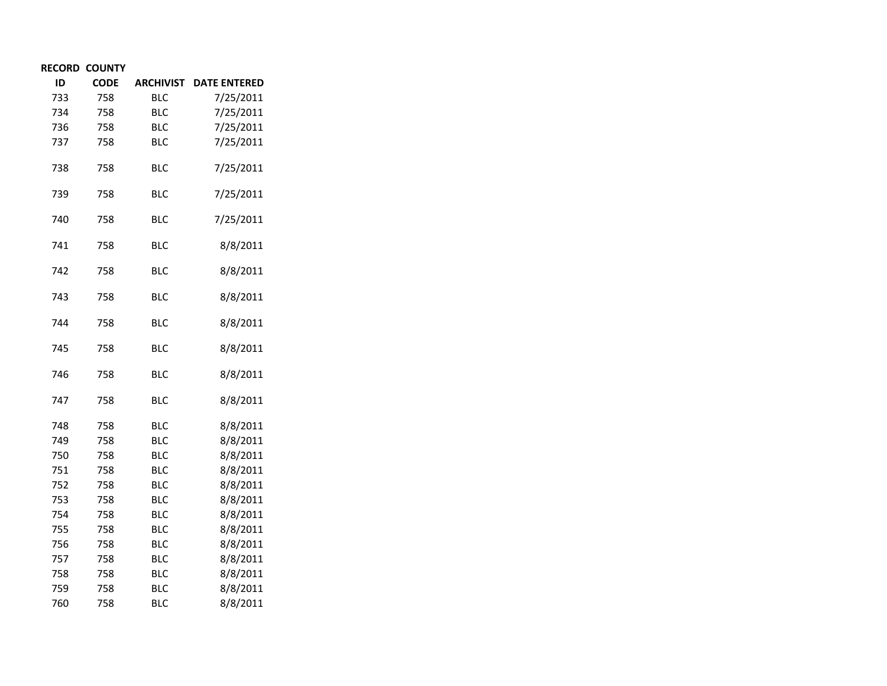| RECORD ID | COUNTY CODE | ARCHIVIST | DATE ENTERED |
|---|---|---|---|
| 733 | 758 | BLC | 7/25/2011 |
| 734 | 758 | BLC | 7/25/2011 |
| 736 | 758 | BLC | 7/25/2011 |
| 737 | 758 | BLC | 7/25/2011 |
| 738 | 758 | BLC | 7/25/2011 |
| 739 | 758 | BLC | 7/25/2011 |
| 740 | 758 | BLC | 7/25/2011 |
| 741 | 758 | BLC | 8/8/2011 |
| 742 | 758 | BLC | 8/8/2011 |
| 743 | 758 | BLC | 8/8/2011 |
| 744 | 758 | BLC | 8/8/2011 |
| 745 | 758 | BLC | 8/8/2011 |
| 746 | 758 | BLC | 8/8/2011 |
| 747 | 758 | BLC | 8/8/2011 |
| 748 | 758 | BLC | 8/8/2011 |
| 749 | 758 | BLC | 8/8/2011 |
| 750 | 758 | BLC | 8/8/2011 |
| 751 | 758 | BLC | 8/8/2011 |
| 752 | 758 | BLC | 8/8/2011 |
| 753 | 758 | BLC | 8/8/2011 |
| 754 | 758 | BLC | 8/8/2011 |
| 755 | 758 | BLC | 8/8/2011 |
| 756 | 758 | BLC | 8/8/2011 |
| 757 | 758 | BLC | 8/8/2011 |
| 758 | 758 | BLC | 8/8/2011 |
| 759 | 758 | BLC | 8/8/2011 |
| 760 | 758 | BLC | 8/8/2011 |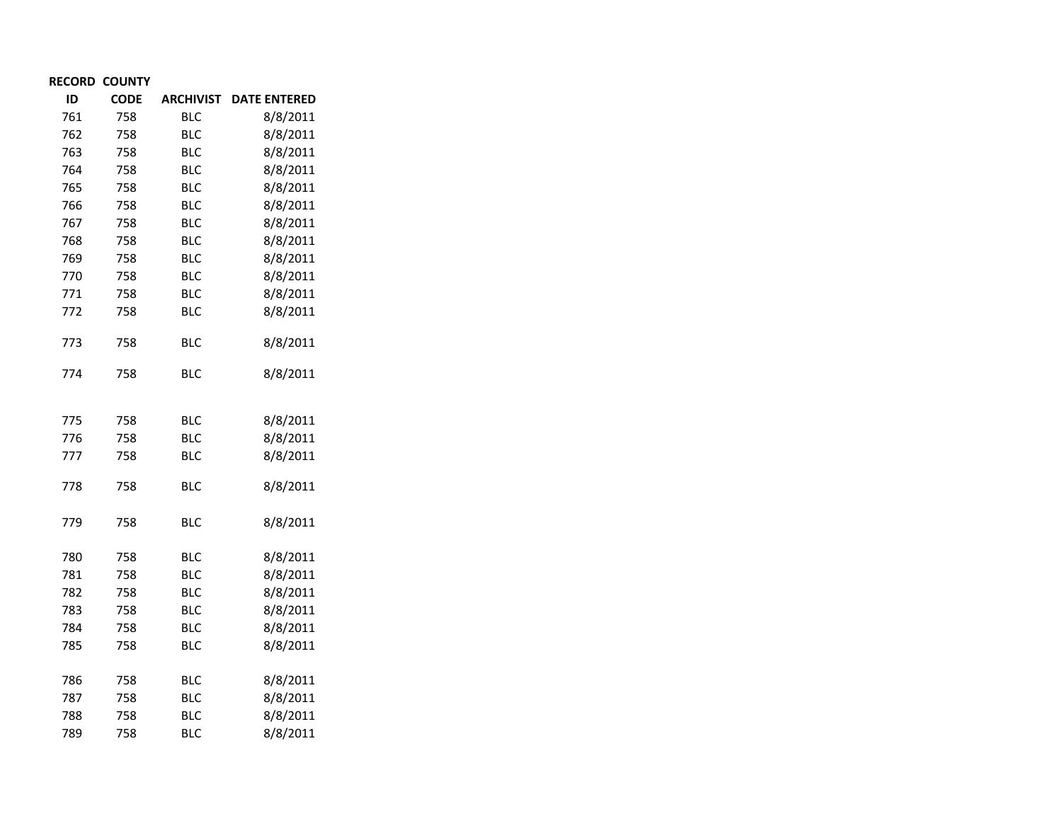| RECORD ID | COUNTY CODE | ARCHIVIST | DATE ENTERED |
|---|---|---|---|
| 761 | 758 | BLC | 8/8/2011 |
| 762 | 758 | BLC | 8/8/2011 |
| 763 | 758 | BLC | 8/8/2011 |
| 764 | 758 | BLC | 8/8/2011 |
| 765 | 758 | BLC | 8/8/2011 |
| 766 | 758 | BLC | 8/8/2011 |
| 767 | 758 | BLC | 8/8/2011 |
| 768 | 758 | BLC | 8/8/2011 |
| 769 | 758 | BLC | 8/8/2011 |
| 770 | 758 | BLC | 8/8/2011 |
| 771 | 758 | BLC | 8/8/2011 |
| 772 | 758 | BLC | 8/8/2011 |
| 773 | 758 | BLC | 8/8/2011 |
| 774 | 758 | BLC | 8/8/2011 |
| 775 | 758 | BLC | 8/8/2011 |
| 776 | 758 | BLC | 8/8/2011 |
| 777 | 758 | BLC | 8/8/2011 |
| 778 | 758 | BLC | 8/8/2011 |
| 779 | 758 | BLC | 8/8/2011 |
| 780 | 758 | BLC | 8/8/2011 |
| 781 | 758 | BLC | 8/8/2011 |
| 782 | 758 | BLC | 8/8/2011 |
| 783 | 758 | BLC | 8/8/2011 |
| 784 | 758 | BLC | 8/8/2011 |
| 785 | 758 | BLC | 8/8/2011 |
| 786 | 758 | BLC | 8/8/2011 |
| 787 | 758 | BLC | 8/8/2011 |
| 788 | 758 | BLC | 8/8/2011 |
| 789 | 758 | BLC | 8/8/2011 |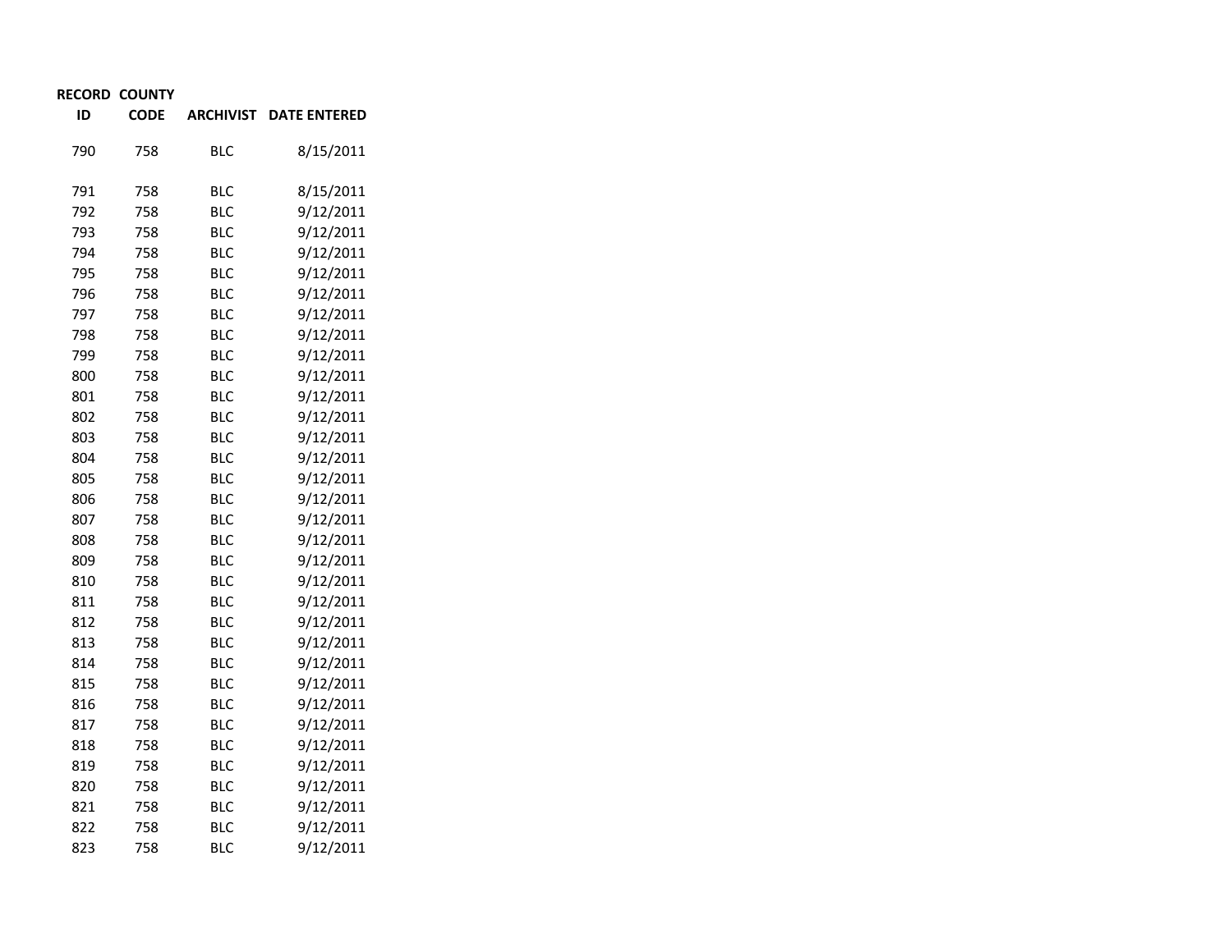| RECORD ID | COUNTY CODE | ARCHIVIST | DATE ENTERED |
|---|---|---|---|
| 790 | 758 | BLC | 8/15/2011 |
| 791 | 758 | BLC | 8/15/2011 |
| 792 | 758 | BLC | 9/12/2011 |
| 793 | 758 | BLC | 9/12/2011 |
| 794 | 758 | BLC | 9/12/2011 |
| 795 | 758 | BLC | 9/12/2011 |
| 796 | 758 | BLC | 9/12/2011 |
| 797 | 758 | BLC | 9/12/2011 |
| 798 | 758 | BLC | 9/12/2011 |
| 799 | 758 | BLC | 9/12/2011 |
| 800 | 758 | BLC | 9/12/2011 |
| 801 | 758 | BLC | 9/12/2011 |
| 802 | 758 | BLC | 9/12/2011 |
| 803 | 758 | BLC | 9/12/2011 |
| 804 | 758 | BLC | 9/12/2011 |
| 805 | 758 | BLC | 9/12/2011 |
| 806 | 758 | BLC | 9/12/2011 |
| 807 | 758 | BLC | 9/12/2011 |
| 808 | 758 | BLC | 9/12/2011 |
| 809 | 758 | BLC | 9/12/2011 |
| 810 | 758 | BLC | 9/12/2011 |
| 811 | 758 | BLC | 9/12/2011 |
| 812 | 758 | BLC | 9/12/2011 |
| 813 | 758 | BLC | 9/12/2011 |
| 814 | 758 | BLC | 9/12/2011 |
| 815 | 758 | BLC | 9/12/2011 |
| 816 | 758 | BLC | 9/12/2011 |
| 817 | 758 | BLC | 9/12/2011 |
| 818 | 758 | BLC | 9/12/2011 |
| 819 | 758 | BLC | 9/12/2011 |
| 820 | 758 | BLC | 9/12/2011 |
| 821 | 758 | BLC | 9/12/2011 |
| 822 | 758 | BLC | 9/12/2011 |
| 823 | 758 | BLC | 9/12/2011 |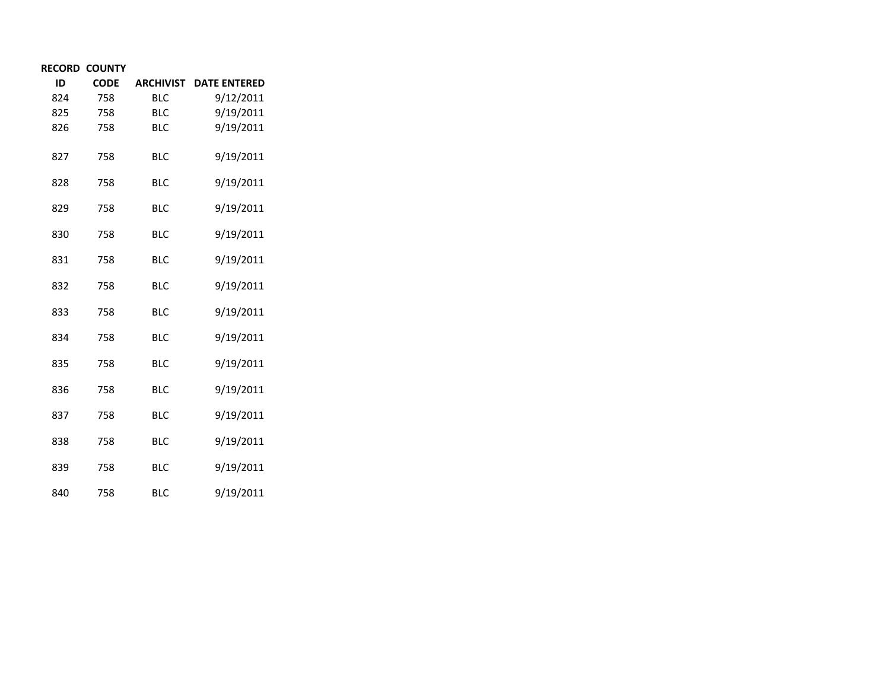| RECORD ID | COUNTY CODE | ARCHIVIST | DATE ENTERED |
|---|---|---|---|
| 824 | 758 | BLC | 9/12/2011 |
| 825 | 758 | BLC | 9/19/2011 |
| 826 | 758 | BLC | 9/19/2011 |
| 827 | 758 | BLC | 9/19/2011 |
| 828 | 758 | BLC | 9/19/2011 |
| 829 | 758 | BLC | 9/19/2011 |
| 830 | 758 | BLC | 9/19/2011 |
| 831 | 758 | BLC | 9/19/2011 |
| 832 | 758 | BLC | 9/19/2011 |
| 833 | 758 | BLC | 9/19/2011 |
| 834 | 758 | BLC | 9/19/2011 |
| 835 | 758 | BLC | 9/19/2011 |
| 836 | 758 | BLC | 9/19/2011 |
| 837 | 758 | BLC | 9/19/2011 |
| 838 | 758 | BLC | 9/19/2011 |
| 839 | 758 | BLC | 9/19/2011 |
| 840 | 758 | BLC | 9/19/2011 |